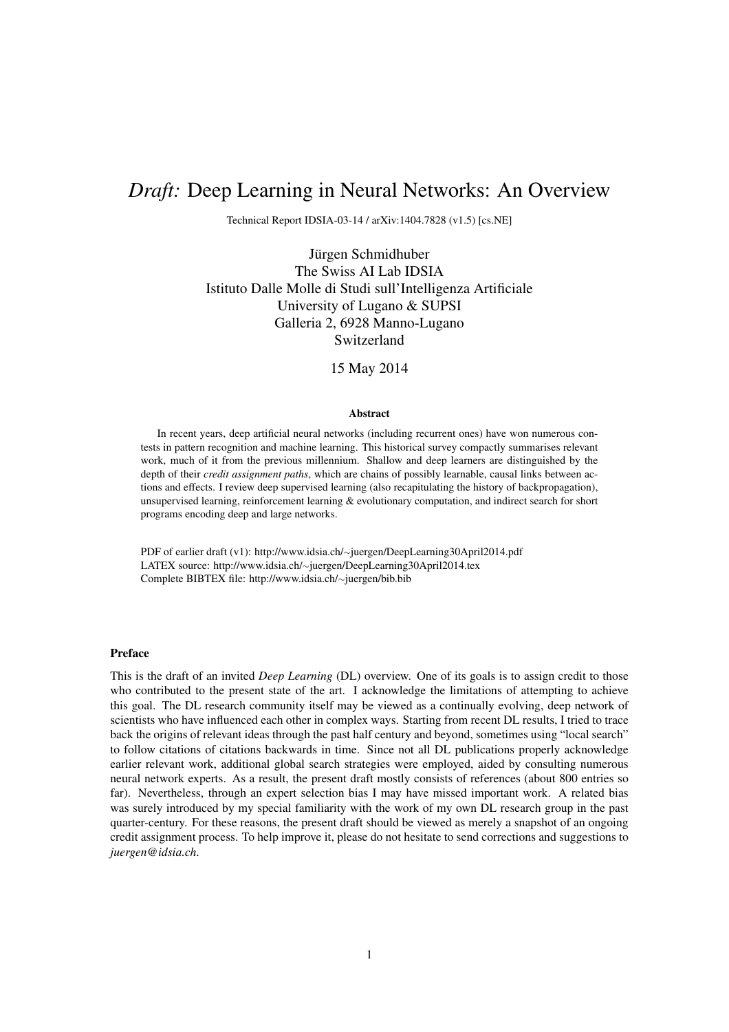# *Draft:* Deep Learning in Neural Networks: An Overview

Technical Report IDSIA-03-14 / arXiv:1404.7828 (v1.5) [cs.NE]

Jürgen Schmidhuber
The Swiss AI Lab IDSIA
Istituto Dalle Molle di Studi sull'Intelligenza Artificiale
University of Lugano & SUPSI
Galleria 2, 6928 Manno-Lugano
Switzerland

15 May 2014

### Abstract

In recent years, deep artificial neural networks (including recurrent ones) have won numerous contests in pattern recognition and machine learning. This historical survey compactly summarises relevant work, much of it from the previous millennium. Shallow and deep learners are distinguished by the depth of their *credit assignment paths*, which are chains of possibly learnable, causal links between actions and effects. I review deep supervised learning (also recapitulating the history of backpropagation), unsupervised learning, reinforcement learning & evolutionary computation, and indirect search for short programs encoding deep and large networks.

PDF of earlier draft (v1): http://www.idsia.ch/~juergen/DeepLearning30April2014.pdf
LATEX source: http://www.idsia.ch/~juergen/DeepLearning30April2014.tex
Complete BIBTEX file: http://www.idsia.ch/~juergen/bib.bib

### Preface

This is the draft of an invited *Deep Learning* (DL) overview. One of its goals is to assign credit to those who contributed to the present state of the art. I acknowledge the limitations of attempting to achieve this goal. The DL research community itself may be viewed as a continually evolving, deep network of scientists who have influenced each other in complex ways. Starting from recent DL results, I tried to trace back the origins of relevant ideas through the past half century and beyond, sometimes using "local search" to follow citations of citations backwards in time. Since not all DL publications properly acknowledge earlier relevant work, additional global search strategies were employed, aided by consulting numerous neural network experts. As a result, the present draft mostly consists of references (about 800 entries so far). Nevertheless, through an expert selection bias I may have missed important work. A related bias was surely introduced by my special familiarity with the work of my own DL research group in the past quarter-century. For these reasons, the present draft should be viewed as merely a snapshot of an ongoing credit assignment process. To help improve it, please do not hesitate to send corrections and suggestions to *juergen@idsia.ch*.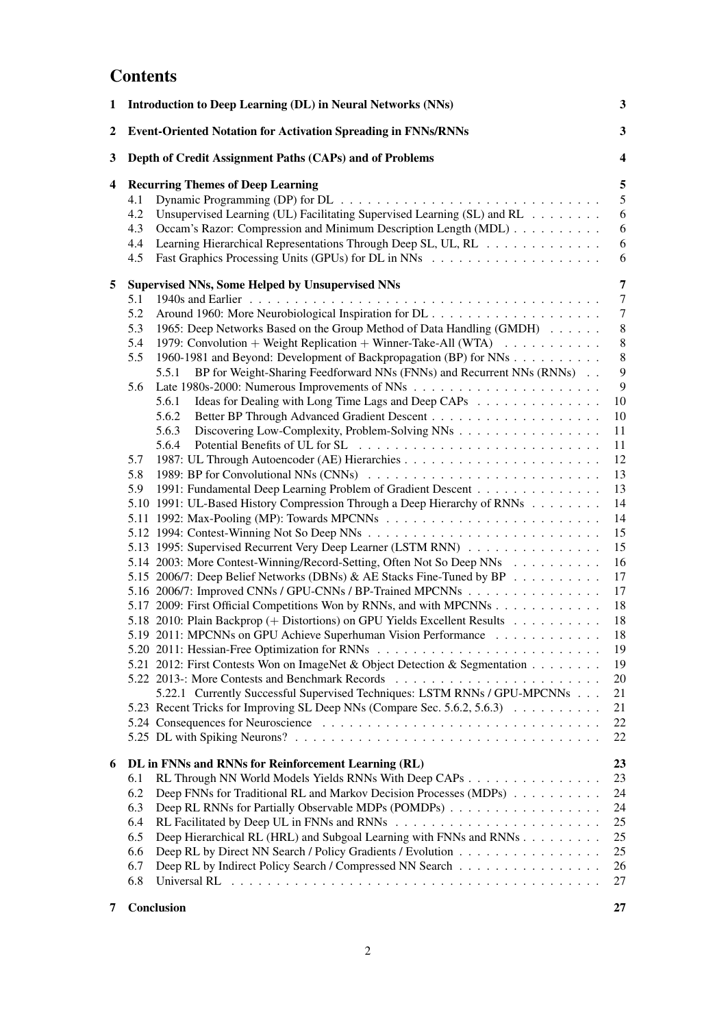# Contents

**1 Introduction to Deep Learning (DL) in Neural Networks (NNs)** — **3**

**2 Event-Oriented Notation for Activation Spreading in FNNs/RNNs** — **3**

**3 Depth of Credit Assignment Paths (CAPs) and of Problems** — **4**

**4 Recurring Themes of Deep Learning** — **5**
- 4.1 Dynamic Programming (DP) for DL — 5
- 4.2 Unsupervised Learning (UL) Facilitating Supervised Learning (SL) and RL — 6
- 4.3 Occam's Razor: Compression and Minimum Description Length (MDL) — 6
- 4.4 Learning Hierarchical Representations Through Deep SL, UL, RL — 6
- 4.5 Fast Graphics Processing Units (GPUs) for DL in NNs — 6

**5 Supervised NNs, Some Helped by Unsupervised NNs** — **7**
- 5.1 1940s and Earlier — 7
- 5.2 Around 1960: More Neurobiological Inspiration for DL — 7
- 5.3 1965: Deep Networks Based on the Group Method of Data Handling (GMDH) — 8
- 5.4 1979: Convolution + Weight Replication + Winner-Take-All (WTA) — 8
- 5.5 1960-1981 and Beyond: Development of Backpropagation (BP) for NNs — 8
  - 5.5.1 BP for Weight-Sharing Feedforward NNs (FNNs) and Recurrent NNs (RNNs) — 9
- 5.6 Late 1980s-2000: Numerous Improvements of NNs — 9
  - 5.6.1 Ideas for Dealing with Long Time Lags and Deep CAPs — 10
  - 5.6.2 Better BP Through Advanced Gradient Descent — 10
  - 5.6.3 Discovering Low-Complexity, Problem-Solving NNs — 11
  - 5.6.4 Potential Benefits of UL for SL — 11
- 5.7 1987: UL Through Autoencoder (AE) Hierarchies — 12
- 5.8 1989: BP for Convolutional NNs (CNNs) — 13
- 5.9 1991: Fundamental Deep Learning Problem of Gradient Descent — 13
- 5.10 1991: UL-Based History Compression Through a Deep Hierarchy of RNNs — 14
- 5.11 1992: Max-Pooling (MP): Towards MPCNNs — 14
- 5.12 1994: Contest-Winning Not So Deep NNs — 15
- 5.13 1995: Supervised Recurrent Very Deep Learner (LSTM RNN) — 15
- 5.14 2003: More Contest-Winning/Record-Setting, Often Not So Deep NNs — 16
- 5.15 2006/7: Deep Belief Networks (DBNs) & AE Stacks Fine-Tuned by BP — 17
- 5.16 2006/7: Improved CNNs / GPU-CNNs / BP-Trained MPCNNs — 17
- 5.17 2009: First Official Competitions Won by RNNs, and with MPCNNs — 18
- 5.18 2010: Plain Backprop (+ Distortions) on GPU Yields Excellent Results — 18
- 5.19 2011: MPCNNs on GPU Achieve Superhuman Vision Performance — 18
- 5.20 2011: Hessian-Free Optimization for RNNs — 19
- 5.21 2012: First Contests Won on ImageNet & Object Detection & Segmentation — 19
- 5.22 2013-: More Contests and Benchmark Records — 20
  - 5.22.1 Currently Successful Supervised Techniques: LSTM RNNs / GPU-MPCNNs — 21
- 5.23 Recent Tricks for Improving SL Deep NNs (Compare Sec. 5.6.2, 5.6.3) — 21
- 5.24 Consequences for Neuroscience — 22
- 5.25 DL with Spiking Neurons? — 22

**6 DL in FNNs and RNNs for Reinforcement Learning (RL)** — **23**
- 6.1 RL Through NN World Models Yields RNNs With Deep CAPs — 23
- 6.2 Deep FNNs for Traditional RL and Markov Decision Processes (MDPs) — 24
- 6.3 Deep RL RNNs for Partially Observable MDPs (POMDPs) — 24
- 6.4 RL Facilitated by Deep UL in FNNs and RNNs — 25
- 6.5 Deep Hierarchical RL (HRL) and Subgoal Learning with FNNs and RNNs — 25
- 6.6 Deep RL by Direct NN Search / Policy Gradients / Evolution — 25
- 6.7 Deep RL by Indirect Policy Search / Compressed NN Search — 26
- 6.8 Universal RL — 27

**7 Conclusion** — **27**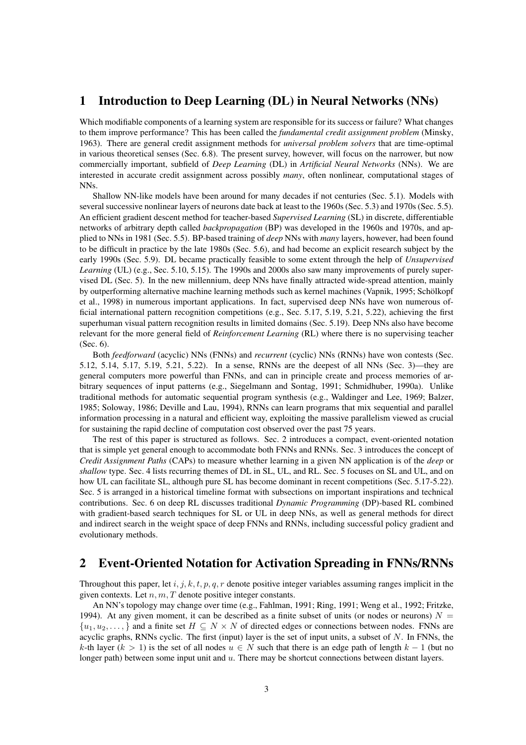# 1 Introduction to Deep Learning (DL) in Neural Networks (NNs)

Which modifiable components of a learning system are responsible for its success or failure? What changes to them improve performance? This has been called the *fundamental credit assignment problem* (Minsky, 1963). There are general credit assignment methods for *universal problem solvers* that are time-optimal in various theoretical senses (Sec. 6.8). The present survey, however, will focus on the narrower, but now commercially important, subfield of *Deep Learning* (DL) in *Artificial Neural Networks* (NNs). We are interested in accurate credit assignment across possibly *many*, often nonlinear, computational stages of NNs.

Shallow NN-like models have been around for many decades if not centuries (Sec. 5.1). Models with several successive nonlinear layers of neurons date back at least to the 1960s (Sec. 5.3) and 1970s (Sec. 5.5). An efficient gradient descent method for teacher-based *Supervised Learning* (SL) in discrete, differentiable networks of arbitrary depth called *backpropagation* (BP) was developed in the 1960s and 1970s, and applied to NNs in 1981 (Sec. 5.5). BP-based training of *deep* NNs with *many* layers, however, had been found to be difficult in practice by the late 1980s (Sec. 5.6), and had become an explicit research subject by the early 1990s (Sec. 5.9). DL became practically feasible to some extent through the help of *Unsupervised Learning* (UL) (e.g., Sec. 5.10, 5.15). The 1990s and 2000s also saw many improvements of purely supervised DL (Sec. 5). In the new millennium, deep NNs have finally attracted wide-spread attention, mainly by outperforming alternative machine learning methods such as kernel machines (Vapnik, 1995; Schölkopf et al., 1998) in numerous important applications. In fact, supervised deep NNs have won numerous official international pattern recognition competitions (e.g., Sec. 5.17, 5.19, 5.21, 5.22), achieving the first superhuman visual pattern recognition results in limited domains (Sec. 5.19). Deep NNs also have become relevant for the more general field of *Reinforcement Learning* (RL) where there is no supervising teacher (Sec. 6).

Both *feedforward* (acyclic) NNs (FNNs) and *recurrent* (cyclic) NNs (RNNs) have won contests (Sec. 5.12, 5.14, 5.17, 5.19, 5.21, 5.22). In a sense, RNNs are the deepest of all NNs (Sec. 3)—they are general computers more powerful than FNNs, and can in principle create and process memories of arbitrary sequences of input patterns (e.g., Siegelmann and Sontag, 1991; Schmidhuber, 1990a). Unlike traditional methods for automatic sequential program synthesis (e.g., Waldinger and Lee, 1969; Balzer, 1985; Soloway, 1986; Deville and Lau, 1994), RNNs can learn programs that mix sequential and parallel information processing in a natural and efficient way, exploiting the massive parallelism viewed as crucial for sustaining the rapid decline of computation cost observed over the past 75 years.

The rest of this paper is structured as follows. Sec. 2 introduces a compact, event-oriented notation that is simple yet general enough to accommodate both FNNs and RNNs. Sec. 3 introduces the concept of *Credit Assignment Paths* (CAPs) to measure whether learning in a given NN application is of the *deep* or *shallow* type. Sec. 4 lists recurring themes of DL in SL, UL, and RL. Sec. 5 focuses on SL and UL, and on how UL can facilitate SL, although pure SL has become dominant in recent competitions (Sec. 5.17-5.22). Sec. 5 is arranged in a historical timeline format with subsections on important inspirations and technical contributions. Sec. 6 on deep RL discusses traditional *Dynamic Programming* (DP)-based RL combined with gradient-based search techniques for SL or UL in deep NNs, as well as general methods for direct and indirect search in the weight space of deep FNNs and RNNs, including successful policy gradient and evolutionary methods.

# 2 Event-Oriented Notation for Activation Spreading in FNNs/RNNs

Throughout this paper, let $i, j, k, t, p, q, r$ denote positive integer variables assuming ranges implicit in the given contexts. Let $n, m, T$ denote positive integer constants.

An NN's topology may change over time (e.g., Fahlman, 1991; Ring, 1991; Weng et al., 1992; Fritzke, 1994). At any given moment, it can be described as a finite subset of units (or nodes or neurons) $N = \{u_1, u_2, \ldots, \}$ and a finite set $H \subseteq N \times N$ of directed edges or connections between nodes. FNNs are acyclic graphs, RNNs cyclic. The first (input) layer is the set of input units, a subset of $N$. In FNNs, the $k$-th layer ($k > 1$) is the set of all nodes $u \in N$ such that there is an edge path of length $k - 1$ (but no longer path) between some input unit and $u$. There may be shortcut connections between distant layers.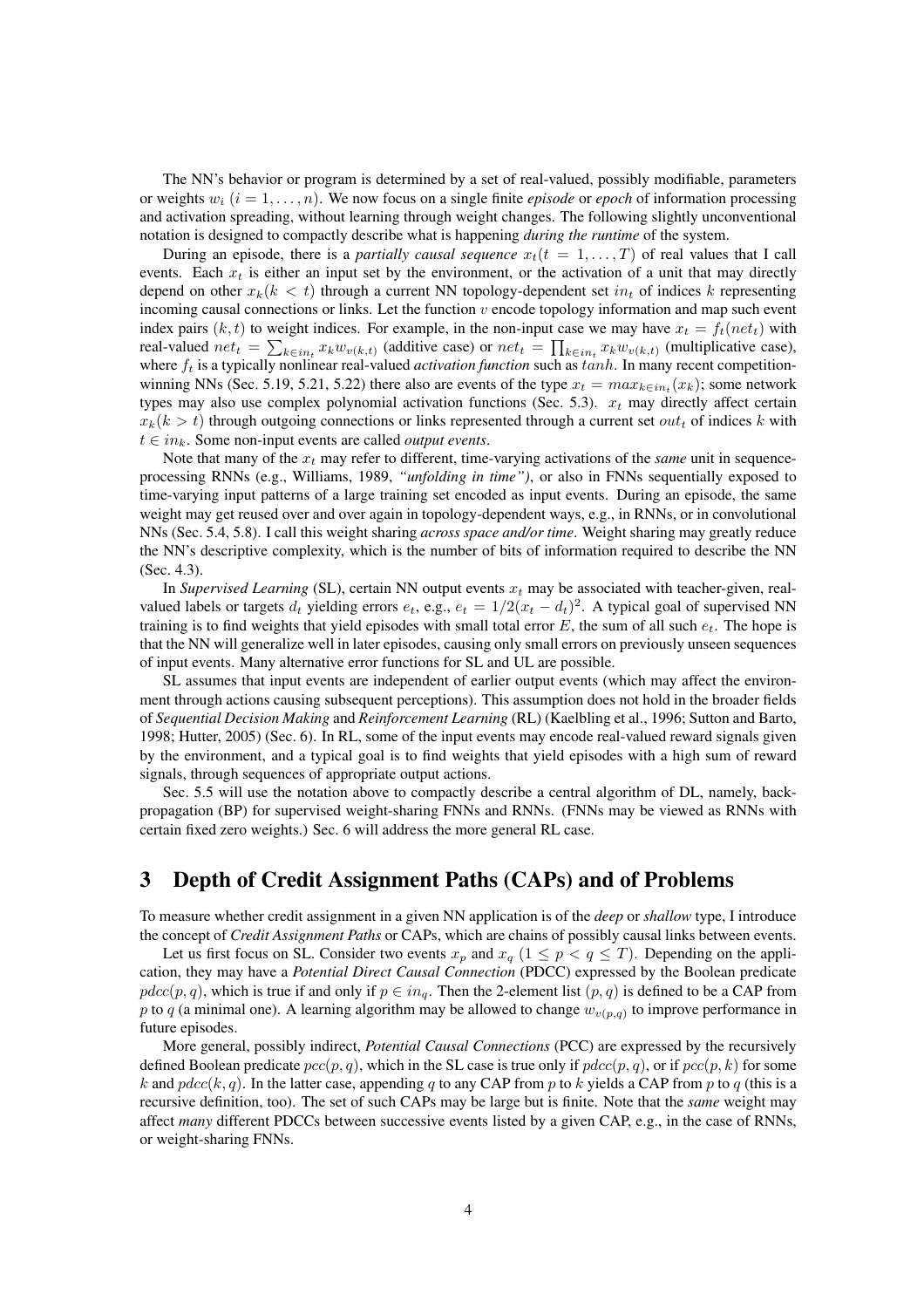The NN's behavior or program is determined by a set of real-valued, possibly modifiable, parameters or weights $w_i$ ($i = 1, \ldots, n$). We now focus on a single finite *episode* or *epoch* of information processing and activation spreading, without learning through weight changes. The following slightly unconventional notation is designed to compactly describe what is happening *during the runtime* of the system.

During an episode, there is a *partially causal sequence* $x_t(t = 1, \ldots, T)$ of real values that I call events. Each $x_t$ is either an input set by the environment, or the activation of a unit that may directly depend on other $x_k(k < t)$ through a current NN topology-dependent set $in_t$ of indices $k$ representing incoming causal connections or links. Let the function $v$ encode topology information and map such event index pairs $(k, t)$ to weight indices. For example, in the non-input case we may have $x_t = f_t(net_t)$ with real-valued $net_t = \sum_{k \in in_t} x_k w_{v(k,t)}$ (additive case) or $net_t = \prod_{k \in in_t} x_k w_{v(k,t)}$ (multiplicative case), where $f_t$ is a typically nonlinear real-valued *activation function* such as $tanh$. In many recent competition-winning NNs (Sec. 5.19, 5.21, 5.22) there also are events of the type $x_t = max_{k \in in_t}(x_k)$; some network types may also use complex polynomial activation functions (Sec. 5.3). $x_t$ may directly affect certain $x_k(k > t)$ through outgoing connections or links represented through a current set $out_t$ of indices $k$ with $t \in in_k$. Some non-input events are called *output events*.

Note that many of the $x_t$ may refer to different, time-varying activations of the *same* unit in sequence-processing RNNs (e.g., Williams, 1989, *"unfolding in time")*, or also in FNNs sequentially exposed to time-varying input patterns of a large training set encoded as input events. During an episode, the same weight may get reused over and over again in topology-dependent ways, e.g., in RNNs, or in convolutional NNs (Sec. 5.4, 5.8). I call this weight sharing *across space and/or time*. Weight sharing may greatly reduce the NN's descriptive complexity, which is the number of bits of information required to describe the NN (Sec. 4.3).

In *Supervised Learning* (SL), certain NN output events $x_t$ may be associated with teacher-given, real-valued labels or targets $d_t$ yielding errors $e_t$, e.g., $e_t = 1/2(x_t - d_t)^2$. A typical goal of supervised NN training is to find weights that yield episodes with small total error $E$, the sum of all such $e_t$. The hope is that the NN will generalize well in later episodes, causing only small errors on previously unseen sequences of input events. Many alternative error functions for SL and UL are possible.

SL assumes that input events are independent of earlier output events (which may affect the environment through actions causing subsequent perceptions). This assumption does not hold in the broader fields of *Sequential Decision Making* and *Reinforcement Learning* (RL) (Kaelbling et al., 1996; Sutton and Barto, 1998; Hutter, 2005) (Sec. 6). In RL, some of the input events may encode real-valued reward signals given by the environment, and a typical goal is to find weights that yield episodes with a high sum of reward signals, through sequences of appropriate output actions.

Sec. 5.5 will use the notation above to compactly describe a central algorithm of DL, namely, backpropagation (BP) for supervised weight-sharing FNNs and RNNs. (FNNs may be viewed as RNNs with certain fixed zero weights.) Sec. 6 will address the more general RL case.

# 3 Depth of Credit Assignment Paths (CAPs) and of Problems

To measure whether credit assignment in a given NN application is of the *deep* or *shallow* type, I introduce the concept of *Credit Assignment Paths* or CAPs, which are chains of possibly causal links between events.

Let us first focus on SL. Consider two events $x_p$ and $x_q$ ($1 \leq p < q \leq T$). Depending on the application, they may have a *Potential Direct Causal Connection* (PDCC) expressed by the Boolean predicate $pdcc(p, q)$, which is true if and only if $p \in in_q$. Then the 2-element list $(p, q)$ is defined to be a CAP from $p$ to $q$ (a minimal one). A learning algorithm may be allowed to change $w_{v(p,q)}$ to improve performance in future episodes.

More general, possibly indirect, *Potential Causal Connections* (PCC) are expressed by the recursively defined Boolean predicate $pcc(p, q)$, which in the SL case is true only if $pdcc(p, q)$, or if $pcc(p, k)$ for some $k$ and $pdcc(k, q)$. In the latter case, appending $q$ to any CAP from $p$ to $k$ yields a CAP from $p$ to $q$ (this is a recursive definition, too). The set of such CAPs may be large but is finite. Note that the *same* weight may affect *many* different PDCCs between successive events listed by a given CAP, e.g., in the case of RNNs, or weight-sharing FNNs.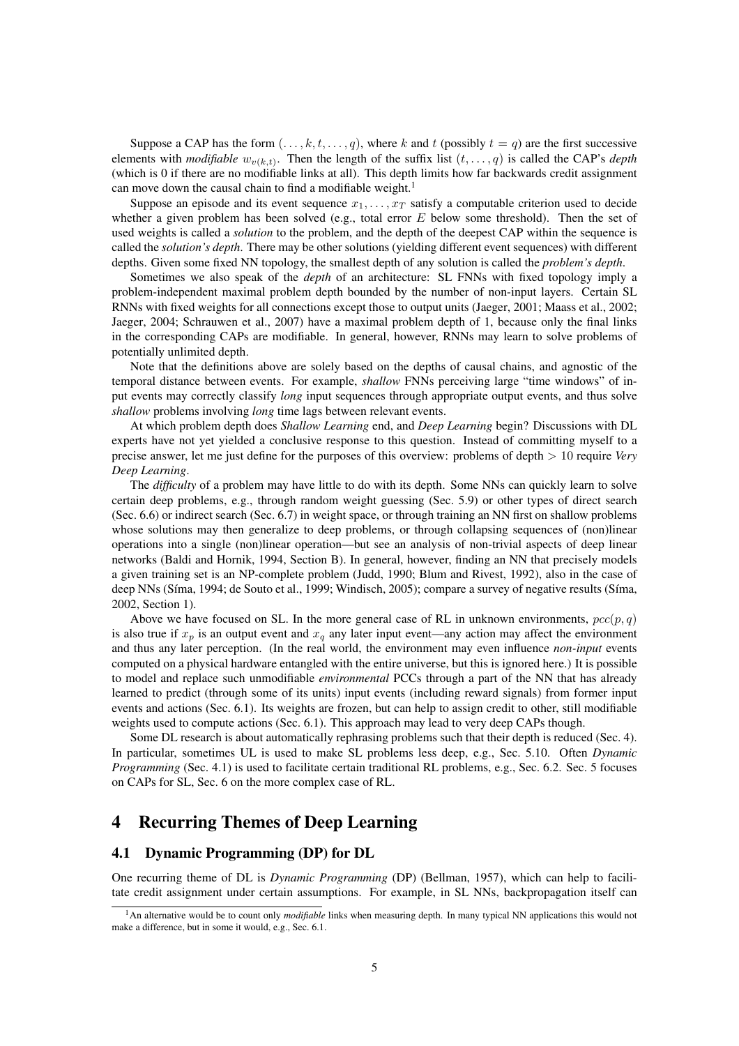Suppose a CAP has the form $(\ldots, k, t, \ldots, q)$, where $k$ and $t$ (possibly $t = q$) are the first successive elements with *modifiable* $w_{v(k,t)}$. Then the length of the suffix list $(t, \ldots, q)$ is called the CAP's *depth* (which is 0 if there are no modifiable links at all). This depth limits how far backwards credit assignment can move down the causal chain to find a modifiable weight.[1]

Suppose an episode and its event sequence $x_1, \ldots, x_T$ satisfy a computable criterion used to decide whether a given problem has been solved (e.g., total error $E$ below some threshold). Then the set of used weights is called a *solution* to the problem, and the depth of the deepest CAP within the sequence is called the *solution's depth*. There may be other solutions (yielding different event sequences) with different depths. Given some fixed NN topology, the smallest depth of any solution is called the *problem's depth*.

Sometimes we also speak of the *depth* of an architecture: SL FNNs with fixed topology imply a problem-independent maximal problem depth bounded by the number of non-input layers. Certain SL RNNs with fixed weights for all connections except those to output units (Jaeger, 2001; Maass et al., 2002; Jaeger, 2004; Schrauwen et al., 2007) have a maximal problem depth of 1, because only the final links in the corresponding CAPs are modifiable. In general, however, RNNs may learn to solve problems of potentially unlimited depth.

Note that the definitions above are solely based on the depths of causal chains, and agnostic of the temporal distance between events. For example, *shallow* FNNs perceiving large "time windows" of input events may correctly classify *long* input sequences through appropriate output events, and thus solve *shallow* problems involving *long* time lags between relevant events.

At which problem depth does *Shallow Learning* end, and *Deep Learning* begin? Discussions with DL experts have not yet yielded a conclusive response to this question. Instead of committing myself to a precise answer, let me just define for the purposes of this overview: problems of depth $> 10$ require *Very Deep Learning*.

The *difficulty* of a problem may have little to do with its depth. Some NNs can quickly learn to solve certain deep problems, e.g., through random weight guessing (Sec. 5.9) or other types of direct search (Sec. 6.6) or indirect search (Sec. 6.7) in weight space, or through training an NN first on shallow problems whose solutions may then generalize to deep problems, or through collapsing sequences of (non)linear operations into a single (non)linear operation—but see an analysis of non-trivial aspects of deep linear networks (Baldi and Hornik, 1994, Section B). In general, however, finding an NN that precisely models a given training set is an NP-complete problem (Judd, 1990; Blum and Rivest, 1992), also in the case of deep NNs (Síma, 1994; de Souto et al., 1999; Windisch, 2005); compare a survey of negative results (Síma, 2002, Section 1).

Above we have focused on SL. In the more general case of RL in unknown environments, $pcc(p, q)$ is also true if $x_p$ is an output event and $x_q$ any later input event—any action may affect the environment and thus any later perception. (In the real world, the environment may even influence *non-input* events computed on a physical hardware entangled with the entire universe, but this is ignored here.) It is possible to model and replace such unmodifiable *environmental* PCCs through a part of the NN that has already learned to predict (through some of its units) input events (including reward signals) from former input events and actions (Sec. 6.1). Its weights are frozen, but can help to assign credit to other, still modifiable weights used to compute actions (Sec. 6.1). This approach may lead to very deep CAPs though.

Some DL research is about automatically rephrasing problems such that their depth is reduced (Sec. 4). In particular, sometimes UL is used to make SL problems less deep, e.g., Sec. 5.10. Often *Dynamic Programming* (Sec. 4.1) is used to facilitate certain traditional RL problems, e.g., Sec. 6.2. Sec. 5 focuses on CAPs for SL, Sec. 6 on the more complex case of RL.

# 4 Recurring Themes of Deep Learning

## 4.1 Dynamic Programming (DP) for DL

One recurring theme of DL is *Dynamic Programming* (DP) (Bellman, 1957), which can help to facilitate credit assignment under certain assumptions. For example, in SL NNs, backpropagation itself can

[1] An alternative would be to count only *modifiable* links when measuring depth. In many typical NN applications this would not make a difference, but in some it would, e.g., Sec. 6.1.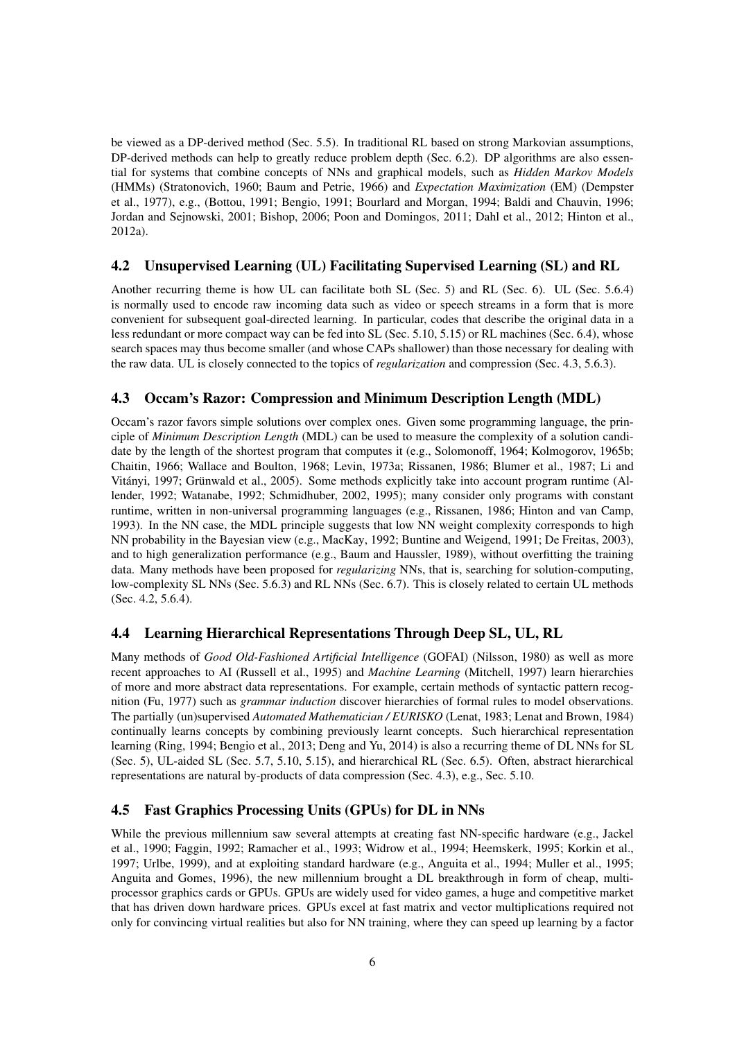be viewed as a DP-derived method (Sec. 5.5). In traditional RL based on strong Markovian assumptions, DP-derived methods can help to greatly reduce problem depth (Sec. 6.2). DP algorithms are also essential for systems that combine concepts of NNs and graphical models, such as *Hidden Markov Models* (HMMs) (Stratonovich, 1960; Baum and Petrie, 1966) and *Expectation Maximization* (EM) (Dempster et al., 1977), e.g., (Bottou, 1991; Bengio, 1991; Bourlard and Morgan, 1994; Baldi and Chauvin, 1996; Jordan and Sejnowski, 2001; Bishop, 2006; Poon and Domingos, 2011; Dahl et al., 2012; Hinton et al., 2012a).

## 4.2 Unsupervised Learning (UL) Facilitating Supervised Learning (SL) and RL

Another recurring theme is how UL can facilitate both SL (Sec. 5) and RL (Sec. 6). UL (Sec. 5.6.4) is normally used to encode raw incoming data such as video or speech streams in a form that is more convenient for subsequent goal-directed learning. In particular, codes that describe the original data in a less redundant or more compact way can be fed into SL (Sec. 5.10, 5.15) or RL machines (Sec. 6.4), whose search spaces may thus become smaller (and whose CAPs shallower) than those necessary for dealing with the raw data. UL is closely connected to the topics of *regularization* and compression (Sec. 4.3, 5.6.3).

## 4.3 Occam's Razor: Compression and Minimum Description Length (MDL)

Occam's razor favors simple solutions over complex ones. Given some programming language, the principle of *Minimum Description Length* (MDL) can be used to measure the complexity of a solution candidate by the length of the shortest program that computes it (e.g., Solomonoff, 1964; Kolmogorov, 1965b; Chaitin, 1966; Wallace and Boulton, 1968; Levin, 1973a; Rissanen, 1986; Blumer et al., 1987; Li and Vitányi, 1997; Grünwald et al., 2005). Some methods explicitly take into account program runtime (Allender, 1992; Watanabe, 1992; Schmidhuber, 2002, 1995); many consider only programs with constant runtime, written in non-universal programming languages (e.g., Rissanen, 1986; Hinton and van Camp, 1993). In the NN case, the MDL principle suggests that low NN weight complexity corresponds to high NN probability in the Bayesian view (e.g., MacKay, 1992; Buntine and Weigend, 1991; De Freitas, 2003), and to high generalization performance (e.g., Baum and Haussler, 1989), without overfitting the training data. Many methods have been proposed for *regularizing* NNs, that is, searching for solution-computing, low-complexity SL NNs (Sec. 5.6.3) and RL NNs (Sec. 6.7). This is closely related to certain UL methods (Sec. 4.2, 5.6.4).

## 4.4 Learning Hierarchical Representations Through Deep SL, UL, RL

Many methods of *Good Old-Fashioned Artificial Intelligence* (GOFAI) (Nilsson, 1980) as well as more recent approaches to AI (Russell et al., 1995) and *Machine Learning* (Mitchell, 1997) learn hierarchies of more and more abstract data representations. For example, certain methods of syntactic pattern recognition (Fu, 1977) such as *grammar induction* discover hierarchies of formal rules to model observations. The partially (un)supervised *Automated Mathematician / EURISKO* (Lenat, 1983; Lenat and Brown, 1984) continually learns concepts by combining previously learnt concepts. Such hierarchical representation learning (Ring, 1994; Bengio et al., 2013; Deng and Yu, 2014) is also a recurring theme of DL NNs for SL (Sec. 5), UL-aided SL (Sec. 5.7, 5.10, 5.15), and hierarchical RL (Sec. 6.5). Often, abstract hierarchical representations are natural by-products of data compression (Sec. 4.3), e.g., Sec. 5.10.

## 4.5 Fast Graphics Processing Units (GPUs) for DL in NNs

While the previous millennium saw several attempts at creating fast NN-specific hardware (e.g., Jackel et al., 1990; Faggin, 1992; Ramacher et al., 1993; Widrow et al., 1994; Heemskerk, 1995; Korkin et al., 1997; Urlbe, 1999), and at exploiting standard hardware (e.g., Anguita et al., 1994; Muller et al., 1995; Anguita and Gomes, 1996), the new millennium brought a DL breakthrough in form of cheap, multi-processor graphics cards or GPUs. GPUs are widely used for video games, a huge and competitive market that has driven down hardware prices. GPUs excel at fast matrix and vector multiplications required not only for convincing virtual realities but also for NN training, where they can speed up learning by a factor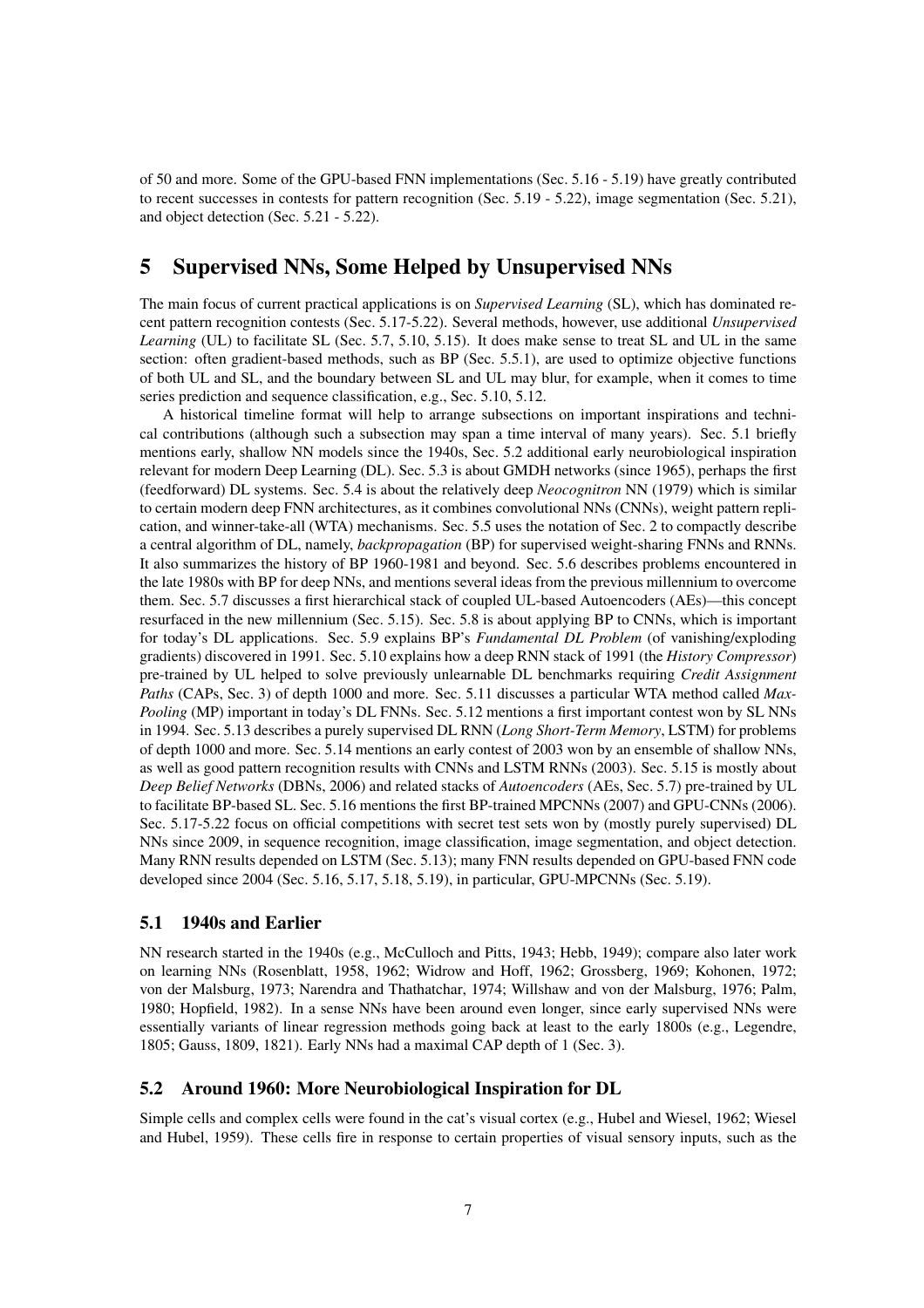of 50 and more. Some of the GPU-based FNN implementations (Sec. 5.16 - 5.19) have greatly contributed to recent successes in contests for pattern recognition (Sec. 5.19 - 5.22), image segmentation (Sec. 5.21), and object detection (Sec. 5.21 - 5.22).

# 5 Supervised NNs, Some Helped by Unsupervised NNs

The main focus of current practical applications is on *Supervised Learning* (SL), which has dominated recent pattern recognition contests (Sec. 5.17-5.22). Several methods, however, use additional *Unsupervised Learning* (UL) to facilitate SL (Sec. 5.7, 5.10, 5.15). It does make sense to treat SL and UL in the same section: often gradient-based methods, such as BP (Sec. 5.5.1), are used to optimize objective functions of both UL and SL, and the boundary between SL and UL may blur, for example, when it comes to time series prediction and sequence classification, e.g., Sec. 5.10, 5.12.

A historical timeline format will help to arrange subsections on important inspirations and technical contributions (although such a subsection may span a time interval of many years). Sec. 5.1 briefly mentions early, shallow NN models since the 1940s, Sec. 5.2 additional early neurobiological inspiration relevant for modern Deep Learning (DL). Sec. 5.3 is about GMDH networks (since 1965), perhaps the first (feedforward) DL systems. Sec. 5.4 is about the relatively deep *Neocognitron* NN (1979) which is similar to certain modern deep FNN architectures, as it combines convolutional NNs (CNNs), weight pattern replication, and winner-take-all (WTA) mechanisms. Sec. 5.5 uses the notation of Sec. 2 to compactly describe a central algorithm of DL, namely, *backpropagation* (BP) for supervised weight-sharing FNNs and RNNs. It also summarizes the history of BP 1960-1981 and beyond. Sec. 5.6 describes problems encountered in the late 1980s with BP for deep NNs, and mentions several ideas from the previous millennium to overcome them. Sec. 5.7 discusses a first hierarchical stack of coupled UL-based Autoencoders (AEs)—this concept resurfaced in the new millennium (Sec. 5.15). Sec. 5.8 is about applying BP to CNNs, which is important for today's DL applications. Sec. 5.9 explains BP's *Fundamental DL Problem* (of vanishing/exploding gradients) discovered in 1991. Sec. 5.10 explains how a deep RNN stack of 1991 (the *History Compressor*) pre-trained by UL helped to solve previously unlearnable DL benchmarks requiring *Credit Assignment Paths* (CAPs, Sec. 3) of depth 1000 and more. Sec. 5.11 discusses a particular WTA method called *Max-Pooling* (MP) important in today's DL FNNs. Sec. 5.12 mentions a first important contest won by SL NNs in 1994. Sec. 5.13 describes a purely supervised DL RNN (*Long Short-Term Memory*, LSTM) for problems of depth 1000 and more. Sec. 5.14 mentions an early contest of 2003 won by an ensemble of shallow NNs, as well as good pattern recognition results with CNNs and LSTM RNNs (2003). Sec. 5.15 is mostly about *Deep Belief Networks* (DBNs, 2006) and related stacks of *Autoencoders* (AEs, Sec. 5.7) pre-trained by UL to facilitate BP-based SL. Sec. 5.16 mentions the first BP-trained MPCNNs (2007) and GPU-CNNs (2006). Sec. 5.17-5.22 focus on official competitions with secret test sets won by (mostly purely supervised) DL NNs since 2009, in sequence recognition, image classification, image segmentation, and object detection. Many RNN results depended on LSTM (Sec. 5.13); many FNN results depended on GPU-based FNN code developed since 2004 (Sec. 5.16, 5.17, 5.18, 5.19), in particular, GPU-MPCNNs (Sec. 5.19).

## 5.1 1940s and Earlier

NN research started in the 1940s (e.g., McCulloch and Pitts, 1943; Hebb, 1949); compare also later work on learning NNs (Rosenblatt, 1958, 1962; Widrow and Hoff, 1962; Grossberg, 1969; Kohonen, 1972; von der Malsburg, 1973; Narendra and Thathatchar, 1974; Willshaw and von der Malsburg, 1976; Palm, 1980; Hopfield, 1982). In a sense NNs have been around even longer, since early supervised NNs were essentially variants of linear regression methods going back at least to the early 1800s (e.g., Legendre, 1805; Gauss, 1809, 1821). Early NNs had a maximal CAP depth of 1 (Sec. 3).

## 5.2 Around 1960: More Neurobiological Inspiration for DL

Simple cells and complex cells were found in the cat's visual cortex (e.g., Hubel and Wiesel, 1962; Wiesel and Hubel, 1959). These cells fire in response to certain properties of visual sensory inputs, such as the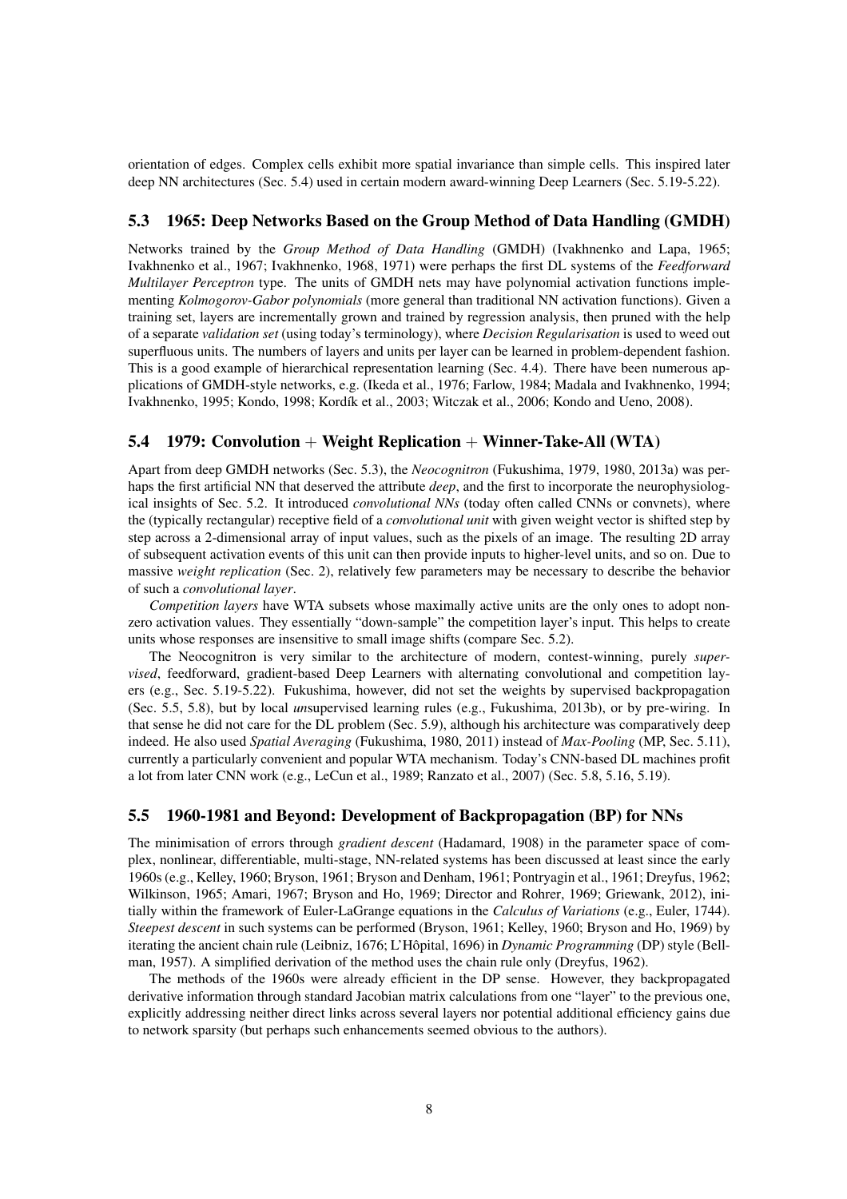orientation of edges. Complex cells exhibit more spatial invariance than simple cells. This inspired later deep NN architectures (Sec. 5.4) used in certain modern award-winning Deep Learners (Sec. 5.19-5.22).

### 5.3 1965: Deep Networks Based on the Group Method of Data Handling (GMDH)

Networks trained by the *Group Method of Data Handling* (GMDH) (Ivakhnenko and Lapa, 1965; Ivakhnenko et al., 1967; Ivakhnenko, 1968, 1971) were perhaps the first DL systems of the *Feedforward Multilayer Perceptron* type. The units of GMDH nets may have polynomial activation functions implementing *Kolmogorov-Gabor polynomials* (more general than traditional NN activation functions). Given a training set, layers are incrementally grown and trained by regression analysis, then pruned with the help of a separate *validation set* (using today's terminology), where *Decision Regularisation* is used to weed out superfluous units. The numbers of layers and units per layer can be learned in problem-dependent fashion. This is a good example of hierarchical representation learning (Sec. 4.4). There have been numerous applications of GMDH-style networks, e.g. (Ikeda et al., 1976; Farlow, 1984; Madala and Ivakhnenko, 1994; Ivakhnenko, 1995; Kondo, 1998; Kordík et al., 2003; Witczak et al., 2006; Kondo and Ueno, 2008).

### 5.4 1979: Convolution + Weight Replication + Winner-Take-All (WTA)

Apart from deep GMDH networks (Sec. 5.3), the *Neocognitron* (Fukushima, 1979, 1980, 2013a) was perhaps the first artificial NN that deserved the attribute *deep*, and the first to incorporate the neurophysiological insights of Sec. 5.2. It introduced *convolutional NNs* (today often called CNNs or convnets), where the (typically rectangular) receptive field of a *convolutional unit* with given weight vector is shifted step by step across a 2-dimensional array of input values, such as the pixels of an image. The resulting 2D array of subsequent activation events of this unit can then provide inputs to higher-level units, and so on. Due to massive *weight replication* (Sec. 2), relatively few parameters may be necessary to describe the behavior of such a *convolutional layer*.

*Competition layers* have WTA subsets whose maximally active units are the only ones to adopt non-zero activation values. They essentially "down-sample" the competition layer's input. This helps to create units whose responses are insensitive to small image shifts (compare Sec. 5.2).

The Neocognitron is very similar to the architecture of modern, contest-winning, purely *supervised*, feedforward, gradient-based Deep Learners with alternating convolutional and competition layers (e.g., Sec. 5.19-5.22). Fukushima, however, did not set the weights by supervised backpropagation (Sec. 5.5, 5.8), but by local *un*supervised learning rules (e.g., Fukushima, 2013b), or by pre-wiring. In that sense he did not care for the DL problem (Sec. 5.9), although his architecture was comparatively deep indeed. He also used *Spatial Averaging* (Fukushima, 1980, 2011) instead of *Max-Pooling* (MP, Sec. 5.11), currently a particularly convenient and popular WTA mechanism. Today's CNN-based DL machines profit a lot from later CNN work (e.g., LeCun et al., 1989; Ranzato et al., 2007) (Sec. 5.8, 5.16, 5.19).

### 5.5 1960-1981 and Beyond: Development of Backpropagation (BP) for NNs

The minimisation of errors through *gradient descent* (Hadamard, 1908) in the parameter space of complex, nonlinear, differentiable, multi-stage, NN-related systems has been discussed at least since the early 1960s (e.g., Kelley, 1960; Bryson, 1961; Bryson and Denham, 1961; Pontryagin et al., 1961; Dreyfus, 1962; Wilkinson, 1965; Amari, 1967; Bryson and Ho, 1969; Director and Rohrer, 1969; Griewank, 2012), initially within the framework of Euler-LaGrange equations in the *Calculus of Variations* (e.g., Euler, 1744). *Steepest descent* in such systems can be performed (Bryson, 1961; Kelley, 1960; Bryson and Ho, 1969) by iterating the ancient chain rule (Leibniz, 1676; L'Hôpital, 1696) in *Dynamic Programming* (DP) style (Bellman, 1957). A simplified derivation of the method uses the chain rule only (Dreyfus, 1962).

The methods of the 1960s were already efficient in the DP sense. However, they backpropagated derivative information through standard Jacobian matrix calculations from one "layer" to the previous one, explicitly addressing neither direct links across several layers nor potential additional efficiency gains due to network sparsity (but perhaps such enhancements seemed obvious to the authors).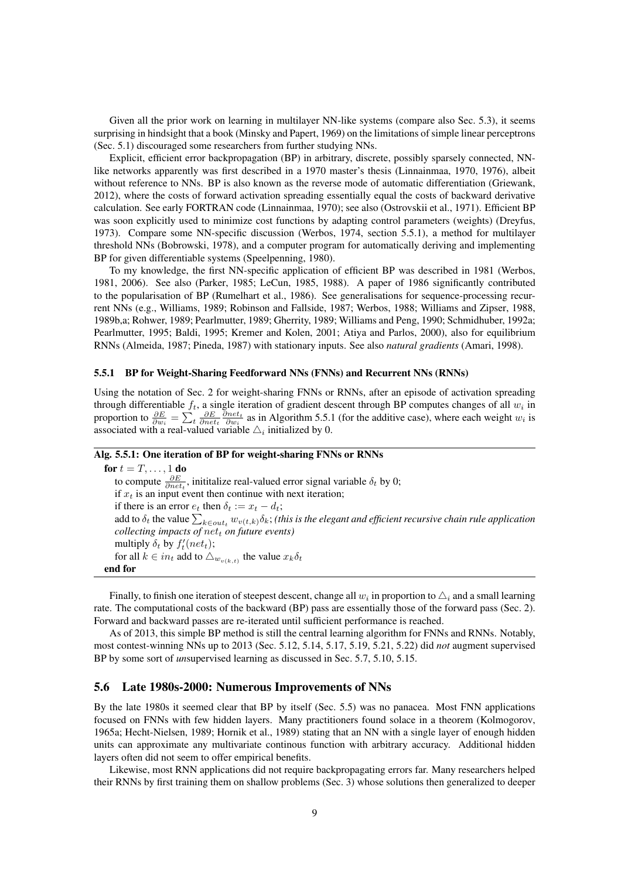Given all the prior work on learning in multilayer NN-like systems (compare also Sec. 5.3), it seems surprising in hindsight that a book (Minsky and Papert, 1969) on the limitations of simple linear perceptrons (Sec. 5.1) discouraged some researchers from further studying NNs.

Explicit, efficient error backpropagation (BP) in arbitrary, discrete, possibly sparsely connected, NN-like networks apparently was first described in a 1970 master's thesis (Linnainmaa, 1970, 1976), albeit without reference to NNs. BP is also known as the reverse mode of automatic differentiation (Griewank, 2012), where the costs of forward activation spreading essentially equal the costs of backward derivative calculation. See early FORTRAN code (Linnainmaa, 1970); see also (Ostrovskii et al., 1971). Efficient BP was soon explicitly used to minimize cost functions by adapting control parameters (weights) (Dreyfus, 1973). Compare some NN-specific discussion (Werbos, 1974, section 5.5.1), a method for multilayer threshold NNs (Bobrowski, 1978), and a computer program for automatically deriving and implementing BP for given differentiable systems (Speelpenning, 1980).

To my knowledge, the first NN-specific application of efficient BP was described in 1981 (Werbos, 1981, 2006). See also (Parker, 1985; LeCun, 1985, 1988). A paper of 1986 significantly contributed to the popularisation of BP (Rumelhart et al., 1986). See generalisations for sequence-processing recurrent NNs (e.g., Williams, 1989; Robinson and Fallside, 1987; Werbos, 1988; Williams and Zipser, 1988, 1989b,a; Rohwer, 1989; Pearlmutter, 1989; Gherrity, 1989; Williams and Peng, 1990; Schmidhuber, 1992a; Pearlmutter, 1995; Baldi, 1995; Kremer and Kolen, 2001; Atiya and Parlos, 2000), also for equilibrium RNNs (Almeida, 1987; Pineda, 1987) with stationary inputs. See also *natural gradients* (Amari, 1998).

### 5.5.1 BP for Weight-Sharing Feedforward NNs (FNNs) and Recurrent NNs (RNNs)

Using the notation of Sec. 2 for weight-sharing FNNs or RNNs, after an episode of activation spreading through differentiable $f_t$, a single iteration of gradient descent through BP computes changes of all $w_i$ in proportion to $\frac{\partial E}{\partial w_i} = \sum_t \frac{\partial E}{\partial net_t} \frac{\partial net_t}{\partial w_i}$ as in Algorithm 5.5.1 (for the additive case), where each weight $w_i$ is associated with a real-valued variable $\triangle_i$ initialized by 0.

**Alg. 5.5.1: One iteration of BP for weight-sharing FNNs or RNNs**

**for** $t = T, \ldots, 1$ **do**
- to compute $\frac{\partial E}{\partial net_t}$, inititalize real-valued error signal variable $\delta_t$ by 0;
- if $x_t$ is an input event then continue with next iteration;
- if there is an error $e_t$ then $\delta_t := x_t - d_t$;
- add to $\delta_t$ the value $\sum_{k \in out_t} w_{v(t,k)} \delta_k$; *(this is the elegant and efficient recursive chain rule application collecting impacts of $net_t$ on future events)*
- multiply $\delta_t$ by $f'_t(net_t)$;
- for all $k \in in_t$ add to $\triangle_{w_{v(k,t)}}$ the value $x_k \delta_t$

**end for**

Finally, to finish one iteration of steepest descent, change all $w_i$ in proportion to $\triangle_i$ and a small learning rate. The computational costs of the backward (BP) pass are essentially those of the forward pass (Sec. 2). Forward and backward passes are re-iterated until sufficient performance is reached.

As of 2013, this simple BP method is still the central learning algorithm for FNNs and RNNs. Notably, most contest-winning NNs up to 2013 (Sec. 5.12, 5.14, 5.17, 5.19, 5.21, 5.22) did *not* augment supervised BP by some sort of *un*supervised learning as discussed in Sec. 5.7, 5.10, 5.15.

## 5.6 Late 1980s-2000: Numerous Improvements of NNs

By the late 1980s it seemed clear that BP by itself (Sec. 5.5) was no panacea. Most FNN applications focused on FNNs with few hidden layers. Many practitioners found solace in a theorem (Kolmogorov, 1965a; Hecht-Nielsen, 1989; Hornik et al., 1989) stating that an NN with a single layer of enough hidden units can approximate any multivariate continous function with arbitrary accuracy. Additional hidden layers often did not seem to offer empirical benefits.

Likewise, most RNN applications did not require backpropagating errors far. Many researchers helped their RNNs by first training them on shallow problems (Sec. 3) whose solutions then generalized to deeper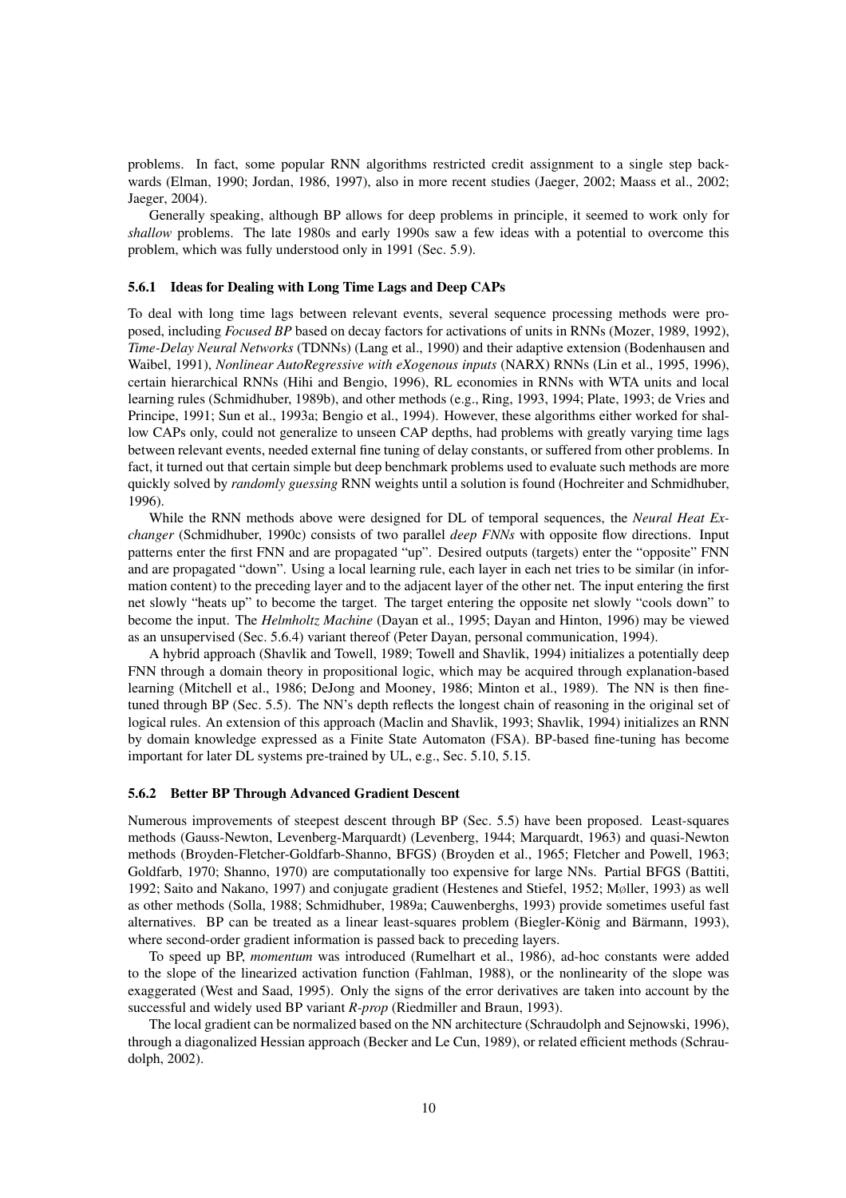problems. In fact, some popular RNN algorithms restricted credit assignment to a single step backwards (Elman, 1990; Jordan, 1986, 1997), also in more recent studies (Jaeger, 2002; Maass et al., 2002; Jaeger, 2004).

Generally speaking, although BP allows for deep problems in principle, it seemed to work only for *shallow* problems. The late 1980s and early 1990s saw a few ideas with a potential to overcome this problem, which was fully understood only in 1991 (Sec. 5.9).

### 5.6.1 Ideas for Dealing with Long Time Lags and Deep CAPs

To deal with long time lags between relevant events, several sequence processing methods were proposed, including *Focused BP* based on decay factors for activations of units in RNNs (Mozer, 1989, 1992), *Time-Delay Neural Networks* (TDNNs) (Lang et al., 1990) and their adaptive extension (Bodenhausen and Waibel, 1991), *Nonlinear AutoRegressive with eXogenous inputs* (NARX) RNNs (Lin et al., 1995, 1996), certain hierarchical RNNs (Hihi and Bengio, 1996), RL economies in RNNs with WTA units and local learning rules (Schmidhuber, 1989b), and other methods (e.g., Ring, 1993, 1994; Plate, 1993; de Vries and Principe, 1991; Sun et al., 1993a; Bengio et al., 1994). However, these algorithms either worked for shallow CAPs only, could not generalize to unseen CAP depths, had problems with greatly varying time lags between relevant events, needed external fine tuning of delay constants, or suffered from other problems. In fact, it turned out that certain simple but deep benchmark problems used to evaluate such methods are more quickly solved by *randomly guessing* RNN weights until a solution is found (Hochreiter and Schmidhuber, 1996).

While the RNN methods above were designed for DL of temporal sequences, the *Neural Heat Exchanger* (Schmidhuber, 1990c) consists of two parallel *deep FNNs* with opposite flow directions. Input patterns enter the first FNN and are propagated "up". Desired outputs (targets) enter the "opposite" FNN and are propagated "down". Using a local learning rule, each layer in each net tries to be similar (in information content) to the preceding layer and to the adjacent layer of the other net. The input entering the first net slowly "heats up" to become the target. The target entering the opposite net slowly "cools down" to become the input. The *Helmholtz Machine* (Dayan et al., 1995; Dayan and Hinton, 1996) may be viewed as an unsupervised (Sec. 5.6.4) variant thereof (Peter Dayan, personal communication, 1994).

A hybrid approach (Shavlik and Towell, 1989; Towell and Shavlik, 1994) initializes a potentially deep FNN through a domain theory in propositional logic, which may be acquired through explanation-based learning (Mitchell et al., 1986; DeJong and Mooney, 1986; Minton et al., 1989). The NN is then fine-tuned through BP (Sec. 5.5). The NN's depth reflects the longest chain of reasoning in the original set of logical rules. An extension of this approach (Maclin and Shavlik, 1993; Shavlik, 1994) initializes an RNN by domain knowledge expressed as a Finite State Automaton (FSA). BP-based fine-tuning has become important for later DL systems pre-trained by UL, e.g., Sec. 5.10, 5.15.

### 5.6.2 Better BP Through Advanced Gradient Descent

Numerous improvements of steepest descent through BP (Sec. 5.5) have been proposed. Least-squares methods (Gauss-Newton, Levenberg-Marquardt) (Levenberg, 1944; Marquardt, 1963) and quasi-Newton methods (Broyden-Fletcher-Goldfarb-Shanno, BFGS) (Broyden et al., 1965; Fletcher and Powell, 1963; Goldfarb, 1970; Shanno, 1970) are computationally too expensive for large NNs. Partial BFGS (Battiti, 1992; Saito and Nakano, 1997) and conjugate gradient (Hestenes and Stiefel, 1952; Møller, 1993) as well as other methods (Solla, 1988; Schmidhuber, 1989a; Cauwenberghs, 1993) provide sometimes useful fast alternatives. BP can be treated as a linear least-squares problem (Biegler-König and Bärmann, 1993), where second-order gradient information is passed back to preceding layers.

To speed up BP, *momentum* was introduced (Rumelhart et al., 1986), ad-hoc constants were added to the slope of the linearized activation function (Fahlman, 1988), or the nonlinearity of the slope was exaggerated (West and Saad, 1995). Only the signs of the error derivatives are taken into account by the successful and widely used BP variant *R-prop* (Riedmiller and Braun, 1993).

The local gradient can be normalized based on the NN architecture (Schraudolph and Sejnowski, 1996), through a diagonalized Hessian approach (Becker and Le Cun, 1989), or related efficient methods (Schraudolph, 2002).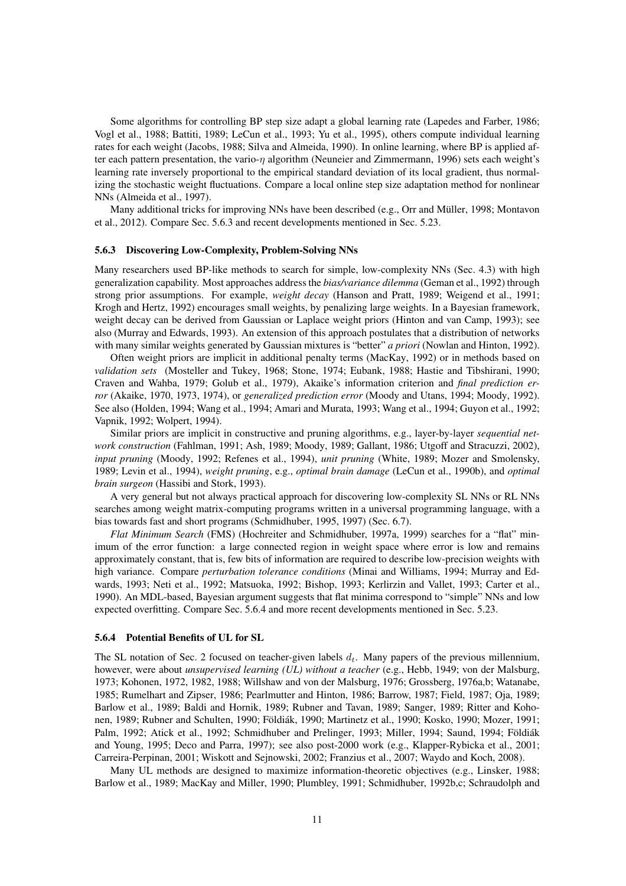Some algorithms for controlling BP step size adapt a global learning rate (Lapedes and Farber, 1986; Vogl et al., 1988; Battiti, 1989; LeCun et al., 1993; Yu et al., 1995), others compute individual learning rates for each weight (Jacobs, 1988; Silva and Almeida, 1990). In online learning, where BP is applied after each pattern presentation, the vario-$\eta$ algorithm (Neuneier and Zimmermann, 1996) sets each weight's learning rate inversely proportional to the empirical standard deviation of its local gradient, thus normalizing the stochastic weight fluctuations. Compare a local online step size adaptation method for nonlinear NNs (Almeida et al., 1997).

Many additional tricks for improving NNs have been described (e.g., Orr and Müller, 1998; Montavon et al., 2012). Compare Sec. 5.6.3 and recent developments mentioned in Sec. 5.23.

### 5.6.3 Discovering Low-Complexity, Problem-Solving NNs

Many researchers used BP-like methods to search for simple, low-complexity NNs (Sec. 4.3) with high generalization capability. Most approaches address the *bias/variance dilemma* (Geman et al., 1992) through strong prior assumptions. For example, *weight decay* (Hanson and Pratt, 1989; Weigend et al., 1991; Krogh and Hertz, 1992) encourages small weights, by penalizing large weights. In a Bayesian framework, weight decay can be derived from Gaussian or Laplace weight priors (Hinton and van Camp, 1993); see also (Murray and Edwards, 1993). An extension of this approach postulates that a distribution of networks with many similar weights generated by Gaussian mixtures is "better" *a priori* (Nowlan and Hinton, 1992).

Often weight priors are implicit in additional penalty terms (MacKay, 1992) or in methods based on *validation sets* (Mosteller and Tukey, 1968; Stone, 1974; Eubank, 1988; Hastie and Tibshirani, 1990; Craven and Wahba, 1979; Golub et al., 1979), Akaike's information criterion and *final prediction error* (Akaike, 1970, 1973, 1974), or *generalized prediction error* (Moody and Utans, 1994; Moody, 1992). See also (Holden, 1994; Wang et al., 1994; Amari and Murata, 1993; Wang et al., 1994; Guyon et al., 1992; Vapnik, 1992; Wolpert, 1994).

Similar priors are implicit in constructive and pruning algorithms, e.g., layer-by-layer *sequential network construction* (Fahlman, 1991; Ash, 1989; Moody, 1989; Gallant, 1986; Utgoff and Stracuzzi, 2002), *input pruning* (Moody, 1992; Refenes et al., 1994), *unit pruning* (White, 1989; Mozer and Smolensky, 1989; Levin et al., 1994), *weight pruning*, e.g., *optimal brain damage* (LeCun et al., 1990b), and *optimal brain surgeon* (Hassibi and Stork, 1993).

A very general but not always practical approach for discovering low-complexity SL NNs or RL NNs searches among weight matrix-computing programs written in a universal programming language, with a bias towards fast and short programs (Schmidhuber, 1995, 1997) (Sec. 6.7).

*Flat Minimum Search* (FMS) (Hochreiter and Schmidhuber, 1997a, 1999) searches for a "flat" minimum of the error function: a large connected region in weight space where error is low and remains approximately constant, that is, few bits of information are required to describe low-precision weights with high variance. Compare *perturbation tolerance conditions* (Minai and Williams, 1994; Murray and Edwards, 1993; Neti et al., 1992; Matsuoka, 1992; Bishop, 1993; Kerlirzin and Vallet, 1993; Carter et al., 1990). An MDL-based, Bayesian argument suggests that flat minima correspond to "simple" NNs and low expected overfitting. Compare Sec. 5.6.4 and more recent developments mentioned in Sec. 5.23.

### 5.6.4 Potential Benefits of UL for SL

The SL notation of Sec. 2 focused on teacher-given labels $d_t$. Many papers of the previous millennium, however, were about *unsupervised learning (UL) without a teacher* (e.g., Hebb, 1949; von der Malsburg, 1973; Kohonen, 1972, 1982, 1988; Willshaw and von der Malsburg, 1976; Grossberg, 1976a,b; Watanabe, 1985; Rumelhart and Zipser, 1986; Pearlmutter and Hinton, 1986; Barrow, 1987; Field, 1987; Oja, 1989; Barlow et al., 1989; Baldi and Hornik, 1989; Rubner and Tavan, 1989; Sanger, 1989; Ritter and Kohonen, 1989; Rubner and Schulten, 1990; Földiák, 1990; Martinetz et al., 1990; Kosko, 1990; Mozer, 1991; Palm, 1992; Atick et al., 1992; Schmidhuber and Prelinger, 1993; Miller, 1994; Saund, 1994; Földiák and Young, 1995; Deco and Parra, 1997); see also post-2000 work (e.g., Klapper-Rybicka et al., 2001; Carreira-Perpinan, 2001; Wiskott and Sejnowski, 2002; Franzius et al., 2007; Waydo and Koch, 2008).

Many UL methods are designed to maximize information-theoretic objectives (e.g., Linsker, 1988; Barlow et al., 1989; MacKay and Miller, 1990; Plumbley, 1991; Schmidhuber, 1992b,c; Schraudolph and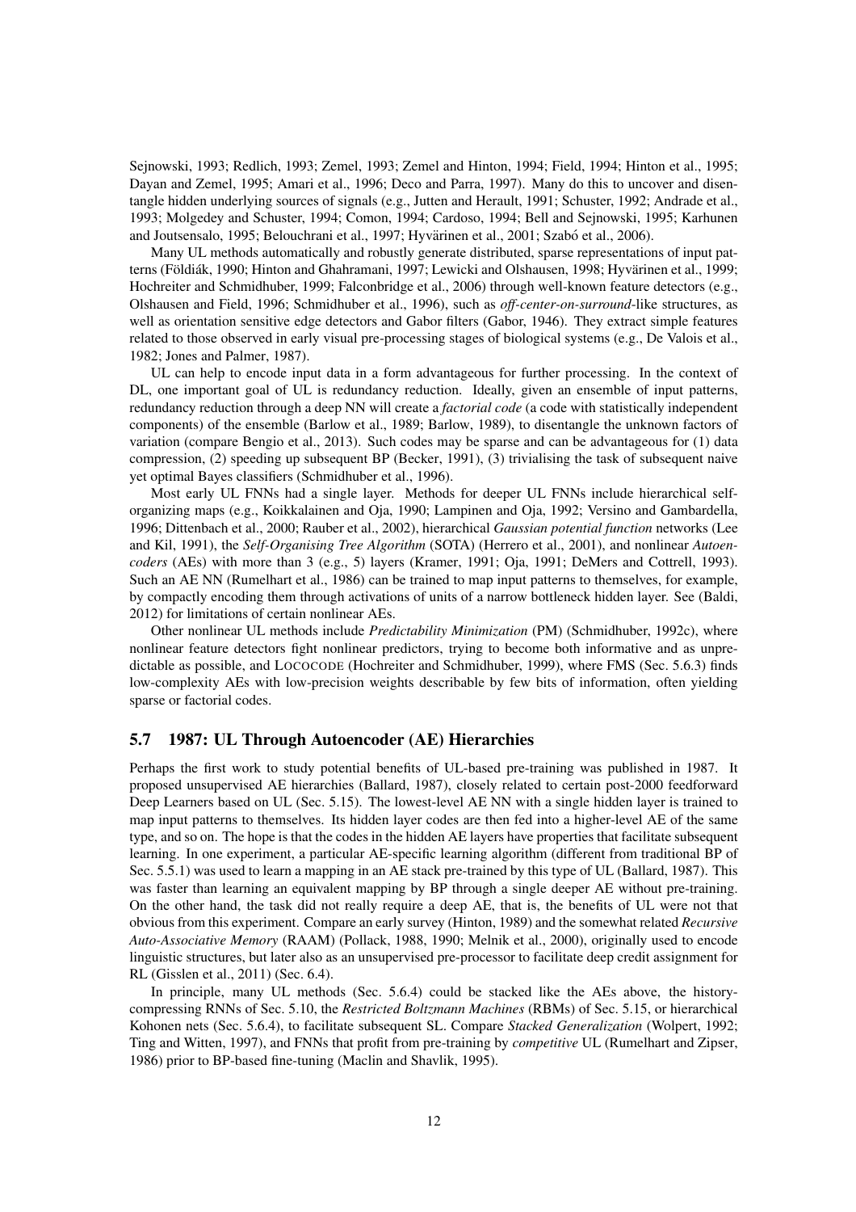Sejnowski, 1993; Redlich, 1993; Zemel, 1993; Zemel and Hinton, 1994; Field, 1994; Hinton et al., 1995; Dayan and Zemel, 1995; Amari et al., 1996; Deco and Parra, 1997). Many do this to uncover and disentangle hidden underlying sources of signals (e.g., Jutten and Herault, 1991; Schuster, 1992; Andrade et al., 1993; Molgedey and Schuster, 1994; Comon, 1994; Cardoso, 1994; Bell and Sejnowski, 1995; Karhunen and Joutsensalo, 1995; Belouchrani et al., 1997; Hyvärinen et al., 2001; Szabó et al., 2006).

Many UL methods automatically and robustly generate distributed, sparse representations of input patterns (Földiák, 1990; Hinton and Ghahramani, 1997; Lewicki and Olshausen, 1998; Hyvärinen et al., 1999; Hochreiter and Schmidhuber, 1999; Falconbridge et al., 2006) through well-known feature detectors (e.g., Olshausen and Field, 1996; Schmidhuber et al., 1996), such as *off-center-on-surround*-like structures, as well as orientation sensitive edge detectors and Gabor filters (Gabor, 1946). They extract simple features related to those observed in early visual pre-processing stages of biological systems (e.g., De Valois et al., 1982; Jones and Palmer, 1987).

UL can help to encode input data in a form advantageous for further processing. In the context of DL, one important goal of UL is redundancy reduction. Ideally, given an ensemble of input patterns, redundancy reduction through a deep NN will create a *factorial code* (a code with statistically independent components) of the ensemble (Barlow et al., 1989; Barlow, 1989), to disentangle the unknown factors of variation (compare Bengio et al., 2013). Such codes may be sparse and can be advantageous for (1) data compression, (2) speeding up subsequent BP (Becker, 1991), (3) trivialising the task of subsequent naive yet optimal Bayes classifiers (Schmidhuber et al., 1996).

Most early UL FNNs had a single layer. Methods for deeper UL FNNs include hierarchical self-organizing maps (e.g., Koikkalainen and Oja, 1990; Lampinen and Oja, 1992; Versino and Gambardella, 1996; Dittenbach et al., 2000; Rauber et al., 2002), hierarchical *Gaussian potential function* networks (Lee and Kil, 1991), the *Self-Organising Tree Algorithm* (SOTA) (Herrero et al., 2001), and nonlinear *Autoencoders* (AEs) with more than 3 (e.g., 5) layers (Kramer, 1991; Oja, 1991; DeMers and Cottrell, 1993). Such an AE NN (Rumelhart et al., 1986) can be trained to map input patterns to themselves, for example, by compactly encoding them through activations of units of a narrow bottleneck hidden layer. See (Baldi, 2012) for limitations of certain nonlinear AEs.

Other nonlinear UL methods include *Predictability Minimization* (PM) (Schmidhuber, 1992c), where nonlinear feature detectors fight nonlinear predictors, trying to become both informative and as unpredictable as possible, and LOCOCODE (Hochreiter and Schmidhuber, 1999), where FMS (Sec. 5.6.3) finds low-complexity AEs with low-precision weights describable by few bits of information, often yielding sparse or factorial codes.

## 5.7 1987: UL Through Autoencoder (AE) Hierarchies

Perhaps the first work to study potential benefits of UL-based pre-training was published in 1987. It proposed unsupervised AE hierarchies (Ballard, 1987), closely related to certain post-2000 feedforward Deep Learners based on UL (Sec. 5.15). The lowest-level AE NN with a single hidden layer is trained to map input patterns to themselves. Its hidden layer codes are then fed into a higher-level AE of the same type, and so on. The hope is that the codes in the hidden AE layers have properties that facilitate subsequent learning. In one experiment, a particular AE-specific learning algorithm (different from traditional BP of Sec. 5.5.1) was used to learn a mapping in an AE stack pre-trained by this type of UL (Ballard, 1987). This was faster than learning an equivalent mapping by BP through a single deeper AE without pre-training. On the other hand, the task did not really require a deep AE, that is, the benefits of UL were not that obvious from this experiment. Compare an early survey (Hinton, 1989) and the somewhat related *Recursive Auto-Associative Memory* (RAAM) (Pollack, 1988, 1990; Melnik et al., 2000), originally used to encode linguistic structures, but later also as an unsupervised pre-processor to facilitate deep credit assignment for RL (Gisslen et al., 2011) (Sec. 6.4).

In principle, many UL methods (Sec. 5.6.4) could be stacked like the AEs above, the history-compressing RNNs of Sec. 5.10, the *Restricted Boltzmann Machines* (RBMs) of Sec. 5.15, or hierarchical Kohonen nets (Sec. 5.6.4), to facilitate subsequent SL. Compare *Stacked Generalization* (Wolpert, 1992; Ting and Witten, 1997), and FNNs that profit from pre-training by *competitive* UL (Rumelhart and Zipser, 1986) prior to BP-based fine-tuning (Maclin and Shavlik, 1995).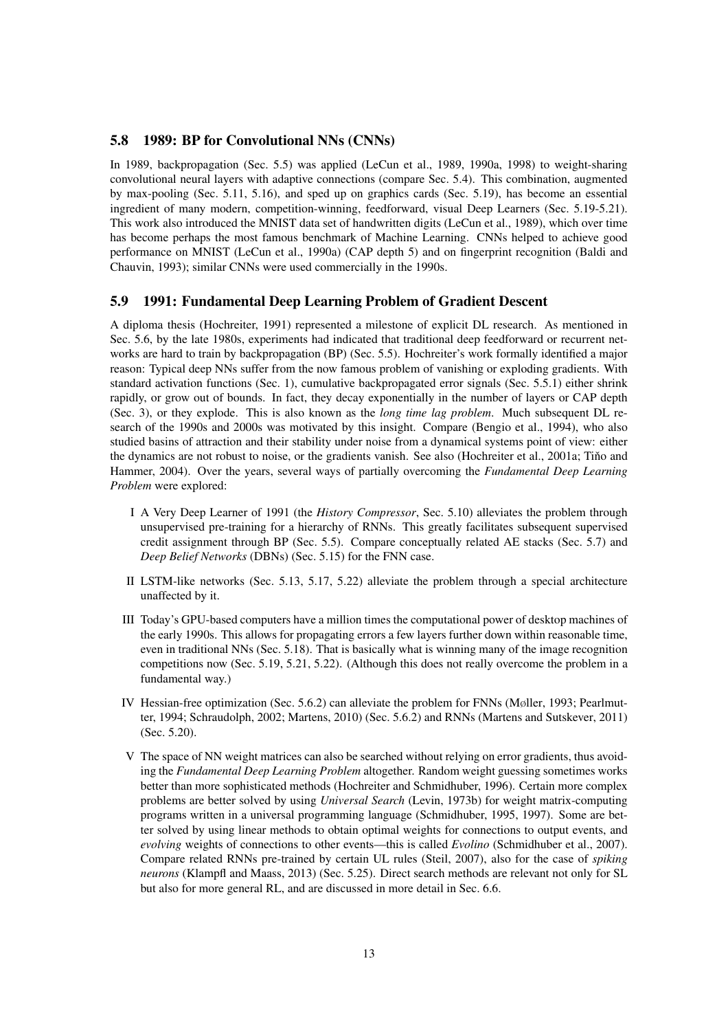### 5.8 1989: BP for Convolutional NNs (CNNs)

In 1989, backpropagation (Sec. 5.5) was applied (LeCun et al., 1989, 1990a, 1998) to weight-sharing convolutional neural layers with adaptive connections (compare Sec. 5.4). This combination, augmented by max-pooling (Sec. 5.11, 5.16), and sped up on graphics cards (Sec. 5.19), has become an essential ingredient of many modern, competition-winning, feedforward, visual Deep Learners (Sec. 5.19-5.21). This work also introduced the MNIST data set of handwritten digits (LeCun et al., 1989), which over time has become perhaps the most famous benchmark of Machine Learning. CNNs helped to achieve good performance on MNIST (LeCun et al., 1990a) (CAP depth 5) and on fingerprint recognition (Baldi and Chauvin, 1993); similar CNNs were used commercially in the 1990s.

### 5.9 1991: Fundamental Deep Learning Problem of Gradient Descent

A diploma thesis (Hochreiter, 1991) represented a milestone of explicit DL research. As mentioned in Sec. 5.6, by the late 1980s, experiments had indicated that traditional deep feedforward or recurrent networks are hard to train by backpropagation (BP) (Sec. 5.5). Hochreiter's work formally identified a major reason: Typical deep NNs suffer from the now famous problem of vanishing or exploding gradients. With standard activation functions (Sec. 1), cumulative backpropagated error signals (Sec. 5.5.1) either shrink rapidly, or grow out of bounds. In fact, they decay exponentially in the number of layers or CAP depth (Sec. 3), or they explode. This is also known as the *long time lag problem*. Much subsequent DL research of the 1990s and 2000s was motivated by this insight. Compare (Bengio et al., 1994), who also studied basins of attraction and their stability under noise from a dynamical systems point of view: either the dynamics are not robust to noise, or the gradients vanish. See also (Hochreiter et al., 2001a; Tiňo and Hammer, 2004). Over the years, several ways of partially overcoming the *Fundamental Deep Learning Problem* were explored:

I A Very Deep Learner of 1991 (the *History Compressor*, Sec. 5.10) alleviates the problem through unsupervised pre-training for a hierarchy of RNNs. This greatly facilitates subsequent supervised credit assignment through BP (Sec. 5.5). Compare conceptually related AE stacks (Sec. 5.7) and *Deep Belief Networks* (DBNs) (Sec. 5.15) for the FNN case.

II LSTM-like networks (Sec. 5.13, 5.17, 5.22) alleviate the problem through a special architecture unaffected by it.

III Today's GPU-based computers have a million times the computational power of desktop machines of the early 1990s. This allows for propagating errors a few layers further down within reasonable time, even in traditional NNs (Sec. 5.18). That is basically what is winning many of the image recognition competitions now (Sec. 5.19, 5.21, 5.22). (Although this does not really overcome the problem in a fundamental way.)

IV Hessian-free optimization (Sec. 5.6.2) can alleviate the problem for FNNs (Møller, 1993; Pearlmutter, 1994; Schraudolph, 2002; Martens, 2010) (Sec. 5.6.2) and RNNs (Martens and Sutskever, 2011) (Sec. 5.20).

V The space of NN weight matrices can also be searched without relying on error gradients, thus avoiding the *Fundamental Deep Learning Problem* altogether. Random weight guessing sometimes works better than more sophisticated methods (Hochreiter and Schmidhuber, 1996). Certain more complex problems are better solved by using *Universal Search* (Levin, 1973b) for weight matrix-computing programs written in a universal programming language (Schmidhuber, 1995, 1997). Some are better solved by using linear methods to obtain optimal weights for connections to output events, and *evolving* weights of connections to other events—this is called *Evolino* (Schmidhuber et al., 2007). Compare related RNNs pre-trained by certain UL rules (Steil, 2007), also for the case of *spiking neurons* (Klampfl and Maass, 2013) (Sec. 5.25). Direct search methods are relevant not only for SL but also for more general RL, and are discussed in more detail in Sec. 6.6.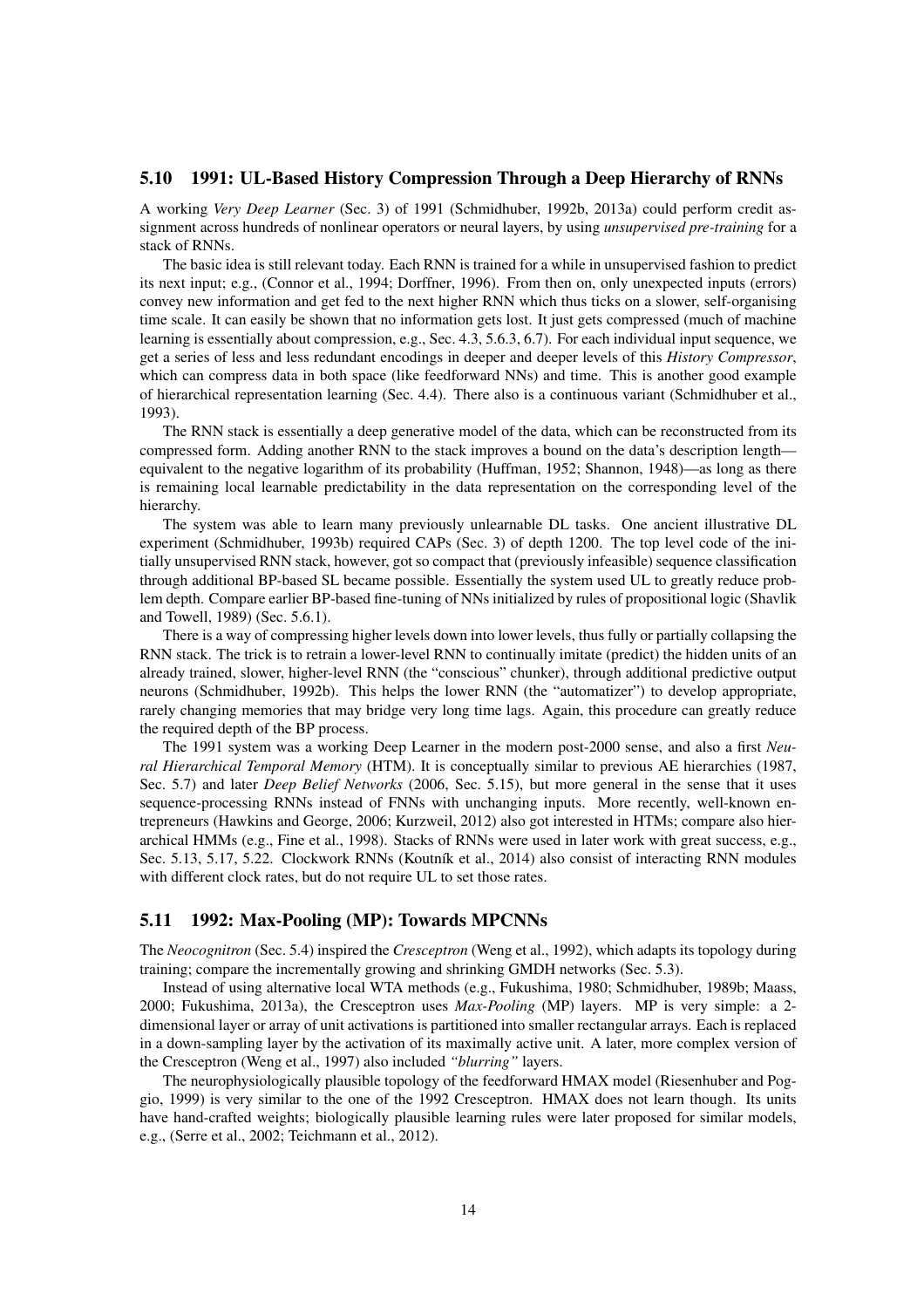### 5.10 1991: UL-Based History Compression Through a Deep Hierarchy of RNNs

A working *Very Deep Learner* (Sec. 3) of 1991 (Schmidhuber, 1992b, 2013a) could perform credit assignment across hundreds of nonlinear operators or neural layers, by using *unsupervised pre-training* for a stack of RNNs.

The basic idea is still relevant today. Each RNN is trained for a while in unsupervised fashion to predict its next input; e.g., (Connor et al., 1994; Dorffner, 1996). From then on, only unexpected inputs (errors) convey new information and get fed to the next higher RNN which thus ticks on a slower, self-organising time scale. It can easily be shown that no information gets lost. It just gets compressed (much of machine learning is essentially about compression, e.g., Sec. 4.3, 5.6.3, 6.7). For each individual input sequence, we get a series of less and less redundant encodings in deeper and deeper levels of this *History Compressor*, which can compress data in both space (like feedforward NNs) and time. This is another good example of hierarchical representation learning (Sec. 4.4). There also is a continuous variant (Schmidhuber et al., 1993).

The RNN stack is essentially a deep generative model of the data, which can be reconstructed from its compressed form. Adding another RNN to the stack improves a bound on the data's description length—equivalent to the negative logarithm of its probability (Huffman, 1952; Shannon, 1948)—as long as there is remaining local learnable predictability in the data representation on the corresponding level of the hierarchy.

The system was able to learn many previously unlearnable DL tasks. One ancient illustrative DL experiment (Schmidhuber, 1993b) required CAPs (Sec. 3) of depth 1200. The top level code of the initially unsupervised RNN stack, however, got so compact that (previously infeasible) sequence classification through additional BP-based SL became possible. Essentially the system used UL to greatly reduce problem depth. Compare earlier BP-based fine-tuning of NNs initialized by rules of propositional logic (Shavlik and Towell, 1989) (Sec. 5.6.1).

There is a way of compressing higher levels down into lower levels, thus fully or partially collapsing the RNN stack. The trick is to retrain a lower-level RNN to continually imitate (predict) the hidden units of an already trained, slower, higher-level RNN (the "conscious" chunker), through additional predictive output neurons (Schmidhuber, 1992b). This helps the lower RNN (the "automatizer") to develop appropriate, rarely changing memories that may bridge very long time lags. Again, this procedure can greatly reduce the required depth of the BP process.

The 1991 system was a working Deep Learner in the modern post-2000 sense, and also a first *Neural Hierarchical Temporal Memory* (HTM). It is conceptually similar to previous AE hierarchies (1987, Sec. 5.7) and later *Deep Belief Networks* (2006, Sec. 5.15), but more general in the sense that it uses sequence-processing RNNs instead of FNNs with unchanging inputs. More recently, well-known entrepreneurs (Hawkins and George, 2006; Kurzweil, 2012) also got interested in HTMs; compare also hierarchical HMMs (e.g., Fine et al., 1998). Stacks of RNNs were used in later work with great success, e.g., Sec. 5.13, 5.17, 5.22. Clockwork RNNs (Koutník et al., 2014) also consist of interacting RNN modules with different clock rates, but do not require UL to set those rates.

### 5.11 1992: Max-Pooling (MP): Towards MPCNNs

The *Neocognitron* (Sec. 5.4) inspired the *Cresceptron* (Weng et al., 1992), which adapts its topology during training; compare the incrementally growing and shrinking GMDH networks (Sec. 5.3).

Instead of using alternative local WTA methods (e.g., Fukushima, 1980; Schmidhuber, 1989b; Maass, 2000; Fukushima, 2013a), the Cresceptron uses *Max-Pooling* (MP) layers. MP is very simple: a 2-dimensional layer or array of unit activations is partitioned into smaller rectangular arrays. Each is replaced in a down-sampling layer by the activation of its maximally active unit. A later, more complex version of the Cresceptron (Weng et al., 1997) also included *"blurring"* layers.

The neurophysiologically plausible topology of the feedforward HMAX model (Riesenhuber and Poggio, 1999) is very similar to the one of the 1992 Cresceptron. HMAX does not learn though. Its units have hand-crafted weights; biologically plausible learning rules were later proposed for similar models, e.g., (Serre et al., 2002; Teichmann et al., 2012).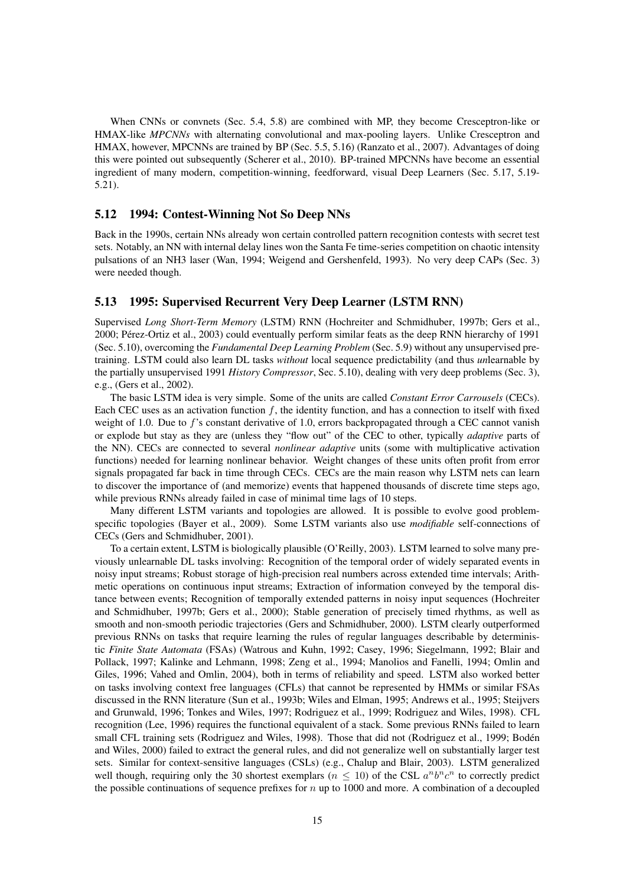When CNNs or convnets (Sec. 5.4, 5.8) are combined with MP, they become Cresceptron-like or HMAX-like *MPCNNs* with alternating convolutional and max-pooling layers. Unlike Cresceptron and HMAX, however, MPCNNs are trained by BP (Sec. 5.5, 5.16) (Ranzato et al., 2007). Advantages of doing this were pointed out subsequently (Scherer et al., 2010). BP-trained MPCNNs have become an essential ingredient of many modern, competition-winning, feedforward, visual Deep Learners (Sec. 5.17, 5.19-5.21).

### 5.12 1994: Contest-Winning Not So Deep NNs

Back in the 1990s, certain NNs already won certain controlled pattern recognition contests with secret test sets. Notably, an NN with internal delay lines won the Santa Fe time-series competition on chaotic intensity pulsations of an NH3 laser (Wan, 1994; Weigend and Gershenfeld, 1993). No very deep CAPs (Sec. 3) were needed though.

### 5.13 1995: Supervised Recurrent Very Deep Learner (LSTM RNN)

Supervised *Long Short-Term Memory* (LSTM) RNN (Hochreiter and Schmidhuber, 1997b; Gers et al., 2000; Pérez-Ortiz et al., 2003) could eventually perform similar feats as the deep RNN hierarchy of 1991 (Sec. 5.10), overcoming the *Fundamental Deep Learning Problem* (Sec. 5.9) without any unsupervised pre-training. LSTM could also learn DL tasks *without* local sequence predictability (and thus *un*learnable by the partially unsupervised 1991 *History Compressor*, Sec. 5.10), dealing with very deep problems (Sec. 3), e.g., (Gers et al., 2002).

The basic LSTM idea is very simple. Some of the units are called *Constant Error Carrousels* (CECs). Each CEC uses as an activation function $f$, the identity function, and has a connection to itself with fixed weight of 1.0. Due to $f$'s constant derivative of 1.0, errors backpropagated through a CEC cannot vanish or explode but stay as they are (unless they "flow out" of the CEC to other, typically *adaptive* parts of the NN). CECs are connected to several *nonlinear adaptive* units (some with multiplicative activation functions) needed for learning nonlinear behavior. Weight changes of these units often profit from error signals propagated far back in time through CECs. CECs are the main reason why LSTM nets can learn to discover the importance of (and memorize) events that happened thousands of discrete time steps ago, while previous RNNs already failed in case of minimal time lags of 10 steps.

Many different LSTM variants and topologies are allowed. It is possible to evolve good problem-specific topologies (Bayer et al., 2009). Some LSTM variants also use *modifiable* self-connections of CECs (Gers and Schmidhuber, 2001).

To a certain extent, LSTM is biologically plausible (O'Reilly, 2003). LSTM learned to solve many previously unlearnable DL tasks involving: Recognition of the temporal order of widely separated events in noisy input streams; Robust storage of high-precision real numbers across extended time intervals; Arithmetic operations on continuous input streams; Extraction of information conveyed by the temporal distance between events; Recognition of temporally extended patterns in noisy input sequences (Hochreiter and Schmidhuber, 1997b; Gers et al., 2000); Stable generation of precisely timed rhythms, as well as smooth and non-smooth periodic trajectories (Gers and Schmidhuber, 2000). LSTM clearly outperformed previous RNNs on tasks that require learning the rules of regular languages describable by deterministic *Finite State Automata* (FSAs) (Watrous and Kuhn, 1992; Casey, 1996; Siegelmann, 1992; Blair and Pollack, 1997; Kalinke and Lehmann, 1998; Zeng et al., 1994; Manolios and Fanelli, 1994; Omlin and Giles, 1996; Vahed and Omlin, 2004), both in terms of reliability and speed. LSTM also worked better on tasks involving context free languages (CFLs) that cannot be represented by HMMs or similar FSAs discussed in the RNN literature (Sun et al., 1993b; Wiles and Elman, 1995; Andrews et al., 1995; Steijvers and Grunwald, 1996; Tonkes and Wiles, 1997; Rodriguez et al., 1999; Rodriguez and Wiles, 1998). CFL recognition (Lee, 1996) requires the functional equivalent of a stack. Some previous RNNs failed to learn small CFL training sets (Rodriguez and Wiles, 1998). Those that did not (Rodriguez et al., 1999; Bodén and Wiles, 2000) failed to extract the general rules, and did not generalize well on substantially larger test sets. Similar for context-sensitive languages (CSLs) (e.g., Chalup and Blair, 2003). LSTM generalized well though, requiring only the 30 shortest exemplars ($n \leq 10$) of the CSL $a^n b^n c^n$ to correctly predict the possible continuations of sequence prefixes for $n$ up to 1000 and more. A combination of a decoupled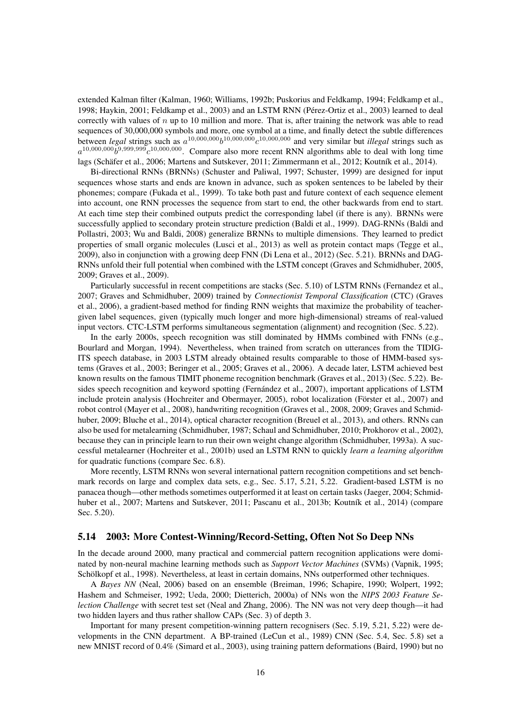extended Kalman filter (Kalman, 1960; Williams, 1992b; Puskorius and Feldkamp, 1994; Feldkamp et al., 1998; Haykin, 2001; Feldkamp et al., 2003) and an LSTM RNN (Pérez-Ortiz et al., 2003) learned to deal correctly with values of $n$ up to 10 million and more. That is, after training the network was able to read sequences of 30,000,000 symbols and more, one symbol at a time, and finally detect the subtle differences between *legal* strings such as $a^{10,000,000}b^{10,000,000}c^{10,000,000}$ and very similar but *illegal* strings such as $a^{10,000,000}b^{9,999,999}c^{10,000,000}$. Compare also more recent RNN algorithms able to deal with long time lags (Schäfer et al., 2006; Martens and Sutskever, 2011; Zimmermann et al., 2012; Koutník et al., 2014).

Bi-directional RNNs (BRNNs) (Schuster and Paliwal, 1997; Schuster, 1999) are designed for input sequences whose starts and ends are known in advance, such as spoken sentences to be labeled by their phonemes; compare (Fukada et al., 1999). To take both past and future context of each sequence element into account, one RNN processes the sequence from start to end, the other backwards from end to start. At each time step their combined outputs predict the corresponding label (if there is any). BRNNs were successfully applied to secondary protein structure prediction (Baldi et al., 1999). DAG-RNNs (Baldi and Pollastri, 2003; Wu and Baldi, 2008) generalize BRNNs to multiple dimensions. They learned to predict properties of small organic molecules (Lusci et al., 2013) as well as protein contact maps (Tegge et al., 2009), also in conjunction with a growing deep FNN (Di Lena et al., 2012) (Sec. 5.21). BRNNs and DAG-RNNs unfold their full potential when combined with the LSTM concept (Graves and Schmidhuber, 2005, 2009; Graves et al., 2009).

Particularly successful in recent competitions are stacks (Sec. 5.10) of LSTM RNNs (Fernandez et al., 2007; Graves and Schmidhuber, 2009) trained by *Connectionist Temporal Classification* (CTC) (Graves et al., 2006), a gradient-based method for finding RNN weights that maximize the probability of teacher-given label sequences, given (typically much longer and more high-dimensional) streams of real-valued input vectors. CTC-LSTM performs simultaneous segmentation (alignment) and recognition (Sec. 5.22).

In the early 2000s, speech recognition was still dominated by HMMs combined with FNNs (e.g., Bourlard and Morgan, 1994). Nevertheless, when trained from scratch on utterances from the TIDIGITS speech database, in 2003 LSTM already obtained results comparable to those of HMM-based systems (Graves et al., 2003; Beringer et al., 2005; Graves et al., 2006). A decade later, LSTM achieved best known results on the famous TIMIT phoneme recognition benchmark (Graves et al., 2013) (Sec. 5.22). Besides speech recognition and keyword spotting (Fernández et al., 2007), important applications of LSTM include protein analysis (Hochreiter and Obermayer, 2005), robot localization (Förster et al., 2007) and robot control (Mayer et al., 2008), handwriting recognition (Graves et al., 2008, 2009; Graves and Schmidhuber, 2009; Bluche et al., 2014), optical character recognition (Breuel et al., 2013), and others. RNNs can also be used for metalearning (Schmidhuber, 1987; Schaul and Schmidhuber, 2010; Prokhorov et al., 2002), because they can in principle learn to run their own weight change algorithm (Schmidhuber, 1993a). A successful metalearner (Hochreiter et al., 2001b) used an LSTM RNN to quickly *learn a learning algorithm* for quadratic functions (compare Sec. 6.8).

More recently, LSTM RNNs won several international pattern recognition competitions and set benchmark records on large and complex data sets, e.g., Sec. 5.17, 5.21, 5.22. Gradient-based LSTM is no panacea though—other methods sometimes outperformed it at least on certain tasks (Jaeger, 2004; Schmidhuber et al., 2007; Martens and Sutskever, 2011; Pascanu et al., 2013b; Koutník et al., 2014) (compare Sec. 5.20).

### 5.14 2003: More Contest-Winning/Record-Setting, Often Not So Deep NNs

In the decade around 2000, many practical and commercial pattern recognition applications were dominated by non-neural machine learning methods such as *Support Vector Machines* (SVMs) (Vapnik, 1995; Schölkopf et al., 1998). Nevertheless, at least in certain domains, NNs outperformed other techniques.

A *Bayes NN* (Neal, 2006) based on an ensemble (Breiman, 1996; Schapire, 1990; Wolpert, 1992; Hashem and Schmeiser, 1992; Ueda, 2000; Dietterich, 2000a) of NNs won the *NIPS 2003 Feature Selection Challenge* with secret test set (Neal and Zhang, 2006). The NN was not very deep though—it had two hidden layers and thus rather shallow CAPs (Sec. 3) of depth 3.

Important for many present competition-winning pattern recognisers (Sec. 5.19, 5.21, 5.22) were developments in the CNN department. A BP-trained (LeCun et al., 1989) CNN (Sec. 5.4, Sec. 5.8) set a new MNIST record of 0.4% (Simard et al., 2003), using training pattern deformations (Baird, 1990) but no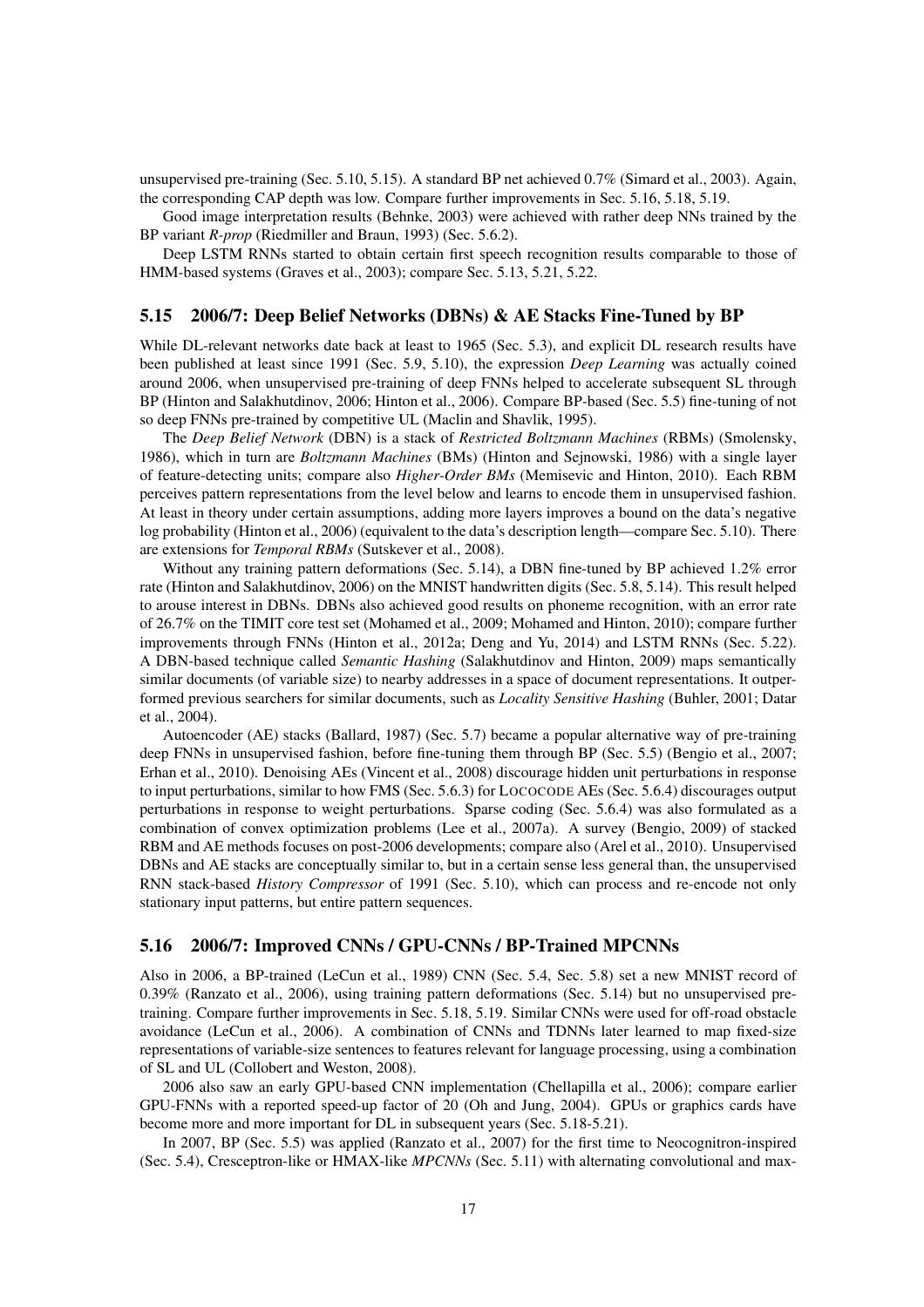unsupervised pre-training (Sec. 5.10, 5.15). A standard BP net achieved 0.7% (Simard et al., 2003). Again, the corresponding CAP depth was low. Compare further improvements in Sec. 5.16, 5.18, 5.19.

Good image interpretation results (Behnke, 2003) were achieved with rather deep NNs trained by the BP variant *R-prop* (Riedmiller and Braun, 1993) (Sec. 5.6.2).

Deep LSTM RNNs started to obtain certain first speech recognition results comparable to those of HMM-based systems (Graves et al., 2003); compare Sec. 5.13, 5.21, 5.22.

### 5.15 2006/7: Deep Belief Networks (DBNs) & AE Stacks Fine-Tuned by BP

While DL-relevant networks date back at least to 1965 (Sec. 5.3), and explicit DL research results have been published at least since 1991 (Sec. 5.9, 5.10), the expression *Deep Learning* was actually coined around 2006, when unsupervised pre-training of deep FNNs helped to accelerate subsequent SL through BP (Hinton and Salakhutdinov, 2006; Hinton et al., 2006). Compare BP-based (Sec. 5.5) fine-tuning of not so deep FNNs pre-trained by competitive UL (Maclin and Shavlik, 1995).

The *Deep Belief Network* (DBN) is a stack of *Restricted Boltzmann Machines* (RBMs) (Smolensky, 1986), which in turn are *Boltzmann Machines* (BMs) (Hinton and Sejnowski, 1986) with a single layer of feature-detecting units; compare also *Higher-Order BMs* (Memisevic and Hinton, 2010). Each RBM perceives pattern representations from the level below and learns to encode them in unsupervised fashion. At least in theory under certain assumptions, adding more layers improves a bound on the data's negative log probability (Hinton et al., 2006) (equivalent to the data's description length—compare Sec. 5.10). There are extensions for *Temporal RBMs* (Sutskever et al., 2008).

Without any training pattern deformations (Sec. 5.14), a DBN fine-tuned by BP achieved 1.2% error rate (Hinton and Salakhutdinov, 2006) on the MNIST handwritten digits (Sec. 5.8, 5.14). This result helped to arouse interest in DBNs. DBNs also achieved good results on phoneme recognition, with an error rate of 26.7% on the TIMIT core test set (Mohamed et al., 2009; Mohamed and Hinton, 2010); compare further improvements through FNNs (Hinton et al., 2012a; Deng and Yu, 2014) and LSTM RNNs (Sec. 5.22). A DBN-based technique called *Semantic Hashing* (Salakhutdinov and Hinton, 2009) maps semantically similar documents (of variable size) to nearby addresses in a space of document representations. It outperformed previous searchers for similar documents, such as *Locality Sensitive Hashing* (Buhler, 2001; Datar et al., 2004).

Autoencoder (AE) stacks (Ballard, 1987) (Sec. 5.7) became a popular alternative way of pre-training deep FNNs in unsupervised fashion, before fine-tuning them through BP (Sec. 5.5) (Bengio et al., 2007; Erhan et al., 2010). Denoising AEs (Vincent et al., 2008) discourage hidden unit perturbations in response to input perturbations, similar to how FMS (Sec. 5.6.3) for LOCOCODE AEs (Sec. 5.6.4) discourages output perturbations in response to weight perturbations. Sparse coding (Sec. 5.6.4) was also formulated as a combination of convex optimization problems (Lee et al., 2007a). A survey (Bengio, 2009) of stacked RBM and AE methods focuses on post-2006 developments; compare also (Arel et al., 2010). Unsupervised DBNs and AE stacks are conceptually similar to, but in a certain sense less general than, the unsupervised RNN stack-based *History Compressor* of 1991 (Sec. 5.10), which can process and re-encode not only stationary input patterns, but entire pattern sequences.

### 5.16 2006/7: Improved CNNs / GPU-CNNs / BP-Trained MPCNNs

Also in 2006, a BP-trained (LeCun et al., 1989) CNN (Sec. 5.4, Sec. 5.8) set a new MNIST record of 0.39% (Ranzato et al., 2006), using training pattern deformations (Sec. 5.14) but no unsupervised pre-training. Compare further improvements in Sec. 5.18, 5.19. Similar CNNs were used for off-road obstacle avoidance (LeCun et al., 2006). A combination of CNNs and TDNNs later learned to map fixed-size representations of variable-size sentences to features relevant for language processing, using a combination of SL and UL (Collobert and Weston, 2008).

2006 also saw an early GPU-based CNN implementation (Chellapilla et al., 2006); compare earlier GPU-FNNs with a reported speed-up factor of 20 (Oh and Jung, 2004). GPUs or graphics cards have become more and more important for DL in subsequent years (Sec. 5.18-5.21).

In 2007, BP (Sec. 5.5) was applied (Ranzato et al., 2007) for the first time to Neocognitron-inspired (Sec. 5.4), Cresceptron-like or HMAX-like *MPCNNs* (Sec. 5.11) with alternating convolutional and max-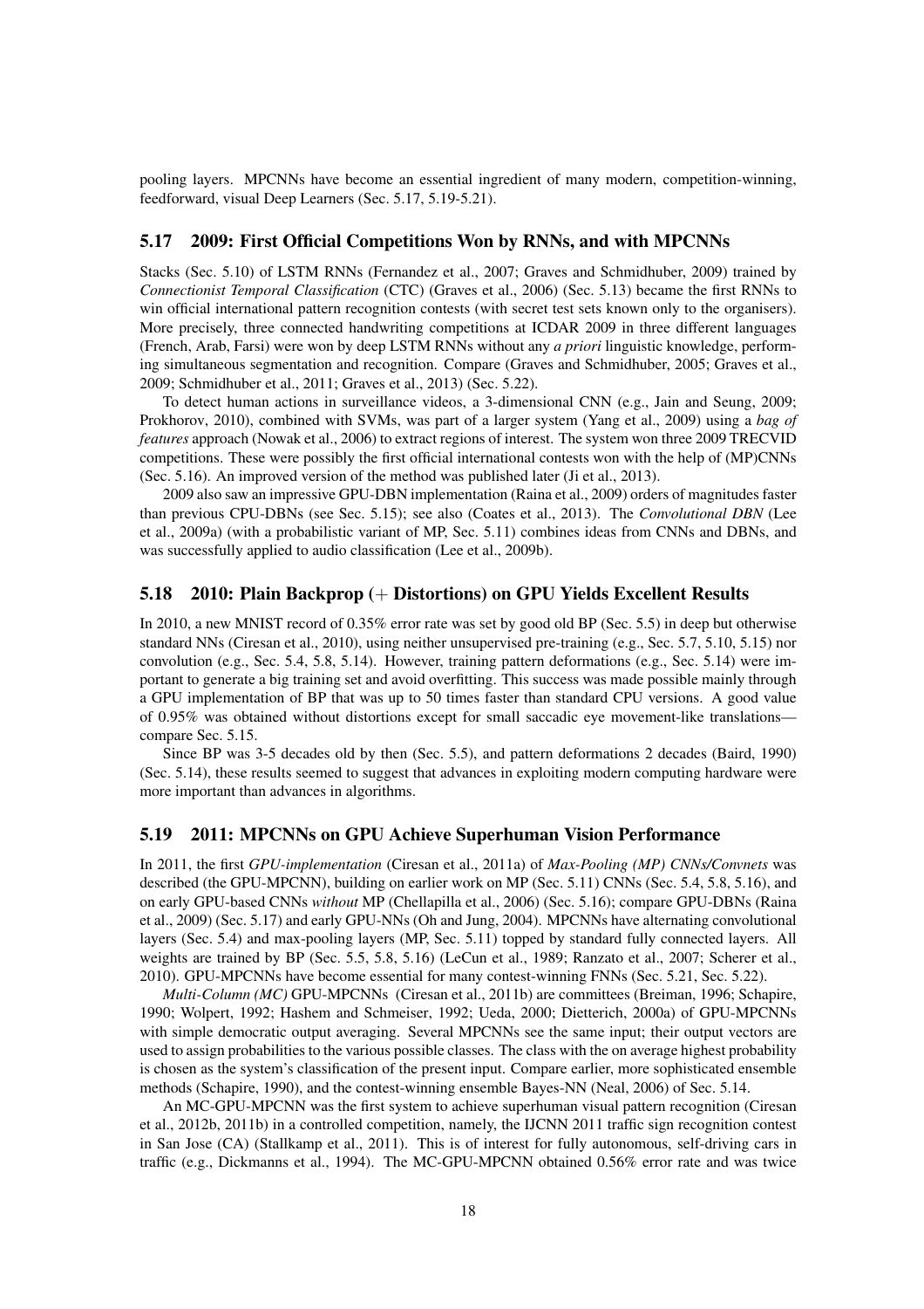pooling layers. MPCNNs have become an essential ingredient of many modern, competition-winning, feedforward, visual Deep Learners (Sec. 5.17, 5.19-5.21).

### 5.17 2009: First Official Competitions Won by RNNs, and with MPCNNs

Stacks (Sec. 5.10) of LSTM RNNs (Fernandez et al., 2007; Graves and Schmidhuber, 2009) trained by *Connectionist Temporal Classification* (CTC) (Graves et al., 2006) (Sec. 5.13) became the first RNNs to win official international pattern recognition contests (with secret test sets known only to the organisers). More precisely, three connected handwriting competitions at ICDAR 2009 in three different languages (French, Arab, Farsi) were won by deep LSTM RNNs without any *a priori* linguistic knowledge, performing simultaneous segmentation and recognition. Compare (Graves and Schmidhuber, 2005; Graves et al., 2009; Schmidhuber et al., 2011; Graves et al., 2013) (Sec. 5.22).

To detect human actions in surveillance videos, a 3-dimensional CNN (e.g., Jain and Seung, 2009; Prokhorov, 2010), combined with SVMs, was part of a larger system (Yang et al., 2009) using a *bag of features* approach (Nowak et al., 2006) to extract regions of interest. The system won three 2009 TRECVID competitions. These were possibly the first official international contests won with the help of (MP)CNNs (Sec. 5.16). An improved version of the method was published later (Ji et al., 2013).

2009 also saw an impressive GPU-DBN implementation (Raina et al., 2009) orders of magnitudes faster than previous CPU-DBNs (see Sec. 5.15); see also (Coates et al., 2013). The *Convolutional DBN* (Lee et al., 2009a) (with a probabilistic variant of MP, Sec. 5.11) combines ideas from CNNs and DBNs, and was successfully applied to audio classification (Lee et al., 2009b).

### 5.18 2010: Plain Backprop (+ Distortions) on GPU Yields Excellent Results

In 2010, a new MNIST record of 0.35% error rate was set by good old BP (Sec. 5.5) in deep but otherwise standard NNs (Ciresan et al., 2010), using neither unsupervised pre-training (e.g., Sec. 5.7, 5.10, 5.15) nor convolution (e.g., Sec. 5.4, 5.8, 5.14). However, training pattern deformations (e.g., Sec. 5.14) were important to generate a big training set and avoid overfitting. This success was made possible mainly through a GPU implementation of BP that was up to 50 times faster than standard CPU versions. A good value of 0.95% was obtained without distortions except for small saccadic eye movement-like translations—compare Sec. 5.15.

Since BP was 3-5 decades old by then (Sec. 5.5), and pattern deformations 2 decades (Baird, 1990) (Sec. 5.14), these results seemed to suggest that advances in exploiting modern computing hardware were more important than advances in algorithms.

### 5.19 2011: MPCNNs on GPU Achieve Superhuman Vision Performance

In 2011, the first *GPU-implementation* (Ciresan et al., 2011a) of *Max-Pooling (MP) CNNs/Convnets* was described (the GPU-MPCNN), building on earlier work on MP (Sec. 5.11) CNNs (Sec. 5.4, 5.8, 5.16), and on early GPU-based CNNs *without* MP (Chellapilla et al., 2006) (Sec. 5.16); compare GPU-DBNs (Raina et al., 2009) (Sec. 5.17) and early GPU-NNs (Oh and Jung, 2004). MPCNNs have alternating convolutional layers (Sec. 5.4) and max-pooling layers (MP, Sec. 5.11) topped by standard fully connected layers. All weights are trained by BP (Sec. 5.5, 5.8, 5.16) (LeCun et al., 1989; Ranzato et al., 2007; Scherer et al., 2010). GPU-MPCNNs have become essential for many contest-winning FNNs (Sec. 5.21, Sec. 5.22).

*Multi-Column (MC)* GPU-MPCNNs (Ciresan et al., 2011b) are committees (Breiman, 1996; Schapire, 1990; Wolpert, 1992; Hashem and Schmeiser, 1992; Ueda, 2000; Dietterich, 2000a) of GPU-MPCNNs with simple democratic output averaging. Several MPCNNs see the same input; their output vectors are used to assign probabilities to the various possible classes. The class with the on average highest probability is chosen as the system's classification of the present input. Compare earlier, more sophisticated ensemble methods (Schapire, 1990), and the contest-winning ensemble Bayes-NN (Neal, 2006) of Sec. 5.14.

An MC-GPU-MPCNN was the first system to achieve superhuman visual pattern recognition (Ciresan et al., 2012b, 2011b) in a controlled competition, namely, the IJCNN 2011 traffic sign recognition contest in San Jose (CA) (Stallkamp et al., 2011). This is of interest for fully autonomous, self-driving cars in traffic (e.g., Dickmanns et al., 1994). The MC-GPU-MPCNN obtained 0.56% error rate and was twice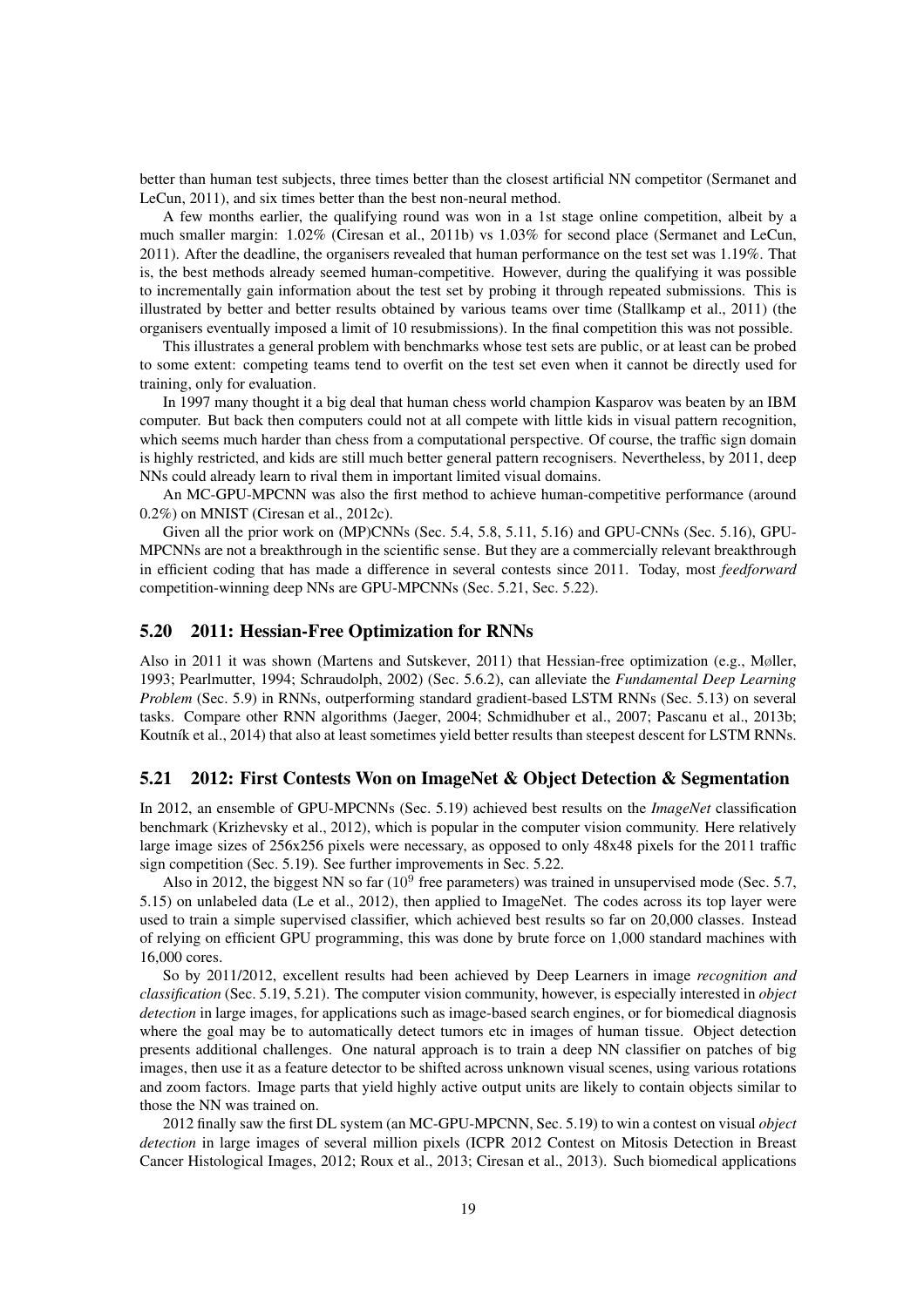better than human test subjects, three times better than the closest artificial NN competitor (Sermanet and LeCun, 2011), and six times better than the best non-neural method.

A few months earlier, the qualifying round was won in a 1st stage online competition, albeit by a much smaller margin: 1.02% (Ciresan et al., 2011b) vs 1.03% for second place (Sermanet and LeCun, 2011). After the deadline, the organisers revealed that human performance on the test set was 1.19%. That is, the best methods already seemed human-competitive. However, during the qualifying it was possible to incrementally gain information about the test set by probing it through repeated submissions. This is illustrated by better and better results obtained by various teams over time (Stallkamp et al., 2011) (the organisers eventually imposed a limit of 10 resubmissions). In the final competition this was not possible.

This illustrates a general problem with benchmarks whose test sets are public, or at least can be probed to some extent: competing teams tend to overfit on the test set even when it cannot be directly used for training, only for evaluation.

In 1997 many thought it a big deal that human chess world champion Kasparov was beaten by an IBM computer. But back then computers could not at all compete with little kids in visual pattern recognition, which seems much harder than chess from a computational perspective. Of course, the traffic sign domain is highly restricted, and kids are still much better general pattern recognisers. Nevertheless, by 2011, deep NNs could already learn to rival them in important limited visual domains.

An MC-GPU-MPCNN was also the first method to achieve human-competitive performance (around 0.2%) on MNIST (Ciresan et al., 2012c).

Given all the prior work on (MP)CNNs (Sec. 5.4, 5.8, 5.11, 5.16) and GPU-CNNs (Sec. 5.16), GPU-MPCNNs are not a breakthrough in the scientific sense. But they are a commercially relevant breakthrough in efficient coding that has made a difference in several contests since 2011. Today, most *feedforward* competition-winning deep NNs are GPU-MPCNNs (Sec. 5.21, Sec. 5.22).

## 5.20 2011: Hessian-Free Optimization for RNNs

Also in 2011 it was shown (Martens and Sutskever, 2011) that Hessian-free optimization (e.g., Møller, 1993; Pearlmutter, 1994; Schraudolph, 2002) (Sec. 5.6.2), can alleviate the *Fundamental Deep Learning Problem* (Sec. 5.9) in RNNs, outperforming standard gradient-based LSTM RNNs (Sec. 5.13) on several tasks. Compare other RNN algorithms (Jaeger, 2004; Schmidhuber et al., 2007; Pascanu et al., 2013b; Koutník et al., 2014) that also at least sometimes yield better results than steepest descent for LSTM RNNs.

## 5.21 2012: First Contests Won on ImageNet & Object Detection & Segmentation

In 2012, an ensemble of GPU-MPCNNs (Sec. 5.19) achieved best results on the *ImageNet* classification benchmark (Krizhevsky et al., 2012), which is popular in the computer vision community. Here relatively large image sizes of 256x256 pixels were necessary, as opposed to only 48x48 pixels for the 2011 traffic sign competition (Sec. 5.19). See further improvements in Sec. 5.22.

Also in 2012, the biggest NN so far ($10^9$ free parameters) was trained in unsupervised mode (Sec. 5.7, 5.15) on unlabeled data (Le et al., 2012), then applied to ImageNet. The codes across its top layer were used to train a simple supervised classifier, which achieved best results so far on 20,000 classes. Instead of relying on efficient GPU programming, this was done by brute force on 1,000 standard machines with 16,000 cores.

So by 2011/2012, excellent results had been achieved by Deep Learners in image *recognition and classification* (Sec. 5.19, 5.21). The computer vision community, however, is especially interested in *object detection* in large images, for applications such as image-based search engines, or for biomedical diagnosis where the goal may be to automatically detect tumors etc in images of human tissue. Object detection presents additional challenges. One natural approach is to train a deep NN classifier on patches of big images, then use it as a feature detector to be shifted across unknown visual scenes, using various rotations and zoom factors. Image parts that yield highly active output units are likely to contain objects similar to those the NN was trained on.

2012 finally saw the first DL system (an MC-GPU-MPCNN, Sec. 5.19) to win a contest on visual *object detection* in large images of several million pixels (ICPR 2012 Contest on Mitosis Detection in Breast Cancer Histological Images, 2012; Roux et al., 2013; Ciresan et al., 2013). Such biomedical applications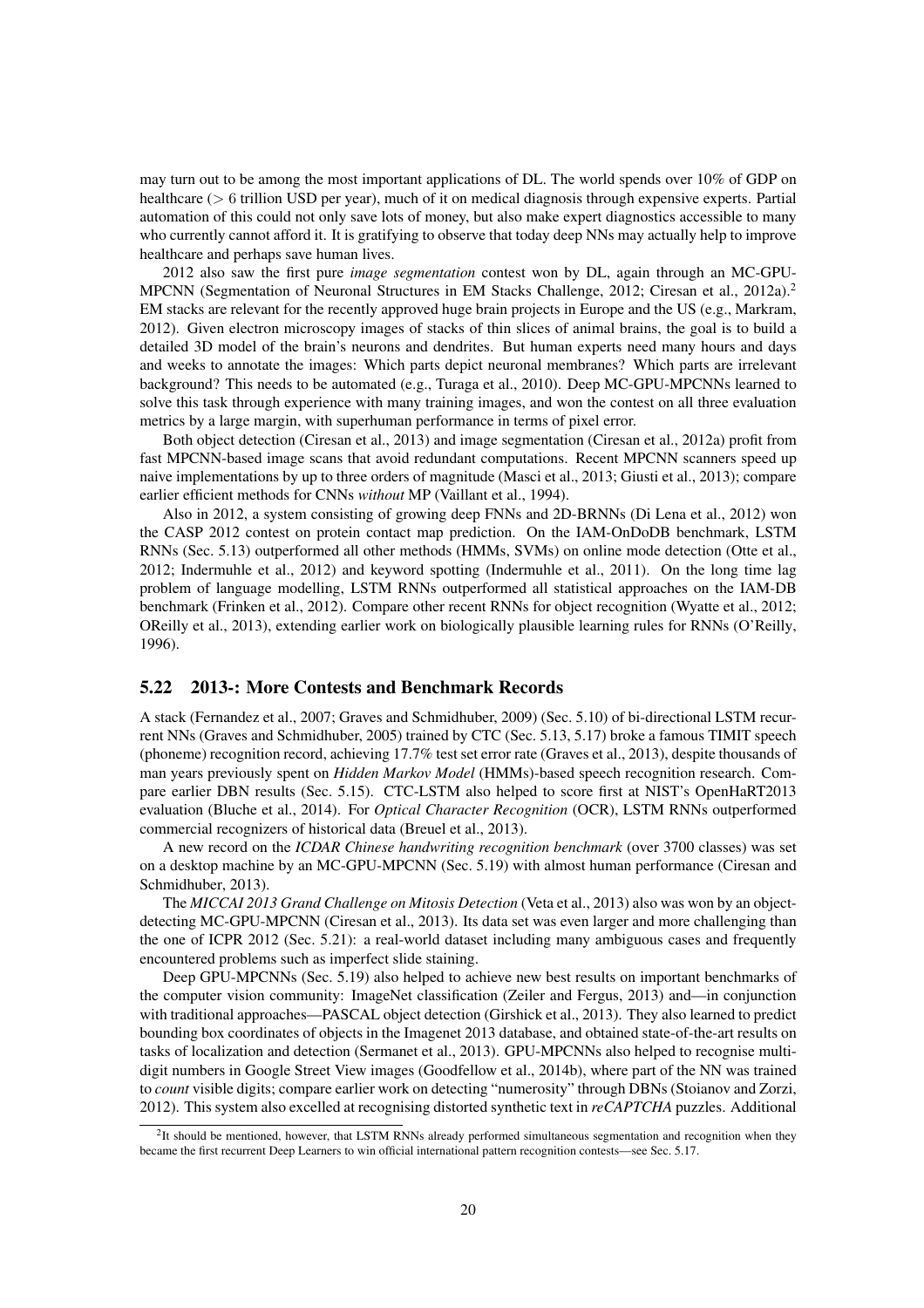may turn out to be among the most important applications of DL. The world spends over 10% of GDP on healthcare ($> 6$ trillion USD per year), much of it on medical diagnosis through expensive experts. Partial automation of this could not only save lots of money, but also make expert diagnostics accessible to many who currently cannot afford it. It is gratifying to observe that today deep NNs may actually help to improve healthcare and perhaps save human lives.

2012 also saw the first pure *image segmentation* contest won by DL, again through an MC-GPU-MPCNN (Segmentation of Neuronal Structures in EM Stacks Challenge, 2012; Ciresan et al., 2012a).[2] EM stacks are relevant for the recently approved huge brain projects in Europe and the US (e.g., Markram, 2012). Given electron microscopy images of stacks of thin slices of animal brains, the goal is to build a detailed 3D model of the brain's neurons and dendrites. But human experts need many hours and days and weeks to annotate the images: Which parts depict neuronal membranes? Which parts are irrelevant background? This needs to be automated (e.g., Turaga et al., 2010). Deep MC-GPU-MPCNNs learned to solve this task through experience with many training images, and won the contest on all three evaluation metrics by a large margin, with superhuman performance in terms of pixel error.

Both object detection (Ciresan et al., 2013) and image segmentation (Ciresan et al., 2012a) profit from fast MPCNN-based image scans that avoid redundant computations. Recent MPCNN scanners speed up naive implementations by up to three orders of magnitude (Masci et al., 2013; Giusti et al., 2013); compare earlier efficient methods for CNNs *without* MP (Vaillant et al., 1994).

Also in 2012, a system consisting of growing deep FNNs and 2D-BRNNs (Di Lena et al., 2012) won the CASP 2012 contest on protein contact map prediction. On the IAM-OnDoDB benchmark, LSTM RNNs (Sec. 5.13) outperformed all other methods (HMMs, SVMs) on online mode detection (Otte et al., 2012; Indermuhle et al., 2012) and keyword spotting (Indermuhle et al., 2011). On the long time lag problem of language modelling, LSTM RNNs outperformed all statistical approaches on the IAM-DB benchmark (Frinken et al., 2012). Compare other recent RNNs for object recognition (Wyatte et al., 2012; OReilly et al., 2013), extending earlier work on biologically plausible learning rules for RNNs (O'Reilly, 1996).

### 5.22 2013-: More Contests and Benchmark Records

A stack (Fernandez et al., 2007; Graves and Schmidhuber, 2009) (Sec. 5.10) of bi-directional LSTM recurrent NNs (Graves and Schmidhuber, 2005) trained by CTC (Sec. 5.13, 5.17) broke a famous TIMIT speech (phoneme) recognition record, achieving 17.7% test set error rate (Graves et al., 2013), despite thousands of man years previously spent on *Hidden Markov Model* (HMMs)-based speech recognition research. Compare earlier DBN results (Sec. 5.15). CTC-LSTM also helped to score first at NIST's OpenHaRT2013 evaluation (Bluche et al., 2014). For *Optical Character Recognition* (OCR), LSTM RNNs outperformed commercial recognizers of historical data (Breuel et al., 2013).

A new record on the *ICDAR Chinese handwriting recognition benchmark* (over 3700 classes) was set on a desktop machine by an MC-GPU-MPCNN (Sec. 5.19) with almost human performance (Ciresan and Schmidhuber, 2013).

The *MICCAI 2013 Grand Challenge on Mitosis Detection* (Veta et al., 2013) also was won by an object-detecting MC-GPU-MPCNN (Ciresan et al., 2013). Its data set was even larger and more challenging than the one of ICPR 2012 (Sec. 5.21): a real-world dataset including many ambiguous cases and frequently encountered problems such as imperfect slide staining.

Deep GPU-MPCNNs (Sec. 5.19) also helped to achieve new best results on important benchmarks of the computer vision community: ImageNet classification (Zeiler and Fergus, 2013) and—in conjunction with traditional approaches—PASCAL object detection (Girshick et al., 2013). They also learned to predict bounding box coordinates of objects in the Imagenet 2013 database, and obtained state-of-the-art results on tasks of localization and detection (Sermanet et al., 2013). GPU-MPCNNs also helped to recognise multi-digit numbers in Google Street View images (Goodfellow et al., 2014b), where part of the NN was trained to *count* visible digits; compare earlier work on detecting "numerosity" through DBNs (Stoianov and Zorzi, 2012). This system also excelled at recognising distorted synthetic text in *reCAPTCHA* puzzles. Additional

[2] It should be mentioned, however, that LSTM RNNs already performed simultaneous segmentation and recognition when they became the first recurrent Deep Learners to win official international pattern recognition contests—see Sec. 5.17.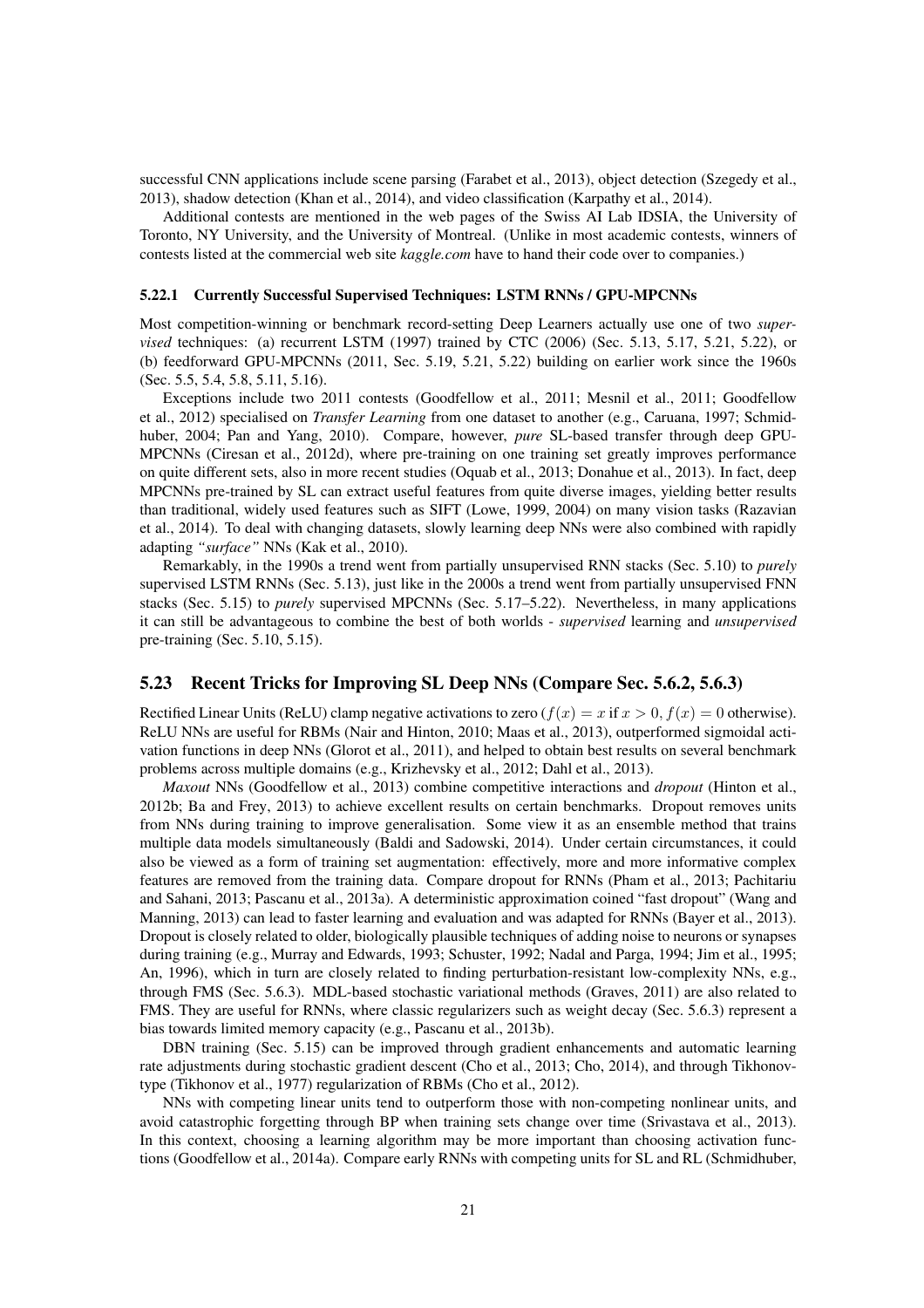successful CNN applications include scene parsing (Farabet et al., 2013), object detection (Szegedy et al., 2013), shadow detection (Khan et al., 2014), and video classification (Karpathy et al., 2014).

Additional contests are mentioned in the web pages of the Swiss AI Lab IDSIA, the University of Toronto, NY University, and the University of Montreal. (Unlike in most academic contests, winners of contests listed at the commercial web site *kaggle.com* have to hand their code over to companies.)

#### 5.22.1 Currently Successful Supervised Techniques: LSTM RNNs / GPU-MPCNNs

Most competition-winning or benchmark record-setting Deep Learners actually use one of two *supervised* techniques: (a) recurrent LSTM (1997) trained by CTC (2006) (Sec. 5.13, 5.17, 5.21, 5.22), or (b) feedforward GPU-MPCNNs (2011, Sec. 5.19, 5.21, 5.22) building on earlier work since the 1960s (Sec. 5.5, 5.4, 5.8, 5.11, 5.16).

Exceptions include two 2011 contests (Goodfellow et al., 2011; Mesnil et al., 2011; Goodfellow et al., 2012) specialised on *Transfer Learning* from one dataset to another (e.g., Caruana, 1997; Schmidhuber, 2004; Pan and Yang, 2010). Compare, however, *pure* SL-based transfer through deep GPU-MPCNNs (Ciresan et al., 2012d), where pre-training on one training set greatly improves performance on quite different sets, also in more recent studies (Oquab et al., 2013; Donahue et al., 2013). In fact, deep MPCNNs pre-trained by SL can extract useful features from quite diverse images, yielding better results than traditional, widely used features such as SIFT (Lowe, 1999, 2004) on many vision tasks (Razavian et al., 2014). To deal with changing datasets, slowly learning deep NNs were also combined with rapidly adapting *"surface"* NNs (Kak et al., 2010).

Remarkably, in the 1990s a trend went from partially unsupervised RNN stacks (Sec. 5.10) to *purely* supervised LSTM RNNs (Sec. 5.13), just like in the 2000s a trend went from partially unsupervised FNN stacks (Sec. 5.15) to *purely* supervised MPCNNs (Sec. 5.17–5.22). Nevertheless, in many applications it can still be advantageous to combine the best of both worlds - *supervised* learning and *unsupervised* pre-training (Sec. 5.10, 5.15).

### 5.23 Recent Tricks for Improving SL Deep NNs (Compare Sec. 5.6.2, 5.6.3)

Rectified Linear Units (ReLU) clamp negative activations to zero ($f(x) = x$ if $x > 0$, $f(x) = 0$ otherwise). ReLU NNs are useful for RBMs (Nair and Hinton, 2010; Maas et al., 2013), outperformed sigmoidal activation functions in deep NNs (Glorot et al., 2011), and helped to obtain best results on several benchmark problems across multiple domains (e.g., Krizhevsky et al., 2012; Dahl et al., 2013).

*Maxout* NNs (Goodfellow et al., 2013) combine competitive interactions and *dropout* (Hinton et al., 2012b; Ba and Frey, 2013) to achieve excellent results on certain benchmarks. Dropout removes units from NNs during training to improve generalisation. Some view it as an ensemble method that trains multiple data models simultaneously (Baldi and Sadowski, 2014). Under certain circumstances, it could also be viewed as a form of training set augmentation: effectively, more and more informative complex features are removed from the training data. Compare dropout for RNNs (Pham et al., 2013; Pachitariu and Sahani, 2013; Pascanu et al., 2013a). A deterministic approximation coined "fast dropout" (Wang and Manning, 2013) can lead to faster learning and evaluation and was adapted for RNNs (Bayer et al., 2013). Dropout is closely related to older, biologically plausible techniques of adding noise to neurons or synapses during training (e.g., Murray and Edwards, 1993; Schuster, 1992; Nadal and Parga, 1994; Jim et al., 1995; An, 1996), which in turn are closely related to finding perturbation-resistant low-complexity NNs, e.g., through FMS (Sec. 5.6.3). MDL-based stochastic variational methods (Graves, 2011) are also related to FMS. They are useful for RNNs, where classic regularizers such as weight decay (Sec. 5.6.3) represent a bias towards limited memory capacity (e.g., Pascanu et al., 2013b).

DBN training (Sec. 5.15) can be improved through gradient enhancements and automatic learning rate adjustments during stochastic gradient descent (Cho et al., 2013; Cho, 2014), and through Tikhonov-type (Tikhonov et al., 1977) regularization of RBMs (Cho et al., 2012).

NNs with competing linear units tend to outperform those with non-competing nonlinear units, and avoid catastrophic forgetting through BP when training sets change over time (Srivastava et al., 2013). In this context, choosing a learning algorithm may be more important than choosing activation functions (Goodfellow et al., 2014a). Compare early RNNs with competing units for SL and RL (Schmidhuber,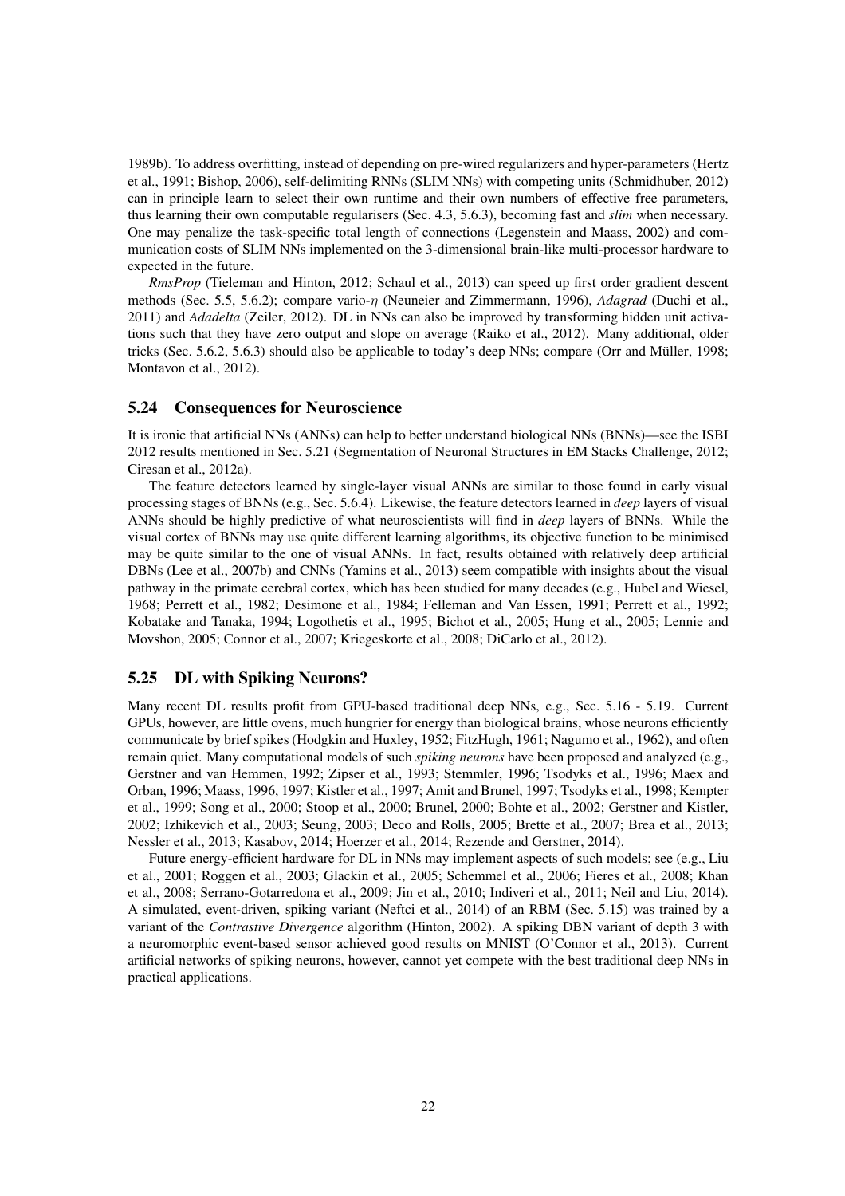1989b). To address overfitting, instead of depending on pre-wired regularizers and hyper-parameters (Hertz et al., 1991; Bishop, 2006), self-delimiting RNNs (SLIM NNs) with competing units (Schmidhuber, 2012) can in principle learn to select their own runtime and their own numbers of effective free parameters, thus learning their own computable regularisers (Sec. 4.3, 5.6.3), becoming fast and *slim* when necessary. One may penalize the task-specific total length of connections (Legenstein and Maass, 2002) and communication costs of SLIM NNs implemented on the 3-dimensional brain-like multi-processor hardware to expected in the future.

*RmsProp* (Tieleman and Hinton, 2012; Schaul et al., 2013) can speed up first order gradient descent methods (Sec. 5.5, 5.6.2); compare vario-$\eta$ (Neuneier and Zimmermann, 1996), *Adagrad* (Duchi et al., 2011) and *Adadelta* (Zeiler, 2012). DL in NNs can also be improved by transforming hidden unit activations such that they have zero output and slope on average (Raiko et al., 2012). Many additional, older tricks (Sec. 5.6.2, 5.6.3) should also be applicable to today's deep NNs; compare (Orr and Müller, 1998; Montavon et al., 2012).

### 5.24 Consequences for Neuroscience

It is ironic that artificial NNs (ANNs) can help to better understand biological NNs (BNNs)—see the ISBI 2012 results mentioned in Sec. 5.21 (Segmentation of Neuronal Structures in EM Stacks Challenge, 2012; Ciresan et al., 2012a).

The feature detectors learned by single-layer visual ANNs are similar to those found in early visual processing stages of BNNs (e.g., Sec. 5.6.4). Likewise, the feature detectors learned in *deep* layers of visual ANNs should be highly predictive of what neuroscientists will find in *deep* layers of BNNs. While the visual cortex of BNNs may use quite different learning algorithms, its objective function to be minimised may be quite similar to the one of visual ANNs. In fact, results obtained with relatively deep artificial DBNs (Lee et al., 2007b) and CNNs (Yamins et al., 2013) seem compatible with insights about the visual pathway in the primate cerebral cortex, which has been studied for many decades (e.g., Hubel and Wiesel, 1968; Perrett et al., 1982; Desimone et al., 1984; Felleman and Van Essen, 1991; Perrett et al., 1992; Kobatake and Tanaka, 1994; Logothetis et al., 1995; Bichot et al., 2005; Hung et al., 2005; Lennie and Movshon, 2005; Connor et al., 2007; Kriegeskorte et al., 2008; DiCarlo et al., 2012).

### 5.25 DL with Spiking Neurons?

Many recent DL results profit from GPU-based traditional deep NNs, e.g., Sec. 5.16 - 5.19. Current GPUs, however, are little ovens, much hungrier for energy than biological brains, whose neurons efficiently communicate by brief spikes (Hodgkin and Huxley, 1952; FitzHugh, 1961; Nagumo et al., 1962), and often remain quiet. Many computational models of such *spiking neurons* have been proposed and analyzed (e.g., Gerstner and van Hemmen, 1992; Zipser et al., 1993; Stemmler, 1996; Tsodyks et al., 1996; Maex and Orban, 1996; Maass, 1996, 1997; Kistler et al., 1997; Amit and Brunel, 1997; Tsodyks et al., 1998; Kempter et al., 1999; Song et al., 2000; Stoop et al., 2000; Brunel, 2000; Bohte et al., 2002; Gerstner and Kistler, 2002; Izhikevich et al., 2003; Seung, 2003; Deco and Rolls, 2005; Brette et al., 2007; Brea et al., 2013; Nessler et al., 2013; Kasabov, 2014; Hoerzer et al., 2014; Rezende and Gerstner, 2014).

Future energy-efficient hardware for DL in NNs may implement aspects of such models; see (e.g., Liu et al., 2001; Roggen et al., 2003; Glackin et al., 2005; Schemmel et al., 2006; Fieres et al., 2008; Khan et al., 2008; Serrano-Gotarredona et al., 2009; Jin et al., 2010; Indiveri et al., 2011; Neil and Liu, 2014). A simulated, event-driven, spiking variant (Neftci et al., 2014) of an RBM (Sec. 5.15) was trained by a variant of the *Contrastive Divergence* algorithm (Hinton, 2002). A spiking DBN variant of depth 3 with a neuromorphic event-based sensor achieved good results on MNIST (O'Connor et al., 2013). Current artificial networks of spiking neurons, however, cannot yet compete with the best traditional deep NNs in practical applications.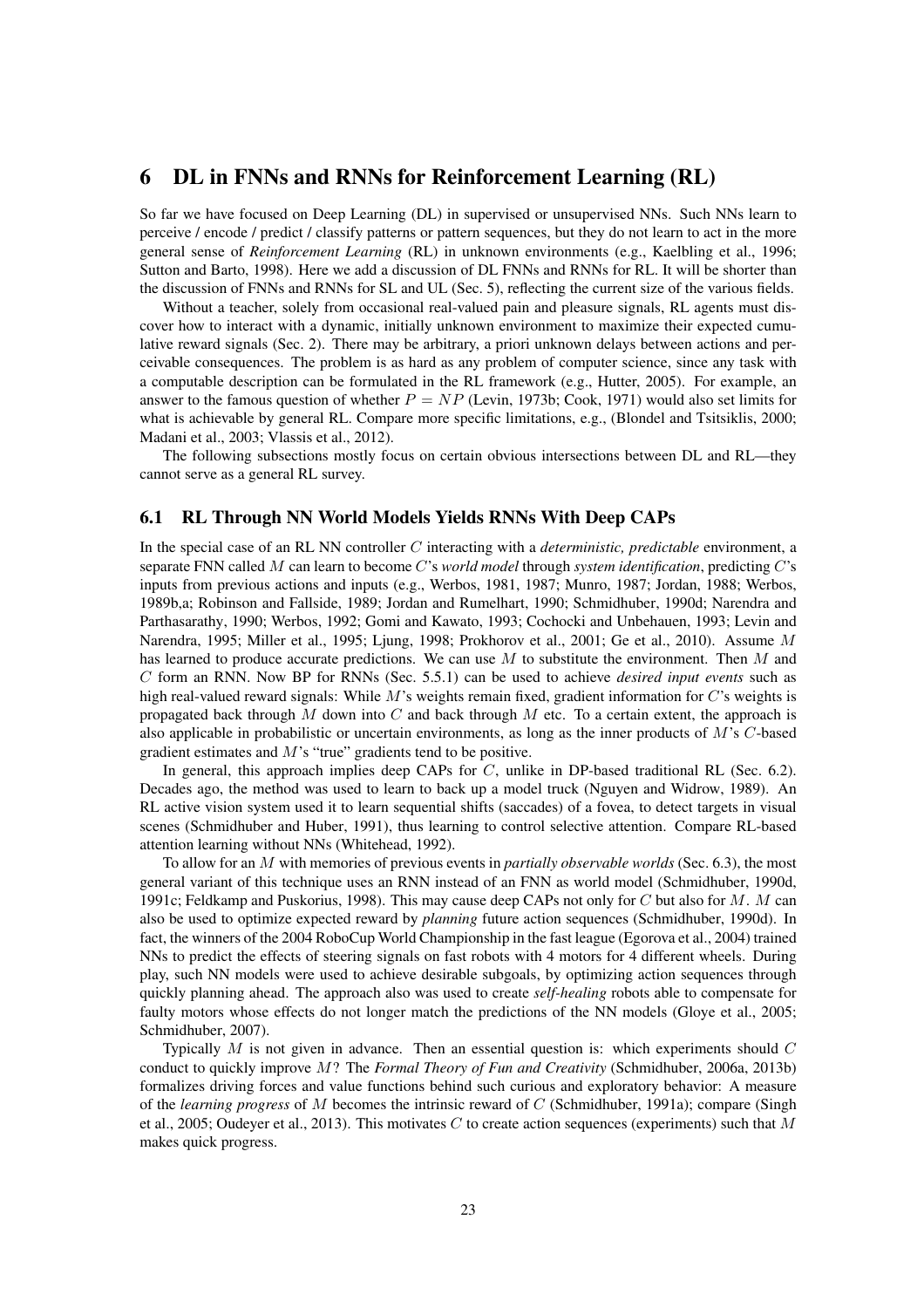# 6 DL in FNNs and RNNs for Reinforcement Learning (RL)

So far we have focused on Deep Learning (DL) in supervised or unsupervised NNs. Such NNs learn to perceive / encode / predict / classify patterns or pattern sequences, but they do not learn to act in the more general sense of *Reinforcement Learning* (RL) in unknown environments (e.g., Kaelbling et al., 1996; Sutton and Barto, 1998). Here we add a discussion of DL FNNs and RNNs for RL. It will be shorter than the discussion of FNNs and RNNs for SL and UL (Sec. 5), reflecting the current size of the various fields.

Without a teacher, solely from occasional real-valued pain and pleasure signals, RL agents must discover how to interact with a dynamic, initially unknown environment to maximize their expected cumulative reward signals (Sec. 2). There may be arbitrary, a priori unknown delays between actions and perceivable consequences. The problem is as hard as any problem of computer science, since any task with a computable description can be formulated in the RL framework (e.g., Hutter, 2005). For example, an answer to the famous question of whether $P = NP$ (Levin, 1973b; Cook, 1971) would also set limits for what is achievable by general RL. Compare more specific limitations, e.g., (Blondel and Tsitsiklis, 2000; Madani et al., 2003; Vlassis et al., 2012).

The following subsections mostly focus on certain obvious intersections between DL and RL—they cannot serve as a general RL survey.

## 6.1 RL Through NN World Models Yields RNNs With Deep CAPs

In the special case of an RL NN controller $C$ interacting with a *deterministic, predictable* environment, a separate FNN called $M$ can learn to become $C$'s *world model* through *system identification*, predicting $C$'s inputs from previous actions and inputs (e.g., Werbos, 1981, 1987; Munro, 1987; Jordan, 1988; Werbos, 1989b,a; Robinson and Fallside, 1989; Jordan and Rumelhart, 1990; Schmidhuber, 1990d; Narendra and Parthasarathy, 1990; Werbos, 1992; Gomi and Kawato, 1993; Cochocki and Unbehauen, 1993; Levin and Narendra, 1995; Miller et al., 1995; Ljung, 1998; Prokhorov et al., 2001; Ge et al., 2010). Assume $M$ has learned to produce accurate predictions. We can use $M$ to substitute the environment. Then $M$ and $C$ form an RNN. Now BP for RNNs (Sec. 5.5.1) can be used to achieve *desired input events* such as high real-valued reward signals: While $M$'s weights remain fixed, gradient information for $C$'s weights is propagated back through $M$ down into $C$ and back through $M$ etc. To a certain extent, the approach is also applicable in probabilistic or uncertain environments, as long as the inner products of $M$'s $C$-based gradient estimates and $M$'s "true" gradients tend to be positive.

In general, this approach implies deep CAPs for $C$, unlike in DP-based traditional RL (Sec. 6.2). Decades ago, the method was used to learn to back up a model truck (Nguyen and Widrow, 1989). An RL active vision system used it to learn sequential shifts (saccades) of a fovea, to detect targets in visual scenes (Schmidhuber and Huber, 1991), thus learning to control selective attention. Compare RL-based attention learning without NNs (Whitehead, 1992).

To allow for an $M$ with memories of previous events in *partially observable worlds* (Sec. 6.3), the most general variant of this technique uses an RNN instead of an FNN as world model (Schmidhuber, 1990d, 1991c; Feldkamp and Puskorius, 1998). This may cause deep CAPs not only for $C$ but also for $M$. $M$ can also be used to optimize expected reward by *planning* future action sequences (Schmidhuber, 1990d). In fact, the winners of the 2004 RoboCup World Championship in the fast league (Egorova et al., 2004) trained NNs to predict the effects of steering signals on fast robots with 4 motors for 4 different wheels. During play, such NN models were used to achieve desirable subgoals, by optimizing action sequences through quickly planning ahead. The approach also was used to create *self-healing* robots able to compensate for faulty motors whose effects do not longer match the predictions of the NN models (Gloye et al., 2005; Schmidhuber, 2007).

Typically $M$ is not given in advance. Then an essential question is: which experiments should $C$ conduct to quickly improve $M$? The *Formal Theory of Fun and Creativity* (Schmidhuber, 2006a, 2013b) formalizes driving forces and value functions behind such curious and exploratory behavior: A measure of the *learning progress* of $M$ becomes the intrinsic reward of $C$ (Schmidhuber, 1991a); compare (Singh et al., 2005; Oudeyer et al., 2013). This motivates $C$ to create action sequences (experiments) such that $M$ makes quick progress.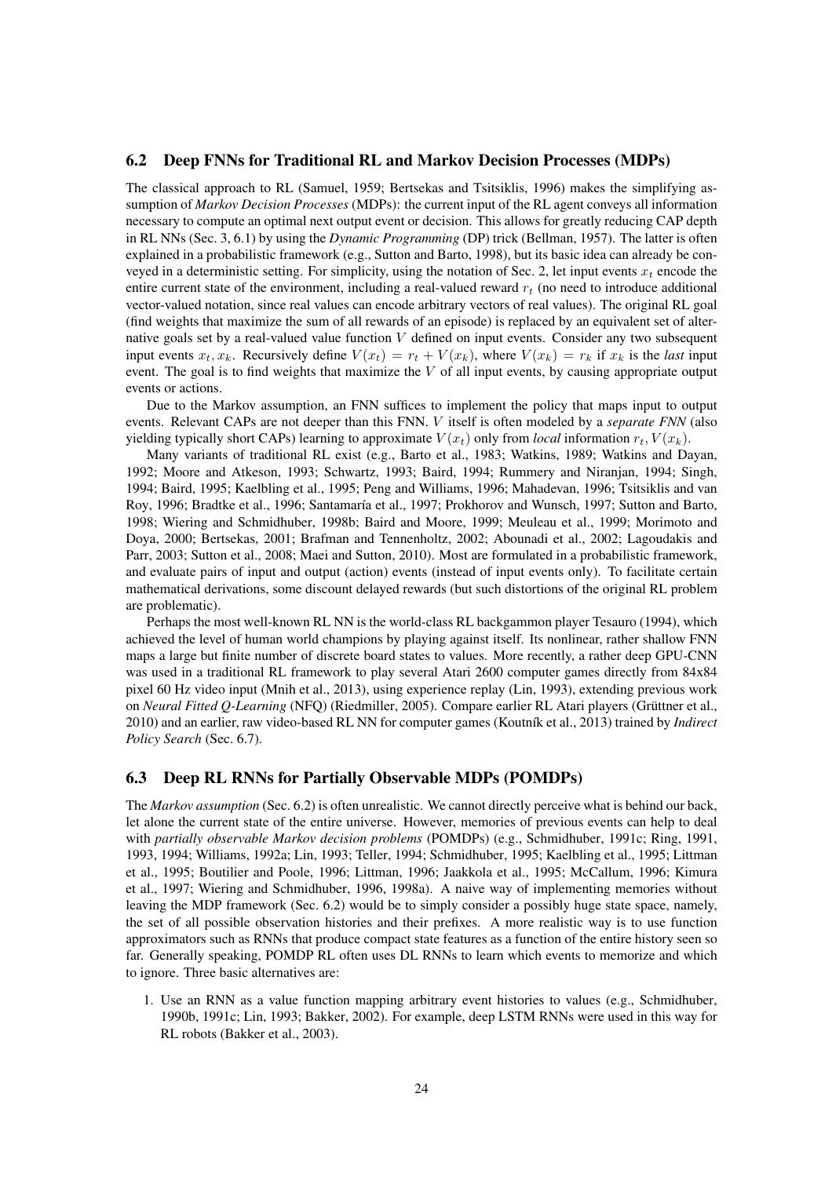### 6.2 Deep FNNs for Traditional RL and Markov Decision Processes (MDPs)

The classical approach to RL (Samuel, 1959; Bertsekas and Tsitsiklis, 1996) makes the simplifying assumption of *Markov Decision Processes* (MDPs): the current input of the RL agent conveys all information necessary to compute an optimal next output event or decision. This allows for greatly reducing CAP depth in RL NNs (Sec. 3, 6.1) by using the *Dynamic Programming* (DP) trick (Bellman, 1957). The latter is often explained in a probabilistic framework (e.g., Sutton and Barto, 1998), but its basic idea can already be conveyed in a deterministic setting. For simplicity, using the notation of Sec. 2, let input events $x_t$ encode the entire current state of the environment, including a real-valued reward $r_t$ (no need to introduce additional vector-valued notation, since real values can encode arbitrary vectors of real values). The original RL goal (find weights that maximize the sum of all rewards of an episode) is replaced by an equivalent set of alternative goals set by a real-valued value function $V$ defined on input events. Consider any two subsequent input events $x_t, x_k$. Recursively define $V(x_t) = r_t + V(x_k)$, where $V(x_k) = r_k$ if $x_k$ is the *last* input event. The goal is to find weights that maximize the $V$ of all input events, by causing appropriate output events or actions.

Due to the Markov assumption, an FNN suffices to implement the policy that maps input to output events. Relevant CAPs are not deeper than this FNN. $V$ itself is often modeled by a *separate FNN* (also yielding typically short CAPs) learning to approximate $V(x_t)$ only from *local* information $r_t, V(x_k)$.

Many variants of traditional RL exist (e.g., Barto et al., 1983; Watkins, 1989; Watkins and Dayan, 1992; Moore and Atkeson, 1993; Schwartz, 1993; Baird, 1994; Rummery and Niranjan, 1994; Singh, 1994; Baird, 1995; Kaelbling et al., 1995; Peng and Williams, 1996; Mahadevan, 1996; Tsitsiklis and van Roy, 1996; Bradtke et al., 1996; Santamaría et al., 1997; Prokhorov and Wunsch, 1997; Sutton and Barto, 1998; Wiering and Schmidhuber, 1998b; Baird and Moore, 1999; Meuleau et al., 1999; Morimoto and Doya, 2000; Bertsekas, 2001; Brafman and Tennenholtz, 2002; Abounadi et al., 2002; Lagoudakis and Parr, 2003; Sutton et al., 2008; Maei and Sutton, 2010). Most are formulated in a probabilistic framework, and evaluate pairs of input and output (action) events (instead of input events only). To facilitate certain mathematical derivations, some discount delayed rewards (but such distortions of the original RL problem are problematic).

Perhaps the most well-known RL NN is the world-class RL backgammon player Tesauro (1994), which achieved the level of human world champions by playing against itself. Its nonlinear, rather shallow FNN maps a large but finite number of discrete board states to values. More recently, a rather deep GPU-CNN was used in a traditional RL framework to play several Atari 2600 computer games directly from 84x84 pixel 60 Hz video input (Mnih et al., 2013), using experience replay (Lin, 1993), extending previous work on *Neural Fitted Q-Learning* (NFQ) (Riedmiller, 2005). Compare earlier RL Atari players (Grüttner et al., 2010) and an earlier, raw video-based RL NN for computer games (Koutník et al., 2013) trained by *Indirect Policy Search* (Sec. 6.7).

### 6.3 Deep RL RNNs for Partially Observable MDPs (POMDPs)

The *Markov assumption* (Sec. 6.2) is often unrealistic. We cannot directly perceive what is behind our back, let alone the current state of the entire universe. However, memories of previous events can help to deal with *partially observable Markov decision problems* (POMDPs) (e.g., Schmidhuber, 1991c; Ring, 1991, 1993, 1994; Williams, 1992a; Lin, 1993; Teller, 1994; Schmidhuber, 1995; Kaelbling et al., 1995; Littman et al., 1995; Boutilier and Poole, 1996; Littman, 1996; Jaakkola et al., 1995; McCallum, 1996; Kimura et al., 1997; Wiering and Schmidhuber, 1996, 1998a). A naive way of implementing memories without leaving the MDP framework (Sec. 6.2) would be to simply consider a possibly huge state space, namely, the set of all possible observation histories and their prefixes. A more realistic way is to use function approximators such as RNNs that produce compact state features as a function of the entire history seen so far. Generally speaking, POMDP RL often uses DL RNNs to learn which events to memorize and which to ignore. Three basic alternatives are:

1. Use an RNN as a value function mapping arbitrary event histories to values (e.g., Schmidhuber, 1990b, 1991c; Lin, 1993; Bakker, 2002). For example, deep LSTM RNNs were used in this way for RL robots (Bakker et al., 2003).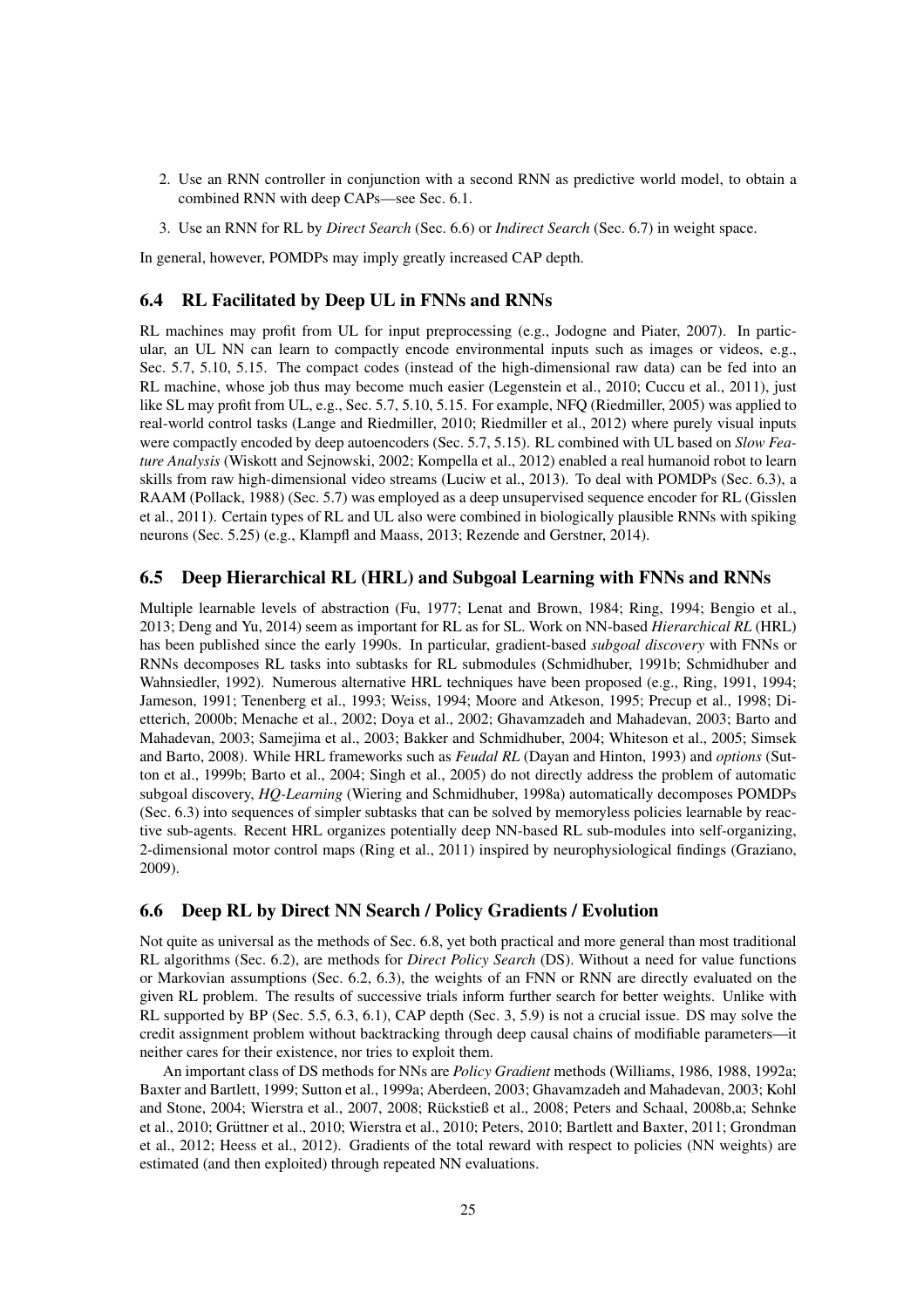2. Use an RNN controller in conjunction with a second RNN as predictive world model, to obtain a combined RNN with deep CAPs—see Sec. 6.1.
3. Use an RNN for RL by *Direct Search* (Sec. 6.6) or *Indirect Search* (Sec. 6.7) in weight space.

In general, however, POMDPs may imply greatly increased CAP depth.

### 6.4 RL Facilitated by Deep UL in FNNs and RNNs

RL machines may profit from UL for input preprocessing (e.g., Jodogne and Piater, 2007). In particular, an UL NN can learn to compactly encode environmental inputs such as images or videos, e.g., Sec. 5.7, 5.10, 5.15. The compact codes (instead of the high-dimensional raw data) can be fed into an RL machine, whose job thus may become much easier (Legenstein et al., 2010; Cuccu et al., 2011), just like SL may profit from UL, e.g., Sec. 5.7, 5.10, 5.15. For example, NFQ (Riedmiller, 2005) was applied to real-world control tasks (Lange and Riedmiller, 2010; Riedmiller et al., 2012) where purely visual inputs were compactly encoded by deep autoencoders (Sec. 5.7, 5.15). RL combined with UL based on *Slow Feature Analysis* (Wiskott and Sejnowski, 2002; Kompella et al., 2012) enabled a real humanoid robot to learn skills from raw high-dimensional video streams (Luciw et al., 2013). To deal with POMDPs (Sec. 6.3), a RAAM (Pollack, 1988) (Sec. 5.7) was employed as a deep unsupervised sequence encoder for RL (Gisslen et al., 2011). Certain types of RL and UL also were combined in biologically plausible RNNs with spiking neurons (Sec. 5.25) (e.g., Klampfl and Maass, 2013; Rezende and Gerstner, 2014).

### 6.5 Deep Hierarchical RL (HRL) and Subgoal Learning with FNNs and RNNs

Multiple learnable levels of abstraction (Fu, 1977; Lenat and Brown, 1984; Ring, 1994; Bengio et al., 2013; Deng and Yu, 2014) seem as important for RL as for SL. Work on NN-based *Hierarchical RL* (HRL) has been published since the early 1990s. In particular, gradient-based *subgoal discovery* with FNNs or RNNs decomposes RL tasks into subtasks for RL submodules (Schmidhuber, 1991b; Schmidhuber and Wahnsiedler, 1992). Numerous alternative HRL techniques have been proposed (e.g., Ring, 1991, 1994; Jameson, 1991; Tenenberg et al., 1993; Weiss, 1994; Moore and Atkeson, 1995; Precup et al., 1998; Dietterich, 2000b; Menache et al., 2002; Doya et al., 2002; Ghavamzadeh and Mahadevan, 2003; Barto and Mahadevan, 2003; Samejima et al., 2003; Bakker and Schmidhuber, 2004; Whiteson et al., 2005; Simsek and Barto, 2008). While HRL frameworks such as *Feudal RL* (Dayan and Hinton, 1993) and *options* (Sutton et al., 1999b; Barto et al., 2004; Singh et al., 2005) do not directly address the problem of automatic subgoal discovery, *HQ-Learning* (Wiering and Schmidhuber, 1998a) automatically decomposes POMDPs (Sec. 6.3) into sequences of simpler subtasks that can be solved by memoryless policies learnable by reactive sub-agents. Recent HRL organizes potentially deep NN-based RL sub-modules into self-organizing, 2-dimensional motor control maps (Ring et al., 2011) inspired by neurophysiological findings (Graziano, 2009).

### 6.6 Deep RL by Direct NN Search / Policy Gradients / Evolution

Not quite as universal as the methods of Sec. 6.8, yet both practical and more general than most traditional RL algorithms (Sec. 6.2), are methods for *Direct Policy Search* (DS). Without a need for value functions or Markovian assumptions (Sec. 6.2, 6.3), the weights of an FNN or RNN are directly evaluated on the given RL problem. The results of successive trials inform further search for better weights. Unlike with RL supported by BP (Sec. 5.5, 6.3, 6.1), CAP depth (Sec. 3, 5.9) is not a crucial issue. DS may solve the credit assignment problem without backtracking through deep causal chains of modifiable parameters—it neither cares for their existence, nor tries to exploit them.

An important class of DS methods for NNs are *Policy Gradient* methods (Williams, 1986, 1988, 1992a; Baxter and Bartlett, 1999; Sutton et al., 1999a; Aberdeen, 2003; Ghavamzadeh and Mahadevan, 2003; Kohl and Stone, 2004; Wierstra et al., 2007, 2008; Rückstieß et al., 2008; Peters and Schaal, 2008b,a; Sehnke et al., 2010; Grüttner et al., 2010; Wierstra et al., 2010; Peters, 2010; Bartlett and Baxter, 2011; Grondman et al., 2012; Heess et al., 2012). Gradients of the total reward with respect to policies (NN weights) are estimated (and then exploited) through repeated NN evaluations.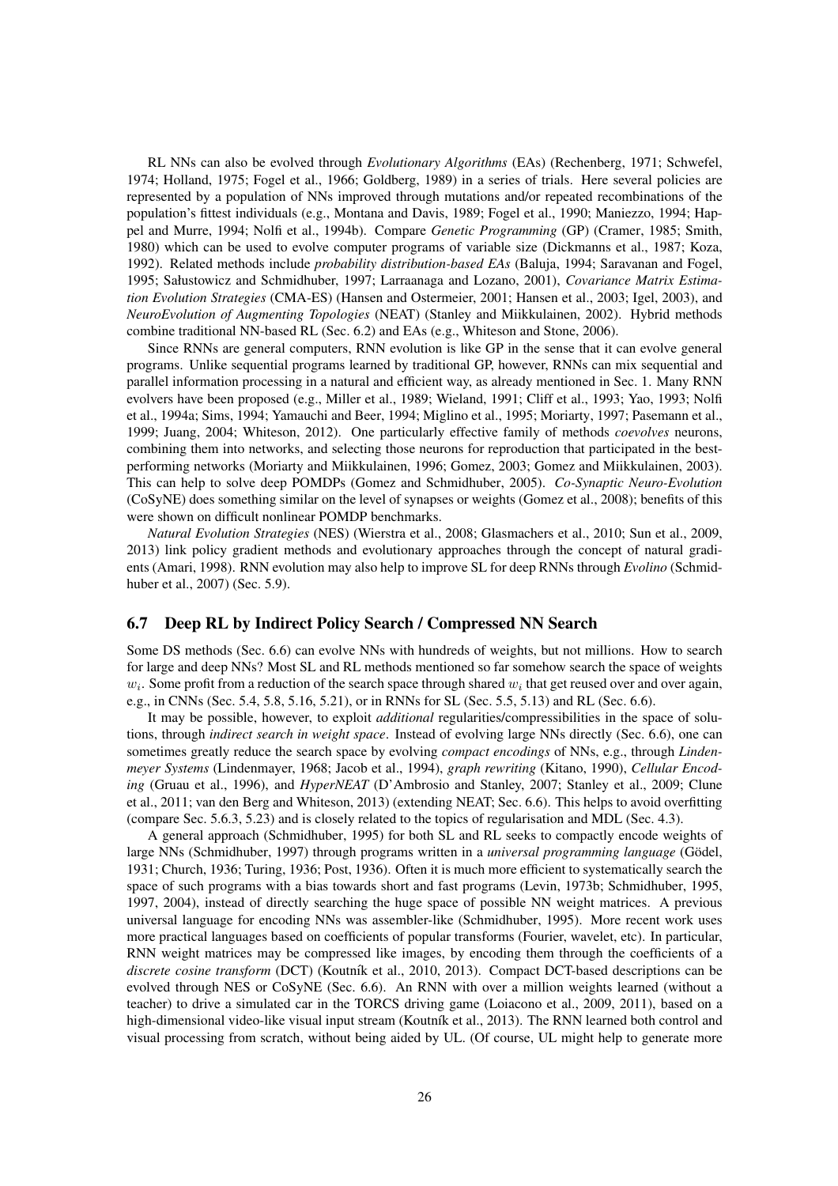RL NNs can also be evolved through *Evolutionary Algorithms* (EAs) (Rechenberg, 1971; Schwefel, 1974; Holland, 1975; Fogel et al., 1966; Goldberg, 1989) in a series of trials. Here several policies are represented by a population of NNs improved through mutations and/or repeated recombinations of the population's fittest individuals (e.g., Montana and Davis, 1989; Fogel et al., 1990; Maniezzo, 1994; Happel and Murre, 1994; Nolfi et al., 1994b). Compare *Genetic Programming* (GP) (Cramer, 1985; Smith, 1980) which can be used to evolve computer programs of variable size (Dickmanns et al., 1987; Koza, 1992). Related methods include *probability distribution-based EAs* (Baluja, 1994; Saravanan and Fogel, 1995; Sałustowicz and Schmidhuber, 1997; Larraanaga and Lozano, 2001), *Covariance Matrix Estimation Evolution Strategies* (CMA-ES) (Hansen and Ostermeier, 2001; Hansen et al., 2003; Igel, 2003), and *NeuroEvolution of Augmenting Topologies* (NEAT) (Stanley and Miikkulainen, 2002). Hybrid methods combine traditional NN-based RL (Sec. 6.2) and EAs (e.g., Whiteson and Stone, 2006).

Since RNNs are general computers, RNN evolution is like GP in the sense that it can evolve general programs. Unlike sequential programs learned by traditional GP, however, RNNs can mix sequential and parallel information processing in a natural and efficient way, as already mentioned in Sec. 1. Many RNN evolvers have been proposed (e.g., Miller et al., 1989; Wieland, 1991; Cliff et al., 1993; Yao, 1993; Nolfi et al., 1994a; Sims, 1994; Yamauchi and Beer, 1994; Miglino et al., 1995; Moriarty, 1997; Pasemann et al., 1999; Juang, 2004; Whiteson, 2012). One particularly effective family of methods *coevolves* neurons, combining them into networks, and selecting those neurons for reproduction that participated in the best-performing networks (Moriarty and Miikkulainen, 1996; Gomez, 2003; Gomez and Miikkulainen, 2003). This can help to solve deep POMDPs (Gomez and Schmidhuber, 2005). *Co-Synaptic Neuro-Evolution* (CoSyNE) does something similar on the level of synapses or weights (Gomez et al., 2008); benefits of this were shown on difficult nonlinear POMDP benchmarks.

*Natural Evolution Strategies* (NES) (Wierstra et al., 2008; Glasmachers et al., 2010; Sun et al., 2009, 2013) link policy gradient methods and evolutionary approaches through the concept of natural gradients (Amari, 1998). RNN evolution may also help to improve SL for deep RNNs through *Evolino* (Schmidhuber et al., 2007) (Sec. 5.9).

### 6.7 Deep RL by Indirect Policy Search / Compressed NN Search

Some DS methods (Sec. 6.6) can evolve NNs with hundreds of weights, but not millions. How to search for large and deep NNs? Most SL and RL methods mentioned so far somehow search the space of weights $w_i$. Some profit from a reduction of the search space through shared $w_i$ that get reused over and over again, e.g., in CNNs (Sec. 5.4, 5.8, 5.16, 5.21), or in RNNs for SL (Sec. 5.5, 5.13) and RL (Sec. 6.6).

It may be possible, however, to exploit *additional* regularities/compressibilities in the space of solutions, through *indirect search in weight space*. Instead of evolving large NNs directly (Sec. 6.6), one can sometimes greatly reduce the search space by evolving *compact encodings* of NNs, e.g., through *Lindenmeyer Systems* (Lindenmayer, 1968; Jacob et al., 1994), *graph rewriting* (Kitano, 1990), *Cellular Encoding* (Gruau et al., 1996), and *HyperNEAT* (D'Ambrosio and Stanley, 2007; Stanley et al., 2009; Clune et al., 2011; van den Berg and Whiteson, 2013) (extending NEAT; Sec. 6.6). This helps to avoid overfitting (compare Sec. 5.6.3, 5.23) and is closely related to the topics of regularisation and MDL (Sec. 4.3).

A general approach (Schmidhuber, 1995) for both SL and RL seeks to compactly encode weights of large NNs (Schmidhuber, 1997) through programs written in a *universal programming language* (Gödel, 1931; Church, 1936; Turing, 1936; Post, 1936). Often it is much more efficient to systematically search the space of such programs with a bias towards short and fast programs (Levin, 1973b; Schmidhuber, 1995, 1997, 2004), instead of directly searching the huge space of possible NN weight matrices. A previous universal language for encoding NNs was assembler-like (Schmidhuber, 1995). More recent work uses more practical languages based on coefficients of popular transforms (Fourier, wavelet, etc). In particular, RNN weight matrices may be compressed like images, by encoding them through the coefficients of a *discrete cosine transform* (DCT) (Koutník et al., 2010, 2013). Compact DCT-based descriptions can be evolved through NES or CoSyNE (Sec. 6.6). An RNN with over a million weights learned (without a teacher) to drive a simulated car in the TORCS driving game (Loiacono et al., 2009, 2011), based on a high-dimensional video-like visual input stream (Koutník et al., 2013). The RNN learned both control and visual processing from scratch, without being aided by UL. (Of course, UL might help to generate more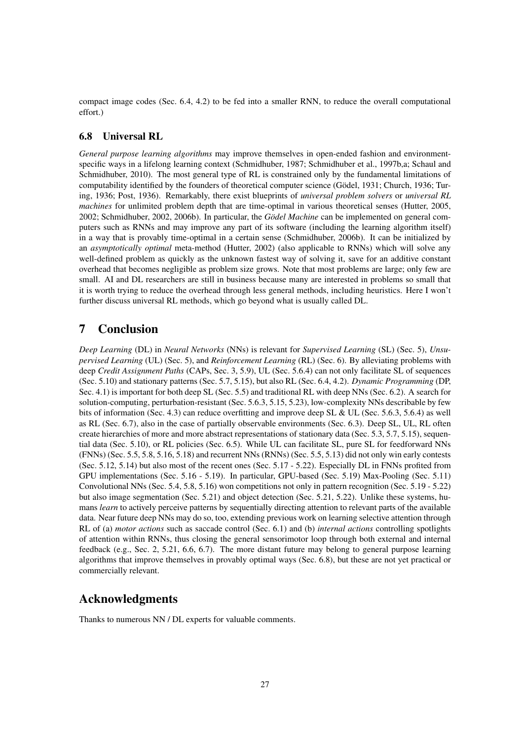compact image codes (Sec. 6.4, 4.2) to be fed into a smaller RNN, to reduce the overall computational effort.)

### 6.8 Universal RL

*General purpose learning algorithms* may improve themselves in open-ended fashion and environment-specific ways in a lifelong learning context (Schmidhuber, 1987; Schmidhuber et al., 1997b,a; Schaul and Schmidhuber, 2010). The most general type of RL is constrained only by the fundamental limitations of computability identified by the founders of theoretical computer science (Gödel, 1931; Church, 1936; Turing, 1936; Post, 1936). Remarkably, there exist blueprints of *universal problem solvers* or *universal RL machines* for unlimited problem depth that are time-optimal in various theoretical senses (Hutter, 2005, 2002; Schmidhuber, 2002, 2006b). In particular, the *Gödel Machine* can be implemented on general computers such as RNNs and may improve any part of its software (including the learning algorithm itself) in a way that is provably time-optimal in a certain sense (Schmidhuber, 2006b). It can be initialized by an *asymptotically optimal* meta-method (Hutter, 2002) (also applicable to RNNs) which will solve any well-defined problem as quickly as the unknown fastest way of solving it, save for an additive constant overhead that becomes negligible as problem size grows. Note that most problems are large; only few are small. AI and DL researchers are still in business because many are interested in problems so small that it is worth trying to reduce the overhead through less general methods, including heuristics. Here I won't further discuss universal RL methods, which go beyond what is usually called DL.

## 7 Conclusion

*Deep Learning* (DL) in *Neural Networks* (NNs) is relevant for *Supervised Learning* (SL) (Sec. 5), *Unsupervised Learning* (UL) (Sec. 5), and *Reinforcement Learning* (RL) (Sec. 6). By alleviating problems with deep *Credit Assignment Paths* (CAPs, Sec. 3, 5.9), UL (Sec. 5.6.4) can not only facilitate SL of sequences (Sec. 5.10) and stationary patterns (Sec. 5.7, 5.15), but also RL (Sec. 6.4, 4.2). *Dynamic Programming* (DP, Sec. 4.1) is important for both deep SL (Sec. 5.5) and traditional RL with deep NNs (Sec. 6.2). A search for solution-computing, perturbation-resistant (Sec. 5.6.3, 5.15, 5.23), low-complexity NNs describable by few bits of information (Sec. 4.3) can reduce overfitting and improve deep SL & UL (Sec. 5.6.3, 5.6.4) as well as RL (Sec. 6.7), also in the case of partially observable environments (Sec. 6.3). Deep SL, UL, RL often create hierarchies of more and more abstract representations of stationary data (Sec. 5.3, 5.7, 5.15), sequential data (Sec. 5.10), or RL policies (Sec. 6.5). While UL can facilitate SL, pure SL for feedforward NNs (FNNs) (Sec. 5.5, 5.8, 5.16, 5.18) and recurrent NNs (RNNs) (Sec. 5.5, 5.13) did not only win early contests (Sec. 5.12, 5.14) but also most of the recent ones (Sec. 5.17 - 5.22). Especially DL in FNNs profited from GPU implementations (Sec. 5.16 - 5.19). In particular, GPU-based (Sec. 5.19) Max-Pooling (Sec. 5.11) Convolutional NNs (Sec. 5.4, 5.8, 5.16) won competitions not only in pattern recognition (Sec. 5.19 - 5.22) but also image segmentation (Sec. 5.21) and object detection (Sec. 5.21, 5.22). Unlike these systems, humans *learn* to actively perceive patterns by sequentially directing attention to relevant parts of the available data. Near future deep NNs may do so, too, extending previous work on learning selective attention through RL of (a) *motor actions* such as saccade control (Sec. 6.1) and (b) *internal actions* controlling spotlights of attention within RNNs, thus closing the general sensorimotor loop through both external and internal feedback (e.g., Sec. 2, 5.21, 6.6, 6.7). The more distant future may belong to general purpose learning algorithms that improve themselves in provably optimal ways (Sec. 6.8), but these are not yet practical or commercially relevant.

## Acknowledgments

Thanks to numerous NN / DL experts for valuable comments.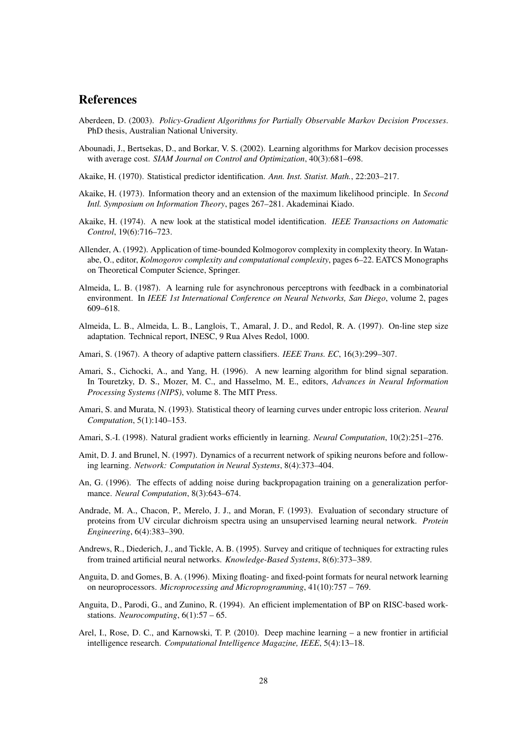## References

Aberdeen, D. (2003). *Policy-Gradient Algorithms for Partially Observable Markov Decision Processes*. PhD thesis, Australian National University.

Abounadi, J., Bertsekas, D., and Borkar, V. S. (2002). Learning algorithms for Markov decision processes with average cost. *SIAM Journal on Control and Optimization*, 40(3):681–698.

Akaike, H. (1970). Statistical predictor identification. *Ann. Inst. Statist. Math.*, 22:203–217.

Akaike, H. (1973). Information theory and an extension of the maximum likelihood principle. In *Second Intl. Symposium on Information Theory*, pages 267–281. Akademinai Kiado.

Akaike, H. (1974). A new look at the statistical model identification. *IEEE Transactions on Automatic Control*, 19(6):716–723.

Allender, A. (1992). Application of time-bounded Kolmogorov complexity in complexity theory. In Watanabe, O., editor, *Kolmogorov complexity and computational complexity*, pages 6–22. EATCS Monographs on Theoretical Computer Science, Springer.

Almeida, L. B. (1987). A learning rule for asynchronous perceptrons with feedback in a combinatorial environment. In *IEEE 1st International Conference on Neural Networks, San Diego*, volume 2, pages 609–618.

Almeida, L. B., Almeida, L. B., Langlois, T., Amaral, J. D., and Redol, R. A. (1997). On-line step size adaptation. Technical report, INESC, 9 Rua Alves Redol, 1000.

Amari, S. (1967). A theory of adaptive pattern classifiers. *IEEE Trans. EC*, 16(3):299–307.

Amari, S., Cichocki, A., and Yang, H. (1996). A new learning algorithm for blind signal separation. In Touretzky, D. S., Mozer, M. C., and Hasselmo, M. E., editors, *Advances in Neural Information Processing Systems (NIPS)*, volume 8. The MIT Press.

Amari, S. and Murata, N. (1993). Statistical theory of learning curves under entropic loss criterion. *Neural Computation*, 5(1):140–153.

Amari, S.-I. (1998). Natural gradient works efficiently in learning. *Neural Computation*, 10(2):251–276.

Amit, D. J. and Brunel, N. (1997). Dynamics of a recurrent network of spiking neurons before and following learning. *Network: Computation in Neural Systems*, 8(4):373–404.

An, G. (1996). The effects of adding noise during backpropagation training on a generalization performance. *Neural Computation*, 8(3):643–674.

Andrade, M. A., Chacon, P., Merelo, J. J., and Moran, F. (1993). Evaluation of secondary structure of proteins from UV circular dichroism spectra using an unsupervised learning neural network. *Protein Engineering*, 6(4):383–390.

Andrews, R., Diederich, J., and Tickle, A. B. (1995). Survey and critique of techniques for extracting rules from trained artificial neural networks. *Knowledge-Based Systems*, 8(6):373–389.

Anguita, D. and Gomes, B. A. (1996). Mixing floating- and fixed-point formats for neural network learning on neuroprocessors. *Microprocessing and Microprogramming*, 41(10):757 – 769.

Anguita, D., Parodi, G., and Zunino, R. (1994). An efficient implementation of BP on RISC-based workstations. *Neurocomputing*, 6(1):57 – 65.

Arel, I., Rose, D. C., and Karnowski, T. P. (2010). Deep machine learning – a new frontier in artificial intelligence research. *Computational Intelligence Magazine, IEEE*, 5(4):13–18.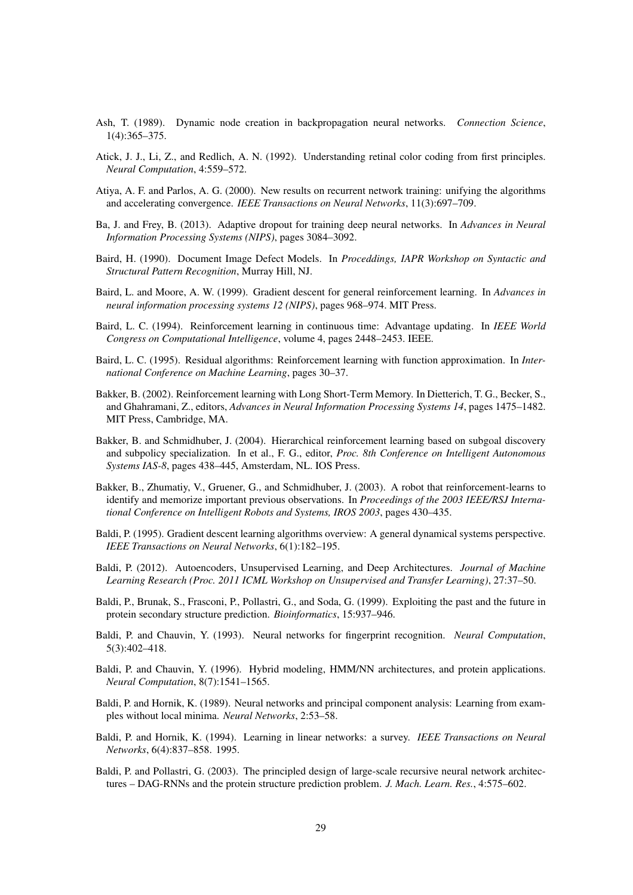Ash, T. (1989). Dynamic node creation in backpropagation neural networks. *Connection Science*, 1(4):365–375.

Atick, J. J., Li, Z., and Redlich, A. N. (1992). Understanding retinal color coding from first principles. *Neural Computation*, 4:559–572.

Atiya, A. F. and Parlos, A. G. (2000). New results on recurrent network training: unifying the algorithms and accelerating convergence. *IEEE Transactions on Neural Networks*, 11(3):697–709.

Ba, J. and Frey, B. (2013). Adaptive dropout for training deep neural networks. In *Advances in Neural Information Processing Systems (NIPS)*, pages 3084–3092.

Baird, H. (1990). Document Image Defect Models. In *Proceddings, IAPR Workshop on Syntactic and Structural Pattern Recognition*, Murray Hill, NJ.

Baird, L. and Moore, A. W. (1999). Gradient descent for general reinforcement learning. In *Advances in neural information processing systems 12 (NIPS)*, pages 968–974. MIT Press.

Baird, L. C. (1994). Reinforcement learning in continuous time: Advantage updating. In *IEEE World Congress on Computational Intelligence*, volume 4, pages 2448–2453. IEEE.

Baird, L. C. (1995). Residual algorithms: Reinforcement learning with function approximation. In *International Conference on Machine Learning*, pages 30–37.

Bakker, B. (2002). Reinforcement learning with Long Short-Term Memory. In Dietterich, T. G., Becker, S., and Ghahramani, Z., editors, *Advances in Neural Information Processing Systems 14*, pages 1475–1482. MIT Press, Cambridge, MA.

Bakker, B. and Schmidhuber, J. (2004). Hierarchical reinforcement learning based on subgoal discovery and subpolicy specialization. In et al., F. G., editor, *Proc. 8th Conference on Intelligent Autonomous Systems IAS-8*, pages 438–445, Amsterdam, NL. IOS Press.

Bakker, B., Zhumatiy, V., Gruener, G., and Schmidhuber, J. (2003). A robot that reinforcement-learns to identify and memorize important previous observations. In *Proceedings of the 2003 IEEE/RSJ International Conference on Intelligent Robots and Systems, IROS 2003*, pages 430–435.

Baldi, P. (1995). Gradient descent learning algorithms overview: A general dynamical systems perspective. *IEEE Transactions on Neural Networks*, 6(1):182–195.

Baldi, P. (2012). Autoencoders, Unsupervised Learning, and Deep Architectures. *Journal of Machine Learning Research (Proc. 2011 ICML Workshop on Unsupervised and Transfer Learning)*, 27:37–50.

Baldi, P., Brunak, S., Frasconi, P., Pollastri, G., and Soda, G. (1999). Exploiting the past and the future in protein secondary structure prediction. *Bioinformatics*, 15:937–946.

Baldi, P. and Chauvin, Y. (1993). Neural networks for fingerprint recognition. *Neural Computation*, 5(3):402–418.

Baldi, P. and Chauvin, Y. (1996). Hybrid modeling, HMM/NN architectures, and protein applications. *Neural Computation*, 8(7):1541–1565.

Baldi, P. and Hornik, K. (1989). Neural networks and principal component analysis: Learning from examples without local minima. *Neural Networks*, 2:53–58.

Baldi, P. and Hornik, K. (1994). Learning in linear networks: a survey. *IEEE Transactions on Neural Networks*, 6(4):837–858. 1995.

Baldi, P. and Pollastri, G. (2003). The principled design of large-scale recursive neural network architectures – DAG-RNNs and the protein structure prediction problem. *J. Mach. Learn. Res.*, 4:575–602.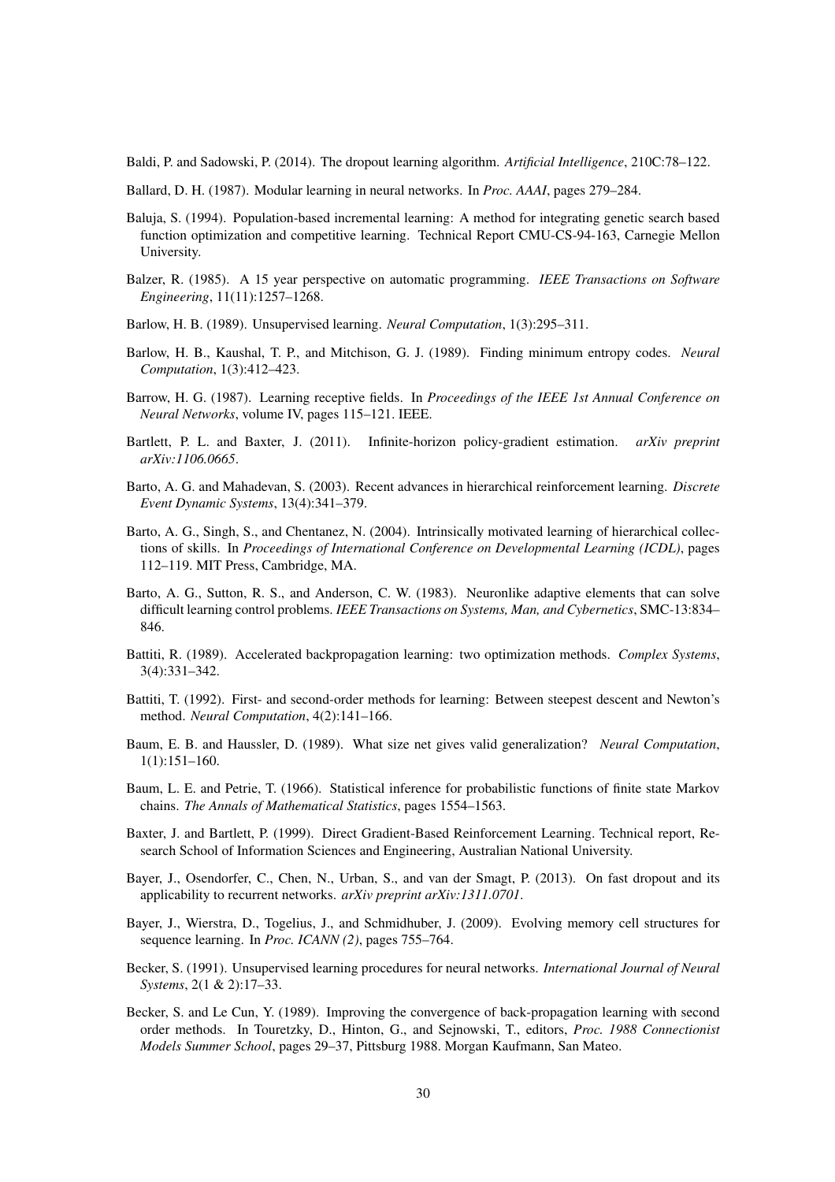Baldi, P. and Sadowski, P. (2014). The dropout learning algorithm. *Artificial Intelligence*, 210C:78–122.

Ballard, D. H. (1987). Modular learning in neural networks. In *Proc. AAAI*, pages 279–284.

Baluja, S. (1994). Population-based incremental learning: A method for integrating genetic search based function optimization and competitive learning. Technical Report CMU-CS-94-163, Carnegie Mellon University.

Balzer, R. (1985). A 15 year perspective on automatic programming. *IEEE Transactions on Software Engineering*, 11(11):1257–1268.

Barlow, H. B. (1989). Unsupervised learning. *Neural Computation*, 1(3):295–311.

Barlow, H. B., Kaushal, T. P., and Mitchison, G. J. (1989). Finding minimum entropy codes. *Neural Computation*, 1(3):412–423.

Barrow, H. G. (1987). Learning receptive fields. In *Proceedings of the IEEE 1st Annual Conference on Neural Networks*, volume IV, pages 115–121. IEEE.

Bartlett, P. L. and Baxter, J. (2011). Infinite-horizon policy-gradient estimation. *arXiv preprint arXiv:1106.0665*.

Barto, A. G. and Mahadevan, S. (2003). Recent advances in hierarchical reinforcement learning. *Discrete Event Dynamic Systems*, 13(4):341–379.

Barto, A. G., Singh, S., and Chentanez, N. (2004). Intrinsically motivated learning of hierarchical collections of skills. In *Proceedings of International Conference on Developmental Learning (ICDL)*, pages 112–119. MIT Press, Cambridge, MA.

Barto, A. G., Sutton, R. S., and Anderson, C. W. (1983). Neuronlike adaptive elements that can solve difficult learning control problems. *IEEE Transactions on Systems, Man, and Cybernetics*, SMC-13:834–846.

Battiti, R. (1989). Accelerated backpropagation learning: two optimization methods. *Complex Systems*, 3(4):331–342.

Battiti, T. (1992). First- and second-order methods for learning: Between steepest descent and Newton's method. *Neural Computation*, 4(2):141–166.

Baum, E. B. and Haussler, D. (1989). What size net gives valid generalization? *Neural Computation*, 1(1):151–160.

Baum, L. E. and Petrie, T. (1966). Statistical inference for probabilistic functions of finite state Markov chains. *The Annals of Mathematical Statistics*, pages 1554–1563.

Baxter, J. and Bartlett, P. (1999). Direct Gradient-Based Reinforcement Learning. Technical report, Research School of Information Sciences and Engineering, Australian National University.

Bayer, J., Osendorfer, C., Chen, N., Urban, S., and van der Smagt, P. (2013). On fast dropout and its applicability to recurrent networks. *arXiv preprint arXiv:1311.0701*.

Bayer, J., Wierstra, D., Togelius, J., and Schmidhuber, J. (2009). Evolving memory cell structures for sequence learning. In *Proc. ICANN (2)*, pages 755–764.

Becker, S. (1991). Unsupervised learning procedures for neural networks. *International Journal of Neural Systems*, 2(1 & 2):17–33.

Becker, S. and Le Cun, Y. (1989). Improving the convergence of back-propagation learning with second order methods. In Touretzky, D., Hinton, G., and Sejnowski, T., editors, *Proc. 1988 Connectionist Models Summer School*, pages 29–37, Pittsburg 1988. Morgan Kaufmann, San Mateo.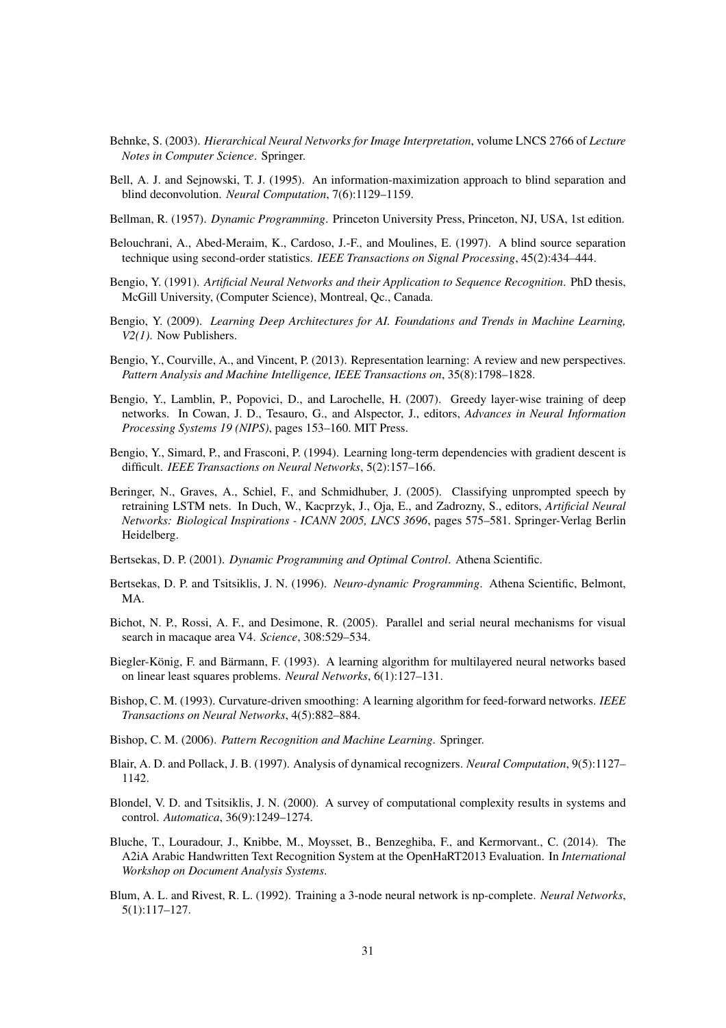Behnke, S. (2003). *Hierarchical Neural Networks for Image Interpretation*, volume LNCS 2766 of *Lecture Notes in Computer Science*. Springer.

Bell, A. J. and Sejnowski, T. J. (1995). An information-maximization approach to blind separation and blind deconvolution. *Neural Computation*, 7(6):1129–1159.

Bellman, R. (1957). *Dynamic Programming*. Princeton University Press, Princeton, NJ, USA, 1st edition.

Belouchrani, A., Abed-Meraim, K., Cardoso, J.-F., and Moulines, E. (1997). A blind source separation technique using second-order statistics. *IEEE Transactions on Signal Processing*, 45(2):434–444.

Bengio, Y. (1991). *Artificial Neural Networks and their Application to Sequence Recognition*. PhD thesis, McGill University, (Computer Science), Montreal, Qc., Canada.

Bengio, Y. (2009). *Learning Deep Architectures for AI. Foundations and Trends in Machine Learning, V2(1)*. Now Publishers.

Bengio, Y., Courville, A., and Vincent, P. (2013). Representation learning: A review and new perspectives. *Pattern Analysis and Machine Intelligence, IEEE Transactions on*, 35(8):1798–1828.

Bengio, Y., Lamblin, P., Popovici, D., and Larochelle, H. (2007). Greedy layer-wise training of deep networks. In Cowan, J. D., Tesauro, G., and Alspector, J., editors, *Advances in Neural Information Processing Systems 19 (NIPS)*, pages 153–160. MIT Press.

Bengio, Y., Simard, P., and Frasconi, P. (1994). Learning long-term dependencies with gradient descent is difficult. *IEEE Transactions on Neural Networks*, 5(2):157–166.

Beringer, N., Graves, A., Schiel, F., and Schmidhuber, J. (2005). Classifying unprompted speech by retraining LSTM nets. In Duch, W., Kacprzyk, J., Oja, E., and Zadrozny, S., editors, *Artificial Neural Networks: Biological Inspirations - ICANN 2005, LNCS 3696*, pages 575–581. Springer-Verlag Berlin Heidelberg.

Bertsekas, D. P. (2001). *Dynamic Programming and Optimal Control*. Athena Scientific.

Bertsekas, D. P. and Tsitsiklis, J. N. (1996). *Neuro-dynamic Programming*. Athena Scientific, Belmont, MA.

Bichot, N. P., Rossi, A. F., and Desimone, R. (2005). Parallel and serial neural mechanisms for visual search in macaque area V4. *Science*, 308:529–534.

Biegler-König, F. and Bärmann, F. (1993). A learning algorithm for multilayered neural networks based on linear least squares problems. *Neural Networks*, 6(1):127–131.

Bishop, C. M. (1993). Curvature-driven smoothing: A learning algorithm for feed-forward networks. *IEEE Transactions on Neural Networks*, 4(5):882–884.

Bishop, C. M. (2006). *Pattern Recognition and Machine Learning*. Springer.

Blair, A. D. and Pollack, J. B. (1997). Analysis of dynamical recognizers. *Neural Computation*, 9(5):1127–1142.

Blondel, V. D. and Tsitsiklis, J. N. (2000). A survey of computational complexity results in systems and control. *Automatica*, 36(9):1249–1274.

Bluche, T., Louradour, J., Knibbe, M., Moysset, B., Benzeghiba, F., and Kermorvant., C. (2014). The A2iA Arabic Handwritten Text Recognition System at the OpenHaRT2013 Evaluation. In *International Workshop on Document Analysis Systems*.

Blum, A. L. and Rivest, R. L. (1992). Training a 3-node neural network is np-complete. *Neural Networks*, 5(1):117–127.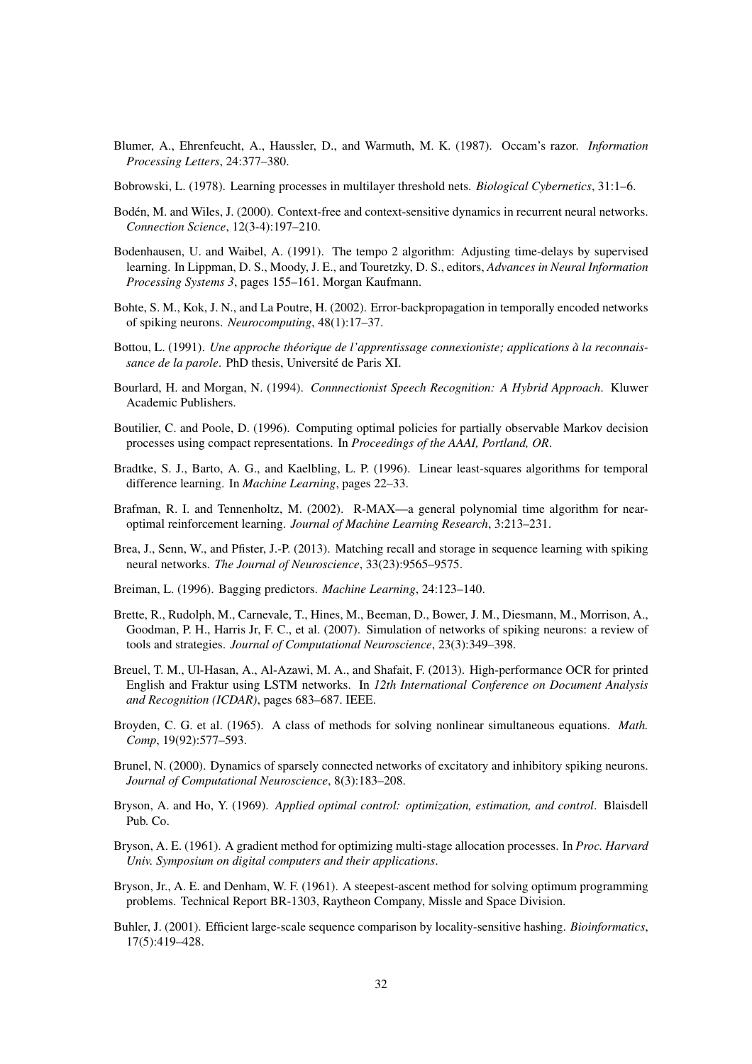Blumer, A., Ehrenfeucht, A., Haussler, D., and Warmuth, M. K. (1987). Occam's razor. *Information Processing Letters*, 24:377–380.

Bobrowski, L. (1978). Learning processes in multilayer threshold nets. *Biological Cybernetics*, 31:1–6.

Bodén, M. and Wiles, J. (2000). Context-free and context-sensitive dynamics in recurrent neural networks. *Connection Science*, 12(3-4):197–210.

Bodenhausen, U. and Waibel, A. (1991). The tempo 2 algorithm: Adjusting time-delays by supervised learning. In Lippman, D. S., Moody, J. E., and Touretzky, D. S., editors, *Advances in Neural Information Processing Systems 3*, pages 155–161. Morgan Kaufmann.

Bohte, S. M., Kok, J. N., and La Poutre, H. (2002). Error-backpropagation in temporally encoded networks of spiking neurons. *Neurocomputing*, 48(1):17–37.

Bottou, L. (1991). *Une approche théorique de l'apprentissage connexioniste; applications à la reconnaissance de la parole*. PhD thesis, Université de Paris XI.

Bourlard, H. and Morgan, N. (1994). *Connnectionist Speech Recognition: A Hybrid Approach*. Kluwer Academic Publishers.

Boutilier, C. and Poole, D. (1996). Computing optimal policies for partially observable Markov decision processes using compact representations. In *Proceedings of the AAAI, Portland, OR*.

Bradtke, S. J., Barto, A. G., and Kaelbling, L. P. (1996). Linear least-squares algorithms for temporal difference learning. In *Machine Learning*, pages 22–33.

Brafman, R. I. and Tennenholtz, M. (2002). R-MAX—a general polynomial time algorithm for near-optimal reinforcement learning. *Journal of Machine Learning Research*, 3:213–231.

Brea, J., Senn, W., and Pfister, J.-P. (2013). Matching recall and storage in sequence learning with spiking neural networks. *The Journal of Neuroscience*, 33(23):9565–9575.

Breiman, L. (1996). Bagging predictors. *Machine Learning*, 24:123–140.

Brette, R., Rudolph, M., Carnevale, T., Hines, M., Beeman, D., Bower, J. M., Diesmann, M., Morrison, A., Goodman, P. H., Harris Jr, F. C., et al. (2007). Simulation of networks of spiking neurons: a review of tools and strategies. *Journal of Computational Neuroscience*, 23(3):349–398.

Breuel, T. M., Ul-Hasan, A., Al-Azawi, M. A., and Shafait, F. (2013). High-performance OCR for printed English and Fraktur using LSTM networks. In *12th International Conference on Document Analysis and Recognition (ICDAR)*, pages 683–687. IEEE.

Broyden, C. G. et al. (1965). A class of methods for solving nonlinear simultaneous equations. *Math. Comp*, 19(92):577–593.

Brunel, N. (2000). Dynamics of sparsely connected networks of excitatory and inhibitory spiking neurons. *Journal of Computational Neuroscience*, 8(3):183–208.

Bryson, A. and Ho, Y. (1969). *Applied optimal control: optimization, estimation, and control*. Blaisdell Pub. Co.

Bryson, A. E. (1961). A gradient method for optimizing multi-stage allocation processes. In *Proc. Harvard Univ. Symposium on digital computers and their applications*.

Bryson, Jr., A. E. and Denham, W. F. (1961). A steepest-ascent method for solving optimum programming problems. Technical Report BR-1303, Raytheon Company, Missle and Space Division.

Buhler, J. (2001). Efficient large-scale sequence comparison by locality-sensitive hashing. *Bioinformatics*, 17(5):419–428.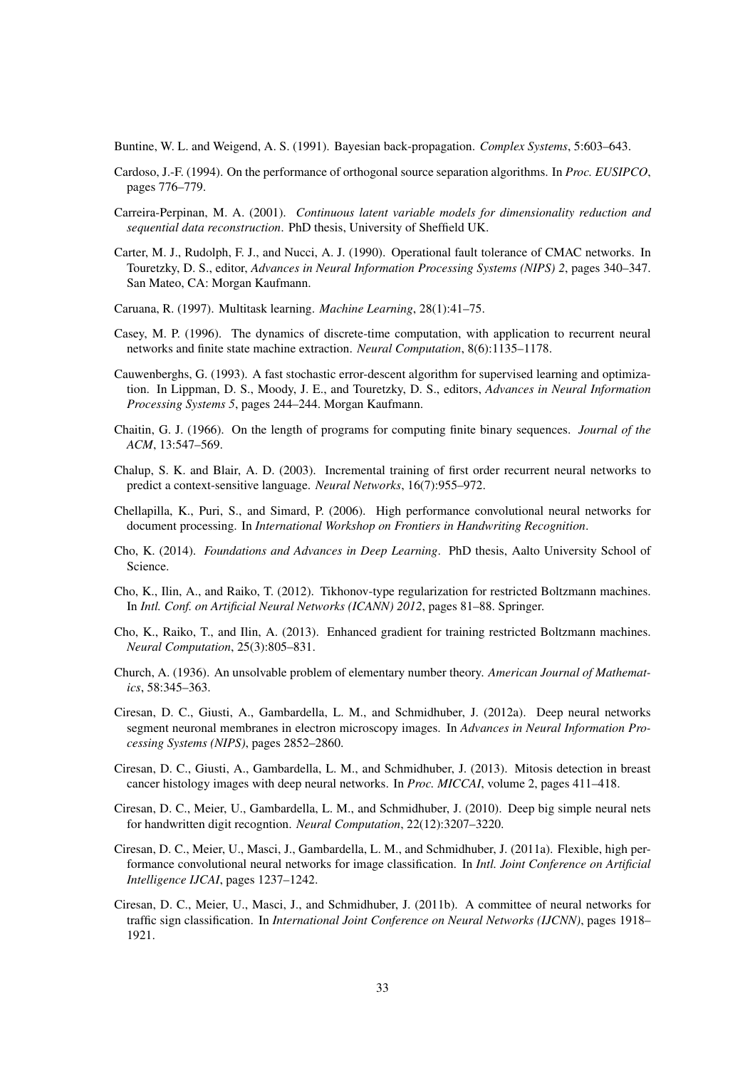Buntine, W. L. and Weigend, A. S. (1991). Bayesian back-propagation. *Complex Systems*, 5:603–643.

Cardoso, J.-F. (1994). On the performance of orthogonal source separation algorithms. In *Proc. EUSIPCO*, pages 776–779.

Carreira-Perpinan, M. A. (2001). *Continuous latent variable models for dimensionality reduction and sequential data reconstruction*. PhD thesis, University of Sheffield UK.

Carter, M. J., Rudolph, F. J., and Nucci, A. J. (1990). Operational fault tolerance of CMAC networks. In Touretzky, D. S., editor, *Advances in Neural Information Processing Systems (NIPS) 2*, pages 340–347. San Mateo, CA: Morgan Kaufmann.

Caruana, R. (1997). Multitask learning. *Machine Learning*, 28(1):41–75.

Casey, M. P. (1996). The dynamics of discrete-time computation, with application to recurrent neural networks and finite state machine extraction. *Neural Computation*, 8(6):1135–1178.

Cauwenberghs, G. (1993). A fast stochastic error-descent algorithm for supervised learning and optimization. In Lippman, D. S., Moody, J. E., and Touretzky, D. S., editors, *Advances in Neural Information Processing Systems 5*, pages 244–244. Morgan Kaufmann.

Chaitin, G. J. (1966). On the length of programs for computing finite binary sequences. *Journal of the ACM*, 13:547–569.

Chalup, S. K. and Blair, A. D. (2003). Incremental training of first order recurrent neural networks to predict a context-sensitive language. *Neural Networks*, 16(7):955–972.

Chellapilla, K., Puri, S., and Simard, P. (2006). High performance convolutional neural networks for document processing. In *International Workshop on Frontiers in Handwriting Recognition*.

Cho, K. (2014). *Foundations and Advances in Deep Learning*. PhD thesis, Aalto University School of Science.

Cho, K., Ilin, A., and Raiko, T. (2012). Tikhonov-type regularization for restricted Boltzmann machines. In *Intl. Conf. on Artificial Neural Networks (ICANN) 2012*, pages 81–88. Springer.

Cho, K., Raiko, T., and Ilin, A. (2013). Enhanced gradient for training restricted Boltzmann machines. *Neural Computation*, 25(3):805–831.

Church, A. (1936). An unsolvable problem of elementary number theory. *American Journal of Mathematics*, 58:345–363.

Ciresan, D. C., Giusti, A., Gambardella, L. M., and Schmidhuber, J. (2012a). Deep neural networks segment neuronal membranes in electron microscopy images. In *Advances in Neural Information Processing Systems (NIPS)*, pages 2852–2860.

Ciresan, D. C., Giusti, A., Gambardella, L. M., and Schmidhuber, J. (2013). Mitosis detection in breast cancer histology images with deep neural networks. In *Proc. MICCAI*, volume 2, pages 411–418.

Ciresan, D. C., Meier, U., Gambardella, L. M., and Schmidhuber, J. (2010). Deep big simple neural nets for handwritten digit recogntion. *Neural Computation*, 22(12):3207–3220.

Ciresan, D. C., Meier, U., Masci, J., Gambardella, L. M., and Schmidhuber, J. (2011a). Flexible, high performance convolutional neural networks for image classification. In *Intl. Joint Conference on Artificial Intelligence IJCAI*, pages 1237–1242.

Ciresan, D. C., Meier, U., Masci, J., and Schmidhuber, J. (2011b). A committee of neural networks for traffic sign classification. In *International Joint Conference on Neural Networks (IJCNN)*, pages 1918–1921.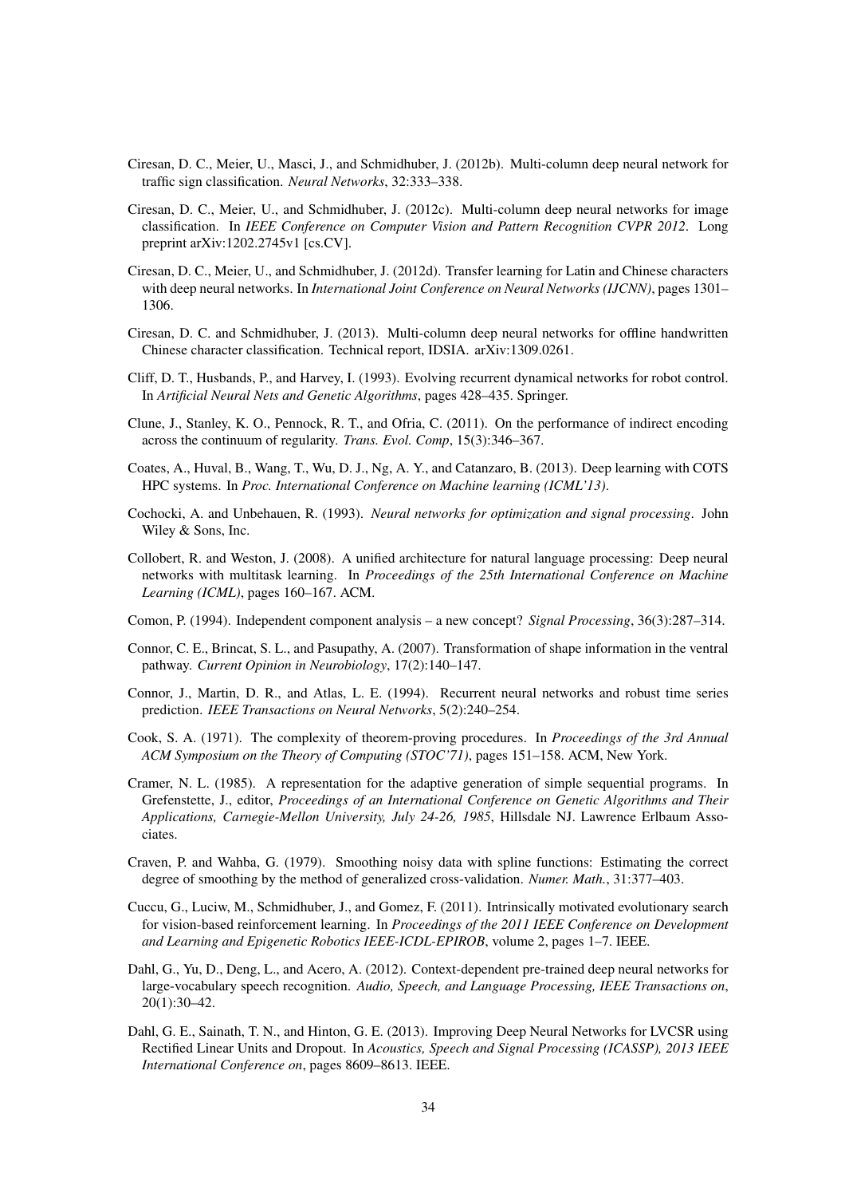Ciresan, D. C., Meier, U., Masci, J., and Schmidhuber, J. (2012b). Multi-column deep neural network for traffic sign classification. *Neural Networks*, 32:333–338.

Ciresan, D. C., Meier, U., and Schmidhuber, J. (2012c). Multi-column deep neural networks for image classification. In *IEEE Conference on Computer Vision and Pattern Recognition CVPR 2012*. Long preprint arXiv:1202.2745v1 [cs.CV].

Ciresan, D. C., Meier, U., and Schmidhuber, J. (2012d). Transfer learning for Latin and Chinese characters with deep neural networks. In *International Joint Conference on Neural Networks (IJCNN)*, pages 1301–1306.

Ciresan, D. C. and Schmidhuber, J. (2013). Multi-column deep neural networks for offline handwritten Chinese character classification. Technical report, IDSIA. arXiv:1309.0261.

Cliff, D. T., Husbands, P., and Harvey, I. (1993). Evolving recurrent dynamical networks for robot control. In *Artificial Neural Nets and Genetic Algorithms*, pages 428–435. Springer.

Clune, J., Stanley, K. O., Pennock, R. T., and Ofria, C. (2011). On the performance of indirect encoding across the continuum of regularity. *Trans. Evol. Comp*, 15(3):346–367.

Coates, A., Huval, B., Wang, T., Wu, D. J., Ng, A. Y., and Catanzaro, B. (2013). Deep learning with COTS HPC systems. In *Proc. International Conference on Machine learning (ICML'13)*.

Cochocki, A. and Unbehauen, R. (1993). *Neural networks for optimization and signal processing*. John Wiley & Sons, Inc.

Collobert, R. and Weston, J. (2008). A unified architecture for natural language processing: Deep neural networks with multitask learning. In *Proceedings of the 25th International Conference on Machine Learning (ICML)*, pages 160–167. ACM.

Comon, P. (1994). Independent component analysis – a new concept? *Signal Processing*, 36(3):287–314.

Connor, C. E., Brincat, S. L., and Pasupathy, A. (2007). Transformation of shape information in the ventral pathway. *Current Opinion in Neurobiology*, 17(2):140–147.

Connor, J., Martin, D. R., and Atlas, L. E. (1994). Recurrent neural networks and robust time series prediction. *IEEE Transactions on Neural Networks*, 5(2):240–254.

Cook, S. A. (1971). The complexity of theorem-proving procedures. In *Proceedings of the 3rd Annual ACM Symposium on the Theory of Computing (STOC'71)*, pages 151–158. ACM, New York.

Cramer, N. L. (1985). A representation for the adaptive generation of simple sequential programs. In Grefenstette, J., editor, *Proceedings of an International Conference on Genetic Algorithms and Their Applications, Carnegie-Mellon University, July 24-26, 1985*, Hillsdale NJ. Lawrence Erlbaum Associates.

Craven, P. and Wahba, G. (1979). Smoothing noisy data with spline functions: Estimating the correct degree of smoothing by the method of generalized cross-validation. *Numer. Math.*, 31:377–403.

Cuccu, G., Luciw, M., Schmidhuber, J., and Gomez, F. (2011). Intrinsically motivated evolutionary search for vision-based reinforcement learning. In *Proceedings of the 2011 IEEE Conference on Development and Learning and Epigenetic Robotics IEEE-ICDL-EPIROB*, volume 2, pages 1–7. IEEE.

Dahl, G., Yu, D., Deng, L., and Acero, A. (2012). Context-dependent pre-trained deep neural networks for large-vocabulary speech recognition. *Audio, Speech, and Language Processing, IEEE Transactions on*, 20(1):30–42.

Dahl, G. E., Sainath, T. N., and Hinton, G. E. (2013). Improving Deep Neural Networks for LVCSR using Rectified Linear Units and Dropout. In *Acoustics, Speech and Signal Processing (ICASSP), 2013 IEEE International Conference on*, pages 8609–8613. IEEE.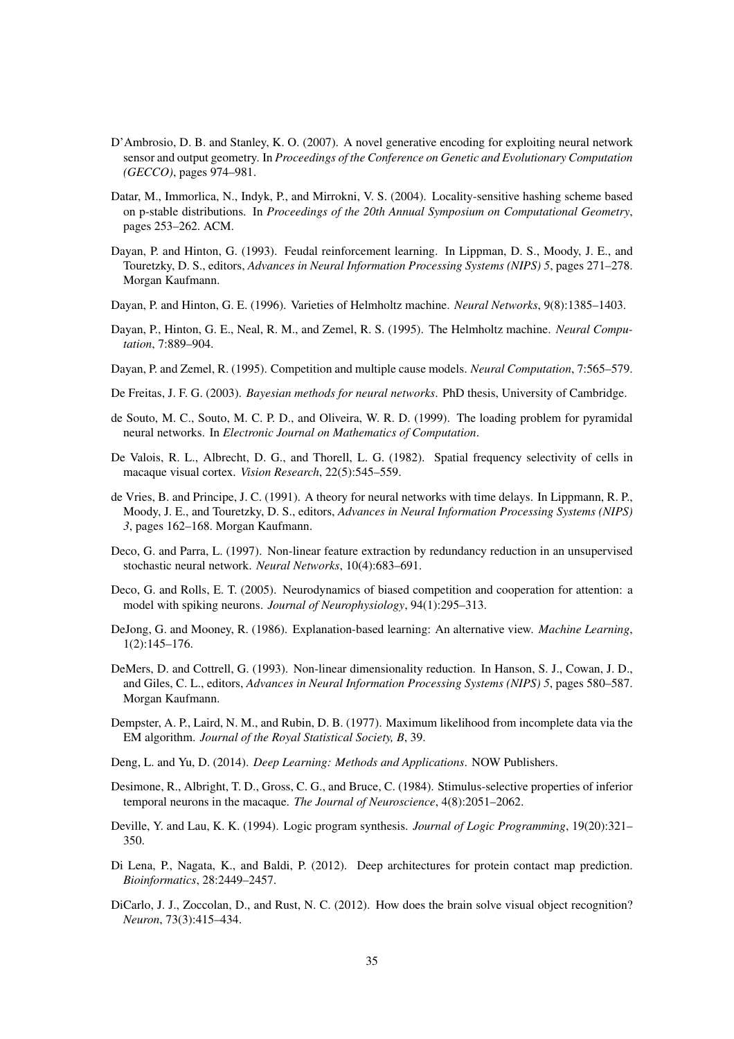D'Ambrosio, D. B. and Stanley, K. O. (2007). A novel generative encoding for exploiting neural network sensor and output geometry. In *Proceedings of the Conference on Genetic and Evolutionary Computation (GECCO)*, pages 974–981.

Datar, M., Immorlica, N., Indyk, P., and Mirrokni, V. S. (2004). Locality-sensitive hashing scheme based on p-stable distributions. In *Proceedings of the 20th Annual Symposium on Computational Geometry*, pages 253–262. ACM.

Dayan, P. and Hinton, G. (1993). Feudal reinforcement learning. In Lippman, D. S., Moody, J. E., and Touretzky, D. S., editors, *Advances in Neural Information Processing Systems (NIPS) 5*, pages 271–278. Morgan Kaufmann.

Dayan, P. and Hinton, G. E. (1996). Varieties of Helmholtz machine. *Neural Networks*, 9(8):1385–1403.

Dayan, P., Hinton, G. E., Neal, R. M., and Zemel, R. S. (1995). The Helmholtz machine. *Neural Computation*, 7:889–904.

Dayan, P. and Zemel, R. (1995). Competition and multiple cause models. *Neural Computation*, 7:565–579.

De Freitas, J. F. G. (2003). *Bayesian methods for neural networks*. PhD thesis, University of Cambridge.

de Souto, M. C., Souto, M. C. P. D., and Oliveira, W. R. D. (1999). The loading problem for pyramidal neural networks. In *Electronic Journal on Mathematics of Computation*.

De Valois, R. L., Albrecht, D. G., and Thorell, L. G. (1982). Spatial frequency selectivity of cells in macaque visual cortex. *Vision Research*, 22(5):545–559.

de Vries, B. and Principe, J. C. (1991). A theory for neural networks with time delays. In Lippmann, R. P., Moody, J. E., and Touretzky, D. S., editors, *Advances in Neural Information Processing Systems (NIPS) 3*, pages 162–168. Morgan Kaufmann.

Deco, G. and Parra, L. (1997). Non-linear feature extraction by redundancy reduction in an unsupervised stochastic neural network. *Neural Networks*, 10(4):683–691.

Deco, G. and Rolls, E. T. (2005). Neurodynamics of biased competition and cooperation for attention: a model with spiking neurons. *Journal of Neurophysiology*, 94(1):295–313.

DeJong, G. and Mooney, R. (1986). Explanation-based learning: An alternative view. *Machine Learning*, 1(2):145–176.

DeMers, D. and Cottrell, G. (1993). Non-linear dimensionality reduction. In Hanson, S. J., Cowan, J. D., and Giles, C. L., editors, *Advances in Neural Information Processing Systems (NIPS) 5*, pages 580–587. Morgan Kaufmann.

Dempster, A. P., Laird, N. M., and Rubin, D. B. (1977). Maximum likelihood from incomplete data via the EM algorithm. *Journal of the Royal Statistical Society, B*, 39.

Deng, L. and Yu, D. (2014). *Deep Learning: Methods and Applications*. NOW Publishers.

Desimone, R., Albright, T. D., Gross, C. G., and Bruce, C. (1984). Stimulus-selective properties of inferior temporal neurons in the macaque. *The Journal of Neuroscience*, 4(8):2051–2062.

Deville, Y. and Lau, K. K. (1994). Logic program synthesis. *Journal of Logic Programming*, 19(20):321–350.

Di Lena, P., Nagata, K., and Baldi, P. (2012). Deep architectures for protein contact map prediction. *Bioinformatics*, 28:2449–2457.

DiCarlo, J. J., Zoccolan, D., and Rust, N. C. (2012). How does the brain solve visual object recognition? *Neuron*, 73(3):415–434.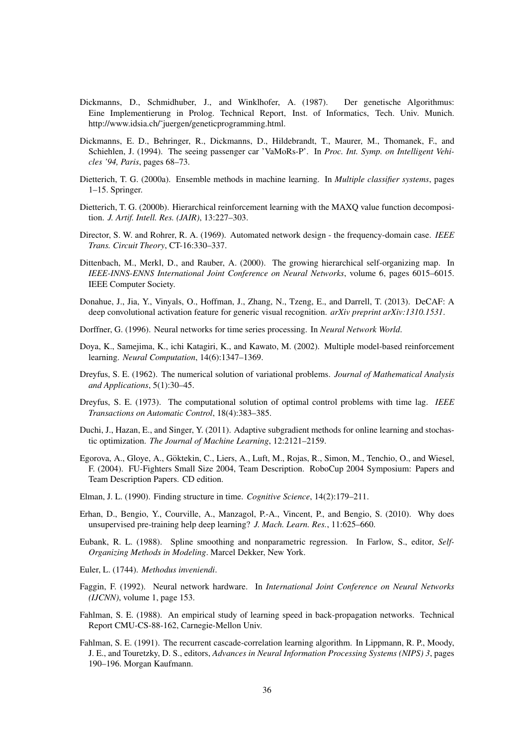Dickmanns, D., Schmidhuber, J., and Winklhofer, A. (1987). Der genetische Algorithmus: Eine Implementierung in Prolog. Technical Report, Inst. of Informatics, Tech. Univ. Munich. http://www.idsia.ch/˜juergen/geneticprogramming.html.

Dickmanns, E. D., Behringer, R., Dickmanns, D., Hildebrandt, T., Maurer, M., Thomanek, F., and Schiehlen, J. (1994). The seeing passenger car 'VaMoRs-P'. In *Proc. Int. Symp. on Intelligent Vehicles '94, Paris*, pages 68–73.

Dietterich, T. G. (2000a). Ensemble methods in machine learning. In *Multiple classifier systems*, pages 1–15. Springer.

Dietterich, T. G. (2000b). Hierarchical reinforcement learning with the MAXQ value function decomposition. *J. Artif. Intell. Res. (JAIR)*, 13:227–303.

Director, S. W. and Rohrer, R. A. (1969). Automated network design - the frequency-domain case. *IEEE Trans. Circuit Theory*, CT-16:330–337.

Dittenbach, M., Merkl, D., and Rauber, A. (2000). The growing hierarchical self-organizing map. In *IEEE-INNS-ENNS International Joint Conference on Neural Networks*, volume 6, pages 6015–6015. IEEE Computer Society.

Donahue, J., Jia, Y., Vinyals, O., Hoffman, J., Zhang, N., Tzeng, E., and Darrell, T. (2013). DeCAF: A deep convolutional activation feature for generic visual recognition. *arXiv preprint arXiv:1310.1531*.

Dorffner, G. (1996). Neural networks for time series processing. In *Neural Network World*.

Doya, K., Samejima, K., ichi Katagiri, K., and Kawato, M. (2002). Multiple model-based reinforcement learning. *Neural Computation*, 14(6):1347–1369.

Dreyfus, S. E. (1962). The numerical solution of variational problems. *Journal of Mathematical Analysis and Applications*, 5(1):30–45.

Dreyfus, S. E. (1973). The computational solution of optimal control problems with time lag. *IEEE Transactions on Automatic Control*, 18(4):383–385.

Duchi, J., Hazan, E., and Singer, Y. (2011). Adaptive subgradient methods for online learning and stochastic optimization. *The Journal of Machine Learning*, 12:2121–2159.

Egorova, A., Gloye, A., Göktekin, C., Liers, A., Luft, M., Rojas, R., Simon, M., Tenchio, O., and Wiesel, F. (2004). FU-Fighters Small Size 2004, Team Description. RoboCup 2004 Symposium: Papers and Team Description Papers. CD edition.

Elman, J. L. (1990). Finding structure in time. *Cognitive Science*, 14(2):179–211.

Erhan, D., Bengio, Y., Courville, A., Manzagol, P.-A., Vincent, P., and Bengio, S. (2010). Why does unsupervised pre-training help deep learning? *J. Mach. Learn. Res.*, 11:625–660.

Eubank, R. L. (1988). Spline smoothing and nonparametric regression. In Farlow, S., editor, *Self-Organizing Methods in Modeling*. Marcel Dekker, New York.

Euler, L. (1744). *Methodus inveniendi*.

Faggin, F. (1992). Neural network hardware. In *International Joint Conference on Neural Networks (IJCNN)*, volume 1, page 153.

Fahlman, S. E. (1988). An empirical study of learning speed in back-propagation networks. Technical Report CMU-CS-88-162, Carnegie-Mellon Univ.

Fahlman, S. E. (1991). The recurrent cascade-correlation learning algorithm. In Lippmann, R. P., Moody, J. E., and Touretzky, D. S., editors, *Advances in Neural Information Processing Systems (NIPS) 3*, pages 190–196. Morgan Kaufmann.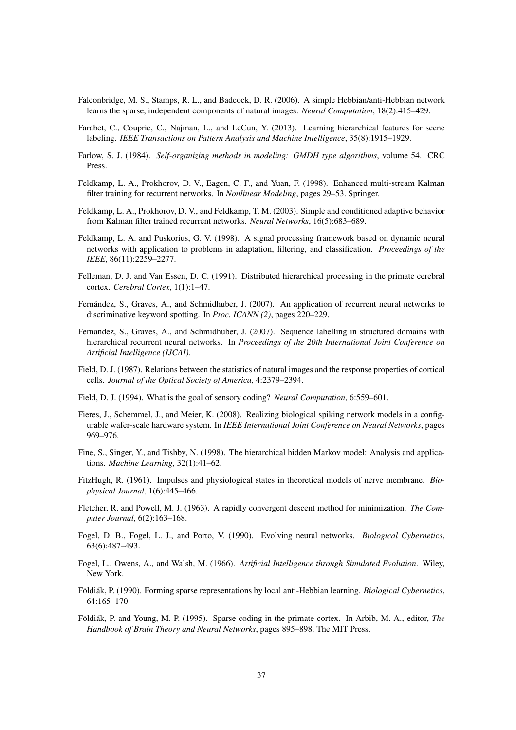Falconbridge, M. S., Stamps, R. L., and Badcock, D. R. (2006). A simple Hebbian/anti-Hebbian network learns the sparse, independent components of natural images. *Neural Computation*, 18(2):415–429.

Farabet, C., Couprie, C., Najman, L., and LeCun, Y. (2013). Learning hierarchical features for scene labeling. *IEEE Transactions on Pattern Analysis and Machine Intelligence*, 35(8):1915–1929.

Farlow, S. J. (1984). *Self-organizing methods in modeling: GMDH type algorithms*, volume 54. CRC Press.

Feldkamp, L. A., Prokhorov, D. V., Eagen, C. F., and Yuan, F. (1998). Enhanced multi-stream Kalman filter training for recurrent networks. In *Nonlinear Modeling*, pages 29–53. Springer.

Feldkamp, L. A., Prokhorov, D. V., and Feldkamp, T. M. (2003). Simple and conditioned adaptive behavior from Kalman filter trained recurrent networks. *Neural Networks*, 16(5):683–689.

Feldkamp, L. A. and Puskorius, G. V. (1998). A signal processing framework based on dynamic neural networks with application to problems in adaptation, filtering, and classification. *Proceedings of the IEEE*, 86(11):2259–2277.

Felleman, D. J. and Van Essen, D. C. (1991). Distributed hierarchical processing in the primate cerebral cortex. *Cerebral Cortex*, 1(1):1–47.

Fernández, S., Graves, A., and Schmidhuber, J. (2007). An application of recurrent neural networks to discriminative keyword spotting. In *Proc. ICANN (2)*, pages 220–229.

Fernandez, S., Graves, A., and Schmidhuber, J. (2007). Sequence labelling in structured domains with hierarchical recurrent neural networks. In *Proceedings of the 20th International Joint Conference on Artificial Intelligence (IJCAI)*.

Field, D. J. (1987). Relations between the statistics of natural images and the response properties of cortical cells. *Journal of the Optical Society of America*, 4:2379–2394.

Field, D. J. (1994). What is the goal of sensory coding? *Neural Computation*, 6:559–601.

Fieres, J., Schemmel, J., and Meier, K. (2008). Realizing biological spiking network models in a configurable wafer-scale hardware system. In *IEEE International Joint Conference on Neural Networks*, pages 969–976.

Fine, S., Singer, Y., and Tishby, N. (1998). The hierarchical hidden Markov model: Analysis and applications. *Machine Learning*, 32(1):41–62.

FitzHugh, R. (1961). Impulses and physiological states in theoretical models of nerve membrane. *Biophysical Journal*, 1(6):445–466.

Fletcher, R. and Powell, M. J. (1963). A rapidly convergent descent method for minimization. *The Computer Journal*, 6(2):163–168.

Fogel, D. B., Fogel, L. J., and Porto, V. (1990). Evolving neural networks. *Biological Cybernetics*, 63(6):487–493.

Fogel, L., Owens, A., and Walsh, M. (1966). *Artificial Intelligence through Simulated Evolution*. Wiley, New York.

Földiák, P. (1990). Forming sparse representations by local anti-Hebbian learning. *Biological Cybernetics*, 64:165–170.

Földiák, P. and Young, M. P. (1995). Sparse coding in the primate cortex. In Arbib, M. A., editor, *The Handbook of Brain Theory and Neural Networks*, pages 895–898. The MIT Press.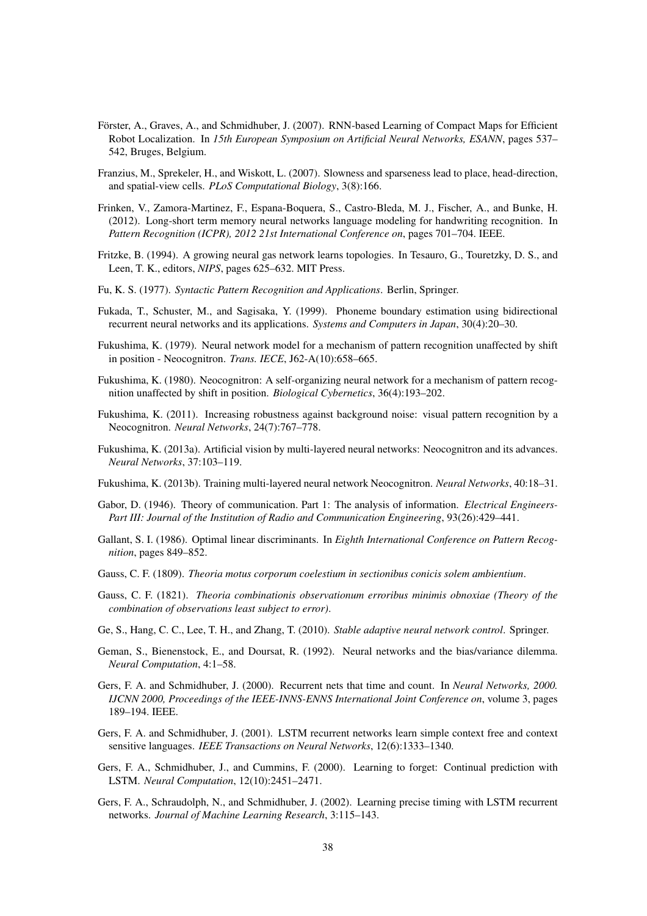Förster, A., Graves, A., and Schmidhuber, J. (2007). RNN-based Learning of Compact Maps for Efficient Robot Localization. In *15th European Symposium on Artificial Neural Networks, ESANN*, pages 537–542, Bruges, Belgium.

Franzius, M., Sprekeler, H., and Wiskott, L. (2007). Slowness and sparseness lead to place, head-direction, and spatial-view cells. *PLoS Computational Biology*, 3(8):166.

Frinken, V., Zamora-Martinez, F., Espana-Boquera, S., Castro-Bleda, M. J., Fischer, A., and Bunke, H. (2012). Long-short term memory neural networks language modeling for handwriting recognition. In *Pattern Recognition (ICPR), 2012 21st International Conference on*, pages 701–704. IEEE.

Fritzke, B. (1994). A growing neural gas network learns topologies. In Tesauro, G., Touretzky, D. S., and Leen, T. K., editors, *NIPS*, pages 625–632. MIT Press.

Fu, K. S. (1977). *Syntactic Pattern Recognition and Applications*. Berlin, Springer.

Fukada, T., Schuster, M., and Sagisaka, Y. (1999). Phoneme boundary estimation using bidirectional recurrent neural networks and its applications. *Systems and Computers in Japan*, 30(4):20–30.

Fukushima, K. (1979). Neural network model for a mechanism of pattern recognition unaffected by shift in position - Neocognitron. *Trans. IECE*, J62-A(10):658–665.

Fukushima, K. (1980). Neocognitron: A self-organizing neural network for a mechanism of pattern recognition unaffected by shift in position. *Biological Cybernetics*, 36(4):193–202.

Fukushima, K. (2011). Increasing robustness against background noise: visual pattern recognition by a Neocognitron. *Neural Networks*, 24(7):767–778.

Fukushima, K. (2013a). Artificial vision by multi-layered neural networks: Neocognitron and its advances. *Neural Networks*, 37:103–119.

Fukushima, K. (2013b). Training multi-layered neural network Neocognitron. *Neural Networks*, 40:18–31.

Gabor, D. (1946). Theory of communication. Part 1: The analysis of information. *Electrical Engineers-Part III: Journal of the Institution of Radio and Communication Engineering*, 93(26):429–441.

Gallant, S. I. (1986). Optimal linear discriminants. In *Eighth International Conference on Pattern Recognition*, pages 849–852.

Gauss, C. F. (1809). *Theoria motus corporum coelestium in sectionibus conicis solem ambientium*.

Gauss, C. F. (1821). *Theoria combinationis observationum erroribus minimis obnoxiae (Theory of the combination of observations least subject to error)*.

Ge, S., Hang, C. C., Lee, T. H., and Zhang, T. (2010). *Stable adaptive neural network control*. Springer.

Geman, S., Bienenstock, E., and Doursat, R. (1992). Neural networks and the bias/variance dilemma. *Neural Computation*, 4:1–58.

Gers, F. A. and Schmidhuber, J. (2000). Recurrent nets that time and count. In *Neural Networks, 2000. IJCNN 2000, Proceedings of the IEEE-INNS-ENNS International Joint Conference on*, volume 3, pages 189–194. IEEE.

Gers, F. A. and Schmidhuber, J. (2001). LSTM recurrent networks learn simple context free and context sensitive languages. *IEEE Transactions on Neural Networks*, 12(6):1333–1340.

Gers, F. A., Schmidhuber, J., and Cummins, F. (2000). Learning to forget: Continual prediction with LSTM. *Neural Computation*, 12(10):2451–2471.

Gers, F. A., Schraudolph, N., and Schmidhuber, J. (2002). Learning precise timing with LSTM recurrent networks. *Journal of Machine Learning Research*, 3:115–143.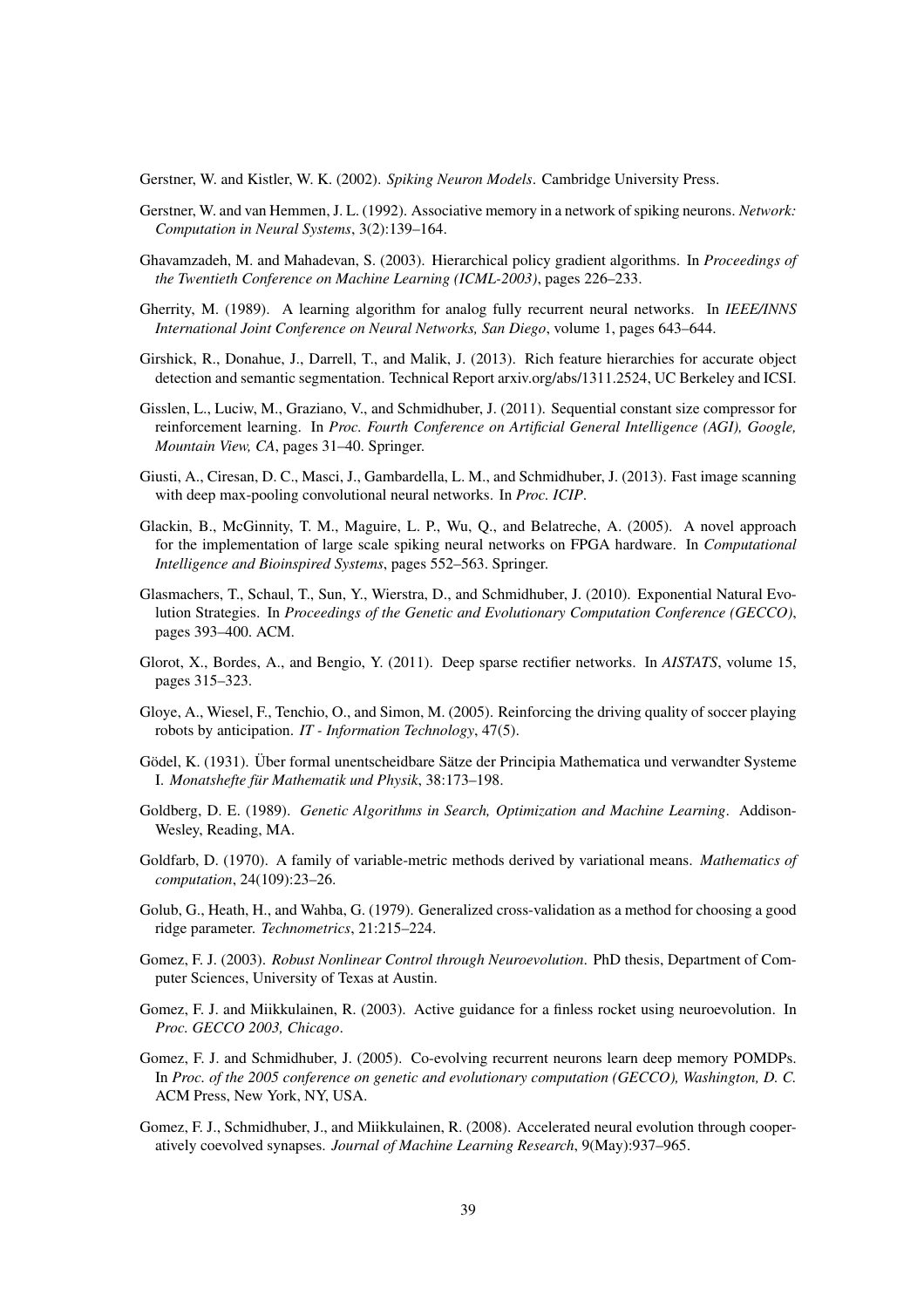Gerstner, W. and Kistler, W. K. (2002). *Spiking Neuron Models*. Cambridge University Press.

Gerstner, W. and van Hemmen, J. L. (1992). Associative memory in a network of spiking neurons. *Network: Computation in Neural Systems*, 3(2):139–164.

Ghavamzadeh, M. and Mahadevan, S. (2003). Hierarchical policy gradient algorithms. In *Proceedings of the Twentieth Conference on Machine Learning (ICML-2003)*, pages 226–233.

Gherrity, M. (1989). A learning algorithm for analog fully recurrent neural networks. In *IEEE/INNS International Joint Conference on Neural Networks, San Diego*, volume 1, pages 643–644.

Girshick, R., Donahue, J., Darrell, T., and Malik, J. (2013). Rich feature hierarchies for accurate object detection and semantic segmentation. Technical Report arxiv.org/abs/1311.2524, UC Berkeley and ICSI.

Gisslen, L., Luciw, M., Graziano, V., and Schmidhuber, J. (2011). Sequential constant size compressor for reinforcement learning. In *Proc. Fourth Conference on Artificial General Intelligence (AGI), Google, Mountain View, CA*, pages 31–40. Springer.

Giusti, A., Ciresan, D. C., Masci, J., Gambardella, L. M., and Schmidhuber, J. (2013). Fast image scanning with deep max-pooling convolutional neural networks. In *Proc. ICIP*.

Glackin, B., McGinnity, T. M., Maguire, L. P., Wu, Q., and Belatreche, A. (2005). A novel approach for the implementation of large scale spiking neural networks on FPGA hardware. In *Computational Intelligence and Bioinspired Systems*, pages 552–563. Springer.

Glasmachers, T., Schaul, T., Sun, Y., Wierstra, D., and Schmidhuber, J. (2010). Exponential Natural Evolution Strategies. In *Proceedings of the Genetic and Evolutionary Computation Conference (GECCO)*, pages 393–400. ACM.

Glorot, X., Bordes, A., and Bengio, Y. (2011). Deep sparse rectifier networks. In *AISTATS*, volume 15, pages 315–323.

Gloye, A., Wiesel, F., Tenchio, O., and Simon, M. (2005). Reinforcing the driving quality of soccer playing robots by anticipation. *IT - Information Technology*, 47(5).

Gödel, K. (1931). Über formal unentscheidbare Sätze der Principia Mathematica und verwandter Systeme I. *Monatshefte für Mathematik und Physik*, 38:173–198.

Goldberg, D. E. (1989). *Genetic Algorithms in Search, Optimization and Machine Learning*. Addison-Wesley, Reading, MA.

Goldfarb, D. (1970). A family of variable-metric methods derived by variational means. *Mathematics of computation*, 24(109):23–26.

Golub, G., Heath, H., and Wahba, G. (1979). Generalized cross-validation as a method for choosing a good ridge parameter. *Technometrics*, 21:215–224.

Gomez, F. J. (2003). *Robust Nonlinear Control through Neuroevolution*. PhD thesis, Department of Computer Sciences, University of Texas at Austin.

Gomez, F. J. and Miikkulainen, R. (2003). Active guidance for a finless rocket using neuroevolution. In *Proc. GECCO 2003, Chicago*.

Gomez, F. J. and Schmidhuber, J. (2005). Co-evolving recurrent neurons learn deep memory POMDPs. In *Proc. of the 2005 conference on genetic and evolutionary computation (GECCO), Washington, D. C.* ACM Press, New York, NY, USA.

Gomez, F. J., Schmidhuber, J., and Miikkulainen, R. (2008). Accelerated neural evolution through cooperatively coevolved synapses. *Journal of Machine Learning Research*, 9(May):937–965.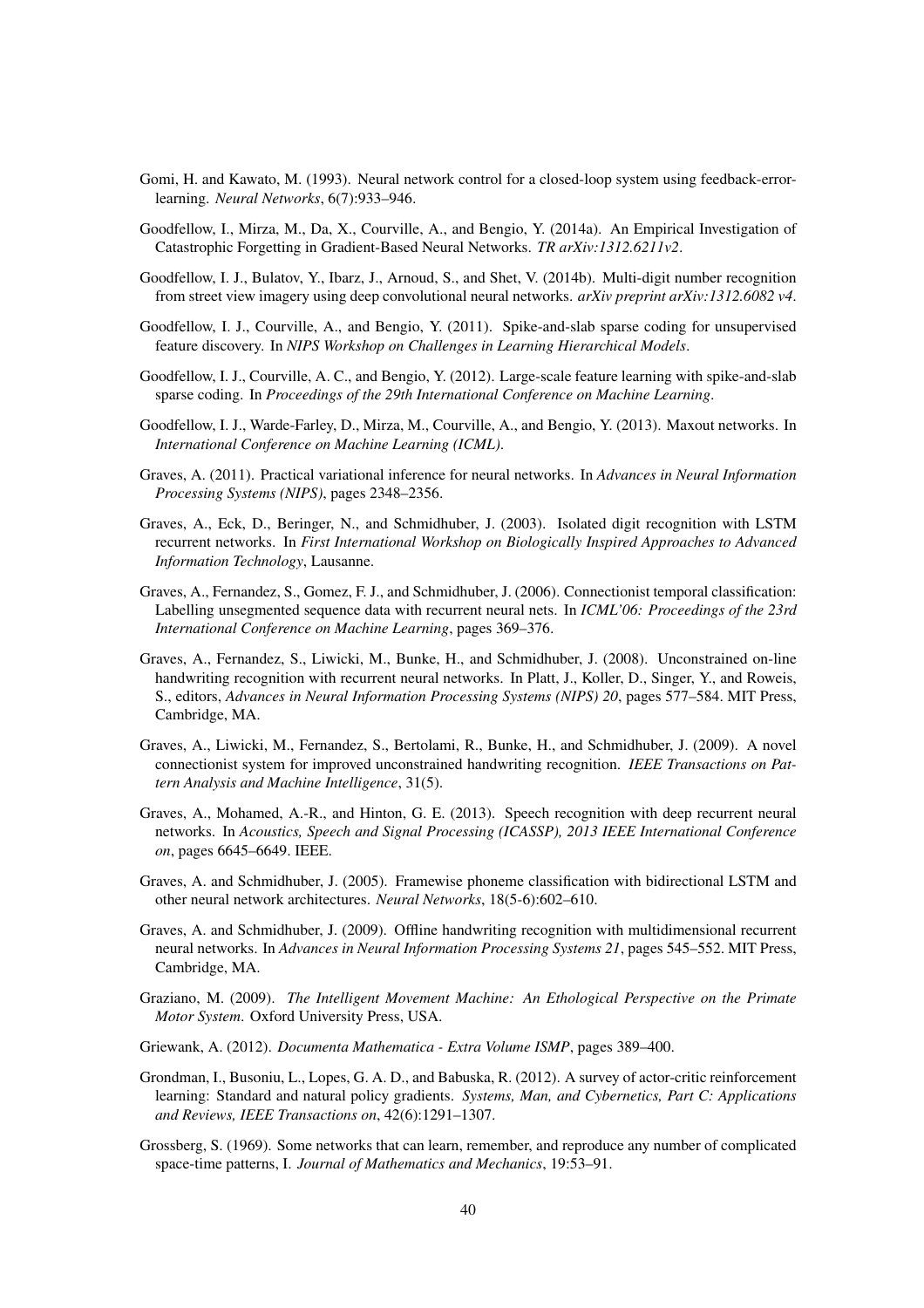Gomi, H. and Kawato, M. (1993). Neural network control for a closed-loop system using feedback-error-learning. *Neural Networks*, 6(7):933–946.

Goodfellow, I., Mirza, M., Da, X., Courville, A., and Bengio, Y. (2014a). An Empirical Investigation of Catastrophic Forgetting in Gradient-Based Neural Networks. *TR arXiv:1312.6211v2*.

Goodfellow, I. J., Bulatov, Y., Ibarz, J., Arnoud, S., and Shet, V. (2014b). Multi-digit number recognition from street view imagery using deep convolutional neural networks. *arXiv preprint arXiv:1312.6082 v4*.

Goodfellow, I. J., Courville, A., and Bengio, Y. (2011). Spike-and-slab sparse coding for unsupervised feature discovery. In *NIPS Workshop on Challenges in Learning Hierarchical Models*.

Goodfellow, I. J., Courville, A. C., and Bengio, Y. (2012). Large-scale feature learning with spike-and-slab sparse coding. In *Proceedings of the 29th International Conference on Machine Learning*.

Goodfellow, I. J., Warde-Farley, D., Mirza, M., Courville, A., and Bengio, Y. (2013). Maxout networks. In *International Conference on Machine Learning (ICML)*.

Graves, A. (2011). Practical variational inference for neural networks. In *Advances in Neural Information Processing Systems (NIPS)*, pages 2348–2356.

Graves, A., Eck, D., Beringer, N., and Schmidhuber, J. (2003). Isolated digit recognition with LSTM recurrent networks. In *First International Workshop on Biologically Inspired Approaches to Advanced Information Technology*, Lausanne.

Graves, A., Fernandez, S., Gomez, F. J., and Schmidhuber, J. (2006). Connectionist temporal classification: Labelling unsegmented sequence data with recurrent neural nets. In *ICML'06: Proceedings of the 23rd International Conference on Machine Learning*, pages 369–376.

Graves, A., Fernandez, S., Liwicki, M., Bunke, H., and Schmidhuber, J. (2008). Unconstrained on-line handwriting recognition with recurrent neural networks. In Platt, J., Koller, D., Singer, Y., and Roweis, S., editors, *Advances in Neural Information Processing Systems (NIPS) 20*, pages 577–584. MIT Press, Cambridge, MA.

Graves, A., Liwicki, M., Fernandez, S., Bertolami, R., Bunke, H., and Schmidhuber, J. (2009). A novel connectionist system for improved unconstrained handwriting recognition. *IEEE Transactions on Pattern Analysis and Machine Intelligence*, 31(5).

Graves, A., Mohamed, A.-R., and Hinton, G. E. (2013). Speech recognition with deep recurrent neural networks. In *Acoustics, Speech and Signal Processing (ICASSP), 2013 IEEE International Conference on*, pages 6645–6649. IEEE.

Graves, A. and Schmidhuber, J. (2005). Framewise phoneme classification with bidirectional LSTM and other neural network architectures. *Neural Networks*, 18(5-6):602–610.

Graves, A. and Schmidhuber, J. (2009). Offline handwriting recognition with multidimensional recurrent neural networks. In *Advances in Neural Information Processing Systems 21*, pages 545–552. MIT Press, Cambridge, MA.

Graziano, M. (2009). *The Intelligent Movement Machine: An Ethological Perspective on the Primate Motor System*. Oxford University Press, USA.

Griewank, A. (2012). *Documenta Mathematica - Extra Volume ISMP*, pages 389–400.

Grondman, I., Busoniu, L., Lopes, G. A. D., and Babuska, R. (2012). A survey of actor-critic reinforcement learning: Standard and natural policy gradients. *Systems, Man, and Cybernetics, Part C: Applications and Reviews, IEEE Transactions on*, 42(6):1291–1307.

Grossberg, S. (1969). Some networks that can learn, remember, and reproduce any number of complicated space-time patterns, I. *Journal of Mathematics and Mechanics*, 19:53–91.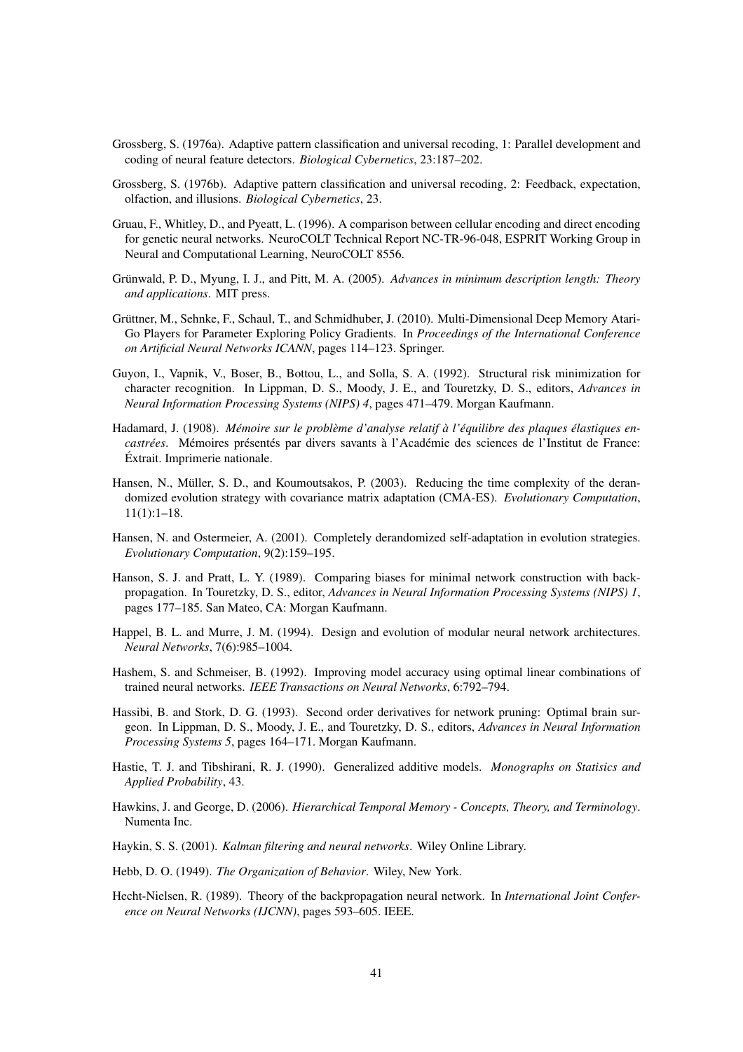Grossberg, S. (1976a). Adaptive pattern classification and universal recoding, 1: Parallel development and coding of neural feature detectors. *Biological Cybernetics*, 23:187–202.

Grossberg, S. (1976b). Adaptive pattern classification and universal recoding, 2: Feedback, expectation, olfaction, and illusions. *Biological Cybernetics*, 23.

Gruau, F., Whitley, D., and Pyeatt, L. (1996). A comparison between cellular encoding and direct encoding for genetic neural networks. NeuroCOLT Technical Report NC-TR-96-048, ESPRIT Working Group in Neural and Computational Learning, NeuroCOLT 8556.

Grünwald, P. D., Myung, I. J., and Pitt, M. A. (2005). *Advances in minimum description length: Theory and applications*. MIT press.

Grüttner, M., Sehnke, F., Schaul, T., and Schmidhuber, J. (2010). Multi-Dimensional Deep Memory Atari-Go Players for Parameter Exploring Policy Gradients. In *Proceedings of the International Conference on Artificial Neural Networks ICANN*, pages 114–123. Springer.

Guyon, I., Vapnik, V., Boser, B., Bottou, L., and Solla, S. A. (1992). Structural risk minimization for character recognition. In Lippman, D. S., Moody, J. E., and Touretzky, D. S., editors, *Advances in Neural Information Processing Systems (NIPS) 4*, pages 471–479. Morgan Kaufmann.

Hadamard, J. (1908). *Mémoire sur le problème d'analyse relatif à l'équilibre des plaques élastiques encastrées*. Mémoires présentés par divers savants à l'Académie des sciences de l'Institut de France: Éxtrait. Imprimerie nationale.

Hansen, N., Müller, S. D., and Koumoutsakos, P. (2003). Reducing the time complexity of the derandomized evolution strategy with covariance matrix adaptation (CMA-ES). *Evolutionary Computation*, 11(1):1–18.

Hansen, N. and Ostermeier, A. (2001). Completely derandomized self-adaptation in evolution strategies. *Evolutionary Computation*, 9(2):159–195.

Hanson, S. J. and Pratt, L. Y. (1989). Comparing biases for minimal network construction with back-propagation. In Touretzky, D. S., editor, *Advances in Neural Information Processing Systems (NIPS) 1*, pages 177–185. San Mateo, CA: Morgan Kaufmann.

Happel, B. L. and Murre, J. M. (1994). Design and evolution of modular neural network architectures. *Neural Networks*, 7(6):985–1004.

Hashem, S. and Schmeiser, B. (1992). Improving model accuracy using optimal linear combinations of trained neural networks. *IEEE Transactions on Neural Networks*, 6:792–794.

Hassibi, B. and Stork, D. G. (1993). Second order derivatives for network pruning: Optimal brain surgeon. In Lippman, D. S., Moody, J. E., and Touretzky, D. S., editors, *Advances in Neural Information Processing Systems 5*, pages 164–171. Morgan Kaufmann.

Hastie, T. J. and Tibshirani, R. J. (1990). Generalized additive models. *Monographs on Statisics and Applied Probability*, 43.

Hawkins, J. and George, D. (2006). *Hierarchical Temporal Memory - Concepts, Theory, and Terminology*. Numenta Inc.

Haykin, S. S. (2001). *Kalman filtering and neural networks*. Wiley Online Library.

Hebb, D. O. (1949). *The Organization of Behavior*. Wiley, New York.

Hecht-Nielsen, R. (1989). Theory of the backpropagation neural network. In *International Joint Conference on Neural Networks (IJCNN)*, pages 593–605. IEEE.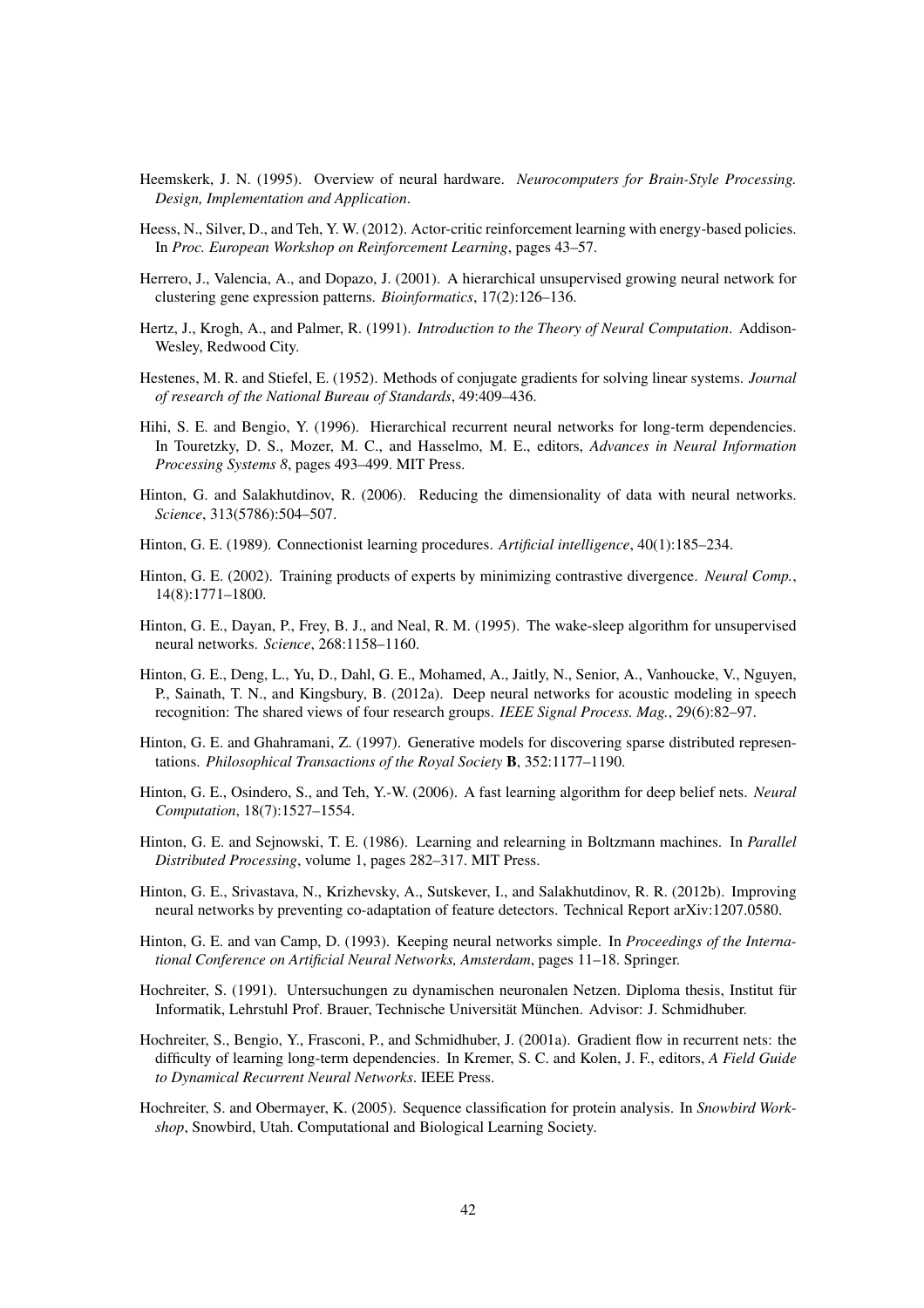Heemskerk, J. N. (1995). Overview of neural hardware. *Neurocomputers for Brain-Style Processing. Design, Implementation and Application*.

Heess, N., Silver, D., and Teh, Y. W. (2012). Actor-critic reinforcement learning with energy-based policies. In *Proc. European Workshop on Reinforcement Learning*, pages 43–57.

Herrero, J., Valencia, A., and Dopazo, J. (2001). A hierarchical unsupervised growing neural network for clustering gene expression patterns. *Bioinformatics*, 17(2):126–136.

Hertz, J., Krogh, A., and Palmer, R. (1991). *Introduction to the Theory of Neural Computation*. Addison-Wesley, Redwood City.

Hestenes, M. R. and Stiefel, E. (1952). Methods of conjugate gradients for solving linear systems. *Journal of research of the National Bureau of Standards*, 49:409–436.

Hihi, S. E. and Bengio, Y. (1996). Hierarchical recurrent neural networks for long-term dependencies. In Touretzky, D. S., Mozer, M. C., and Hasselmo, M. E., editors, *Advances in Neural Information Processing Systems 8*, pages 493–499. MIT Press.

Hinton, G. and Salakhutdinov, R. (2006). Reducing the dimensionality of data with neural networks. *Science*, 313(5786):504–507.

Hinton, G. E. (1989). Connectionist learning procedures. *Artificial intelligence*, 40(1):185–234.

Hinton, G. E. (2002). Training products of experts by minimizing contrastive divergence. *Neural Comp.*, 14(8):1771–1800.

Hinton, G. E., Dayan, P., Frey, B. J., and Neal, R. M. (1995). The wake-sleep algorithm for unsupervised neural networks. *Science*, 268:1158–1160.

Hinton, G. E., Deng, L., Yu, D., Dahl, G. E., Mohamed, A., Jaitly, N., Senior, A., Vanhoucke, V., Nguyen, P., Sainath, T. N., and Kingsbury, B. (2012a). Deep neural networks for acoustic modeling in speech recognition: The shared views of four research groups. *IEEE Signal Process. Mag.*, 29(6):82–97.

Hinton, G. E. and Ghahramani, Z. (1997). Generative models for discovering sparse distributed representations. *Philosophical Transactions of the Royal Society* **B**, 352:1177–1190.

Hinton, G. E., Osindero, S., and Teh, Y.-W. (2006). A fast learning algorithm for deep belief nets. *Neural Computation*, 18(7):1527–1554.

Hinton, G. E. and Sejnowski, T. E. (1986). Learning and relearning in Boltzmann machines. In *Parallel Distributed Processing*, volume 1, pages 282–317. MIT Press.

Hinton, G. E., Srivastava, N., Krizhevsky, A., Sutskever, I., and Salakhutdinov, R. R. (2012b). Improving neural networks by preventing co-adaptation of feature detectors. Technical Report arXiv:1207.0580.

Hinton, G. E. and van Camp, D. (1993). Keeping neural networks simple. In *Proceedings of the International Conference on Artificial Neural Networks, Amsterdam*, pages 11–18. Springer.

Hochreiter, S. (1991). Untersuchungen zu dynamischen neuronalen Netzen. Diploma thesis, Institut für Informatik, Lehrstuhl Prof. Brauer, Technische Universität München. Advisor: J. Schmidhuber.

Hochreiter, S., Bengio, Y., Frasconi, P., and Schmidhuber, J. (2001a). Gradient flow in recurrent nets: the difficulty of learning long-term dependencies. In Kremer, S. C. and Kolen, J. F., editors, *A Field Guide to Dynamical Recurrent Neural Networks*. IEEE Press.

Hochreiter, S. and Obermayer, K. (2005). Sequence classification for protein analysis. In *Snowbird Workshop*, Snowbird, Utah. Computational and Biological Learning Society.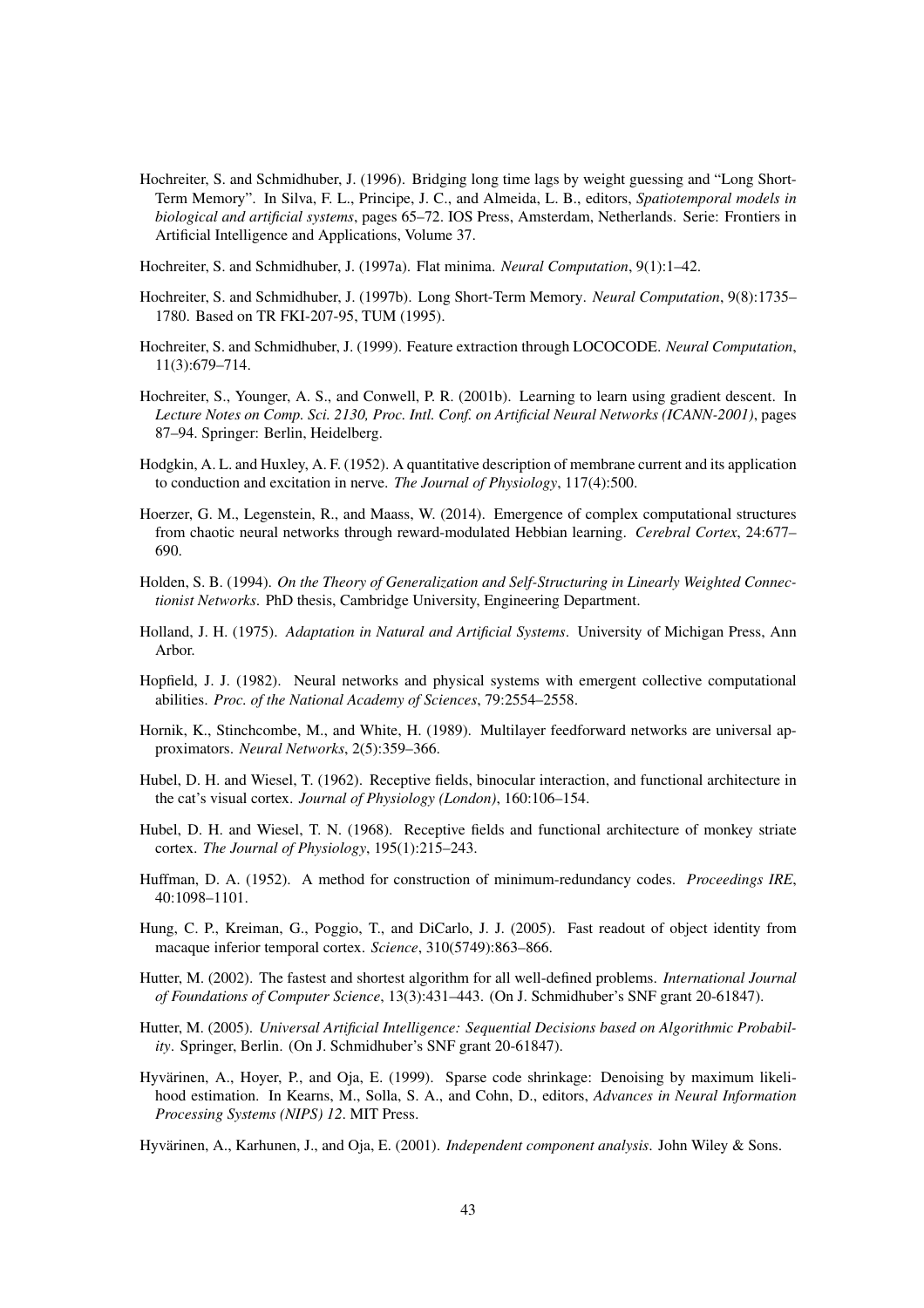Hochreiter, S. and Schmidhuber, J. (1996). Bridging long time lags by weight guessing and "Long Short-Term Memory". In Silva, F. L., Principe, J. C., and Almeida, L. B., editors, *Spatiotemporal models in biological and artificial systems*, pages 65–72. IOS Press, Amsterdam, Netherlands. Serie: Frontiers in Artificial Intelligence and Applications, Volume 37.

Hochreiter, S. and Schmidhuber, J. (1997a). Flat minima. *Neural Computation*, 9(1):1–42.

Hochreiter, S. and Schmidhuber, J. (1997b). Long Short-Term Memory. *Neural Computation*, 9(8):1735–1780. Based on TR FKI-207-95, TUM (1995).

Hochreiter, S. and Schmidhuber, J. (1999). Feature extraction through LOCOCODE. *Neural Computation*, 11(3):679–714.

Hochreiter, S., Younger, A. S., and Conwell, P. R. (2001b). Learning to learn using gradient descent. In *Lecture Notes on Comp. Sci. 2130, Proc. Intl. Conf. on Artificial Neural Networks (ICANN-2001)*, pages 87–94. Springer: Berlin, Heidelberg.

Hodgkin, A. L. and Huxley, A. F. (1952). A quantitative description of membrane current and its application to conduction and excitation in nerve. *The Journal of Physiology*, 117(4):500.

Hoerzer, G. M., Legenstein, R., and Maass, W. (2014). Emergence of complex computational structures from chaotic neural networks through reward-modulated Hebbian learning. *Cerebral Cortex*, 24:677–690.

Holden, S. B. (1994). *On the Theory of Generalization and Self-Structuring in Linearly Weighted Connectionist Networks*. PhD thesis, Cambridge University, Engineering Department.

Holland, J. H. (1975). *Adaptation in Natural and Artificial Systems*. University of Michigan Press, Ann Arbor.

Hopfield, J. J. (1982). Neural networks and physical systems with emergent collective computational abilities. *Proc. of the National Academy of Sciences*, 79:2554–2558.

Hornik, K., Stinchcombe, M., and White, H. (1989). Multilayer feedforward networks are universal approximators. *Neural Networks*, 2(5):359–366.

Hubel, D. H. and Wiesel, T. (1962). Receptive fields, binocular interaction, and functional architecture in the cat's visual cortex. *Journal of Physiology (London)*, 160:106–154.

Hubel, D. H. and Wiesel, T. N. (1968). Receptive fields and functional architecture of monkey striate cortex. *The Journal of Physiology*, 195(1):215–243.

Huffman, D. A. (1952). A method for construction of minimum-redundancy codes. *Proceedings IRE*, 40:1098–1101.

Hung, C. P., Kreiman, G., Poggio, T., and DiCarlo, J. J. (2005). Fast readout of object identity from macaque inferior temporal cortex. *Science*, 310(5749):863–866.

Hutter, M. (2002). The fastest and shortest algorithm for all well-defined problems. *International Journal of Foundations of Computer Science*, 13(3):431–443. (On J. Schmidhuber's SNF grant 20-61847).

Hutter, M. (2005). *Universal Artificial Intelligence: Sequential Decisions based on Algorithmic Probability*. Springer, Berlin. (On J. Schmidhuber's SNF grant 20-61847).

Hyvärinen, A., Hoyer, P., and Oja, E. (1999). Sparse code shrinkage: Denoising by maximum likelihood estimation. In Kearns, M., Solla, S. A., and Cohn, D., editors, *Advances in Neural Information Processing Systems (NIPS) 12*. MIT Press.

Hyvärinen, A., Karhunen, J., and Oja, E. (2001). *Independent component analysis*. John Wiley & Sons.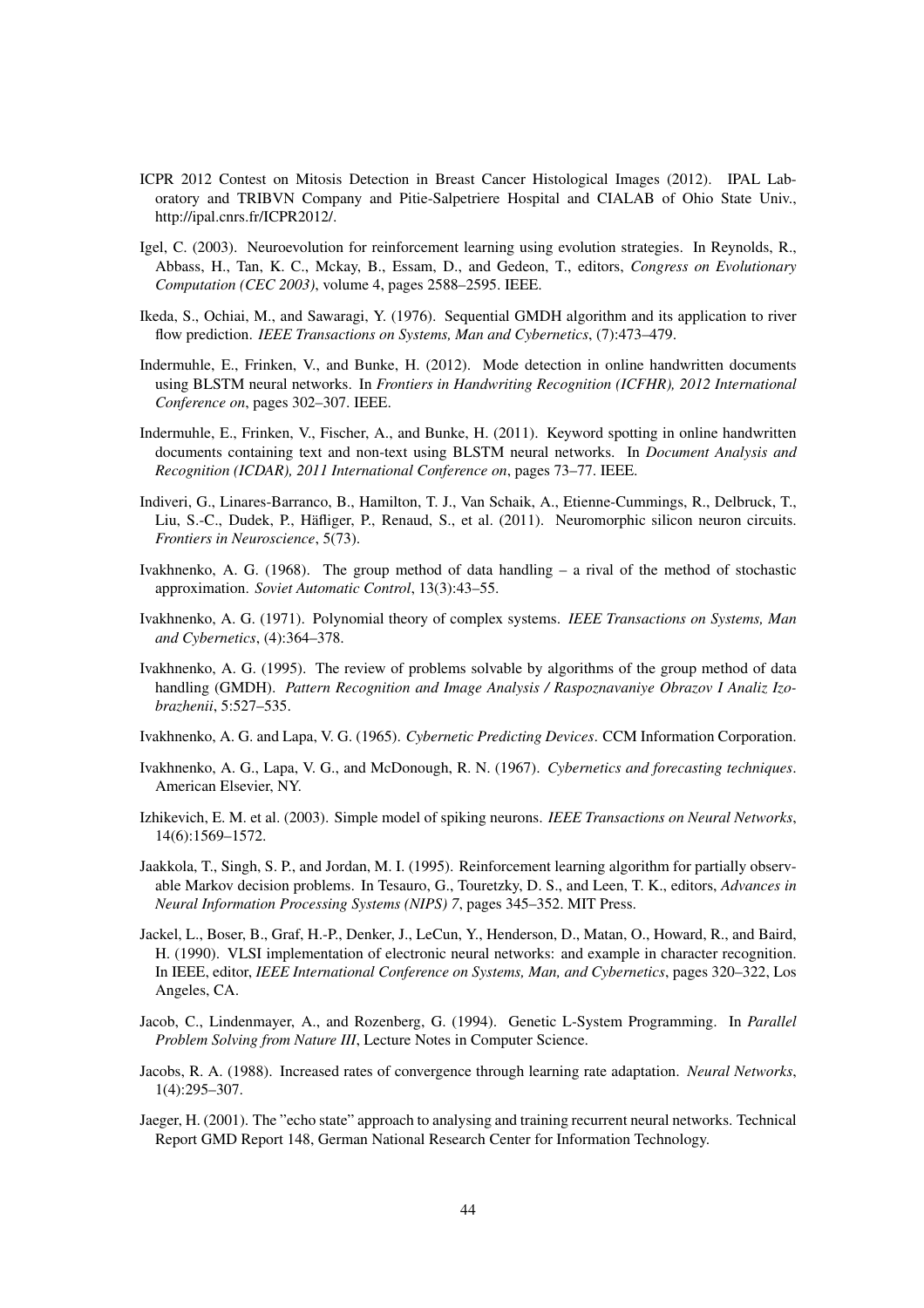ICPR 2012 Contest on Mitosis Detection in Breast Cancer Histological Images (2012). IPAL Laboratory and TRIBVN Company and Pitie-Salpetriere Hospital and CIALAB of Ohio State Univ., http://ipal.cnrs.fr/ICPR2012/.

Igel, C. (2003). Neuroevolution for reinforcement learning using evolution strategies. In Reynolds, R., Abbass, H., Tan, K. C., Mckay, B., Essam, D., and Gedeon, T., editors, *Congress on Evolutionary Computation (CEC 2003)*, volume 4, pages 2588–2595. IEEE.

Ikeda, S., Ochiai, M., and Sawaragi, Y. (1976). Sequential GMDH algorithm and its application to river flow prediction. *IEEE Transactions on Systems, Man and Cybernetics*, (7):473–479.

Indermuhle, E., Frinken, V., and Bunke, H. (2012). Mode detection in online handwritten documents using BLSTM neural networks. In *Frontiers in Handwriting Recognition (ICFHR), 2012 International Conference on*, pages 302–307. IEEE.

Indermuhle, E., Frinken, V., Fischer, A., and Bunke, H. (2011). Keyword spotting in online handwritten documents containing text and non-text using BLSTM neural networks. In *Document Analysis and Recognition (ICDAR), 2011 International Conference on*, pages 73–77. IEEE.

Indiveri, G., Linares-Barranco, B., Hamilton, T. J., Van Schaik, A., Etienne-Cummings, R., Delbruck, T., Liu, S.-C., Dudek, P., Häfliger, P., Renaud, S., et al. (2011). Neuromorphic silicon neuron circuits. *Frontiers in Neuroscience*, 5(73).

Ivakhnenko, A. G. (1968). The group method of data handling – a rival of the method of stochastic approximation. *Soviet Automatic Control*, 13(3):43–55.

Ivakhnenko, A. G. (1971). Polynomial theory of complex systems. *IEEE Transactions on Systems, Man and Cybernetics*, (4):364–378.

Ivakhnenko, A. G. (1995). The review of problems solvable by algorithms of the group method of data handling (GMDH). *Pattern Recognition and Image Analysis / Raspoznavaniye Obrazov I Analiz Izobrazhenii*, 5:527–535.

Ivakhnenko, A. G. and Lapa, V. G. (1965). *Cybernetic Predicting Devices*. CCM Information Corporation.

Ivakhnenko, A. G., Lapa, V. G., and McDonough, R. N. (1967). *Cybernetics and forecasting techniques*. American Elsevier, NY.

Izhikevich, E. M. et al. (2003). Simple model of spiking neurons. *IEEE Transactions on Neural Networks*, 14(6):1569–1572.

Jaakkola, T., Singh, S. P., and Jordan, M. I. (1995). Reinforcement learning algorithm for partially observable Markov decision problems. In Tesauro, G., Touretzky, D. S., and Leen, T. K., editors, *Advances in Neural Information Processing Systems (NIPS) 7*, pages 345–352. MIT Press.

Jackel, L., Boser, B., Graf, H.-P., Denker, J., LeCun, Y., Henderson, D., Matan, O., Howard, R., and Baird, H. (1990). VLSI implementation of electronic neural networks: and example in character recognition. In IEEE, editor, *IEEE International Conference on Systems, Man, and Cybernetics*, pages 320–322, Los Angeles, CA.

Jacob, C., Lindenmayer, A., and Rozenberg, G. (1994). Genetic L-System Programming. In *Parallel Problem Solving from Nature III*, Lecture Notes in Computer Science.

Jacobs, R. A. (1988). Increased rates of convergence through learning rate adaptation. *Neural Networks*, 1(4):295–307.

Jaeger, H. (2001). The "echo state" approach to analysing and training recurrent neural networks. Technical Report GMD Report 148, German National Research Center for Information Technology.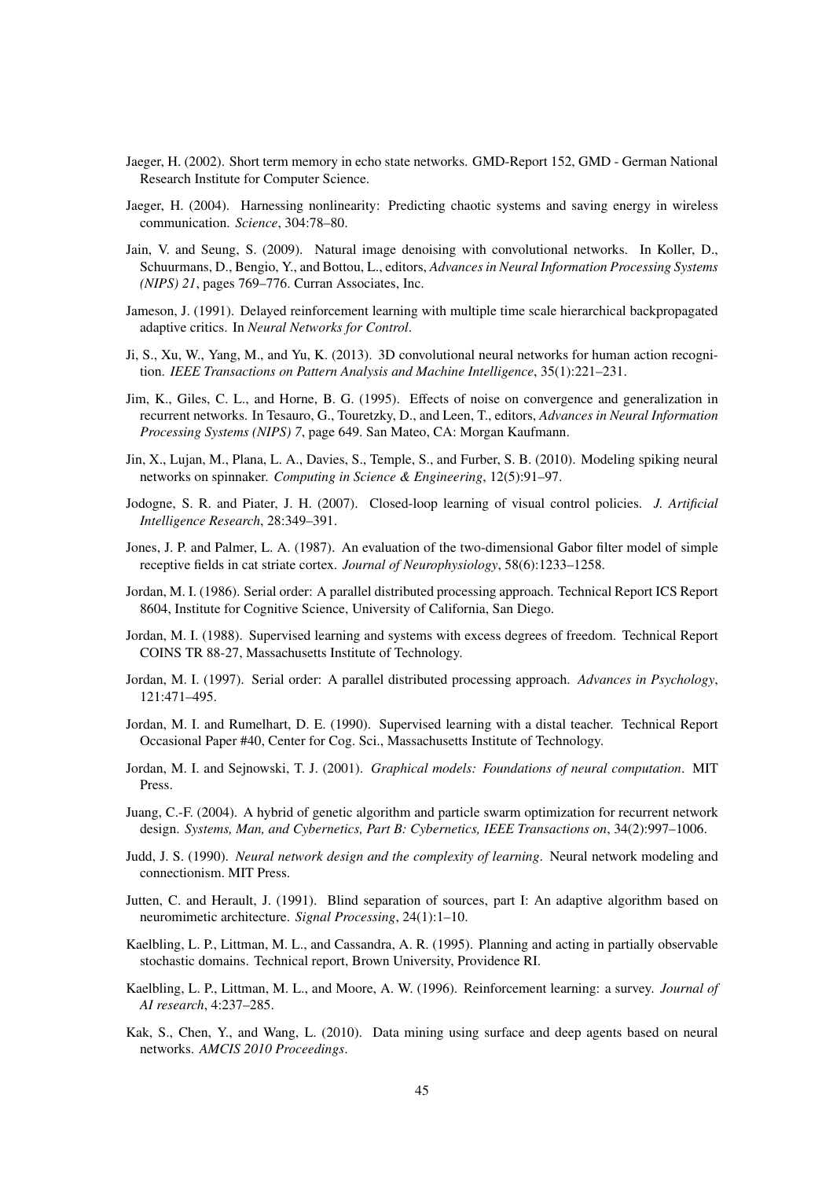Jaeger, H. (2002). Short term memory in echo state networks. GMD-Report 152, GMD - German National Research Institute for Computer Science.

Jaeger, H. (2004). Harnessing nonlinearity: Predicting chaotic systems and saving energy in wireless communication. *Science*, 304:78–80.

Jain, V. and Seung, S. (2009). Natural image denoising with convolutional networks. In Koller, D., Schuurmans, D., Bengio, Y., and Bottou, L., editors, *Advances in Neural Information Processing Systems (NIPS) 21*, pages 769–776. Curran Associates, Inc.

Jameson, J. (1991). Delayed reinforcement learning with multiple time scale hierarchical backpropagated adaptive critics. In *Neural Networks for Control*.

Ji, S., Xu, W., Yang, M., and Yu, K. (2013). 3D convolutional neural networks for human action recognition. *IEEE Transactions on Pattern Analysis and Machine Intelligence*, 35(1):221–231.

Jim, K., Giles, C. L., and Horne, B. G. (1995). Effects of noise on convergence and generalization in recurrent networks. In Tesauro, G., Touretzky, D., and Leen, T., editors, *Advances in Neural Information Processing Systems (NIPS) 7*, page 649. San Mateo, CA: Morgan Kaufmann.

Jin, X., Lujan, M., Plana, L. A., Davies, S., Temple, S., and Furber, S. B. (2010). Modeling spiking neural networks on spinnaker. *Computing in Science & Engineering*, 12(5):91–97.

Jodogne, S. R. and Piater, J. H. (2007). Closed-loop learning of visual control policies. *J. Artificial Intelligence Research*, 28:349–391.

Jones, J. P. and Palmer, L. A. (1987). An evaluation of the two-dimensional Gabor filter model of simple receptive fields in cat striate cortex. *Journal of Neurophysiology*, 58(6):1233–1258.

Jordan, M. I. (1986). Serial order: A parallel distributed processing approach. Technical Report ICS Report 8604, Institute for Cognitive Science, University of California, San Diego.

Jordan, M. I. (1988). Supervised learning and systems with excess degrees of freedom. Technical Report COINS TR 88-27, Massachusetts Institute of Technology.

Jordan, M. I. (1997). Serial order: A parallel distributed processing approach. *Advances in Psychology*, 121:471–495.

Jordan, M. I. and Rumelhart, D. E. (1990). Supervised learning with a distal teacher. Technical Report Occasional Paper #40, Center for Cog. Sci., Massachusetts Institute of Technology.

Jordan, M. I. and Sejnowski, T. J. (2001). *Graphical models: Foundations of neural computation*. MIT Press.

Juang, C.-F. (2004). A hybrid of genetic algorithm and particle swarm optimization for recurrent network design. *Systems, Man, and Cybernetics, Part B: Cybernetics, IEEE Transactions on*, 34(2):997–1006.

Judd, J. S. (1990). *Neural network design and the complexity of learning*. Neural network modeling and connectionism. MIT Press.

Jutten, C. and Herault, J. (1991). Blind separation of sources, part I: An adaptive algorithm based on neuromimetic architecture. *Signal Processing*, 24(1):1–10.

Kaelbling, L. P., Littman, M. L., and Cassandra, A. R. (1995). Planning and acting in partially observable stochastic domains. Technical report, Brown University, Providence RI.

Kaelbling, L. P., Littman, M. L., and Moore, A. W. (1996). Reinforcement learning: a survey. *Journal of AI research*, 4:237–285.

Kak, S., Chen, Y., and Wang, L. (2010). Data mining using surface and deep agents based on neural networks. *AMCIS 2010 Proceedings*.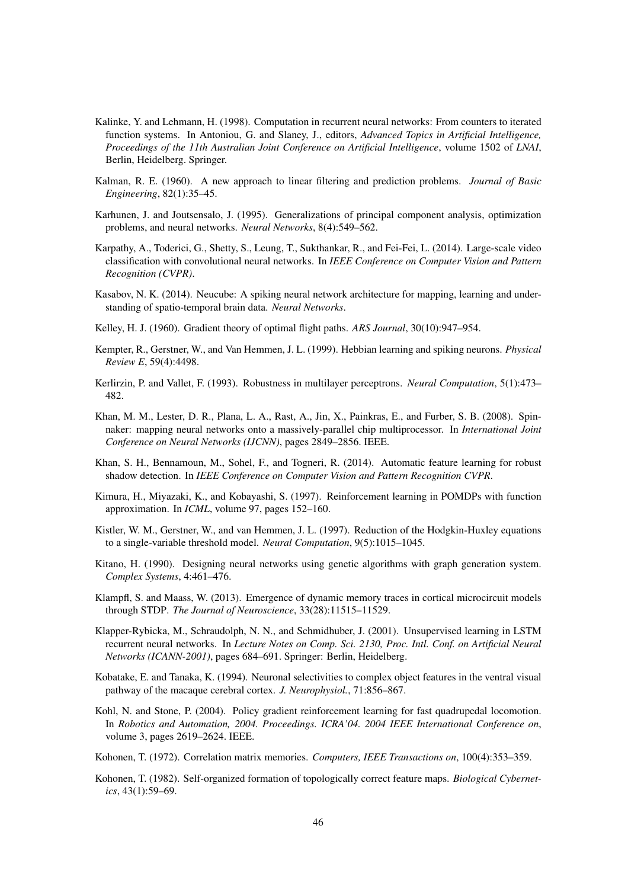Kalinke, Y. and Lehmann, H. (1998). Computation in recurrent neural networks: From counters to iterated function systems. In Antoniou, G. and Slaney, J., editors, *Advanced Topics in Artificial Intelligence, Proceedings of the 11th Australian Joint Conference on Artificial Intelligence*, volume 1502 of *LNAI*, Berlin, Heidelberg. Springer.

Kalman, R. E. (1960). A new approach to linear filtering and prediction problems. *Journal of Basic Engineering*, 82(1):35–45.

Karhunen, J. and Joutsensalo, J. (1995). Generalizations of principal component analysis, optimization problems, and neural networks. *Neural Networks*, 8(4):549–562.

Karpathy, A., Toderici, G., Shetty, S., Leung, T., Sukthankar, R., and Fei-Fei, L. (2014). Large-scale video classification with convolutional neural networks. In *IEEE Conference on Computer Vision and Pattern Recognition (CVPR)*.

Kasabov, N. K. (2014). Neucube: A spiking neural network architecture for mapping, learning and understanding of spatio-temporal brain data. *Neural Networks*.

Kelley, H. J. (1960). Gradient theory of optimal flight paths. *ARS Journal*, 30(10):947–954.

Kempter, R., Gerstner, W., and Van Hemmen, J. L. (1999). Hebbian learning and spiking neurons. *Physical Review E*, 59(4):4498.

Kerlirzin, P. and Vallet, F. (1993). Robustness in multilayer perceptrons. *Neural Computation*, 5(1):473–482.

Khan, M. M., Lester, D. R., Plana, L. A., Rast, A., Jin, X., Painkras, E., and Furber, S. B. (2008). Spinnaker: mapping neural networks onto a massively-parallel chip multiprocessor. In *International Joint Conference on Neural Networks (IJCNN)*, pages 2849–2856. IEEE.

Khan, S. H., Bennamoun, M., Sohel, F., and Togneri, R. (2014). Automatic feature learning for robust shadow detection. In *IEEE Conference on Computer Vision and Pattern Recognition CVPR*.

Kimura, H., Miyazaki, K., and Kobayashi, S. (1997). Reinforcement learning in POMDPs with function approximation. In *ICML*, volume 97, pages 152–160.

Kistler, W. M., Gerstner, W., and van Hemmen, J. L. (1997). Reduction of the Hodgkin-Huxley equations to a single-variable threshold model. *Neural Computation*, 9(5):1015–1045.

Kitano, H. (1990). Designing neural networks using genetic algorithms with graph generation system. *Complex Systems*, 4:461–476.

Klampfl, S. and Maass, W. (2013). Emergence of dynamic memory traces in cortical microcircuit models through STDP. *The Journal of Neuroscience*, 33(28):11515–11529.

Klapper-Rybicka, M., Schraudolph, N. N., and Schmidhuber, J. (2001). Unsupervised learning in LSTM recurrent neural networks. In *Lecture Notes on Comp. Sci. 2130, Proc. Intl. Conf. on Artificial Neural Networks (ICANN-2001)*, pages 684–691. Springer: Berlin, Heidelberg.

Kobatake, E. and Tanaka, K. (1994). Neuronal selectivities to complex object features in the ventral visual pathway of the macaque cerebral cortex. *J. Neurophysiol.*, 71:856–867.

Kohl, N. and Stone, P. (2004). Policy gradient reinforcement learning for fast quadrupedal locomotion. In *Robotics and Automation, 2004. Proceedings. ICRA'04. 2004 IEEE International Conference on*, volume 3, pages 2619–2624. IEEE.

Kohonen, T. (1972). Correlation matrix memories. *Computers, IEEE Transactions on*, 100(4):353–359.

Kohonen, T. (1982). Self-organized formation of topologically correct feature maps. *Biological Cybernetics*, 43(1):59–69.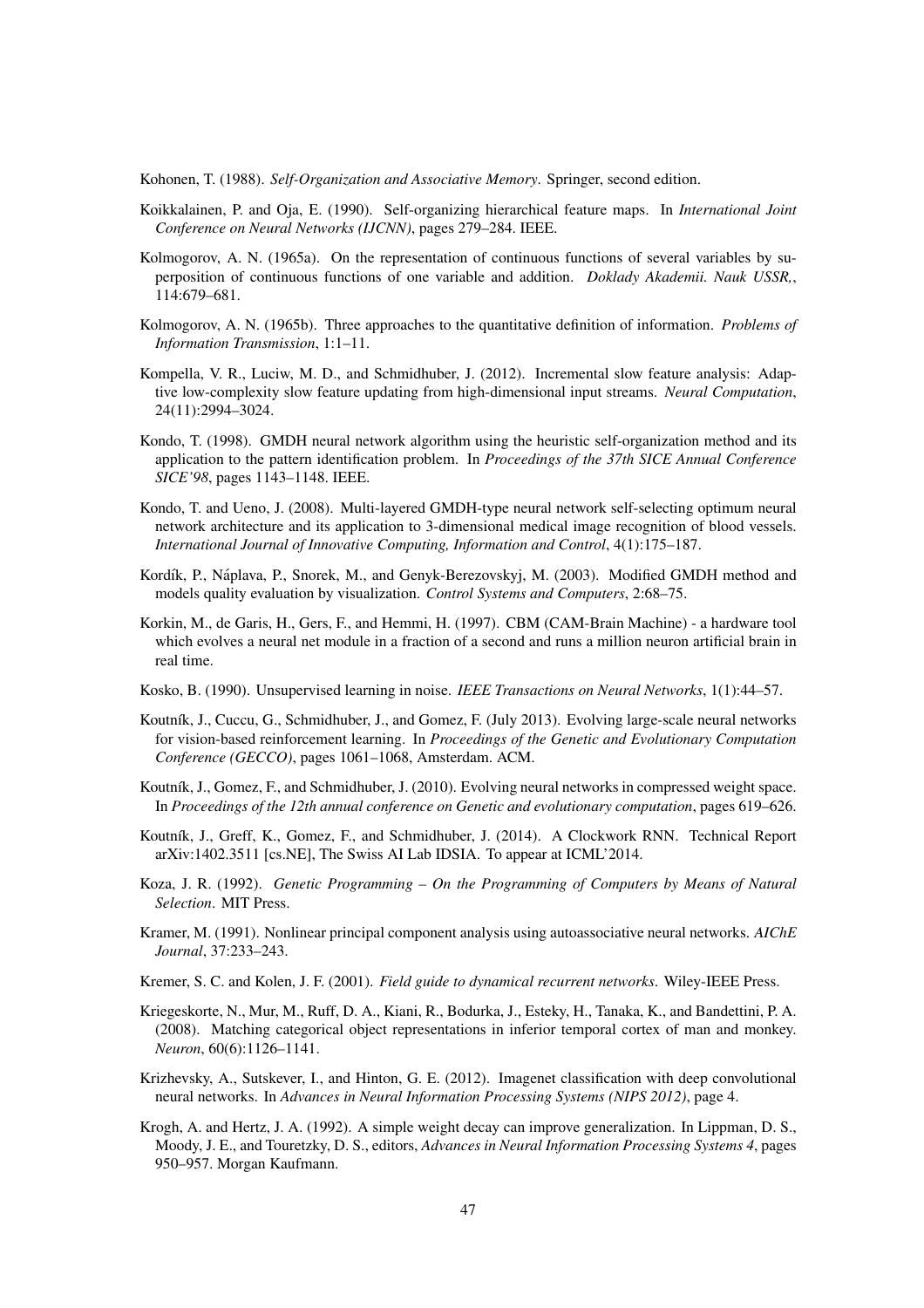Kohonen, T. (1988). *Self-Organization and Associative Memory*. Springer, second edition.

Koikkalainen, P. and Oja, E. (1990). Self-organizing hierarchical feature maps. In *International Joint Conference on Neural Networks (IJCNN)*, pages 279–284. IEEE.

Kolmogorov, A. N. (1965a). On the representation of continuous functions of several variables by superposition of continuous functions of one variable and addition. *Doklady Akademii. Nauk USSR,*, 114:679–681.

Kolmogorov, A. N. (1965b). Three approaches to the quantitative definition of information. *Problems of Information Transmission*, 1:1–11.

Kompella, V. R., Luciw, M. D., and Schmidhuber, J. (2012). Incremental slow feature analysis: Adaptive low-complexity slow feature updating from high-dimensional input streams. *Neural Computation*, 24(11):2994–3024.

Kondo, T. (1998). GMDH neural network algorithm using the heuristic self-organization method and its application to the pattern identification problem. In *Proceedings of the 37th SICE Annual Conference SICE'98*, pages 1143–1148. IEEE.

Kondo, T. and Ueno, J. (2008). Multi-layered GMDH-type neural network self-selecting optimum neural network architecture and its application to 3-dimensional medical image recognition of blood vessels. *International Journal of Innovative Computing, Information and Control*, 4(1):175–187.

Kordík, P., Náplava, P., Snorek, M., and Genyk-Berezovskyj, M. (2003). Modified GMDH method and models quality evaluation by visualization. *Control Systems and Computers*, 2:68–75.

Korkin, M., de Garis, H., Gers, F., and Hemmi, H. (1997). CBM (CAM-Brain Machine) - a hardware tool which evolves a neural net module in a fraction of a second and runs a million neuron artificial brain in real time.

Kosko, B. (1990). Unsupervised learning in noise. *IEEE Transactions on Neural Networks*, 1(1):44–57.

Koutník, J., Cuccu, G., Schmidhuber, J., and Gomez, F. (July 2013). Evolving large-scale neural networks for vision-based reinforcement learning. In *Proceedings of the Genetic and Evolutionary Computation Conference (GECCO)*, pages 1061–1068, Amsterdam. ACM.

Koutník, J., Gomez, F., and Schmidhuber, J. (2010). Evolving neural networks in compressed weight space. In *Proceedings of the 12th annual conference on Genetic and evolutionary computation*, pages 619–626.

Koutník, J., Greff, K., Gomez, F., and Schmidhuber, J. (2014). A Clockwork RNN. Technical Report arXiv:1402.3511 [cs.NE], The Swiss AI Lab IDSIA. To appear at ICML'2014.

Koza, J. R. (1992). *Genetic Programming – On the Programming of Computers by Means of Natural Selection*. MIT Press.

Kramer, M. (1991). Nonlinear principal component analysis using autoassociative neural networks. *AIChE Journal*, 37:233–243.

Kremer, S. C. and Kolen, J. F. (2001). *Field guide to dynamical recurrent networks*. Wiley-IEEE Press.

Kriegeskorte, N., Mur, M., Ruff, D. A., Kiani, R., Bodurka, J., Esteky, H., Tanaka, K., and Bandettini, P. A. (2008). Matching categorical object representations in inferior temporal cortex of man and monkey. *Neuron*, 60(6):1126–1141.

Krizhevsky, A., Sutskever, I., and Hinton, G. E. (2012). Imagenet classification with deep convolutional neural networks. In *Advances in Neural Information Processing Systems (NIPS 2012)*, page 4.

Krogh, A. and Hertz, J. A. (1992). A simple weight decay can improve generalization. In Lippman, D. S., Moody, J. E., and Touretzky, D. S., editors, *Advances in Neural Information Processing Systems 4*, pages 950–957. Morgan Kaufmann.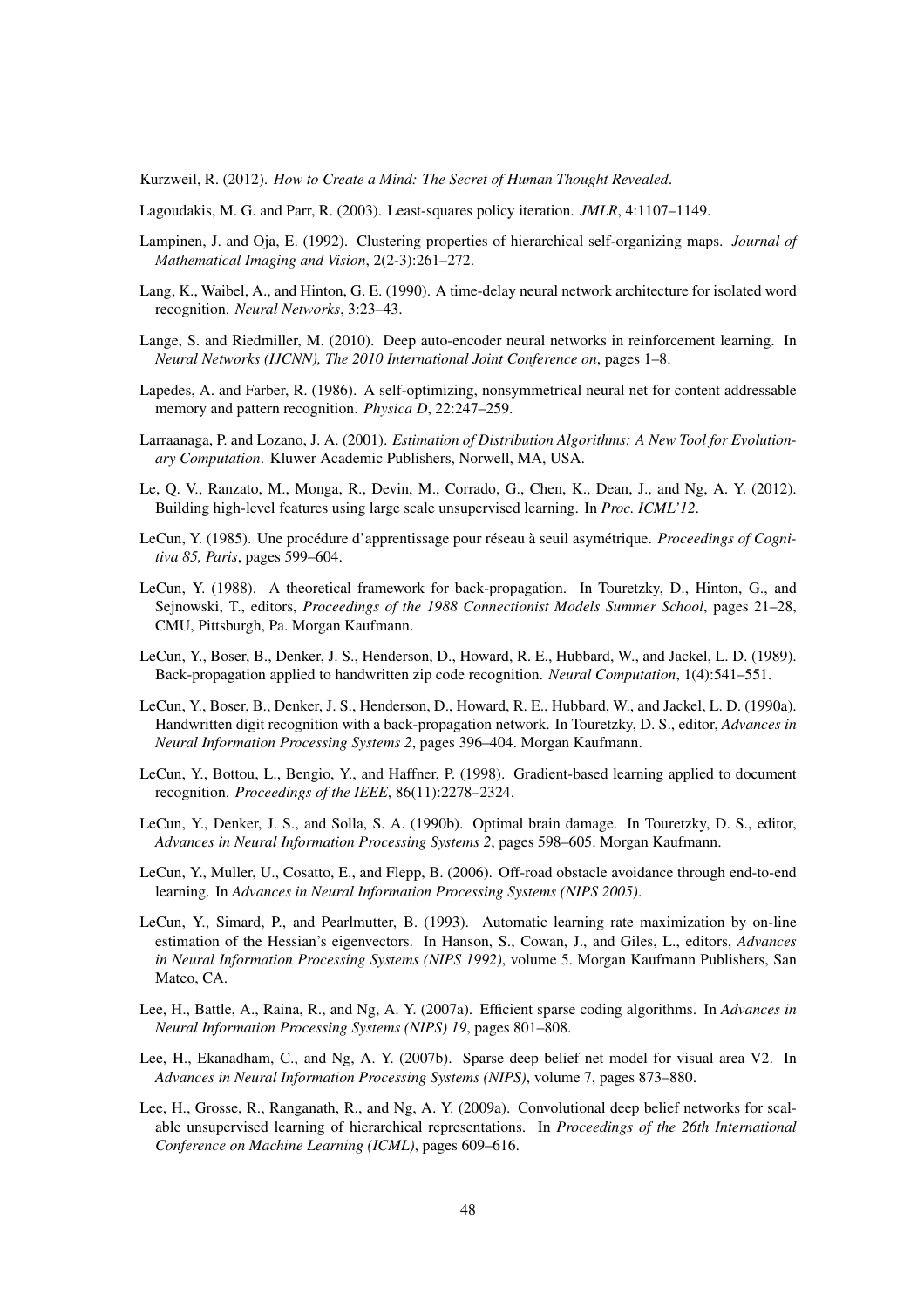Kurzweil, R. (2012). *How to Create a Mind: The Secret of Human Thought Revealed*.

Lagoudakis, M. G. and Parr, R. (2003). Least-squares policy iteration. *JMLR*, 4:1107–1149.

Lampinen, J. and Oja, E. (1992). Clustering properties of hierarchical self-organizing maps. *Journal of Mathematical Imaging and Vision*, 2(2-3):261–272.

Lang, K., Waibel, A., and Hinton, G. E. (1990). A time-delay neural network architecture for isolated word recognition. *Neural Networks*, 3:23–43.

Lange, S. and Riedmiller, M. (2010). Deep auto-encoder neural networks in reinforcement learning. In *Neural Networks (IJCNN), The 2010 International Joint Conference on*, pages 1–8.

Lapedes, A. and Farber, R. (1986). A self-optimizing, nonsymmetrical neural net for content addressable memory and pattern recognition. *Physica D*, 22:247–259.

Larraanaga, P. and Lozano, J. A. (2001). *Estimation of Distribution Algorithms: A New Tool for Evolutionary Computation*. Kluwer Academic Publishers, Norwell, MA, USA.

Le, Q. V., Ranzato, M., Monga, R., Devin, M., Corrado, G., Chen, K., Dean, J., and Ng, A. Y. (2012). Building high-level features using large scale unsupervised learning. In *Proc. ICML'12*.

LeCun, Y. (1985). Une procédure d'apprentissage pour réseau à seuil asymétrique. *Proceedings of Cognitiva 85, Paris*, pages 599–604.

LeCun, Y. (1988). A theoretical framework for back-propagation. In Touretzky, D., Hinton, G., and Sejnowski, T., editors, *Proceedings of the 1988 Connectionist Models Summer School*, pages 21–28, CMU, Pittsburgh, Pa. Morgan Kaufmann.

LeCun, Y., Boser, B., Denker, J. S., Henderson, D., Howard, R. E., Hubbard, W., and Jackel, L. D. (1989). Back-propagation applied to handwritten zip code recognition. *Neural Computation*, 1(4):541–551.

LeCun, Y., Boser, B., Denker, J. S., Henderson, D., Howard, R. E., Hubbard, W., and Jackel, L. D. (1990a). Handwritten digit recognition with a back-propagation network. In Touretzky, D. S., editor, *Advances in Neural Information Processing Systems 2*, pages 396–404. Morgan Kaufmann.

LeCun, Y., Bottou, L., Bengio, Y., and Haffner, P. (1998). Gradient-based learning applied to document recognition. *Proceedings of the IEEE*, 86(11):2278–2324.

LeCun, Y., Denker, J. S., and Solla, S. A. (1990b). Optimal brain damage. In Touretzky, D. S., editor, *Advances in Neural Information Processing Systems 2*, pages 598–605. Morgan Kaufmann.

LeCun, Y., Muller, U., Cosatto, E., and Flepp, B. (2006). Off-road obstacle avoidance through end-to-end learning. In *Advances in Neural Information Processing Systems (NIPS 2005)*.

LeCun, Y., Simard, P., and Pearlmutter, B. (1993). Automatic learning rate maximization by on-line estimation of the Hessian's eigenvectors. In Hanson, S., Cowan, J., and Giles, L., editors, *Advances in Neural Information Processing Systems (NIPS 1992)*, volume 5. Morgan Kaufmann Publishers, San Mateo, CA.

Lee, H., Battle, A., Raina, R., and Ng, A. Y. (2007a). Efficient sparse coding algorithms. In *Advances in Neural Information Processing Systems (NIPS) 19*, pages 801–808.

Lee, H., Ekanadham, C., and Ng, A. Y. (2007b). Sparse deep belief net model for visual area V2. In *Advances in Neural Information Processing Systems (NIPS)*, volume 7, pages 873–880.

Lee, H., Grosse, R., Ranganath, R., and Ng, A. Y. (2009a). Convolutional deep belief networks for scalable unsupervised learning of hierarchical representations. In *Proceedings of the 26th International Conference on Machine Learning (ICML)*, pages 609–616.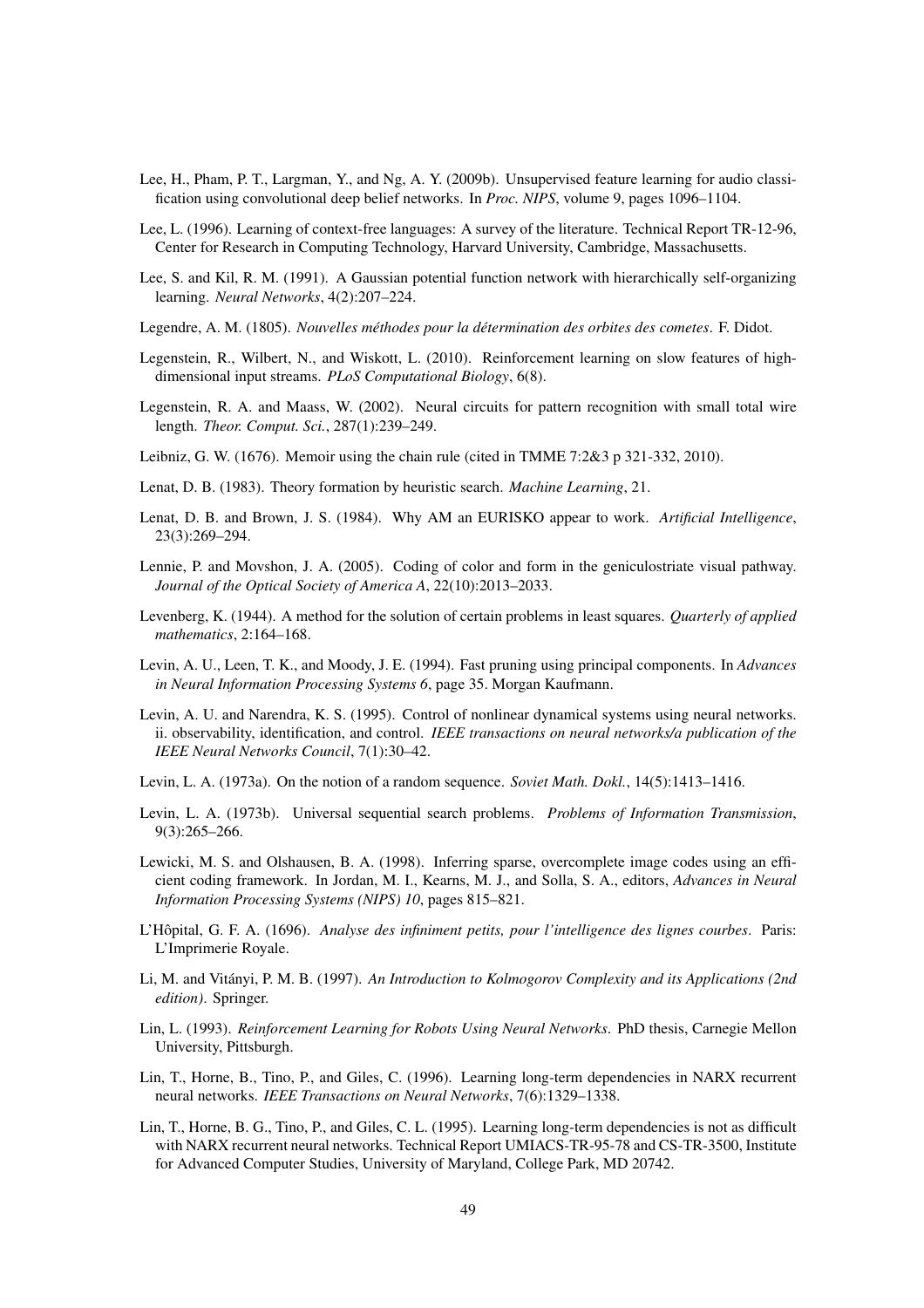Lee, H., Pham, P. T., Largman, Y., and Ng, A. Y. (2009b). Unsupervised feature learning for audio classification using convolutional deep belief networks. In *Proc. NIPS*, volume 9, pages 1096–1104.

Lee, L. (1996). Learning of context-free languages: A survey of the literature. Technical Report TR-12-96, Center for Research in Computing Technology, Harvard University, Cambridge, Massachusetts.

Lee, S. and Kil, R. M. (1991). A Gaussian potential function network with hierarchically self-organizing learning. *Neural Networks*, 4(2):207–224.

Legendre, A. M. (1805). *Nouvelles méthodes pour la détermination des orbites des cometes*. F. Didot.

Legenstein, R., Wilbert, N., and Wiskott, L. (2010). Reinforcement learning on slow features of high-dimensional input streams. *PLoS Computational Biology*, 6(8).

Legenstein, R. A. and Maass, W. (2002). Neural circuits for pattern recognition with small total wire length. *Theor. Comput. Sci.*, 287(1):239–249.

Leibniz, G. W. (1676). Memoir using the chain rule (cited in TMME 7:2&3 p 321-332, 2010).

Lenat, D. B. (1983). Theory formation by heuristic search. *Machine Learning*, 21.

Lenat, D. B. and Brown, J. S. (1984). Why AM an EURISKO appear to work. *Artificial Intelligence*, 23(3):269–294.

Lennie, P. and Movshon, J. A. (2005). Coding of color and form in the geniculostriate visual pathway. *Journal of the Optical Society of America A*, 22(10):2013–2033.

Levenberg, K. (1944). A method for the solution of certain problems in least squares. *Quarterly of applied mathematics*, 2:164–168.

Levin, A. U., Leen, T. K., and Moody, J. E. (1994). Fast pruning using principal components. In *Advances in Neural Information Processing Systems 6*, page 35. Morgan Kaufmann.

Levin, A. U. and Narendra, K. S. (1995). Control of nonlinear dynamical systems using neural networks. ii. observability, identification, and control. *IEEE transactions on neural networks/a publication of the IEEE Neural Networks Council*, 7(1):30–42.

Levin, L. A. (1973a). On the notion of a random sequence. *Soviet Math. Dokl.*, 14(5):1413–1416.

Levin, L. A. (1973b). Universal sequential search problems. *Problems of Information Transmission*, 9(3):265–266.

Lewicki, M. S. and Olshausen, B. A. (1998). Inferring sparse, overcomplete image codes using an efficient coding framework. In Jordan, M. I., Kearns, M. J., and Solla, S. A., editors, *Advances in Neural Information Processing Systems (NIPS) 10*, pages 815–821.

L'Hôpital, G. F. A. (1696). *Analyse des infiniment petits, pour l'intelligence des lignes courbes*. Paris: L'Imprimerie Royale.

Li, M. and Vitányi, P. M. B. (1997). *An Introduction to Kolmogorov Complexity and its Applications (2nd edition)*. Springer.

Lin, L. (1993). *Reinforcement Learning for Robots Using Neural Networks*. PhD thesis, Carnegie Mellon University, Pittsburgh.

Lin, T., Horne, B., Tino, P., and Giles, C. (1996). Learning long-term dependencies in NARX recurrent neural networks. *IEEE Transactions on Neural Networks*, 7(6):1329–1338.

Lin, T., Horne, B. G., Tino, P., and Giles, C. L. (1995). Learning long-term dependencies is not as difficult with NARX recurrent neural networks. Technical Report UMIACS-TR-95-78 and CS-TR-3500, Institute for Advanced Computer Studies, University of Maryland, College Park, MD 20742.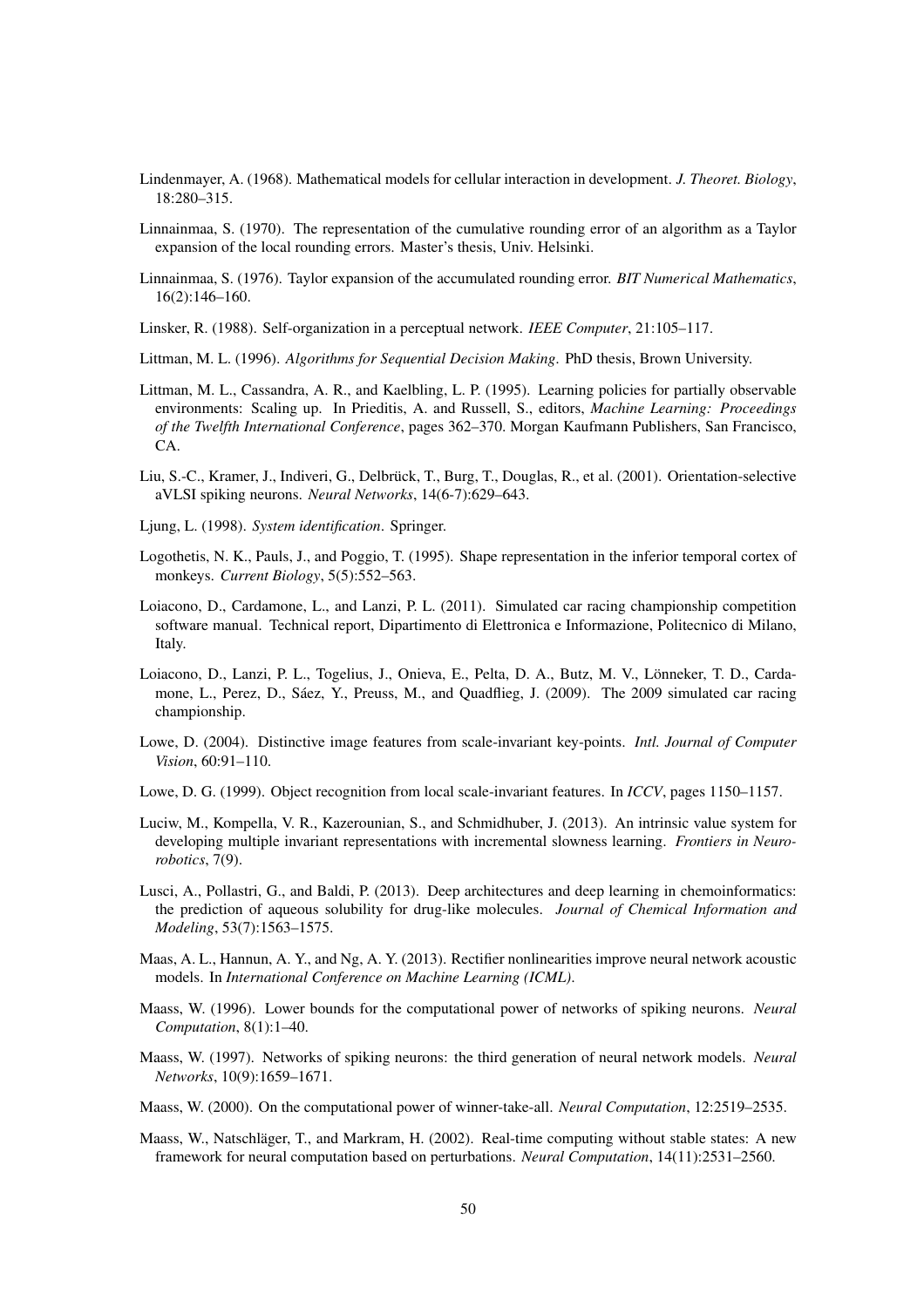Lindenmayer, A. (1968). Mathematical models for cellular interaction in development. *J. Theoret. Biology*, 18:280–315.

Linnainmaa, S. (1970). The representation of the cumulative rounding error of an algorithm as a Taylor expansion of the local rounding errors. Master's thesis, Univ. Helsinki.

Linnainmaa, S. (1976). Taylor expansion of the accumulated rounding error. *BIT Numerical Mathematics*, 16(2):146–160.

Linsker, R. (1988). Self-organization in a perceptual network. *IEEE Computer*, 21:105–117.

Littman, M. L. (1996). *Algorithms for Sequential Decision Making*. PhD thesis, Brown University.

Littman, M. L., Cassandra, A. R., and Kaelbling, L. P. (1995). Learning policies for partially observable environments: Scaling up. In Prieditis, A. and Russell, S., editors, *Machine Learning: Proceedings of the Twelfth International Conference*, pages 362–370. Morgan Kaufmann Publishers, San Francisco, CA.

Liu, S.-C., Kramer, J., Indiveri, G., Delbrück, T., Burg, T., Douglas, R., et al. (2001). Orientation-selective aVLSI spiking neurons. *Neural Networks*, 14(6-7):629–643.

Ljung, L. (1998). *System identification*. Springer.

Logothetis, N. K., Pauls, J., and Poggio, T. (1995). Shape representation in the inferior temporal cortex of monkeys. *Current Biology*, 5(5):552–563.

Loiacono, D., Cardamone, L., and Lanzi, P. L. (2011). Simulated car racing championship competition software manual. Technical report, Dipartimento di Elettronica e Informazione, Politecnico di Milano, Italy.

Loiacono, D., Lanzi, P. L., Togelius, J., Onieva, E., Pelta, D. A., Butz, M. V., Lönneker, T. D., Cardamone, L., Perez, D., Sáez, Y., Preuss, M., and Quadflieg, J. (2009). The 2009 simulated car racing championship.

Lowe, D. (2004). Distinctive image features from scale-invariant key-points. *Intl. Journal of Computer Vision*, 60:91–110.

Lowe, D. G. (1999). Object recognition from local scale-invariant features. In *ICCV*, pages 1150–1157.

Luciw, M., Kompella, V. R., Kazerounian, S., and Schmidhuber, J. (2013). An intrinsic value system for developing multiple invariant representations with incremental slowness learning. *Frontiers in Neurorobotics*, 7(9).

Lusci, A., Pollastri, G., and Baldi, P. (2013). Deep architectures and deep learning in chemoinformatics: the prediction of aqueous solubility for drug-like molecules. *Journal of Chemical Information and Modeling*, 53(7):1563–1575.

Maas, A. L., Hannun, A. Y., and Ng, A. Y. (2013). Rectifier nonlinearities improve neural network acoustic models. In *International Conference on Machine Learning (ICML)*.

Maass, W. (1996). Lower bounds for the computational power of networks of spiking neurons. *Neural Computation*, 8(1):1–40.

Maass, W. (1997). Networks of spiking neurons: the third generation of neural network models. *Neural Networks*, 10(9):1659–1671.

Maass, W. (2000). On the computational power of winner-take-all. *Neural Computation*, 12:2519–2535.

Maass, W., Natschläger, T., and Markram, H. (2002). Real-time computing without stable states: A new framework for neural computation based on perturbations. *Neural Computation*, 14(11):2531–2560.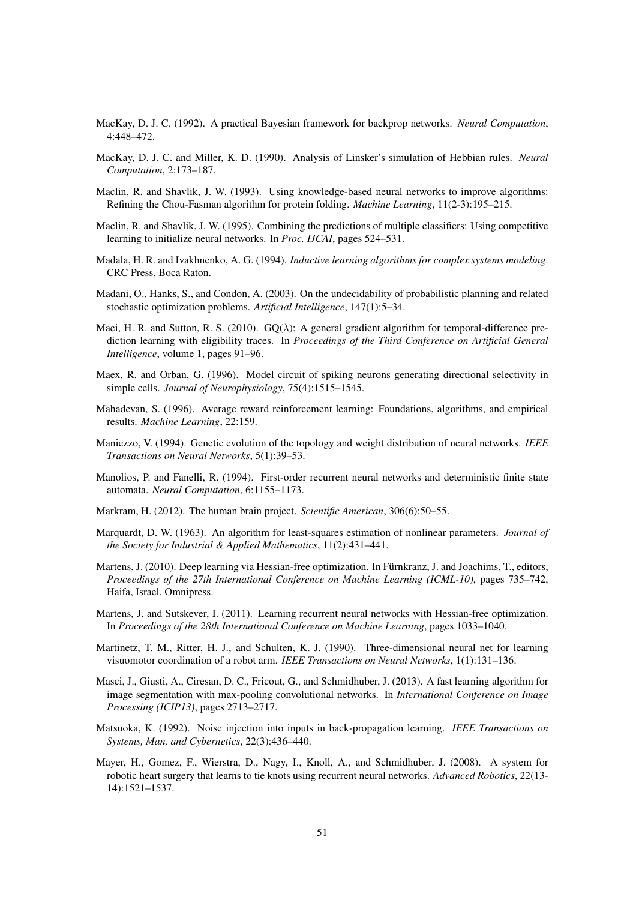MacKay, D. J. C. (1992). A practical Bayesian framework for backprop networks. *Neural Computation*, 4:448–472.

MacKay, D. J. C. and Miller, K. D. (1990). Analysis of Linsker's simulation of Hebbian rules. *Neural Computation*, 2:173–187.

Maclin, R. and Shavlik, J. W. (1993). Using knowledge-based neural networks to improve algorithms: Refining the Chou-Fasman algorithm for protein folding. *Machine Learning*, 11(2-3):195–215.

Maclin, R. and Shavlik, J. W. (1995). Combining the predictions of multiple classifiers: Using competitive learning to initialize neural networks. In *Proc. IJCAI*, pages 524–531.

Madala, H. R. and Ivakhnenko, A. G. (1994). *Inductive learning algorithms for complex systems modeling*. CRC Press, Boca Raton.

Madani, O., Hanks, S., and Condon, A. (2003). On the undecidability of probabilistic planning and related stochastic optimization problems. *Artificial Intelligence*, 147(1):5–34.

Maei, H. R. and Sutton, R. S. (2010). GQ($\lambda$): A general gradient algorithm for temporal-difference prediction learning with eligibility traces. In *Proceedings of the Third Conference on Artificial General Intelligence*, volume 1, pages 91–96.

Maex, R. and Orban, G. (1996). Model circuit of spiking neurons generating directional selectivity in simple cells. *Journal of Neurophysiology*, 75(4):1515–1545.

Mahadevan, S. (1996). Average reward reinforcement learning: Foundations, algorithms, and empirical results. *Machine Learning*, 22:159.

Maniezzo, V. (1994). Genetic evolution of the topology and weight distribution of neural networks. *IEEE Transactions on Neural Networks*, 5(1):39–53.

Manolios, P. and Fanelli, R. (1994). First-order recurrent neural networks and deterministic finite state automata. *Neural Computation*, 6:1155–1173.

Markram, H. (2012). The human brain project. *Scientific American*, 306(6):50–55.

Marquardt, D. W. (1963). An algorithm for least-squares estimation of nonlinear parameters. *Journal of the Society for Industrial & Applied Mathematics*, 11(2):431–441.

Martens, J. (2010). Deep learning via Hessian-free optimization. In Fürnkranz, J. and Joachims, T., editors, *Proceedings of the 27th International Conference on Machine Learning (ICML-10)*, pages 735–742, Haifa, Israel. Omnipress.

Martens, J. and Sutskever, I. (2011). Learning recurrent neural networks with Hessian-free optimization. In *Proceedings of the 28th International Conference on Machine Learning*, pages 1033–1040.

Martinetz, T. M., Ritter, H. J., and Schulten, K. J. (1990). Three-dimensional neural net for learning visuomotor coordination of a robot arm. *IEEE Transactions on Neural Networks*, 1(1):131–136.

Masci, J., Giusti, A., Ciresan, D. C., Fricout, G., and Schmidhuber, J. (2013). A fast learning algorithm for image segmentation with max-pooling convolutional networks. In *International Conference on Image Processing (ICIP13)*, pages 2713–2717.

Matsuoka, K. (1992). Noise injection into inputs in back-propagation learning. *IEEE Transactions on Systems, Man, and Cybernetics*, 22(3):436–440.

Mayer, H., Gomez, F., Wierstra, D., Nagy, I., Knoll, A., and Schmidhuber, J. (2008). A system for robotic heart surgery that learns to tie knots using recurrent neural networks. *Advanced Robotics*, 22(13-14):1521–1537.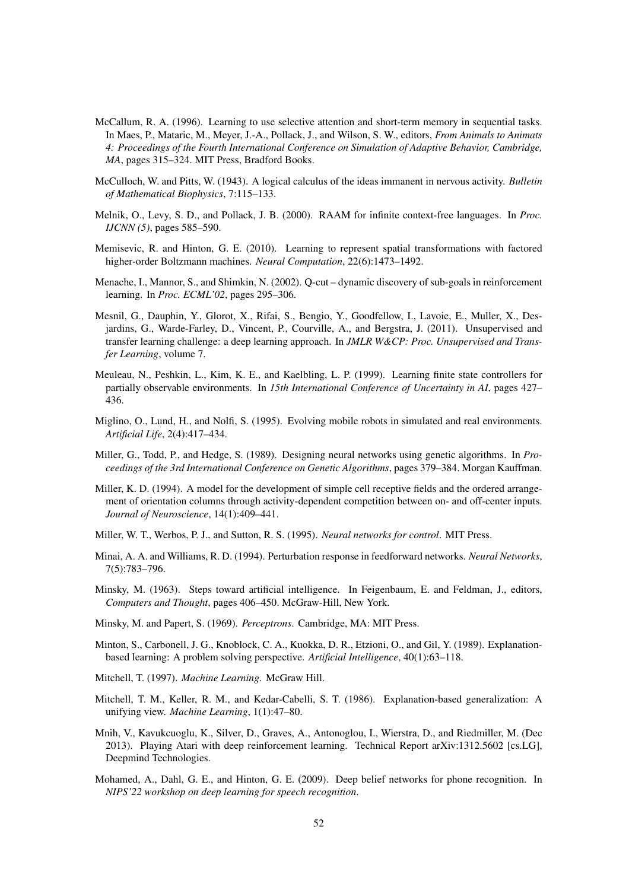McCallum, R. A. (1996). Learning to use selective attention and short-term memory in sequential tasks. In Maes, P., Mataric, M., Meyer, J.-A., Pollack, J., and Wilson, S. W., editors, *From Animals to Animats 4: Proceedings of the Fourth International Conference on Simulation of Adaptive Behavior, Cambridge, MA*, pages 315–324. MIT Press, Bradford Books.

McCulloch, W. and Pitts, W. (1943). A logical calculus of the ideas immanent in nervous activity. *Bulletin of Mathematical Biophysics*, 7:115–133.

Melnik, O., Levy, S. D., and Pollack, J. B. (2000). RAAM for infinite context-free languages. In *Proc. IJCNN (5)*, pages 585–590.

Memisevic, R. and Hinton, G. E. (2010). Learning to represent spatial transformations with factored higher-order Boltzmann machines. *Neural Computation*, 22(6):1473–1492.

Menache, I., Mannor, S., and Shimkin, N. (2002). Q-cut – dynamic discovery of sub-goals in reinforcement learning. In *Proc. ECML'02*, pages 295–306.

Mesnil, G., Dauphin, Y., Glorot, X., Rifai, S., Bengio, Y., Goodfellow, I., Lavoie, E., Muller, X., Desjardins, G., Warde-Farley, D., Vincent, P., Courville, A., and Bergstra, J. (2011). Unsupervised and transfer learning challenge: a deep learning approach. In *JMLR W&CP: Proc. Unsupervised and Transfer Learning*, volume 7.

Meuleau, N., Peshkin, L., Kim, K. E., and Kaelbling, L. P. (1999). Learning finite state controllers for partially observable environments. In *15th International Conference of Uncertainty in AI*, pages 427–436.

Miglino, O., Lund, H., and Nolfi, S. (1995). Evolving mobile robots in simulated and real environments. *Artificial Life*, 2(4):417–434.

Miller, G., Todd, P., and Hedge, S. (1989). Designing neural networks using genetic algorithms. In *Proceedings of the 3rd International Conference on Genetic Algorithms*, pages 379–384. Morgan Kauffman.

Miller, K. D. (1994). A model for the development of simple cell receptive fields and the ordered arrangement of orientation columns through activity-dependent competition between on- and off-center inputs. *Journal of Neuroscience*, 14(1):409–441.

Miller, W. T., Werbos, P. J., and Sutton, R. S. (1995). *Neural networks for control*. MIT Press.

Minai, A. A. and Williams, R. D. (1994). Perturbation response in feedforward networks. *Neural Networks*, 7(5):783–796.

Minsky, M. (1963). Steps toward artificial intelligence. In Feigenbaum, E. and Feldman, J., editors, *Computers and Thought*, pages 406–450. McGraw-Hill, New York.

Minsky, M. and Papert, S. (1969). *Perceptrons*. Cambridge, MA: MIT Press.

Minton, S., Carbonell, J. G., Knoblock, C. A., Kuokka, D. R., Etzioni, O., and Gil, Y. (1989). Explanation-based learning: A problem solving perspective. *Artificial Intelligence*, 40(1):63–118.

Mitchell, T. (1997). *Machine Learning*. McGraw Hill.

Mitchell, T. M., Keller, R. M., and Kedar-Cabelli, S. T. (1986). Explanation-based generalization: A unifying view. *Machine Learning*, 1(1):47–80.

Mnih, V., Kavukcuoglu, K., Silver, D., Graves, A., Antonoglou, I., Wierstra, D., and Riedmiller, M. (Dec 2013). Playing Atari with deep reinforcement learning. Technical Report arXiv:1312.5602 [cs.LG], Deepmind Technologies.

Mohamed, A., Dahl, G. E., and Hinton, G. E. (2009). Deep belief networks for phone recognition. In *NIPS'22 workshop on deep learning for speech recognition*.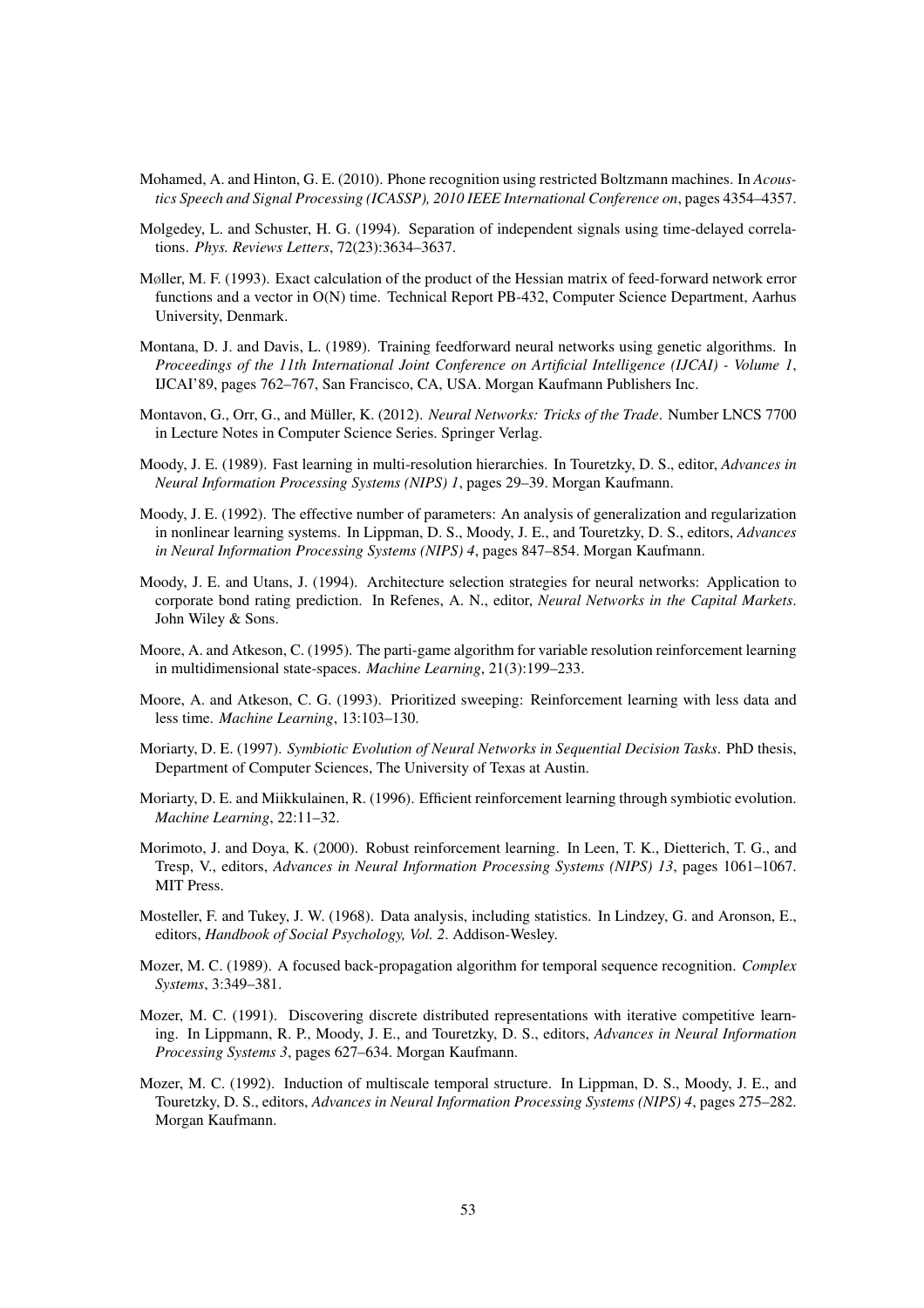Mohamed, A. and Hinton, G. E. (2010). Phone recognition using restricted Boltzmann machines. In *Acoustics Speech and Signal Processing (ICASSP), 2010 IEEE International Conference on*, pages 4354–4357.

Molgedey, L. and Schuster, H. G. (1994). Separation of independent signals using time-delayed correlations. *Phys. Reviews Letters*, 72(23):3634–3637.

Møller, M. F. (1993). Exact calculation of the product of the Hessian matrix of feed-forward network error functions and a vector in O(N) time. Technical Report PB-432, Computer Science Department, Aarhus University, Denmark.

Montana, D. J. and Davis, L. (1989). Training feedforward neural networks using genetic algorithms. In *Proceedings of the 11th International Joint Conference on Artificial Intelligence (IJCAI) - Volume 1*, IJCAI'89, pages 762–767, San Francisco, CA, USA. Morgan Kaufmann Publishers Inc.

Montavon, G., Orr, G., and Müller, K. (2012). *Neural Networks: Tricks of the Trade*. Number LNCS 7700 in Lecture Notes in Computer Science Series. Springer Verlag.

Moody, J. E. (1989). Fast learning in multi-resolution hierarchies. In Touretzky, D. S., editor, *Advances in Neural Information Processing Systems (NIPS) 1*, pages 29–39. Morgan Kaufmann.

Moody, J. E. (1992). The effective number of parameters: An analysis of generalization and regularization in nonlinear learning systems. In Lippman, D. S., Moody, J. E., and Touretzky, D. S., editors, *Advances in Neural Information Processing Systems (NIPS) 4*, pages 847–854. Morgan Kaufmann.

Moody, J. E. and Utans, J. (1994). Architecture selection strategies for neural networks: Application to corporate bond rating prediction. In Refenes, A. N., editor, *Neural Networks in the Capital Markets*. John Wiley & Sons.

Moore, A. and Atkeson, C. (1995). The parti-game algorithm for variable resolution reinforcement learning in multidimensional state-spaces. *Machine Learning*, 21(3):199–233.

Moore, A. and Atkeson, C. G. (1993). Prioritized sweeping: Reinforcement learning with less data and less time. *Machine Learning*, 13:103–130.

Moriarty, D. E. (1997). *Symbiotic Evolution of Neural Networks in Sequential Decision Tasks*. PhD thesis, Department of Computer Sciences, The University of Texas at Austin.

Moriarty, D. E. and Miikkulainen, R. (1996). Efficient reinforcement learning through symbiotic evolution. *Machine Learning*, 22:11–32.

Morimoto, J. and Doya, K. (2000). Robust reinforcement learning. In Leen, T. K., Dietterich, T. G., and Tresp, V., editors, *Advances in Neural Information Processing Systems (NIPS) 13*, pages 1061–1067. MIT Press.

Mosteller, F. and Tukey, J. W. (1968). Data analysis, including statistics. In Lindzey, G. and Aronson, E., editors, *Handbook of Social Psychology, Vol. 2*. Addison-Wesley.

Mozer, M. C. (1989). A focused back-propagation algorithm for temporal sequence recognition. *Complex Systems*, 3:349–381.

Mozer, M. C. (1991). Discovering discrete distributed representations with iterative competitive learning. In Lippmann, R. P., Moody, J. E., and Touretzky, D. S., editors, *Advances in Neural Information Processing Systems 3*, pages 627–634. Morgan Kaufmann.

Mozer, M. C. (1992). Induction of multiscale temporal structure. In Lippman, D. S., Moody, J. E., and Touretzky, D. S., editors, *Advances in Neural Information Processing Systems (NIPS) 4*, pages 275–282. Morgan Kaufmann.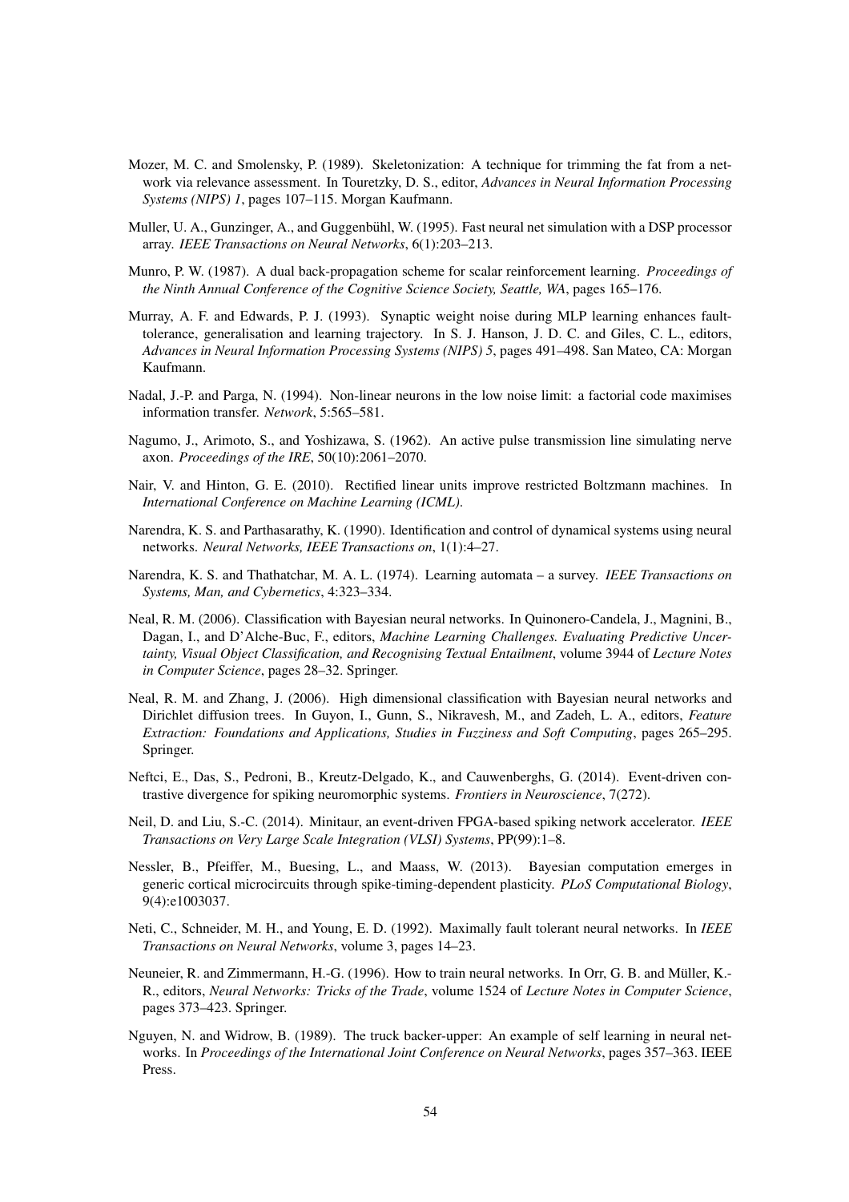Mozer, M. C. and Smolensky, P. (1989). Skeletonization: A technique for trimming the fat from a network via relevance assessment. In Touretzky, D. S., editor, *Advances in Neural Information Processing Systems (NIPS) 1*, pages 107–115. Morgan Kaufmann.

Muller, U. A., Gunzinger, A., and Guggenbühl, W. (1995). Fast neural net simulation with a DSP processor array. *IEEE Transactions on Neural Networks*, 6(1):203–213.

Munro, P. W. (1987). A dual back-propagation scheme for scalar reinforcement learning. *Proceedings of the Ninth Annual Conference of the Cognitive Science Society, Seattle, WA*, pages 165–176.

Murray, A. F. and Edwards, P. J. (1993). Synaptic weight noise during MLP learning enhances fault-tolerance, generalisation and learning trajectory. In S. J. Hanson, J. D. C. and Giles, C. L., editors, *Advances in Neural Information Processing Systems (NIPS) 5*, pages 491–498. San Mateo, CA: Morgan Kaufmann.

Nadal, J.-P. and Parga, N. (1994). Non-linear neurons in the low noise limit: a factorial code maximises information transfer. *Network*, 5:565–581.

Nagumo, J., Arimoto, S., and Yoshizawa, S. (1962). An active pulse transmission line simulating nerve axon. *Proceedings of the IRE*, 50(10):2061–2070.

Nair, V. and Hinton, G. E. (2010). Rectified linear units improve restricted Boltzmann machines. In *International Conference on Machine Learning (ICML)*.

Narendra, K. S. and Parthasarathy, K. (1990). Identification and control of dynamical systems using neural networks. *Neural Networks, IEEE Transactions on*, 1(1):4–27.

Narendra, K. S. and Thathatchar, M. A. L. (1974). Learning automata – a survey. *IEEE Transactions on Systems, Man, and Cybernetics*, 4:323–334.

Neal, R. M. (2006). Classification with Bayesian neural networks. In Quinonero-Candela, J., Magnini, B., Dagan, I., and D'Alche-Buc, F., editors, *Machine Learning Challenges. Evaluating Predictive Uncertainty, Visual Object Classification, and Recognising Textual Entailment*, volume 3944 of *Lecture Notes in Computer Science*, pages 28–32. Springer.

Neal, R. M. and Zhang, J. (2006). High dimensional classification with Bayesian neural networks and Dirichlet diffusion trees. In Guyon, I., Gunn, S., Nikravesh, M., and Zadeh, L. A., editors, *Feature Extraction: Foundations and Applications, Studies in Fuzziness and Soft Computing*, pages 265–295. Springer.

Neftci, E., Das, S., Pedroni, B., Kreutz-Delgado, K., and Cauwenberghs, G. (2014). Event-driven contrastive divergence for spiking neuromorphic systems. *Frontiers in Neuroscience*, 7(272).

Neil, D. and Liu, S.-C. (2014). Minitaur, an event-driven FPGA-based spiking network accelerator. *IEEE Transactions on Very Large Scale Integration (VLSI) Systems*, PP(99):1–8.

Nessler, B., Pfeiffer, M., Buesing, L., and Maass, W. (2013). Bayesian computation emerges in generic cortical microcircuits through spike-timing-dependent plasticity. *PLoS Computational Biology*, 9(4):e1003037.

Neti, C., Schneider, M. H., and Young, E. D. (1992). Maximally fault tolerant neural networks. In *IEEE Transactions on Neural Networks*, volume 3, pages 14–23.

Neuneier, R. and Zimmermann, H.-G. (1996). How to train neural networks. In Orr, G. B. and Müller, K.-R., editors, *Neural Networks: Tricks of the Trade*, volume 1524 of *Lecture Notes in Computer Science*, pages 373–423. Springer.

Nguyen, N. and Widrow, B. (1989). The truck backer-upper: An example of self learning in neural networks. In *Proceedings of the International Joint Conference on Neural Networks*, pages 357–363. IEEE Press.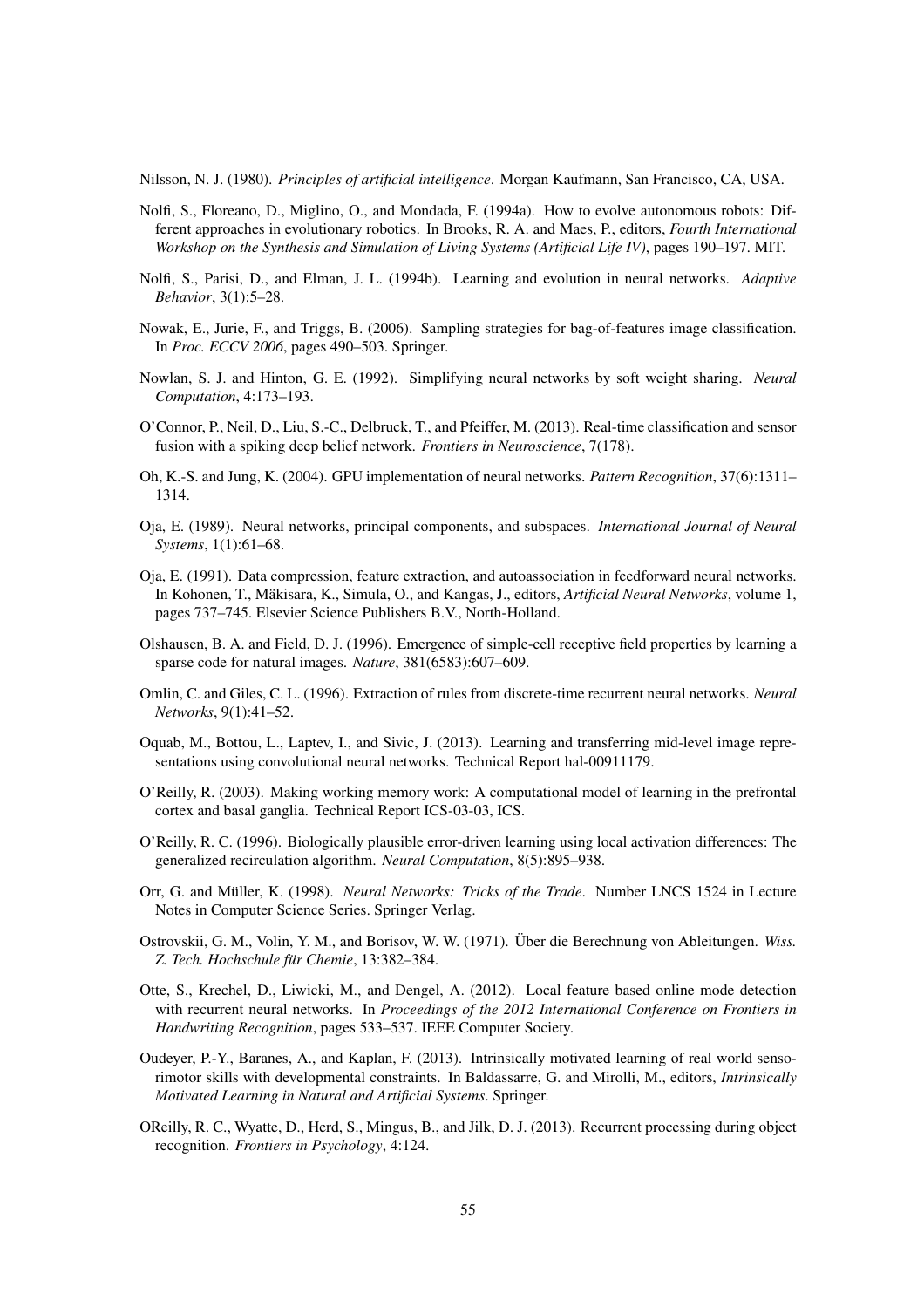Nilsson, N. J. (1980). *Principles of artificial intelligence*. Morgan Kaufmann, San Francisco, CA, USA.

Nolfi, S., Floreano, D., Miglino, O., and Mondada, F. (1994a). How to evolve autonomous robots: Different approaches in evolutionary robotics. In Brooks, R. A. and Maes, P., editors, *Fourth International Workshop on the Synthesis and Simulation of Living Systems (Artificial Life IV)*, pages 190–197. MIT.

Nolfi, S., Parisi, D., and Elman, J. L. (1994b). Learning and evolution in neural networks. *Adaptive Behavior*, 3(1):5–28.

Nowak, E., Jurie, F., and Triggs, B. (2006). Sampling strategies for bag-of-features image classification. In *Proc. ECCV 2006*, pages 490–503. Springer.

Nowlan, S. J. and Hinton, G. E. (1992). Simplifying neural networks by soft weight sharing. *Neural Computation*, 4:173–193.

O'Connor, P., Neil, D., Liu, S.-C., Delbruck, T., and Pfeiffer, M. (2013). Real-time classification and sensor fusion with a spiking deep belief network. *Frontiers in Neuroscience*, 7(178).

Oh, K.-S. and Jung, K. (2004). GPU implementation of neural networks. *Pattern Recognition*, 37(6):1311–1314.

Oja, E. (1989). Neural networks, principal components, and subspaces. *International Journal of Neural Systems*, 1(1):61–68.

Oja, E. (1991). Data compression, feature extraction, and autoassociation in feedforward neural networks. In Kohonen, T., Mäkisara, K., Simula, O., and Kangas, J., editors, *Artificial Neural Networks*, volume 1, pages 737–745. Elsevier Science Publishers B.V., North-Holland.

Olshausen, B. A. and Field, D. J. (1996). Emergence of simple-cell receptive field properties by learning a sparse code for natural images. *Nature*, 381(6583):607–609.

Omlin, C. and Giles, C. L. (1996). Extraction of rules from discrete-time recurrent neural networks. *Neural Networks*, 9(1):41–52.

Oquab, M., Bottou, L., Laptev, I., and Sivic, J. (2013). Learning and transferring mid-level image representations using convolutional neural networks. Technical Report hal-00911179.

O'Reilly, R. (2003). Making working memory work: A computational model of learning in the prefrontal cortex and basal ganglia. Technical Report ICS-03-03, ICS.

O'Reilly, R. C. (1996). Biologically plausible error-driven learning using local activation differences: The generalized recirculation algorithm. *Neural Computation*, 8(5):895–938.

Orr, G. and Müller, K. (1998). *Neural Networks: Tricks of the Trade*. Number LNCS 1524 in Lecture Notes in Computer Science Series. Springer Verlag.

Ostrovskii, G. M., Volin, Y. M., and Borisov, W. W. (1971). Über die Berechnung von Ableitungen. *Wiss. Z. Tech. Hochschule für Chemie*, 13:382–384.

Otte, S., Krechel, D., Liwicki, M., and Dengel, A. (2012). Local feature based online mode detection with recurrent neural networks. In *Proceedings of the 2012 International Conference on Frontiers in Handwriting Recognition*, pages 533–537. IEEE Computer Society.

Oudeyer, P.-Y., Baranes, A., and Kaplan, F. (2013). Intrinsically motivated learning of real world sensorimotor skills with developmental constraints. In Baldassarre, G. and Mirolli, M., editors, *Intrinsically Motivated Learning in Natural and Artificial Systems*. Springer.

OReilly, R. C., Wyatte, D., Herd, S., Mingus, B., and Jilk, D. J. (2013). Recurrent processing during object recognition. *Frontiers in Psychology*, 4:124.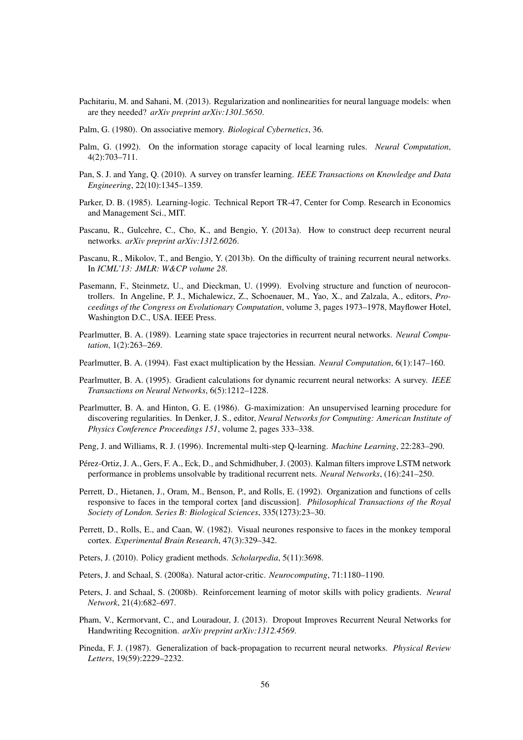Pachitariu, M. and Sahani, M. (2013). Regularization and nonlinearities for neural language models: when are they needed? *arXiv preprint arXiv:1301.5650*.

Palm, G. (1980). On associative memory. *Biological Cybernetics*, 36.

Palm, G. (1992). On the information storage capacity of local learning rules. *Neural Computation*, 4(2):703–711.

Pan, S. J. and Yang, Q. (2010). A survey on transfer learning. *IEEE Transactions on Knowledge and Data Engineering*, 22(10):1345–1359.

Parker, D. B. (1985). Learning-logic. Technical Report TR-47, Center for Comp. Research in Economics and Management Sci., MIT.

Pascanu, R., Gulcehre, C., Cho, K., and Bengio, Y. (2013a). How to construct deep recurrent neural networks. *arXiv preprint arXiv:1312.6026*.

Pascanu, R., Mikolov, T., and Bengio, Y. (2013b). On the difficulty of training recurrent neural networks. In *ICML'13: JMLR: W&CP volume 28*.

Pasemann, F., Steinmetz, U., and Dieckman, U. (1999). Evolving structure and function of neurocontrollers. In Angeline, P. J., Michalewicz, Z., Schoenauer, M., Yao, X., and Zalzala, A., editors, *Proceedings of the Congress on Evolutionary Computation*, volume 3, pages 1973–1978, Mayflower Hotel, Washington D.C., USA. IEEE Press.

Pearlmutter, B. A. (1989). Learning state space trajectories in recurrent neural networks. *Neural Computation*, 1(2):263–269.

Pearlmutter, B. A. (1994). Fast exact multiplication by the Hessian. *Neural Computation*, 6(1):147–160.

Pearlmutter, B. A. (1995). Gradient calculations for dynamic recurrent neural networks: A survey. *IEEE Transactions on Neural Networks*, 6(5):1212–1228.

Pearlmutter, B. A. and Hinton, G. E. (1986). G-maximization: An unsupervised learning procedure for discovering regularities. In Denker, J. S., editor, *Neural Networks for Computing: American Institute of Physics Conference Proceedings 151*, volume 2, pages 333–338.

Peng, J. and Williams, R. J. (1996). Incremental multi-step Q-learning. *Machine Learning*, 22:283–290.

Pérez-Ortiz, J. A., Gers, F. A., Eck, D., and Schmidhuber, J. (2003). Kalman filters improve LSTM network performance in problems unsolvable by traditional recurrent nets. *Neural Networks*, (16):241–250.

Perrett, D., Hietanen, J., Oram, M., Benson, P., and Rolls, E. (1992). Organization and functions of cells responsive to faces in the temporal cortex [and discussion]. *Philosophical Transactions of the Royal Society of London. Series B: Biological Sciences*, 335(1273):23–30.

Perrett, D., Rolls, E., and Caan, W. (1982). Visual neurones responsive to faces in the monkey temporal cortex. *Experimental Brain Research*, 47(3):329–342.

Peters, J. (2010). Policy gradient methods. *Scholarpedia*, 5(11):3698.

Peters, J. and Schaal, S. (2008a). Natural actor-critic. *Neurocomputing*, 71:1180–1190.

Peters, J. and Schaal, S. (2008b). Reinforcement learning of motor skills with policy gradients. *Neural Network*, 21(4):682–697.

Pham, V., Kermorvant, C., and Louradour, J. (2013). Dropout Improves Recurrent Neural Networks for Handwriting Recognition. *arXiv preprint arXiv:1312.4569*.

Pineda, F. J. (1987). Generalization of back-propagation to recurrent neural networks. *Physical Review Letters*, 19(59):2229–2232.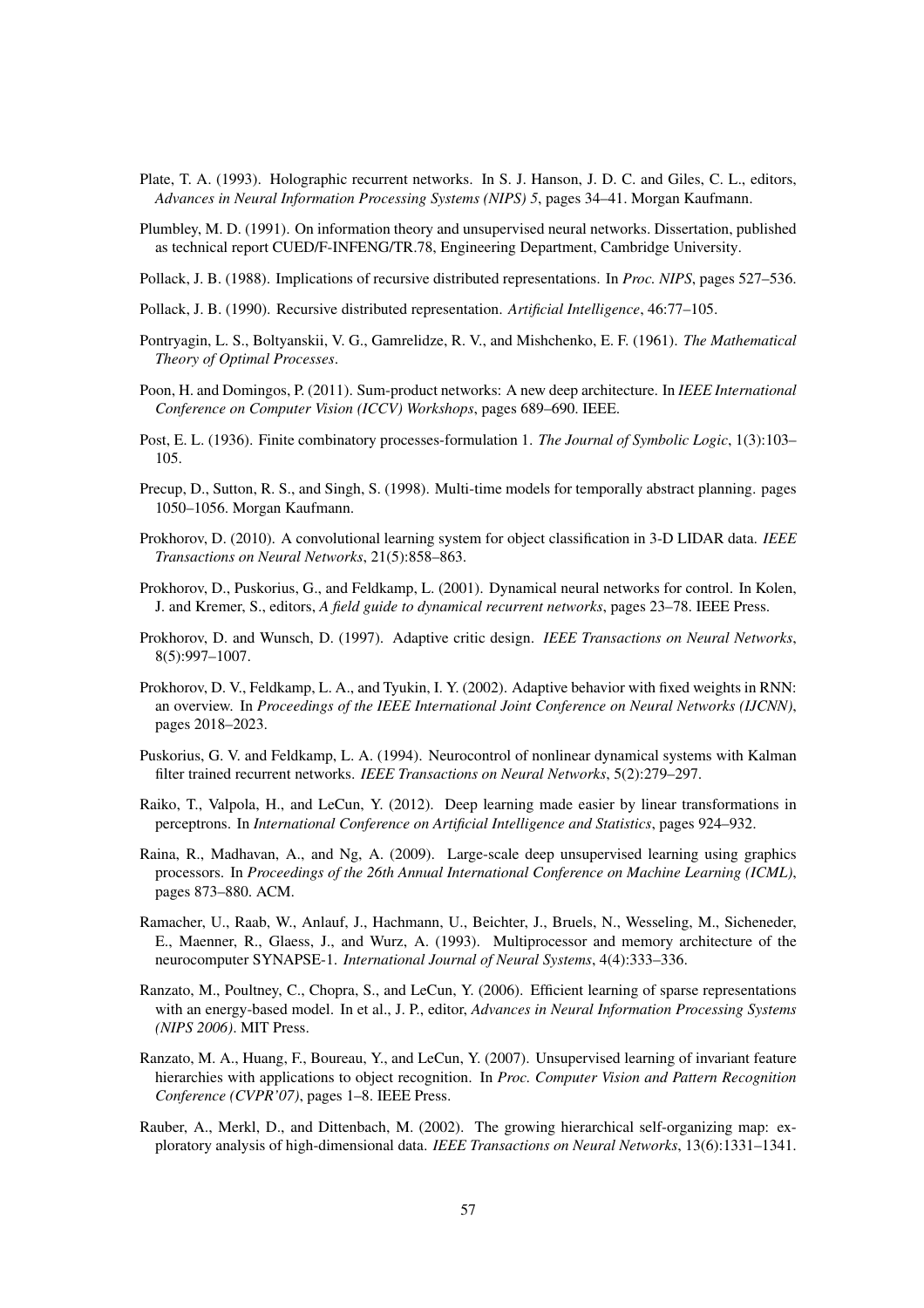Plate, T. A. (1993). Holographic recurrent networks. In S. J. Hanson, J. D. C. and Giles, C. L., editors, *Advances in Neural Information Processing Systems (NIPS) 5*, pages 34–41. Morgan Kaufmann.

Plumbley, M. D. (1991). On information theory and unsupervised neural networks. Dissertation, published as technical report CUED/F-INFENG/TR.78, Engineering Department, Cambridge University.

Pollack, J. B. (1988). Implications of recursive distributed representations. In *Proc. NIPS*, pages 527–536.

Pollack, J. B. (1990). Recursive distributed representation. *Artificial Intelligence*, 46:77–105.

Pontryagin, L. S., Boltyanskii, V. G., Gamrelidze, R. V., and Mishchenko, E. F. (1961). *The Mathematical Theory of Optimal Processes*.

Poon, H. and Domingos, P. (2011). Sum-product networks: A new deep architecture. In *IEEE International Conference on Computer Vision (ICCV) Workshops*, pages 689–690. IEEE.

Post, E. L. (1936). Finite combinatory processes-formulation 1. *The Journal of Symbolic Logic*, 1(3):103–105.

Precup, D., Sutton, R. S., and Singh, S. (1998). Multi-time models for temporally abstract planning. pages 1050–1056. Morgan Kaufmann.

Prokhorov, D. (2010). A convolutional learning system for object classification in 3-D LIDAR data. *IEEE Transactions on Neural Networks*, 21(5):858–863.

Prokhorov, D., Puskorius, G., and Feldkamp, L. (2001). Dynamical neural networks for control. In Kolen, J. and Kremer, S., editors, *A field guide to dynamical recurrent networks*, pages 23–78. IEEE Press.

Prokhorov, D. and Wunsch, D. (1997). Adaptive critic design. *IEEE Transactions on Neural Networks*, 8(5):997–1007.

Prokhorov, D. V., Feldkamp, L. A., and Tyukin, I. Y. (2002). Adaptive behavior with fixed weights in RNN: an overview. In *Proceedings of the IEEE International Joint Conference on Neural Networks (IJCNN)*, pages 2018–2023.

Puskorius, G. V. and Feldkamp, L. A. (1994). Neurocontrol of nonlinear dynamical systems with Kalman filter trained recurrent networks. *IEEE Transactions on Neural Networks*, 5(2):279–297.

Raiko, T., Valpola, H., and LeCun, Y. (2012). Deep learning made easier by linear transformations in perceptrons. In *International Conference on Artificial Intelligence and Statistics*, pages 924–932.

Raina, R., Madhavan, A., and Ng, A. (2009). Large-scale deep unsupervised learning using graphics processors. In *Proceedings of the 26th Annual International Conference on Machine Learning (ICML)*, pages 873–880. ACM.

Ramacher, U., Raab, W., Anlauf, J., Hachmann, U., Beichter, J., Bruels, N., Wesseling, M., Sicheneder, E., Maenner, R., Glaess, J., and Wurz, A. (1993). Multiprocessor and memory architecture of the neurocomputer SYNAPSE-1. *International Journal of Neural Systems*, 4(4):333–336.

Ranzato, M., Poultney, C., Chopra, S., and LeCun, Y. (2006). Efficient learning of sparse representations with an energy-based model. In et al., J. P., editor, *Advances in Neural Information Processing Systems (NIPS 2006)*. MIT Press.

Ranzato, M. A., Huang, F., Boureau, Y., and LeCun, Y. (2007). Unsupervised learning of invariant feature hierarchies with applications to object recognition. In *Proc. Computer Vision and Pattern Recognition Conference (CVPR'07)*, pages 1–8. IEEE Press.

Rauber, A., Merkl, D., and Dittenbach, M. (2002). The growing hierarchical self-organizing map: exploratory analysis of high-dimensional data. *IEEE Transactions on Neural Networks*, 13(6):1331–1341.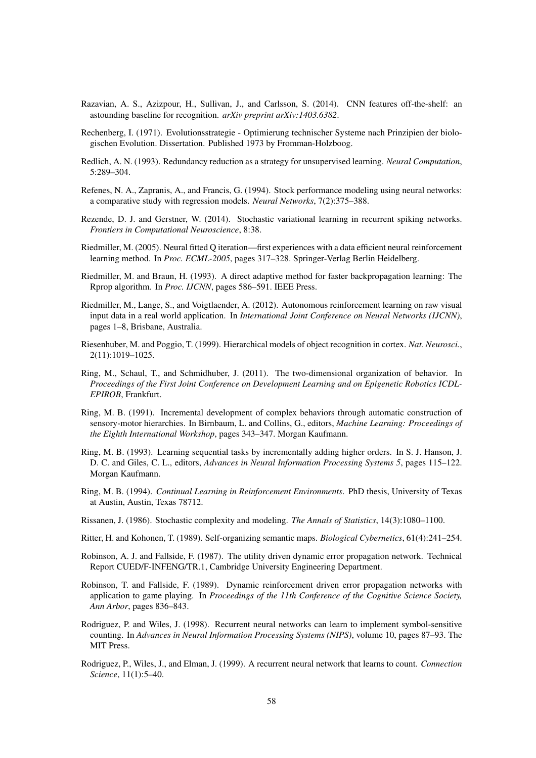Razavian, A. S., Azizpour, H., Sullivan, J., and Carlsson, S. (2014). CNN features off-the-shelf: an astounding baseline for recognition. *arXiv preprint arXiv:1403.6382*.

Rechenberg, I. (1971). Evolutionsstrategie - Optimierung technischer Systeme nach Prinzipien der biologischen Evolution. Dissertation. Published 1973 by Fromman-Holzboog.

Redlich, A. N. (1993). Redundancy reduction as a strategy for unsupervised learning. *Neural Computation*, 5:289–304.

Refenes, N. A., Zapranis, A., and Francis, G. (1994). Stock performance modeling using neural networks: a comparative study with regression models. *Neural Networks*, 7(2):375–388.

Rezende, D. J. and Gerstner, W. (2014). Stochastic variational learning in recurrent spiking networks. *Frontiers in Computational Neuroscience*, 8:38.

Riedmiller, M. (2005). Neural fitted Q iteration—first experiences with a data efficient neural reinforcement learning method. In *Proc. ECML-2005*, pages 317–328. Springer-Verlag Berlin Heidelberg.

Riedmiller, M. and Braun, H. (1993). A direct adaptive method for faster backpropagation learning: The Rprop algorithm. In *Proc. IJCNN*, pages 586–591. IEEE Press.

Riedmiller, M., Lange, S., and Voigtlaender, A. (2012). Autonomous reinforcement learning on raw visual input data in a real world application. In *International Joint Conference on Neural Networks (IJCNN)*, pages 1–8, Brisbane, Australia.

Riesenhuber, M. and Poggio, T. (1999). Hierarchical models of object recognition in cortex. *Nat. Neurosci.*, 2(11):1019–1025.

Ring, M., Schaul, T., and Schmidhuber, J. (2011). The two-dimensional organization of behavior. In *Proceedings of the First Joint Conference on Development Learning and on Epigenetic Robotics ICDL-EPIROB*, Frankfurt.

Ring, M. B. (1991). Incremental development of complex behaviors through automatic construction of sensory-motor hierarchies. In Birnbaum, L. and Collins, G., editors, *Machine Learning: Proceedings of the Eighth International Workshop*, pages 343–347. Morgan Kaufmann.

Ring, M. B. (1993). Learning sequential tasks by incrementally adding higher orders. In S. J. Hanson, J. D. C. and Giles, C. L., editors, *Advances in Neural Information Processing Systems 5*, pages 115–122. Morgan Kaufmann.

Ring, M. B. (1994). *Continual Learning in Reinforcement Environments*. PhD thesis, University of Texas at Austin, Austin, Texas 78712.

Rissanen, J. (1986). Stochastic complexity and modeling. *The Annals of Statistics*, 14(3):1080–1100.

Ritter, H. and Kohonen, T. (1989). Self-organizing semantic maps. *Biological Cybernetics*, 61(4):241–254.

Robinson, A. J. and Fallside, F. (1987). The utility driven dynamic error propagation network. Technical Report CUED/F-INFENG/TR.1, Cambridge University Engineering Department.

Robinson, T. and Fallside, F. (1989). Dynamic reinforcement driven error propagation networks with application to game playing. In *Proceedings of the 11th Conference of the Cognitive Science Society, Ann Arbor*, pages 836–843.

Rodriguez, P. and Wiles, J. (1998). Recurrent neural networks can learn to implement symbol-sensitive counting. In *Advances in Neural Information Processing Systems (NIPS)*, volume 10, pages 87–93. The MIT Press.

Rodriguez, P., Wiles, J., and Elman, J. (1999). A recurrent neural network that learns to count. *Connection Science*, 11(1):5–40.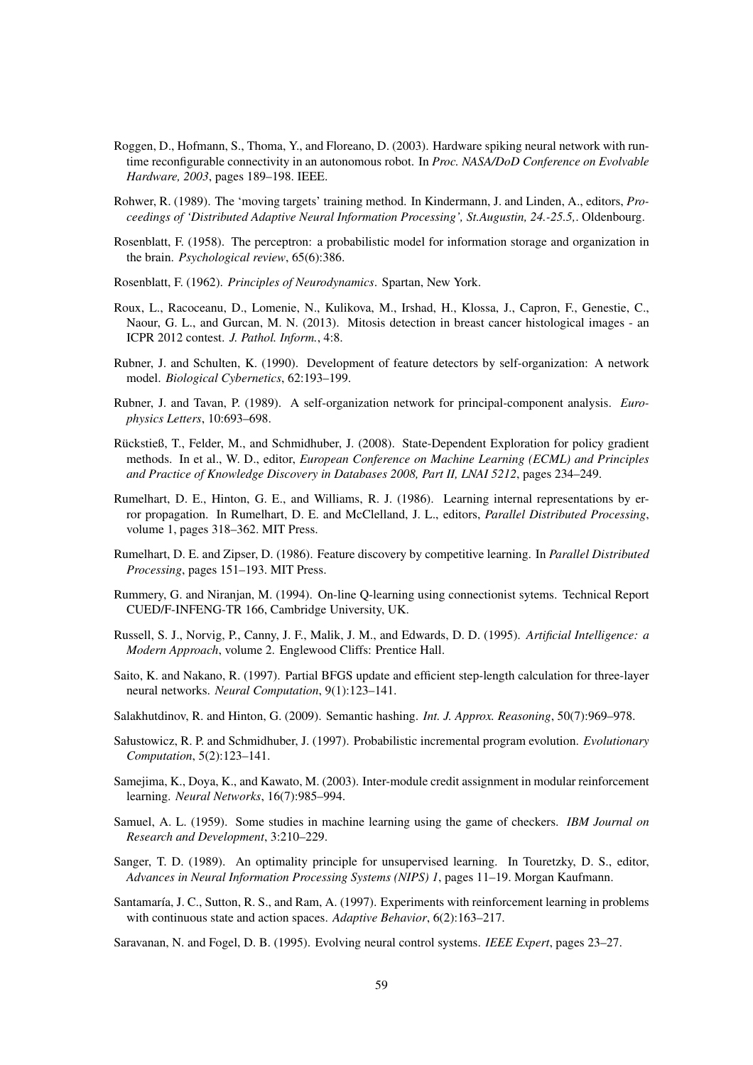Roggen, D., Hofmann, S., Thoma, Y., and Floreano, D. (2003). Hardware spiking neural network with run-time reconfigurable connectivity in an autonomous robot. In *Proc. NASA/DoD Conference on Evolvable Hardware, 2003*, pages 189–198. IEEE.

Rohwer, R. (1989). The 'moving targets' training method. In Kindermann, J. and Linden, A., editors, *Proceedings of 'Distributed Adaptive Neural Information Processing', St.Augustin, 24.-25.5,*. Oldenbourg.

Rosenblatt, F. (1958). The perceptron: a probabilistic model for information storage and organization in the brain. *Psychological review*, 65(6):386.

Rosenblatt, F. (1962). *Principles of Neurodynamics*. Spartan, New York.

Roux, L., Racoceanu, D., Lomenie, N., Kulikova, M., Irshad, H., Klossa, J., Capron, F., Genestie, C., Naour, G. L., and Gurcan, M. N. (2013). Mitosis detection in breast cancer histological images - an ICPR 2012 contest. *J. Pathol. Inform.*, 4:8.

Rubner, J. and Schulten, K. (1990). Development of feature detectors by self-organization: A network model. *Biological Cybernetics*, 62:193–199.

Rubner, J. and Tavan, P. (1989). A self-organization network for principal-component analysis. *Europhysics Letters*, 10:693–698.

Rückstieß, T., Felder, M., and Schmidhuber, J. (2008). State-Dependent Exploration for policy gradient methods. In et al., W. D., editor, *European Conference on Machine Learning (ECML) and Principles and Practice of Knowledge Discovery in Databases 2008, Part II, LNAI 5212*, pages 234–249.

Rumelhart, D. E., Hinton, G. E., and Williams, R. J. (1986). Learning internal representations by error propagation. In Rumelhart, D. E. and McClelland, J. L., editors, *Parallel Distributed Processing*, volume 1, pages 318–362. MIT Press.

Rumelhart, D. E. and Zipser, D. (1986). Feature discovery by competitive learning. In *Parallel Distributed Processing*, pages 151–193. MIT Press.

Rummery, G. and Niranjan, M. (1994). On-line Q-learning using connectionist sytems. Technical Report CUED/F-INFENG-TR 166, Cambridge University, UK.

Russell, S. J., Norvig, P., Canny, J. F., Malik, J. M., and Edwards, D. D. (1995). *Artificial Intelligence: a Modern Approach*, volume 2. Englewood Cliffs: Prentice Hall.

Saito, K. and Nakano, R. (1997). Partial BFGS update and efficient step-length calculation for three-layer neural networks. *Neural Computation*, 9(1):123–141.

Salakhutdinov, R. and Hinton, G. (2009). Semantic hashing. *Int. J. Approx. Reasoning*, 50(7):969–978.

Sałustowicz, R. P. and Schmidhuber, J. (1997). Probabilistic incremental program evolution. *Evolutionary Computation*, 5(2):123–141.

Samejima, K., Doya, K., and Kawato, M. (2003). Inter-module credit assignment in modular reinforcement learning. *Neural Networks*, 16(7):985–994.

Samuel, A. L. (1959). Some studies in machine learning using the game of checkers. *IBM Journal on Research and Development*, 3:210–229.

Sanger, T. D. (1989). An optimality principle for unsupervised learning. In Touretzky, D. S., editor, *Advances in Neural Information Processing Systems (NIPS) 1*, pages 11–19. Morgan Kaufmann.

Santamaría, J. C., Sutton, R. S., and Ram, A. (1997). Experiments with reinforcement learning in problems with continuous state and action spaces. *Adaptive Behavior*, 6(2):163–217.

Saravanan, N. and Fogel, D. B. (1995). Evolving neural control systems. *IEEE Expert*, pages 23–27.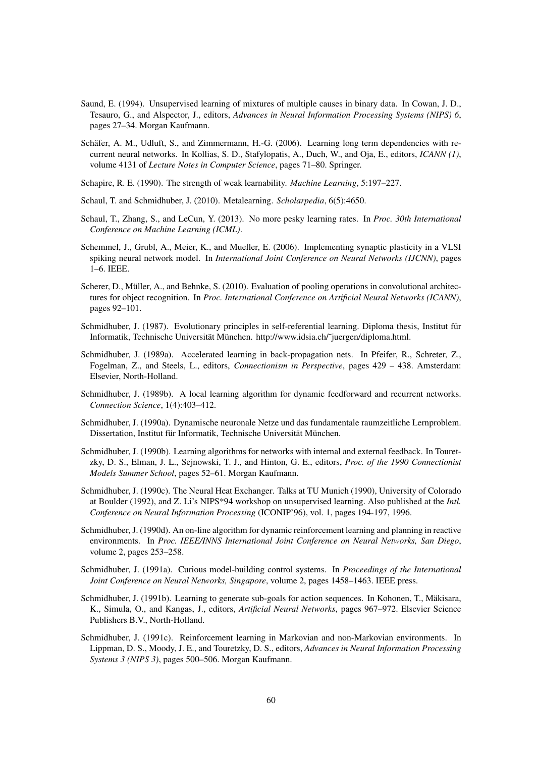Saund, E. (1994). Unsupervised learning of mixtures of multiple causes in binary data. In Cowan, J. D., Tesauro, G., and Alspector, J., editors, *Advances in Neural Information Processing Systems (NIPS) 6*, pages 27–34. Morgan Kaufmann.

Schäfer, A. M., Udluft, S., and Zimmermann, H.-G. (2006). Learning long term dependencies with recurrent neural networks. In Kollias, S. D., Stafylopatis, A., Duch, W., and Oja, E., editors, *ICANN (1)*, volume 4131 of *Lecture Notes in Computer Science*, pages 71–80. Springer.

Schapire, R. E. (1990). The strength of weak learnability. *Machine Learning*, 5:197–227.

Schaul, T. and Schmidhuber, J. (2010). Metalearning. *Scholarpedia*, 6(5):4650.

Schaul, T., Zhang, S., and LeCun, Y. (2013). No more pesky learning rates. In *Proc. 30th International Conference on Machine Learning (ICML)*.

Schemmel, J., Grubl, A., Meier, K., and Mueller, E. (2006). Implementing synaptic plasticity in a VLSI spiking neural network model. In *International Joint Conference on Neural Networks (IJCNN)*, pages 1–6. IEEE.

Scherer, D., Müller, A., and Behnke, S. (2010). Evaluation of pooling operations in convolutional architectures for object recognition. In *Proc. International Conference on Artificial Neural Networks (ICANN)*, pages 92–101.

Schmidhuber, J. (1987). Evolutionary principles in self-referential learning. Diploma thesis, Institut für Informatik, Technische Universität München. http://www.idsia.ch/~juergen/diploma.html.

Schmidhuber, J. (1989a). Accelerated learning in back-propagation nets. In Pfeifer, R., Schreter, Z., Fogelman, Z., and Steels, L., editors, *Connectionism in Perspective*, pages 429 – 438. Amsterdam: Elsevier, North-Holland.

Schmidhuber, J. (1989b). A local learning algorithm for dynamic feedforward and recurrent networks. *Connection Science*, 1(4):403–412.

Schmidhuber, J. (1990a). Dynamische neuronale Netze und das fundamentale raumzeitliche Lernproblem. Dissertation, Institut für Informatik, Technische Universität München.

Schmidhuber, J. (1990b). Learning algorithms for networks with internal and external feedback. In Touretzky, D. S., Elman, J. L., Sejnowski, T. J., and Hinton, G. E., editors, *Proc. of the 1990 Connectionist Models Summer School*, pages 52–61. Morgan Kaufmann.

Schmidhuber, J. (1990c). The Neural Heat Exchanger. Talks at TU Munich (1990), University of Colorado at Boulder (1992), and Z. Li's NIPS*94 workshop on unsupervised learning. Also published at the *Intl. Conference on Neural Information Processing* (ICONIP'96), vol. 1, pages 194-197, 1996.

Schmidhuber, J. (1990d). An on-line algorithm for dynamic reinforcement learning and planning in reactive environments. In *Proc. IEEE/INNS International Joint Conference on Neural Networks, San Diego*, volume 2, pages 253–258.

Schmidhuber, J. (1991a). Curious model-building control systems. In *Proceedings of the International Joint Conference on Neural Networks, Singapore*, volume 2, pages 1458–1463. IEEE press.

Schmidhuber, J. (1991b). Learning to generate sub-goals for action sequences. In Kohonen, T., Mäkisara, K., Simula, O., and Kangas, J., editors, *Artificial Neural Networks*, pages 967–972. Elsevier Science Publishers B.V., North-Holland.

Schmidhuber, J. (1991c). Reinforcement learning in Markovian and non-Markovian environments. In Lippman, D. S., Moody, J. E., and Touretzky, D. S., editors, *Advances in Neural Information Processing Systems 3 (NIPS 3)*, pages 500–506. Morgan Kaufmann.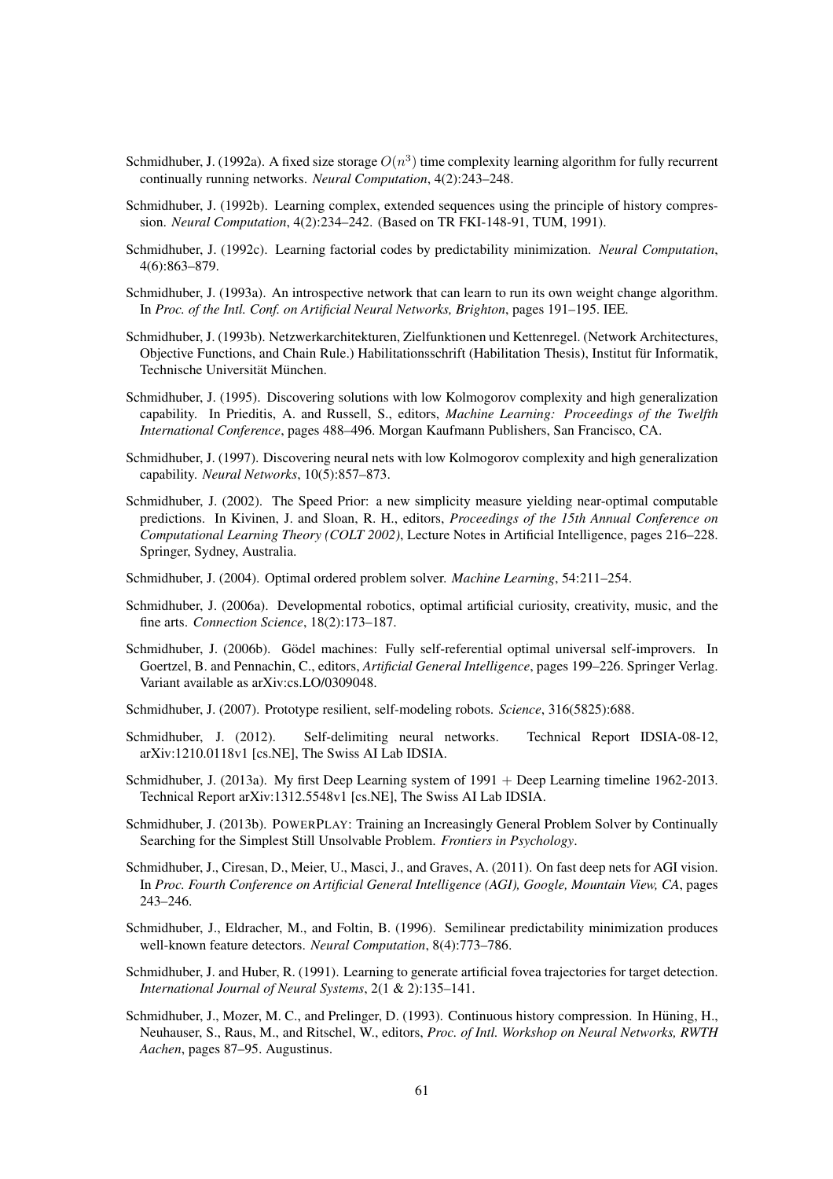Schmidhuber, J. (1992a). A fixed size storage $O(n^3)$ time complexity learning algorithm for fully recurrent continually running networks. *Neural Computation*, 4(2):243–248.

Schmidhuber, J. (1992b). Learning complex, extended sequences using the principle of history compression. *Neural Computation*, 4(2):234–242. (Based on TR FKI-148-91, TUM, 1991).

Schmidhuber, J. (1992c). Learning factorial codes by predictability minimization. *Neural Computation*, 4(6):863–879.

Schmidhuber, J. (1993a). An introspective network that can learn to run its own weight change algorithm. In *Proc. of the Intl. Conf. on Artificial Neural Networks, Brighton*, pages 191–195. IEE.

Schmidhuber, J. (1993b). Netzwerkarchitekturen, Zielfunktionen und Kettenregel. (Network Architectures, Objective Functions, and Chain Rule.) Habilitationsschrift (Habilitation Thesis), Institut für Informatik, Technische Universität München.

Schmidhuber, J. (1995). Discovering solutions with low Kolmogorov complexity and high generalization capability. In Prieditis, A. and Russell, S., editors, *Machine Learning: Proceedings of the Twelfth International Conference*, pages 488–496. Morgan Kaufmann Publishers, San Francisco, CA.

Schmidhuber, J. (1997). Discovering neural nets with low Kolmogorov complexity and high generalization capability. *Neural Networks*, 10(5):857–873.

Schmidhuber, J. (2002). The Speed Prior: a new simplicity measure yielding near-optimal computable predictions. In Kivinen, J. and Sloan, R. H., editors, *Proceedings of the 15th Annual Conference on Computational Learning Theory (COLT 2002)*, Lecture Notes in Artificial Intelligence, pages 216–228. Springer, Sydney, Australia.

Schmidhuber, J. (2004). Optimal ordered problem solver. *Machine Learning*, 54:211–254.

Schmidhuber, J. (2006a). Developmental robotics, optimal artificial curiosity, creativity, music, and the fine arts. *Connection Science*, 18(2):173–187.

Schmidhuber, J. (2006b). Gödel machines: Fully self-referential optimal universal self-improvers. In Goertzel, B. and Pennachin, C., editors, *Artificial General Intelligence*, pages 199–226. Springer Verlag. Variant available as arXiv:cs.LO/0309048.

Schmidhuber, J. (2007). Prototype resilient, self-modeling robots. *Science*, 316(5825):688.

Schmidhuber, J. (2012). Self-delimiting neural networks. Technical Report IDSIA-08-12, arXiv:1210.0118v1 [cs.NE], The Swiss AI Lab IDSIA.

Schmidhuber, J. (2013a). My first Deep Learning system of 1991 + Deep Learning timeline 1962-2013. Technical Report arXiv:1312.5548v1 [cs.NE], The Swiss AI Lab IDSIA.

Schmidhuber, J. (2013b). PowerPlay: Training an Increasingly General Problem Solver by Continually Searching for the Simplest Still Unsolvable Problem. *Frontiers in Psychology*.

Schmidhuber, J., Ciresan, D., Meier, U., Masci, J., and Graves, A. (2011). On fast deep nets for AGI vision. In *Proc. Fourth Conference on Artificial General Intelligence (AGI), Google, Mountain View, CA*, pages 243–246.

Schmidhuber, J., Eldracher, M., and Foltin, B. (1996). Semilinear predictability minimization produces well-known feature detectors. *Neural Computation*, 8(4):773–786.

Schmidhuber, J. and Huber, R. (1991). Learning to generate artificial fovea trajectories for target detection. *International Journal of Neural Systems*, 2(1 & 2):135–141.

Schmidhuber, J., Mozer, M. C., and Prelinger, D. (1993). Continuous history compression. In Hüning, H., Neuhauser, S., Raus, M., and Ritschel, W., editors, *Proc. of Intl. Workshop on Neural Networks, RWTH Aachen*, pages 87–95. Augustinus.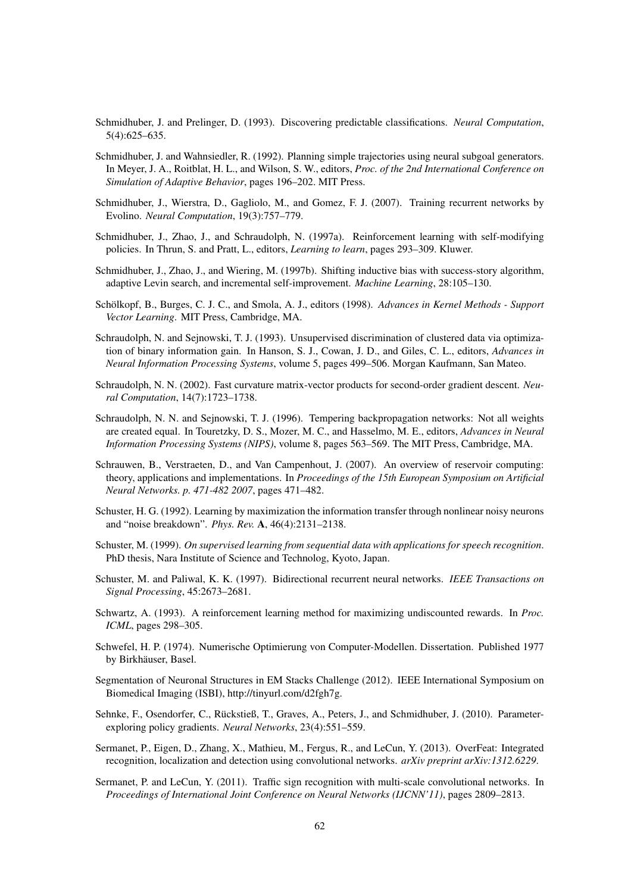Schmidhuber, J. and Prelinger, D. (1993). Discovering predictable classifications. *Neural Computation*, 5(4):625–635.

Schmidhuber, J. and Wahnsiedler, R. (1992). Planning simple trajectories using neural subgoal generators. In Meyer, J. A., Roitblat, H. L., and Wilson, S. W., editors, *Proc. of the 2nd International Conference on Simulation of Adaptive Behavior*, pages 196–202. MIT Press.

Schmidhuber, J., Wierstra, D., Gagliolo, M., and Gomez, F. J. (2007). Training recurrent networks by Evolino. *Neural Computation*, 19(3):757–779.

Schmidhuber, J., Zhao, J., and Schraudolph, N. (1997a). Reinforcement learning with self-modifying policies. In Thrun, S. and Pratt, L., editors, *Learning to learn*, pages 293–309. Kluwer.

Schmidhuber, J., Zhao, J., and Wiering, M. (1997b). Shifting inductive bias with success-story algorithm, adaptive Levin search, and incremental self-improvement. *Machine Learning*, 28:105–130.

Schölkopf, B., Burges, C. J. C., and Smola, A. J., editors (1998). *Advances in Kernel Methods - Support Vector Learning*. MIT Press, Cambridge, MA.

Schraudolph, N. and Sejnowski, T. J. (1993). Unsupervised discrimination of clustered data via optimization of binary information gain. In Hanson, S. J., Cowan, J. D., and Giles, C. L., editors, *Advances in Neural Information Processing Systems*, volume 5, pages 499–506. Morgan Kaufmann, San Mateo.

Schraudolph, N. N. (2002). Fast curvature matrix-vector products for second-order gradient descent. *Neural Computation*, 14(7):1723–1738.

Schraudolph, N. N. and Sejnowski, T. J. (1996). Tempering backpropagation networks: Not all weights are created equal. In Touretzky, D. S., Mozer, M. C., and Hasselmo, M. E., editors, *Advances in Neural Information Processing Systems (NIPS)*, volume 8, pages 563–569. The MIT Press, Cambridge, MA.

Schrauwen, B., Verstraeten, D., and Van Campenhout, J. (2007). An overview of reservoir computing: theory, applications and implementations. In *Proceedings of the 15th European Symposium on Artificial Neural Networks. p. 471-482 2007*, pages 471–482.

Schuster, H. G. (1992). Learning by maximization the information transfer through nonlinear noisy neurons and "noise breakdown". *Phys. Rev.* **A**, 46(4):2131–2138.

Schuster, M. (1999). *On supervised learning from sequential data with applications for speech recognition*. PhD thesis, Nara Institute of Science and Technolog, Kyoto, Japan.

Schuster, M. and Paliwal, K. K. (1997). Bidirectional recurrent neural networks. *IEEE Transactions on Signal Processing*, 45:2673–2681.

Schwartz, A. (1993). A reinforcement learning method for maximizing undiscounted rewards. In *Proc. ICML*, pages 298–305.

Schwefel, H. P. (1974). Numerische Optimierung von Computer-Modellen. Dissertation. Published 1977 by Birkhäuser, Basel.

Segmentation of Neuronal Structures in EM Stacks Challenge (2012). IEEE International Symposium on Biomedical Imaging (ISBI), http://tinyurl.com/d2fgh7g.

Sehnke, F., Osendorfer, C., Rückstieß, T., Graves, A., Peters, J., and Schmidhuber, J. (2010). Parameter-exploring policy gradients. *Neural Networks*, 23(4):551–559.

Sermanet, P., Eigen, D., Zhang, X., Mathieu, M., Fergus, R., and LeCun, Y. (2013). OverFeat: Integrated recognition, localization and detection using convolutional networks. *arXiv preprint arXiv:1312.6229*.

Sermanet, P. and LeCun, Y. (2011). Traffic sign recognition with multi-scale convolutional networks. In *Proceedings of International Joint Conference on Neural Networks (IJCNN'11)*, pages 2809–2813.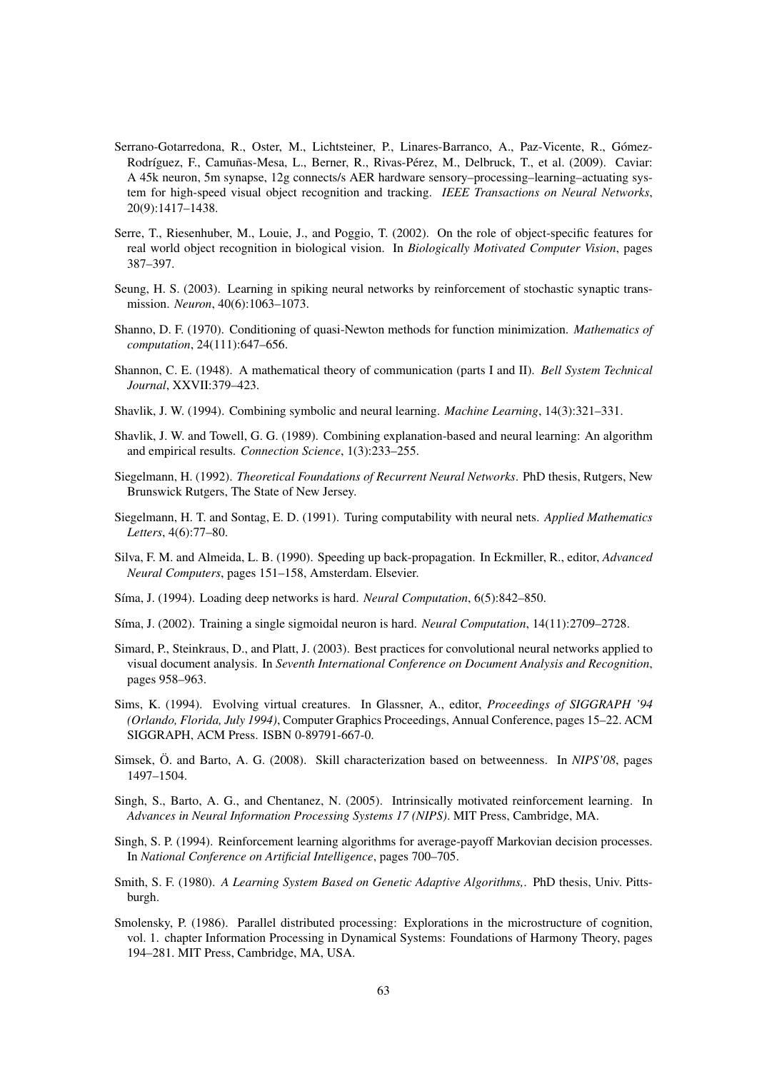Serrano-Gotarredona, R., Oster, M., Lichtsteiner, P., Linares-Barranco, A., Paz-Vicente, R., Gómez-Rodríguez, F., Camuñas-Mesa, L., Berner, R., Rivas-Pérez, M., Delbruck, T., et al. (2009). Caviar: A 45k neuron, 5m synapse, 12g connects/s AER hardware sensory–processing–learning–actuating system for high-speed visual object recognition and tracking. *IEEE Transactions on Neural Networks*, 20(9):1417–1438.

Serre, T., Riesenhuber, M., Louie, J., and Poggio, T. (2002). On the role of object-specific features for real world object recognition in biological vision. In *Biologically Motivated Computer Vision*, pages 387–397.

Seung, H. S. (2003). Learning in spiking neural networks by reinforcement of stochastic synaptic transmission. *Neuron*, 40(6):1063–1073.

Shanno, D. F. (1970). Conditioning of quasi-Newton methods for function minimization. *Mathematics of computation*, 24(111):647–656.

Shannon, C. E. (1948). A mathematical theory of communication (parts I and II). *Bell System Technical Journal*, XXVII:379–423.

Shavlik, J. W. (1994). Combining symbolic and neural learning. *Machine Learning*, 14(3):321–331.

Shavlik, J. W. and Towell, G. G. (1989). Combining explanation-based and neural learning: An algorithm and empirical results. *Connection Science*, 1(3):233–255.

Siegelmann, H. (1992). *Theoretical Foundations of Recurrent Neural Networks*. PhD thesis, Rutgers, New Brunswick Rutgers, The State of New Jersey.

Siegelmann, H. T. and Sontag, E. D. (1991). Turing computability with neural nets. *Applied Mathematics Letters*, 4(6):77–80.

Silva, F. M. and Almeida, L. B. (1990). Speeding up back-propagation. In Eckmiller, R., editor, *Advanced Neural Computers*, pages 151–158, Amsterdam. Elsevier.

Síma, J. (1994). Loading deep networks is hard. *Neural Computation*, 6(5):842–850.

Síma, J. (2002). Training a single sigmoidal neuron is hard. *Neural Computation*, 14(11):2709–2728.

Simard, P., Steinkraus, D., and Platt, J. (2003). Best practices for convolutional neural networks applied to visual document analysis. In *Seventh International Conference on Document Analysis and Recognition*, pages 958–963.

Sims, K. (1994). Evolving virtual creatures. In Glassner, A., editor, *Proceedings of SIGGRAPH '94 (Orlando, Florida, July 1994)*, Computer Graphics Proceedings, Annual Conference, pages 15–22. ACM SIGGRAPH, ACM Press. ISBN 0-89791-667-0.

Simsek, Ö. and Barto, A. G. (2008). Skill characterization based on betweenness. In *NIPS'08*, pages 1497–1504.

Singh, S., Barto, A. G., and Chentanez, N. (2005). Intrinsically motivated reinforcement learning. In *Advances in Neural Information Processing Systems 17 (NIPS)*. MIT Press, Cambridge, MA.

Singh, S. P. (1994). Reinforcement learning algorithms for average-payoff Markovian decision processes. In *National Conference on Artificial Intelligence*, pages 700–705.

Smith, S. F. (1980). *A Learning System Based on Genetic Adaptive Algorithms,*. PhD thesis, Univ. Pittsburgh.

Smolensky, P. (1986). Parallel distributed processing: Explorations in the microstructure of cognition, vol. 1. chapter Information Processing in Dynamical Systems: Foundations of Harmony Theory, pages 194–281. MIT Press, Cambridge, MA, USA.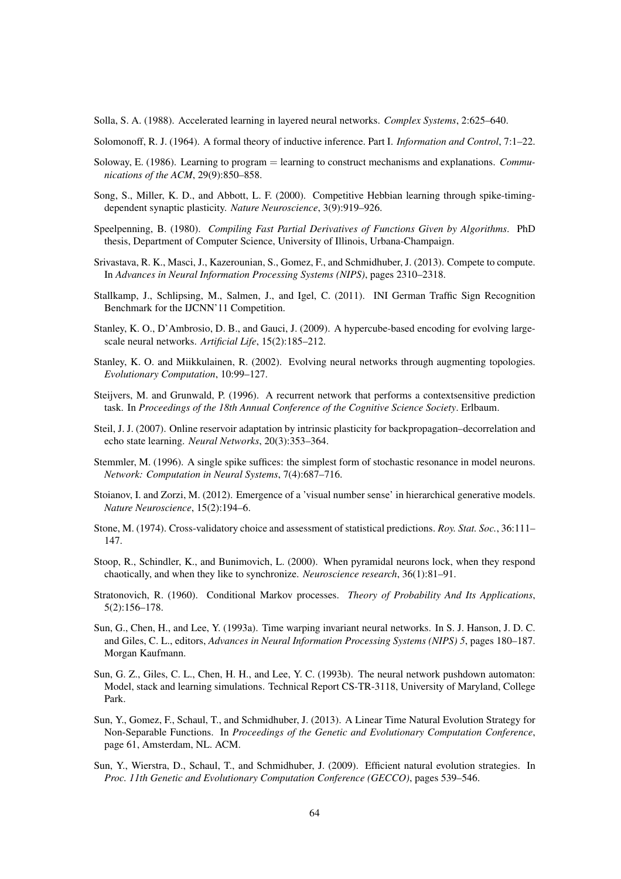Solla, S. A. (1988). Accelerated learning in layered neural networks. *Complex Systems*, 2:625–640.

Solomonoff, R. J. (1964). A formal theory of inductive inference. Part I. *Information and Control*, 7:1–22.

Soloway, E. (1986). Learning to program = learning to construct mechanisms and explanations. *Communications of the ACM*, 29(9):850–858.

Song, S., Miller, K. D., and Abbott, L. F. (2000). Competitive Hebbian learning through spike-timing-dependent synaptic plasticity. *Nature Neuroscience*, 3(9):919–926.

Speelpenning, B. (1980). *Compiling Fast Partial Derivatives of Functions Given by Algorithms*. PhD thesis, Department of Computer Science, University of Illinois, Urbana-Champaign.

Srivastava, R. K., Masci, J., Kazerounian, S., Gomez, F., and Schmidhuber, J. (2013). Compete to compute. In *Advances in Neural Information Processing Systems (NIPS)*, pages 2310–2318.

Stallkamp, J., Schlipsing, M., Salmen, J., and Igel, C. (2011). INI German Traffic Sign Recognition Benchmark for the IJCNN'11 Competition.

Stanley, K. O., D'Ambrosio, D. B., and Gauci, J. (2009). A hypercube-based encoding for evolving large-scale neural networks. *Artificial Life*, 15(2):185–212.

Stanley, K. O. and Miikkulainen, R. (2002). Evolving neural networks through augmenting topologies. *Evolutionary Computation*, 10:99–127.

Steijvers, M. and Grunwald, P. (1996). A recurrent network that performs a contextsensitive prediction task. In *Proceedings of the 18th Annual Conference of the Cognitive Science Society*. Erlbaum.

Steil, J. J. (2007). Online reservoir adaptation by intrinsic plasticity for backpropagation–decorrelation and echo state learning. *Neural Networks*, 20(3):353–364.

Stemmler, M. (1996). A single spike suffices: the simplest form of stochastic resonance in model neurons. *Network: Computation in Neural Systems*, 7(4):687–716.

Stoianov, I. and Zorzi, M. (2012). Emergence of a 'visual number sense' in hierarchical generative models. *Nature Neuroscience*, 15(2):194–6.

Stone, M. (1974). Cross-validatory choice and assessment of statistical predictions. *Roy. Stat. Soc.*, 36:111–147.

Stoop, R., Schindler, K., and Bunimovich, L. (2000). When pyramidal neurons lock, when they respond chaotically, and when they like to synchronize. *Neuroscience research*, 36(1):81–91.

Stratonovich, R. (1960). Conditional Markov processes. *Theory of Probability And Its Applications*, 5(2):156–178.

Sun, G., Chen, H., and Lee, Y. (1993a). Time warping invariant neural networks. In S. J. Hanson, J. D. C. and Giles, C. L., editors, *Advances in Neural Information Processing Systems (NIPS) 5*, pages 180–187. Morgan Kaufmann.

Sun, G. Z., Giles, C. L., Chen, H. H., and Lee, Y. C. (1993b). The neural network pushdown automaton: Model, stack and learning simulations. Technical Report CS-TR-3118, University of Maryland, College Park.

Sun, Y., Gomez, F., Schaul, T., and Schmidhuber, J. (2013). A Linear Time Natural Evolution Strategy for Non-Separable Functions. In *Proceedings of the Genetic and Evolutionary Computation Conference*, page 61, Amsterdam, NL. ACM.

Sun, Y., Wierstra, D., Schaul, T., and Schmidhuber, J. (2009). Efficient natural evolution strategies. In *Proc. 11th Genetic and Evolutionary Computation Conference (GECCO)*, pages 539–546.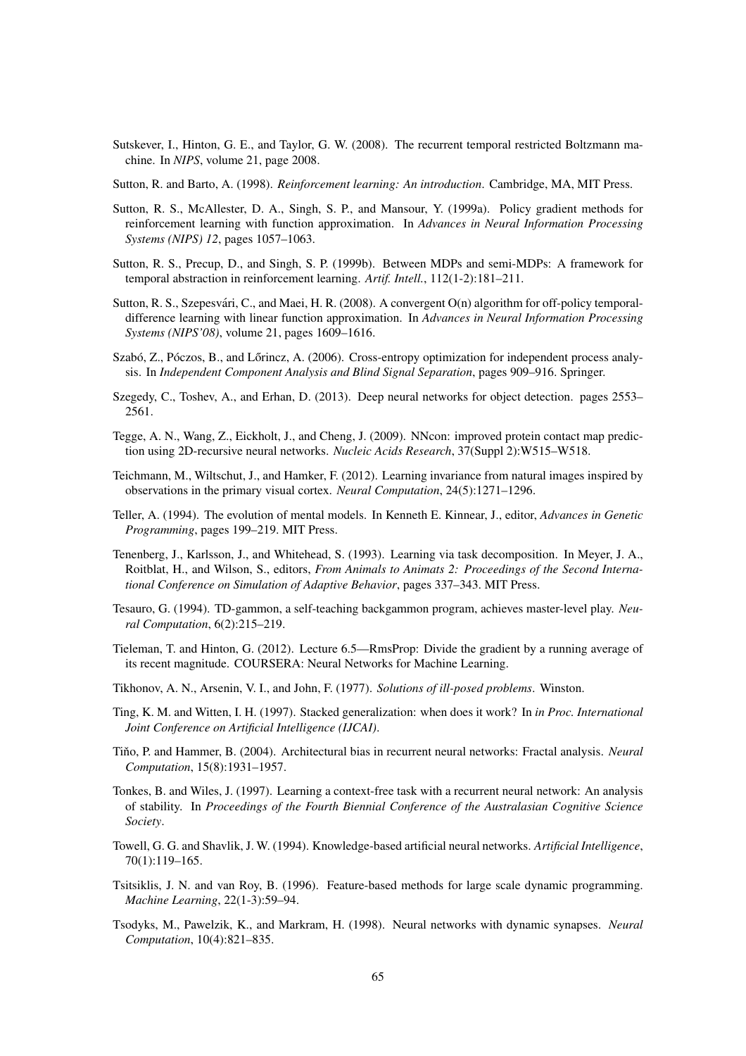Sutskever, I., Hinton, G. E., and Taylor, G. W. (2008). The recurrent temporal restricted Boltzmann machine. In *NIPS*, volume 21, page 2008.

Sutton, R. and Barto, A. (1998). *Reinforcement learning: An introduction*. Cambridge, MA, MIT Press.

Sutton, R. S., McAllester, D. A., Singh, S. P., and Mansour, Y. (1999a). Policy gradient methods for reinforcement learning with function approximation. In *Advances in Neural Information Processing Systems (NIPS) 12*, pages 1057–1063.

Sutton, R. S., Precup, D., and Singh, S. P. (1999b). Between MDPs and semi-MDPs: A framework for temporal abstraction in reinforcement learning. *Artif. Intell.*, 112(1-2):181–211.

Sutton, R. S., Szepesvári, C., and Maei, H. R. (2008). A convergent O(n) algorithm for off-policy temporal-difference learning with linear function approximation. In *Advances in Neural Information Processing Systems (NIPS'08)*, volume 21, pages 1609–1616.

Szabó, Z., Póczos, B., and Lőrincz, A. (2006). Cross-entropy optimization for independent process analysis. In *Independent Component Analysis and Blind Signal Separation*, pages 909–916. Springer.

Szegedy, C., Toshev, A., and Erhan, D. (2013). Deep neural networks for object detection. pages 2553–2561.

Tegge, A. N., Wang, Z., Eickholt, J., and Cheng, J. (2009). NNcon: improved protein contact map prediction using 2D-recursive neural networks. *Nucleic Acids Research*, 37(Suppl 2):W515–W518.

Teichmann, M., Wiltschut, J., and Hamker, F. (2012). Learning invariance from natural images inspired by observations in the primary visual cortex. *Neural Computation*, 24(5):1271–1296.

Teller, A. (1994). The evolution of mental models. In Kenneth E. Kinnear, J., editor, *Advances in Genetic Programming*, pages 199–219. MIT Press.

Tenenberg, J., Karlsson, J., and Whitehead, S. (1993). Learning via task decomposition. In Meyer, J. A., Roitblat, H., and Wilson, S., editors, *From Animals to Animats 2: Proceedings of the Second International Conference on Simulation of Adaptive Behavior*, pages 337–343. MIT Press.

Tesauro, G. (1994). TD-gammon, a self-teaching backgammon program, achieves master-level play. *Neural Computation*, 6(2):215–219.

Tieleman, T. and Hinton, G. (2012). Lecture 6.5—RmsProp: Divide the gradient by a running average of its recent magnitude. COURSERA: Neural Networks for Machine Learning.

Tikhonov, A. N., Arsenin, V. I., and John, F. (1977). *Solutions of ill-posed problems*. Winston.

Ting, K. M. and Witten, I. H. (1997). Stacked generalization: when does it work? In *in Proc. International Joint Conference on Artificial Intelligence (IJCAI)*.

Tiňo, P. and Hammer, B. (2004). Architectural bias in recurrent neural networks: Fractal analysis. *Neural Computation*, 15(8):1931–1957.

Tonkes, B. and Wiles, J. (1997). Learning a context-free task with a recurrent neural network: An analysis of stability. In *Proceedings of the Fourth Biennial Conference of the Australasian Cognitive Science Society*.

Towell, G. G. and Shavlik, J. W. (1994). Knowledge-based artificial neural networks. *Artificial Intelligence*, 70(1):119–165.

Tsitsiklis, J. N. and van Roy, B. (1996). Feature-based methods for large scale dynamic programming. *Machine Learning*, 22(1-3):59–94.

Tsodyks, M., Pawelzik, K., and Markram, H. (1998). Neural networks with dynamic synapses. *Neural Computation*, 10(4):821–835.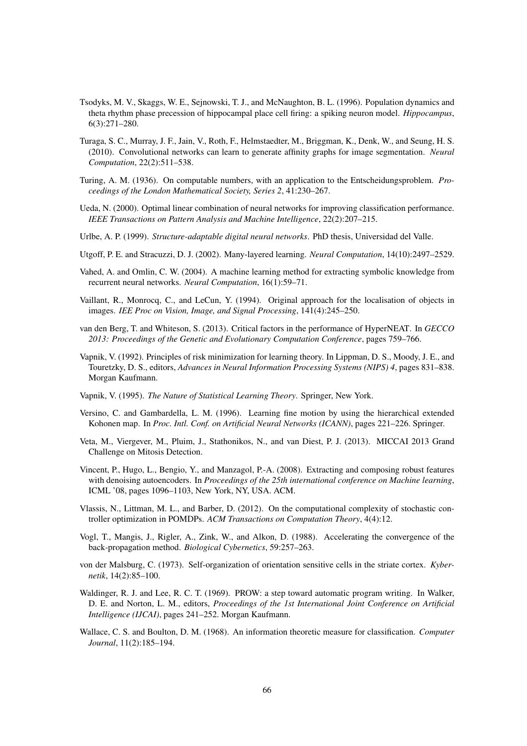Tsodyks, M. V., Skaggs, W. E., Sejnowski, T. J., and McNaughton, B. L. (1996). Population dynamics and theta rhythm phase precession of hippocampal place cell firing: a spiking neuron model. *Hippocampus*, 6(3):271–280.

Turaga, S. C., Murray, J. F., Jain, V., Roth, F., Helmstaedter, M., Briggman, K., Denk, W., and Seung, H. S. (2010). Convolutional networks can learn to generate affinity graphs for image segmentation. *Neural Computation*, 22(2):511–538.

Turing, A. M. (1936). On computable numbers, with an application to the Entscheidungsproblem. *Proceedings of the London Mathematical Society, Series 2*, 41:230–267.

Ueda, N. (2000). Optimal linear combination of neural networks for improving classification performance. *IEEE Transactions on Pattern Analysis and Machine Intelligence*, 22(2):207–215.

Urlbe, A. P. (1999). *Structure-adaptable digital neural networks*. PhD thesis, Universidad del Valle.

Utgoff, P. E. and Stracuzzi, D. J. (2002). Many-layered learning. *Neural Computation*, 14(10):2497–2529.

Vahed, A. and Omlin, C. W. (2004). A machine learning method for extracting symbolic knowledge from recurrent neural networks. *Neural Computation*, 16(1):59–71.

Vaillant, R., Monrocq, C., and LeCun, Y. (1994). Original approach for the localisation of objects in images. *IEE Proc on Vision, Image, and Signal Processing*, 141(4):245–250.

van den Berg, T. and Whiteson, S. (2013). Critical factors in the performance of HyperNEAT. In *GECCO 2013: Proceedings of the Genetic and Evolutionary Computation Conference*, pages 759–766.

Vapnik, V. (1992). Principles of risk minimization for learning theory. In Lippman, D. S., Moody, J. E., and Touretzky, D. S., editors, *Advances in Neural Information Processing Systems (NIPS) 4*, pages 831–838. Morgan Kaufmann.

Vapnik, V. (1995). *The Nature of Statistical Learning Theory*. Springer, New York.

Versino, C. and Gambardella, L. M. (1996). Learning fine motion by using the hierarchical extended Kohonen map. In *Proc. Intl. Conf. on Artificial Neural Networks (ICANN)*, pages 221–226. Springer.

Veta, M., Viergever, M., Pluim, J., Stathonikos, N., and van Diest, P. J. (2013). MICCAI 2013 Grand Challenge on Mitosis Detection.

Vincent, P., Hugo, L., Bengio, Y., and Manzagol, P.-A. (2008). Extracting and composing robust features with denoising autoencoders. In *Proceedings of the 25th international conference on Machine learning*, ICML '08, pages 1096–1103, New York, NY, USA. ACM.

Vlassis, N., Littman, M. L., and Barber, D. (2012). On the computational complexity of stochastic controller optimization in POMDPs. *ACM Transactions on Computation Theory*, 4(4):12.

Vogl, T., Mangis, J., Rigler, A., Zink, W., and Alkon, D. (1988). Accelerating the convergence of the back-propagation method. *Biological Cybernetics*, 59:257–263.

von der Malsburg, C. (1973). Self-organization of orientation sensitive cells in the striate cortex. *Kybernetik*, 14(2):85–100.

Waldinger, R. J. and Lee, R. C. T. (1969). PROW: a step toward automatic program writing. In Walker, D. E. and Norton, L. M., editors, *Proceedings of the 1st International Joint Conference on Artificial Intelligence (IJCAI)*, pages 241–252. Morgan Kaufmann.

Wallace, C. S. and Boulton, D. M. (1968). An information theoretic measure for classification. *Computer Journal*, 11(2):185–194.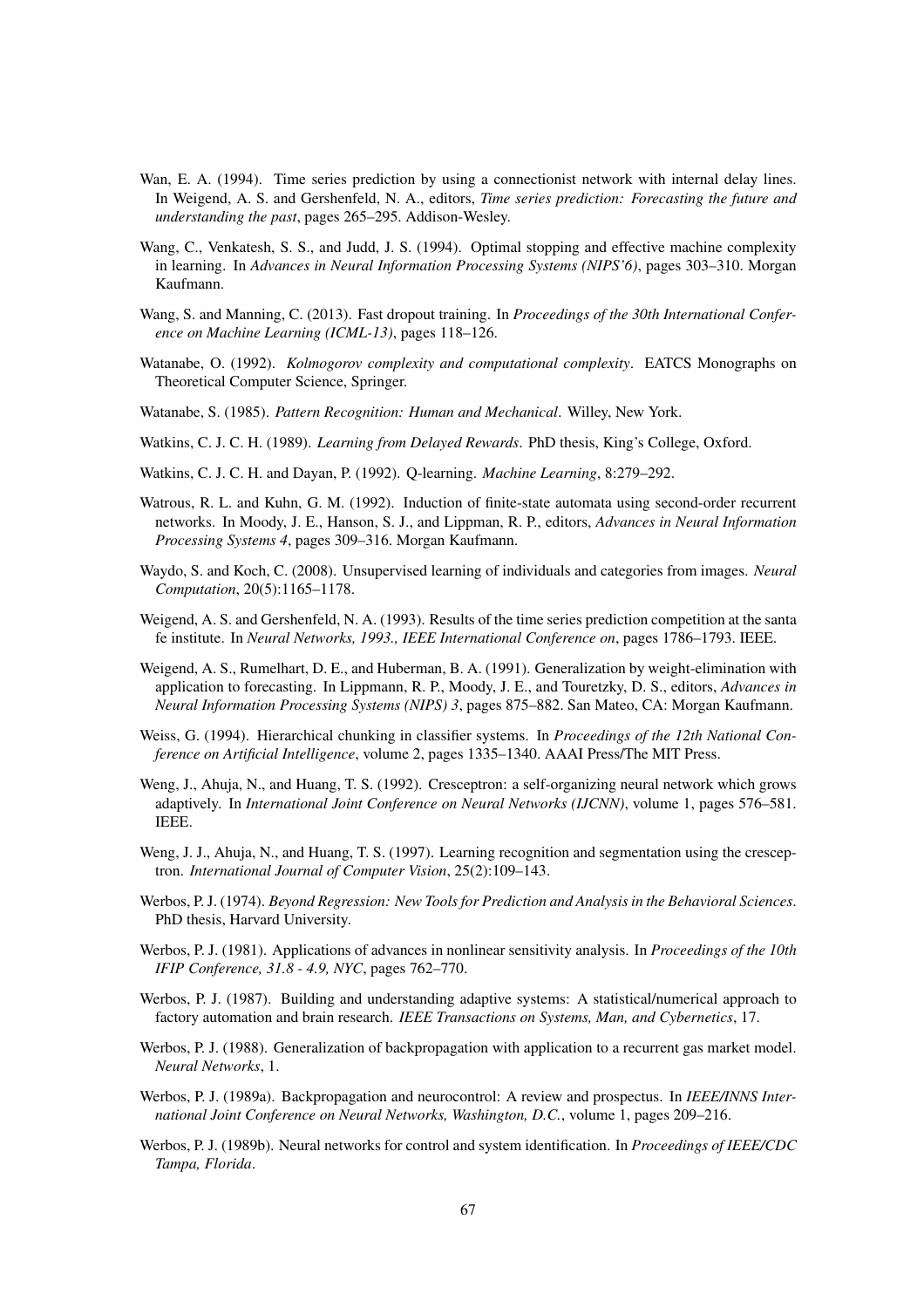Wan, E. A. (1994). Time series prediction by using a connectionist network with internal delay lines. In Weigend, A. S. and Gershenfeld, N. A., editors, *Time series prediction: Forecasting the future and understanding the past*, pages 265–295. Addison-Wesley.

Wang, C., Venkatesh, S. S., and Judd, J. S. (1994). Optimal stopping and effective machine complexity in learning. In *Advances in Neural Information Processing Systems (NIPS'6)*, pages 303–310. Morgan Kaufmann.

Wang, S. and Manning, C. (2013). Fast dropout training. In *Proceedings of the 30th International Conference on Machine Learning (ICML-13)*, pages 118–126.

Watanabe, O. (1992). *Kolmogorov complexity and computational complexity*. EATCS Monographs on Theoretical Computer Science, Springer.

Watanabe, S. (1985). *Pattern Recognition: Human and Mechanical*. Willey, New York.

Watkins, C. J. C. H. (1989). *Learning from Delayed Rewards*. PhD thesis, King's College, Oxford.

Watkins, C. J. C. H. and Dayan, P. (1992). Q-learning. *Machine Learning*, 8:279–292.

Watrous, R. L. and Kuhn, G. M. (1992). Induction of finite-state automata using second-order recurrent networks. In Moody, J. E., Hanson, S. J., and Lippman, R. P., editors, *Advances in Neural Information Processing Systems 4*, pages 309–316. Morgan Kaufmann.

Waydo, S. and Koch, C. (2008). Unsupervised learning of individuals and categories from images. *Neural Computation*, 20(5):1165–1178.

Weigend, A. S. and Gershenfeld, N. A. (1993). Results of the time series prediction competition at the santa fe institute. In *Neural Networks, 1993., IEEE International Conference on*, pages 1786–1793. IEEE.

Weigend, A. S., Rumelhart, D. E., and Huberman, B. A. (1991). Generalization by weight-elimination with application to forecasting. In Lippmann, R. P., Moody, J. E., and Touretzky, D. S., editors, *Advances in Neural Information Processing Systems (NIPS) 3*, pages 875–882. San Mateo, CA: Morgan Kaufmann.

Weiss, G. (1994). Hierarchical chunking in classifier systems. In *Proceedings of the 12th National Conference on Artificial Intelligence*, volume 2, pages 1335–1340. AAAI Press/The MIT Press.

Weng, J., Ahuja, N., and Huang, T. S. (1992). Cresceptron: a self-organizing neural network which grows adaptively. In *International Joint Conference on Neural Networks (IJCNN)*, volume 1, pages 576–581. IEEE.

Weng, J. J., Ahuja, N., and Huang, T. S. (1997). Learning recognition and segmentation using the cresceptron. *International Journal of Computer Vision*, 25(2):109–143.

Werbos, P. J. (1974). *Beyond Regression: New Tools for Prediction and Analysis in the Behavioral Sciences*. PhD thesis, Harvard University.

Werbos, P. J. (1981). Applications of advances in nonlinear sensitivity analysis. In *Proceedings of the 10th IFIP Conference, 31.8 - 4.9, NYC*, pages 762–770.

Werbos, P. J. (1987). Building and understanding adaptive systems: A statistical/numerical approach to factory automation and brain research. *IEEE Transactions on Systems, Man, and Cybernetics*, 17.

Werbos, P. J. (1988). Generalization of backpropagation with application to a recurrent gas market model. *Neural Networks*, 1.

Werbos, P. J. (1989a). Backpropagation and neurocontrol: A review and prospectus. In *IEEE/INNS International Joint Conference on Neural Networks, Washington, D.C.*, volume 1, pages 209–216.

Werbos, P. J. (1989b). Neural networks for control and system identification. In *Proceedings of IEEE/CDC Tampa, Florida*.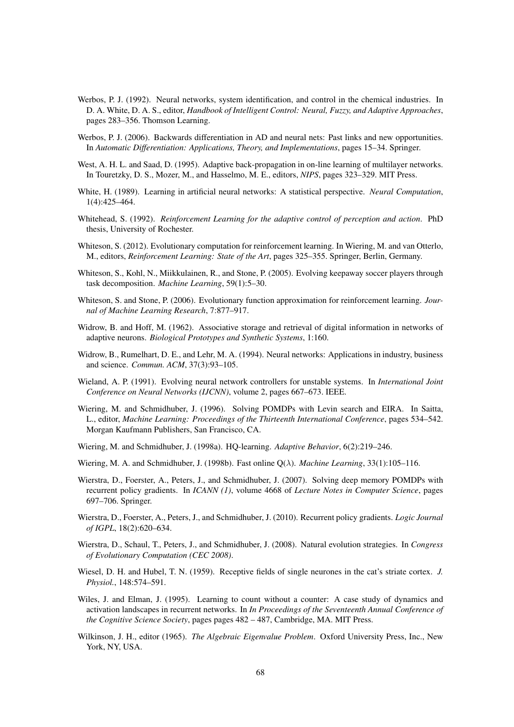Werbos, P. J. (1992). Neural networks, system identification, and control in the chemical industries. In D. A. White, D. A. S., editor, *Handbook of Intelligent Control: Neural, Fuzzy, and Adaptive Approaches*, pages 283–356. Thomson Learning.

Werbos, P. J. (2006). Backwards differentiation in AD and neural nets: Past links and new opportunities. In *Automatic Differentiation: Applications, Theory, and Implementations*, pages 15–34. Springer.

West, A. H. L. and Saad, D. (1995). Adaptive back-propagation in on-line learning of multilayer networks. In Touretzky, D. S., Mozer, M., and Hasselmo, M. E., editors, *NIPS*, pages 323–329. MIT Press.

White, H. (1989). Learning in artificial neural networks: A statistical perspective. *Neural Computation*, 1(4):425–464.

Whitehead, S. (1992). *Reinforcement Learning for the adaptive control of perception and action*. PhD thesis, University of Rochester.

Whiteson, S. (2012). Evolutionary computation for reinforcement learning. In Wiering, M. and van Otterlo, M., editors, *Reinforcement Learning: State of the Art*, pages 325–355. Springer, Berlin, Germany.

Whiteson, S., Kohl, N., Miikkulainen, R., and Stone, P. (2005). Evolving keepaway soccer players through task decomposition. *Machine Learning*, 59(1):5–30.

Whiteson, S. and Stone, P. (2006). Evolutionary function approximation for reinforcement learning. *Journal of Machine Learning Research*, 7:877–917.

Widrow, B. and Hoff, M. (1962). Associative storage and retrieval of digital information in networks of adaptive neurons. *Biological Prototypes and Synthetic Systems*, 1:160.

Widrow, B., Rumelhart, D. E., and Lehr, M. A. (1994). Neural networks: Applications in industry, business and science. *Commun. ACM*, 37(3):93–105.

Wieland, A. P. (1991). Evolving neural network controllers for unstable systems. In *International Joint Conference on Neural Networks (IJCNN)*, volume 2, pages 667–673. IEEE.

Wiering, M. and Schmidhuber, J. (1996). Solving POMDPs with Levin search and EIRA. In Saitta, L., editor, *Machine Learning: Proceedings of the Thirteenth International Conference*, pages 534–542. Morgan Kaufmann Publishers, San Francisco, CA.

Wiering, M. and Schmidhuber, J. (1998a). HQ-learning. *Adaptive Behavior*, 6(2):219–246.

Wiering, M. A. and Schmidhuber, J. (1998b). Fast online Q($\lambda$). *Machine Learning*, 33(1):105–116.

Wierstra, D., Foerster, A., Peters, J., and Schmidhuber, J. (2007). Solving deep memory POMDPs with recurrent policy gradients. In *ICANN (1)*, volume 4668 of *Lecture Notes in Computer Science*, pages 697–706. Springer.

Wierstra, D., Foerster, A., Peters, J., and Schmidhuber, J. (2010). Recurrent policy gradients. *Logic Journal of IGPL*, 18(2):620–634.

Wierstra, D., Schaul, T., Peters, J., and Schmidhuber, J. (2008). Natural evolution strategies. In *Congress of Evolutionary Computation (CEC 2008)*.

Wiesel, D. H. and Hubel, T. N. (1959). Receptive fields of single neurones in the cat's striate cortex. *J. Physiol.*, 148:574–591.

Wiles, J. and Elman, J. (1995). Learning to count without a counter: A case study of dynamics and activation landscapes in recurrent networks. In *In Proceedings of the Seventeenth Annual Conference of the Cognitive Science Society*, pages pages 482 – 487, Cambridge, MA. MIT Press.

Wilkinson, J. H., editor (1965). *The Algebraic Eigenvalue Problem*. Oxford University Press, Inc., New York, NY, USA.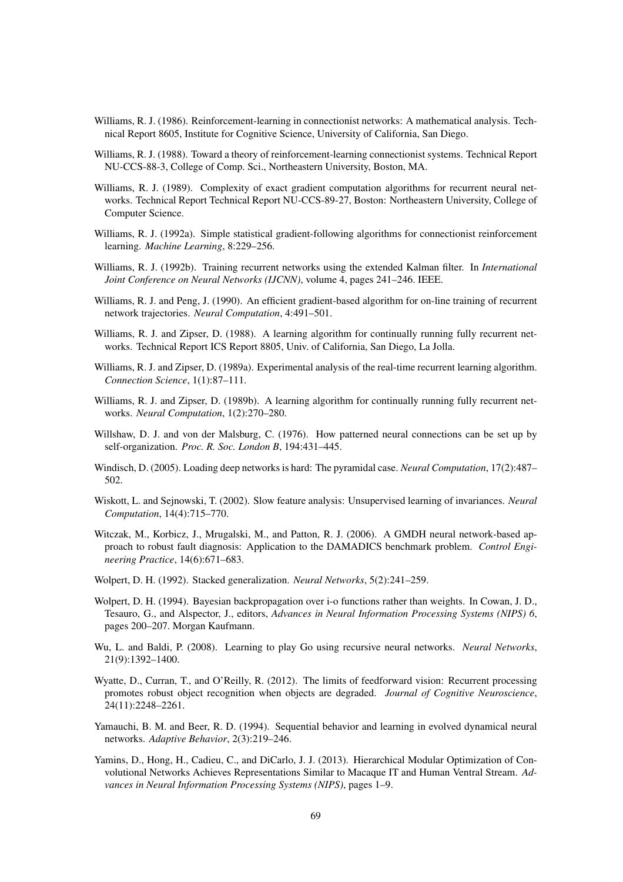Williams, R. J. (1986). Reinforcement-learning in connectionist networks: A mathematical analysis. Technical Report 8605, Institute for Cognitive Science, University of California, San Diego.

Williams, R. J. (1988). Toward a theory of reinforcement-learning connectionist systems. Technical Report NU-CCS-88-3, College of Comp. Sci., Northeastern University, Boston, MA.

Williams, R. J. (1989). Complexity of exact gradient computation algorithms for recurrent neural networks. Technical Report Technical Report NU-CCS-89-27, Boston: Northeastern University, College of Computer Science.

Williams, R. J. (1992a). Simple statistical gradient-following algorithms for connectionist reinforcement learning. *Machine Learning*, 8:229–256.

Williams, R. J. (1992b). Training recurrent networks using the extended Kalman filter. In *International Joint Conference on Neural Networks (IJCNN)*, volume 4, pages 241–246. IEEE.

Williams, R. J. and Peng, J. (1990). An efficient gradient-based algorithm for on-line training of recurrent network trajectories. *Neural Computation*, 4:491–501.

Williams, R. J. and Zipser, D. (1988). A learning algorithm for continually running fully recurrent networks. Technical Report ICS Report 8805, Univ. of California, San Diego, La Jolla.

Williams, R. J. and Zipser, D. (1989a). Experimental analysis of the real-time recurrent learning algorithm. *Connection Science*, 1(1):87–111.

Williams, R. J. and Zipser, D. (1989b). A learning algorithm for continually running fully recurrent networks. *Neural Computation*, 1(2):270–280.

Willshaw, D. J. and von der Malsburg, C. (1976). How patterned neural connections can be set up by self-organization. *Proc. R. Soc. London B*, 194:431–445.

Windisch, D. (2005). Loading deep networks is hard: The pyramidal case. *Neural Computation*, 17(2):487–502.

Wiskott, L. and Sejnowski, T. (2002). Slow feature analysis: Unsupervised learning of invariances. *Neural Computation*, 14(4):715–770.

Witczak, M., Korbicz, J., Mrugalski, M., and Patton, R. J. (2006). A GMDH neural network-based approach to robust fault diagnosis: Application to the DAMADICS benchmark problem. *Control Engineering Practice*, 14(6):671–683.

Wolpert, D. H. (1992). Stacked generalization. *Neural Networks*, 5(2):241–259.

Wolpert, D. H. (1994). Bayesian backpropagation over i-o functions rather than weights. In Cowan, J. D., Tesauro, G., and Alspector, J., editors, *Advances in Neural Information Processing Systems (NIPS) 6*, pages 200–207. Morgan Kaufmann.

Wu, L. and Baldi, P. (2008). Learning to play Go using recursive neural networks. *Neural Networks*, 21(9):1392–1400.

Wyatte, D., Curran, T., and O'Reilly, R. (2012). The limits of feedforward vision: Recurrent processing promotes robust object recognition when objects are degraded. *Journal of Cognitive Neuroscience*, 24(11):2248–2261.

Yamauchi, B. M. and Beer, R. D. (1994). Sequential behavior and learning in evolved dynamical neural networks. *Adaptive Behavior*, 2(3):219–246.

Yamins, D., Hong, H., Cadieu, C., and DiCarlo, J. J. (2013). Hierarchical Modular Optimization of Convolutional Networks Achieves Representations Similar to Macaque IT and Human Ventral Stream. *Advances in Neural Information Processing Systems (NIPS)*, pages 1–9.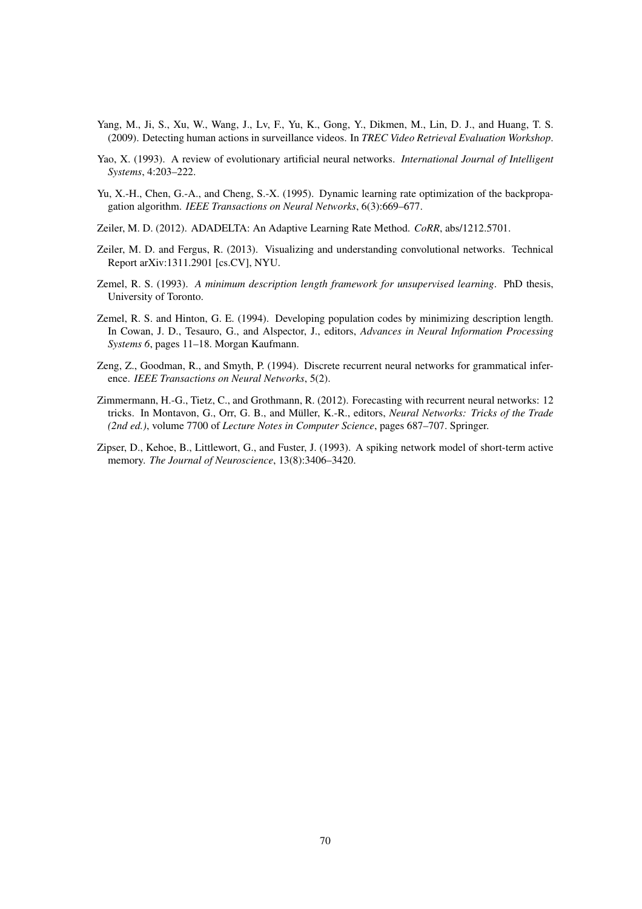Yang, M., Ji, S., Xu, W., Wang, J., Lv, F., Yu, K., Gong, Y., Dikmen, M., Lin, D. J., and Huang, T. S. (2009). Detecting human actions in surveillance videos. In *TREC Video Retrieval Evaluation Workshop*.

Yao, X. (1993). A review of evolutionary artificial neural networks. *International Journal of Intelligent Systems*, 4:203–222.

Yu, X.-H., Chen, G.-A., and Cheng, S.-X. (1995). Dynamic learning rate optimization of the backpropagation algorithm. *IEEE Transactions on Neural Networks*, 6(3):669–677.

Zeiler, M. D. (2012). ADADELTA: An Adaptive Learning Rate Method. *CoRR*, abs/1212.5701.

Zeiler, M. D. and Fergus, R. (2013). Visualizing and understanding convolutional networks. Technical Report arXiv:1311.2901 [cs.CV], NYU.

Zemel, R. S. (1993). *A minimum description length framework for unsupervised learning*. PhD thesis, University of Toronto.

Zemel, R. S. and Hinton, G. E. (1994). Developing population codes by minimizing description length. In Cowan, J. D., Tesauro, G., and Alspector, J., editors, *Advances in Neural Information Processing Systems 6*, pages 11–18. Morgan Kaufmann.

Zeng, Z., Goodman, R., and Smyth, P. (1994). Discrete recurrent neural networks for grammatical inference. *IEEE Transactions on Neural Networks*, 5(2).

Zimmermann, H.-G., Tietz, C., and Grothmann, R. (2012). Forecasting with recurrent neural networks: 12 tricks. In Montavon, G., Orr, G. B., and Müller, K.-R., editors, *Neural Networks: Tricks of the Trade (2nd ed.)*, volume 7700 of *Lecture Notes in Computer Science*, pages 687–707. Springer.

Zipser, D., Kehoe, B., Littlewort, G., and Fuster, J. (1993). A spiking network model of short-term active memory. *The Journal of Neuroscience*, 13(8):3406–3420.